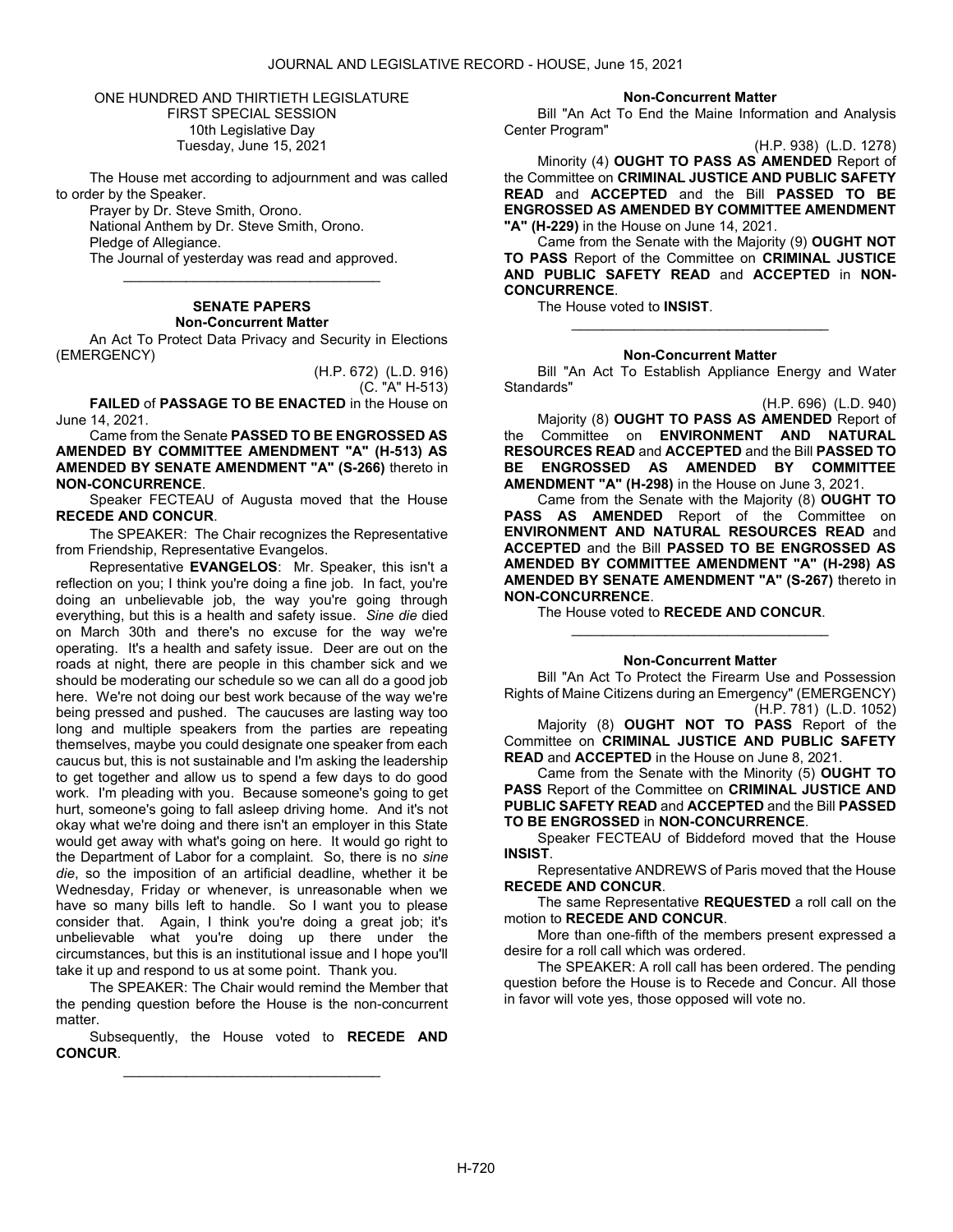ONE HUNDRED AND THIRTIETH LEGISLATURE
FIRST SPECIAL SESSION
10th Legislative Day
Tuesday, June 15, 2021

The House met according to adjournment and was called to order by the Speaker.

Prayer by Dr. Steve Smith, Orono.

National Anthem by Dr. Steve Smith, Orono.

Pledge of Allegiance.

The Journal of yesterday was read and approved.

_________________________________

**SENATE PAPERS**
**Non-Concurrent Matter**

An Act To Protect Data Privacy and Security in Elections (EMERGENCY)

(H.P. 672) (L.D. 916)
(C. "A" H-513)

**FAILED** of **PASSAGE TO BE ENACTED** in the House on June 14, 2021.

Came from the Senate **PASSED TO BE ENGROSSED AS AMENDED BY COMMITTEE AMENDMENT "A" (H-513) AS AMENDED BY SENATE AMENDMENT "A" (S-266)** thereto in **NON-CONCURRENCE**.

Speaker FECTEAU of Augusta moved that the House **RECEDE AND CONCUR**.

The SPEAKER: The Chair recognizes the Representative from Friendship, Representative Evangelos.

Representative **EVANGELOS**: Mr. Speaker, this isn't a reflection on you; I think you're doing a fine job. In fact, you're doing an unbelievable job, the way you're going through everything, but this is a health and safety issue. *Sine die* died on March 30th and there's no excuse for the way we're operating. It's a health and safety issue. Deer are out on the roads at night, there are people in this chamber sick and we should be moderating our schedule so we can all do a good job here. We're not doing our best work because of the way we're being pressed and pushed. The caucuses are lasting way too long and multiple speakers from the parties are repeating themselves, maybe you could designate one speaker from each caucus but, this is not sustainable and I'm asking the leadership to get together and allow us to spend a few days to do good work. I'm pleading with you. Because someone's going to get hurt, someone's going to fall asleep driving home. And it's not okay what we're doing and there isn't an employer in this State would get away with what's going on here. It would go right to the Department of Labor for a complaint. So, there is no *sine die*, so the imposition of an artificial deadline, whether it be Wednesday, Friday or whenever, is unreasonable when we have so many bills left to handle. So I want you to please consider that. Again, I think you're doing a great job; it's unbelievable what you're doing up there under the circumstances, but this is an institutional issue and I hope you'll take it up and respond to us at some point. Thank you.

The SPEAKER: The Chair would remind the Member that the pending question before the House is the non-concurrent matter.

Subsequently, the House voted to **RECEDE AND CONCUR**.

_________________________________

**Non-Concurrent Matter**

Bill "An Act To End the Maine Information and Analysis Center Program"

(H.P. 938) (L.D. 1278)

Minority (4) **OUGHT TO PASS AS AMENDED** Report of the Committee on **CRIMINAL JUSTICE AND PUBLIC SAFETY READ** and **ACCEPTED** and the Bill **PASSED TO BE ENGROSSED AS AMENDED BY COMMITTEE AMENDMENT "A" (H-229)** in the House on June 14, 2021.

Came from the Senate with the Majority (9) **OUGHT NOT TO PASS** Report of the Committee on **CRIMINAL JUSTICE AND PUBLIC SAFETY READ** and **ACCEPTED** in **NON-CONCURRENCE**.

The House voted to **INSIST**.

_________________________________

**Non-Concurrent Matter**

Bill "An Act To Establish Appliance Energy and Water Standards"

(H.P. 696) (L.D. 940)

Majority (8) **OUGHT TO PASS AS AMENDED** Report of the Committee on **ENVIRONMENT AND NATURAL RESOURCES READ** and **ACCEPTED** and the Bill **PASSED TO BE ENGROSSED AS AMENDED BY COMMITTEE AMENDMENT "A" (H-298)** in the House on June 3, 2021.

Came from the Senate with the Majority (8) **OUGHT TO PASS AS AMENDED** Report of the Committee on **ENVIRONMENT AND NATURAL RESOURCES READ** and **ACCEPTED** and the Bill **PASSED TO BE ENGROSSED AS AMENDED BY COMMITTEE AMENDMENT "A" (H-298) AS AMENDED BY SENATE AMENDMENT "A" (S-267)** thereto in **NON-CONCURRENCE**.

The House voted to **RECEDE AND CONCUR**.

_________________________________

**Non-Concurrent Matter**

Bill "An Act To Protect the Firearm Use and Possession Rights of Maine Citizens during an Emergency" (EMERGENCY)

(H.P. 781) (L.D. 1052)

Majority (8) **OUGHT NOT TO PASS** Report of the Committee on **CRIMINAL JUSTICE AND PUBLIC SAFETY READ** and **ACCEPTED** in the House on June 8, 2021.

Came from the Senate with the Minority (5) **OUGHT TO PASS** Report of the Committee on **CRIMINAL JUSTICE AND PUBLIC SAFETY READ** and **ACCEPTED** and the Bill **PASSED TO BE ENGROSSED** in **NON-CONCURRENCE**.

Speaker FECTEAU of Biddeford moved that the House **INSIST**.

Representative ANDREWS of Paris moved that the House **RECEDE AND CONCUR**.

The same Representative **REQUESTED** a roll call on the motion to **RECEDE AND CONCUR**.

More than one-fifth of the members present expressed a desire for a roll call which was ordered.

The SPEAKER: A roll call has been ordered. The pending question before the House is to Recede and Concur. All those in favor will vote yes, those opposed will vote no.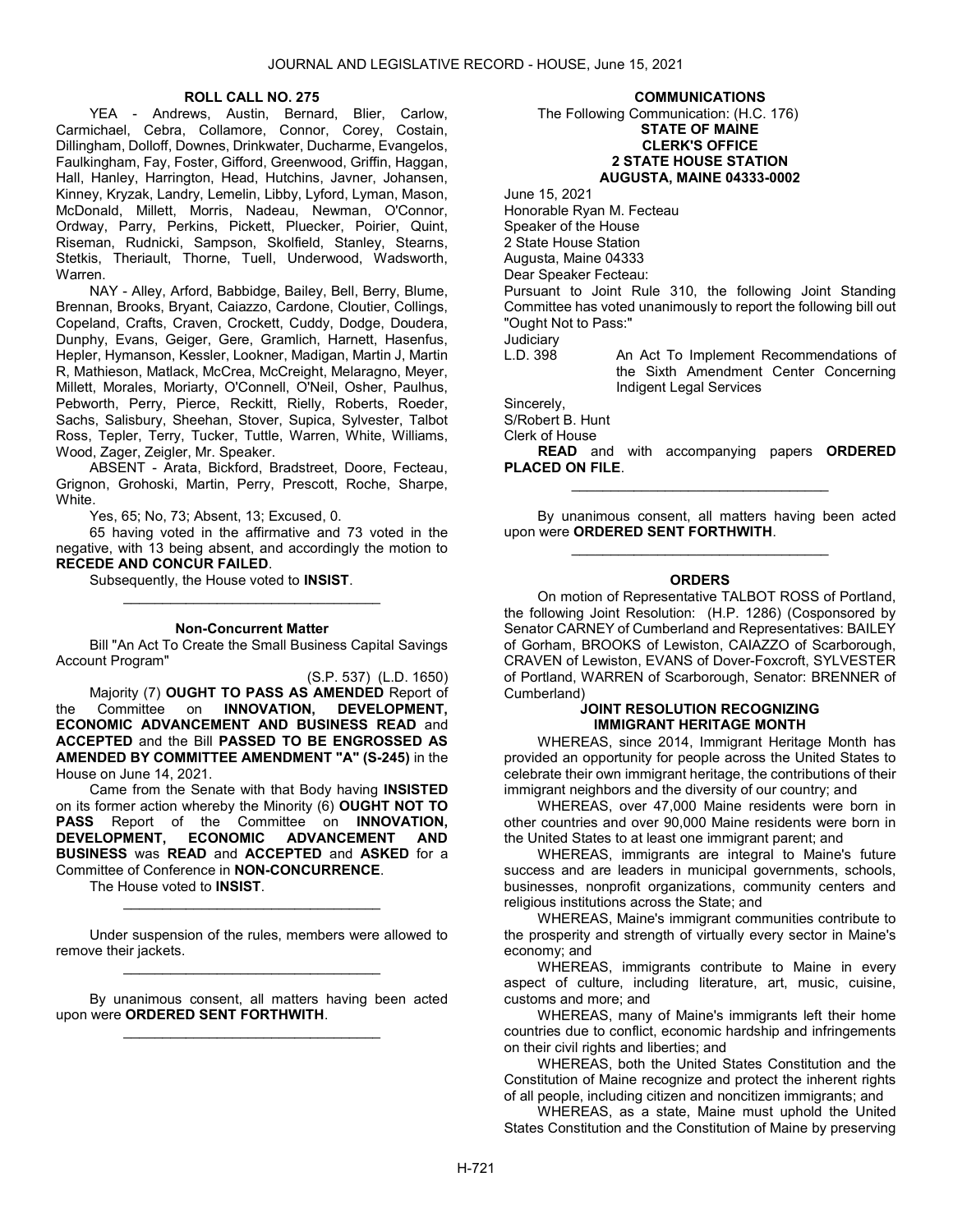**ROLL CALL NO. 275**

YEA - Andrews, Austin, Bernard, Blier, Carlow, Carmichael, Cebra, Collamore, Connor, Corey, Costain, Dillingham, Dolloff, Downes, Drinkwater, Ducharme, Evangelos, Faulkingham, Fay, Foster, Gifford, Greenwood, Griffin, Haggan, Hall, Hanley, Harrington, Head, Hutchins, Javner, Johansen, Kinney, Kryzak, Landry, Lemelin, Libby, Lyford, Lyman, Mason, McDonald, Millett, Morris, Nadeau, Newman, O'Connor, Ordway, Parry, Perkins, Pickett, Pluecker, Poirier, Quint, Riseman, Rudnicki, Sampson, Skolfield, Stanley, Stearns, Stetkis, Theriault, Thorne, Tuell, Underwood, Wadsworth, Warren.

NAY - Alley, Arford, Babbidge, Bailey, Bell, Berry, Blume, Brennan, Brooks, Bryant, Caiazzo, Cardone, Cloutier, Collings, Copeland, Crafts, Craven, Crockett, Cuddy, Dodge, Doudera, Dunphy, Evans, Geiger, Gere, Gramlich, Harnett, Hasenfus, Hepler, Hymanson, Kessler, Lookner, Madigan, Martin J, Martin R, Mathieson, Matlack, McCrea, McCreight, Melaragno, Meyer, Millett, Morales, Moriarty, O'Connell, O'Neil, Osher, Paulhus, Pebworth, Perry, Pierce, Reckitt, Rielly, Roberts, Roeder, Sachs, Salisbury, Sheehan, Stover, Supica, Sylvester, Talbot Ross, Tepler, Terry, Tucker, Tuttle, Warren, White, Williams, Wood, Zager, Zeigler, Mr. Speaker.

ABSENT - Arata, Bickford, Bradstreet, Doore, Fecteau, Grignon, Grohoski, Martin, Perry, Prescott, Roche, Sharpe, White.

Yes, 65; No, 73; Absent, 13; Excused, 0.

65 having voted in the affirmative and 73 voted in the negative, with 13 being absent, and accordingly the motion to **RECEDE AND CONCUR FAILED**.

Subsequently, the House voted to **INSIST**.

---

**Non-Concurrent Matter**

Bill "An Act To Create the Small Business Capital Savings Account Program"

(S.P. 537) (L.D. 1650)

Majority (7) **OUGHT TO PASS AS AMENDED** Report of the Committee on **INNOVATION, DEVELOPMENT, ECONOMIC ADVANCEMENT AND BUSINESS READ** and **ACCEPTED** and the Bill **PASSED TO BE ENGROSSED AS AMENDED BY COMMITTEE AMENDMENT "A" (S-245)** in the House on June 14, 2021.

Came from the Senate with that Body having **INSISTED** on its former action whereby the Minority (6) **OUGHT NOT TO PASS** Report of the Committee on **INNOVATION, DEVELOPMENT, ECONOMIC ADVANCEMENT AND BUSINESS** was **READ** and **ACCEPTED** and **ASKED** for a Committee of Conference in **NON-CONCURRENCE**.

The House voted to **INSIST**.

---

Under suspension of the rules, members were allowed to remove their jackets.

---

By unanimous consent, all matters having been acted upon were **ORDERED SENT FORTHWITH**.

---

**COMMUNICATIONS**

The Following Communication: (H.C. 176)

**STATE OF MAINE**
**CLERK'S OFFICE**
**2 STATE HOUSE STATION**
**AUGUSTA, MAINE 04333-0002**

June 15, 2021

Honorable Ryan M. Fecteau
Speaker of the House
2 State House Station
Augusta, Maine 04333

Dear Speaker Fecteau:

Pursuant to Joint Rule 310, the following Joint Standing Committee has voted unanimously to report the following bill out "Ought Not to Pass:"

Judiciary

L.D. 398 An Act To Implement Recommendations of the Sixth Amendment Center Concerning Indigent Legal Services

Sincerely,

S/Robert B. Hunt
Clerk of House

**READ** and with accompanying papers **ORDERED PLACED ON FILE**.

---

By unanimous consent, all matters having been acted upon were **ORDERED SENT FORTHWITH**.

---

**ORDERS**

On motion of Representative TALBOT ROSS of Portland, the following Joint Resolution: (H.P. 1286) (Cosponsored by Senator CARNEY of Cumberland and Representatives: BAILEY of Gorham, BROOKS of Lewiston, CAIAZZO of Scarborough, CRAVEN of Lewiston, EVANS of Dover-Foxcroft, SYLVESTER of Portland, WARREN of Scarborough, Senator: BRENNER of Cumberland)

**JOINT RESOLUTION RECOGNIZING IMMIGRANT HERITAGE MONTH**

WHEREAS, since 2014, Immigrant Heritage Month has provided an opportunity for people across the United States to celebrate their own immigrant heritage, the contributions of their immigrant neighbors and the diversity of our country; and

WHEREAS, over 47,000 Maine residents were born in other countries and over 90,000 Maine residents were born in the United States to at least one immigrant parent; and

WHEREAS, immigrants are integral to Maine's future success and are leaders in municipal governments, schools, businesses, nonprofit organizations, community centers and religious institutions across the State; and

WHEREAS, Maine's immigrant communities contribute to the prosperity and strength of virtually every sector in Maine's economy; and

WHEREAS, immigrants contribute to Maine in every aspect of culture, including literature, art, music, cuisine, customs and more; and

WHEREAS, many of Maine's immigrants left their home countries due to conflict, economic hardship and infringements on their civil rights and liberties; and

WHEREAS, both the United States Constitution and the Constitution of Maine recognize and protect the inherent rights of all people, including citizen and noncitizen immigrants; and

WHEREAS, as a state, Maine must uphold the United States Constitution and the Constitution of Maine by preserving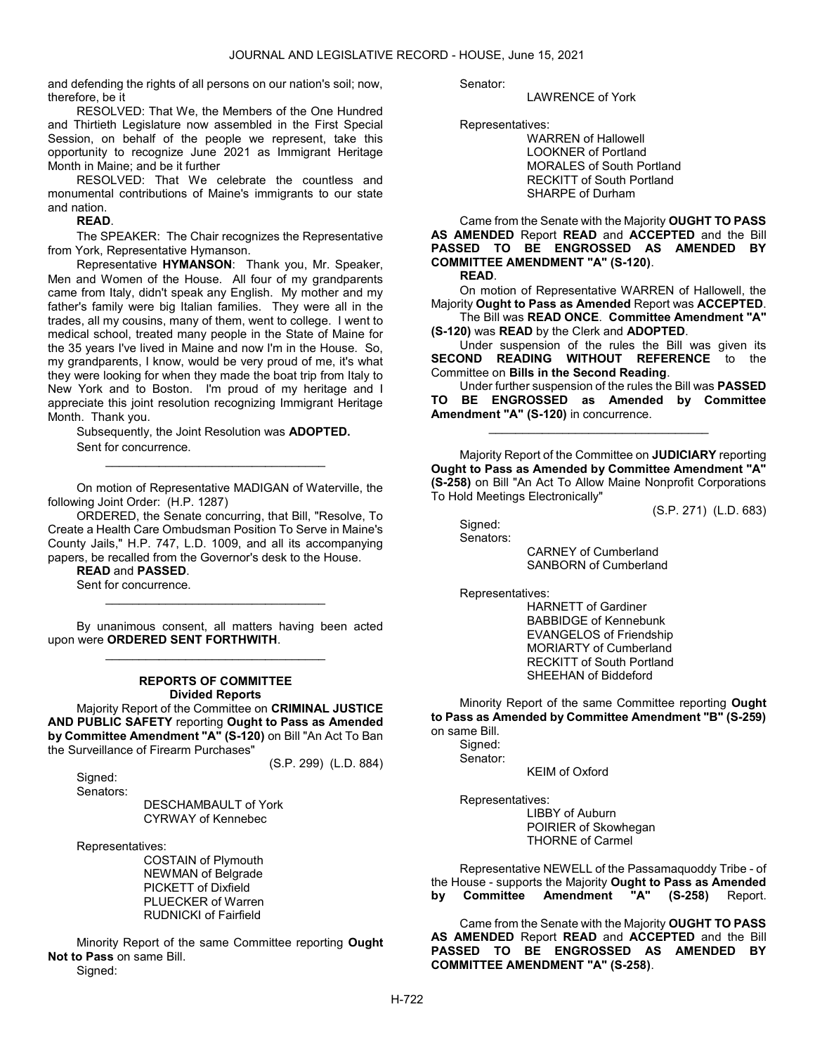and defending the rights of all persons on our nation's soil; now, therefore, be it

RESOLVED: That We, the Members of the One Hundred and Thirtieth Legislature now assembled in the First Special Session, on behalf of the people we represent, take this opportunity to recognize June 2021 as Immigrant Heritage Month in Maine; and be it further

RESOLVED: That We celebrate the countless and monumental contributions of Maine's immigrants to our state and nation.

**READ**.

The SPEAKER: The Chair recognizes the Representative from York, Representative Hymanson.

Representative **HYMANSON**: Thank you, Mr. Speaker, Men and Women of the House. All four of my grandparents came from Italy, didn't speak any English. My mother and my father's family were big Italian families. They were all in the trades, all my cousins, many of them, went to college. I went to medical school, treated many people in the State of Maine for the 35 years I've lived in Maine and now I'm in the House. So, my grandparents, I know, would be very proud of me, it's what they were looking for when they made the boat trip from Italy to New York and to Boston. I'm proud of my heritage and I appreciate this joint resolution recognizing Immigrant Heritage Month. Thank you.

Subsequently, the Joint Resolution was **ADOPTED.**

Sent for concurrence.

_________________________________

On motion of Representative MADIGAN of Waterville, the following Joint Order: (H.P. 1287)

ORDERED, the Senate concurring, that Bill, "Resolve, To Create a Health Care Ombudsman Position To Serve in Maine's County Jails," H.P. 747, L.D. 1009, and all its accompanying papers, be recalled from the Governor's desk to the House.

**READ** and **PASSED**.

Sent for concurrence.

_________________________________

By unanimous consent, all matters having been acted upon were **ORDERED SENT FORTHWITH**.

_________________________________

## REPORTS OF COMMITTEE

### Divided Reports

Majority Report of the Committee on **CRIMINAL JUSTICE AND PUBLIC SAFETY** reporting **Ought to Pass as Amended by Committee Amendment "A" (S-120)** on Bill "An Act To Ban the Surveillance of Firearm Purchases"

(S.P. 299) (L.D. 884)

Signed:

Senators:

DESCHAMBAULT of York
CYRWAY of Kennebec

Representatives:

COSTAIN of Plymouth
NEWMAN of Belgrade
PICKETT of Dixfield
PLUECKER of Warren
RUDNICKI of Fairfield

Minority Report of the same Committee reporting **Ought Not to Pass** on same Bill.

Signed:

Senator:

LAWRENCE of York

Representatives:

WARREN of Hallowell
LOOKNER of Portland
MORALES of South Portland
RECKITT of South Portland
SHARPE of Durham

Came from the Senate with the Majority **OUGHT TO PASS AS AMENDED** Report **READ** and **ACCEPTED** and the Bill **PASSED TO BE ENGROSSED AS AMENDED BY COMMITTEE AMENDMENT "A" (S-120)**.

**READ**.

On motion of Representative WARREN of Hallowell, the Majority **Ought to Pass as Amended** Report was **ACCEPTED**.

The Bill was **READ ONCE**. **Committee Amendment "A" (S-120)** was **READ** by the Clerk and **ADOPTED**.

Under suspension of the rules the Bill was given its **SECOND READING WITHOUT REFERENCE** to the Committee on **Bills in the Second Reading**.

Under further suspension of the rules the Bill was **PASSED TO BE ENGROSSED as Amended by Committee Amendment "A" (S-120)** in concurrence.

_________________________________

Majority Report of the Committee on **JUDICIARY** reporting **Ought to Pass as Amended by Committee Amendment "A" (S-258)** on Bill "An Act To Allow Maine Nonprofit Corporations To Hold Meetings Electronically"

(S.P. 271) (L.D. 683)

Signed:

Senators:

CARNEY of Cumberland
SANBORN of Cumberland

Representatives:

HARNETT of Gardiner
BABBIDGE of Kennebunk
EVANGELOS of Friendship
MORIARTY of Cumberland
RECKITT of South Portland
SHEEHAN of Biddeford

Minority Report of the same Committee reporting **Ought to Pass as Amended by Committee Amendment "B" (S-259)** on same Bill.

Signed:

Senator:

KEIM of Oxford

Representatives:

LIBBY of Auburn
POIRIER of Skowhegan
THORNE of Carmel

Representative NEWELL of the Passamaquoddy Tribe - of the House - supports the Majority **Ought to Pass as Amended by Committee Amendment "A" (S-258)** Report.

Came from the Senate with the Majority **OUGHT TO PASS AS AMENDED** Report **READ** and **ACCEPTED** and the Bill **PASSED TO BE ENGROSSED AS AMENDED BY COMMITTEE AMENDMENT "A" (S-258)**.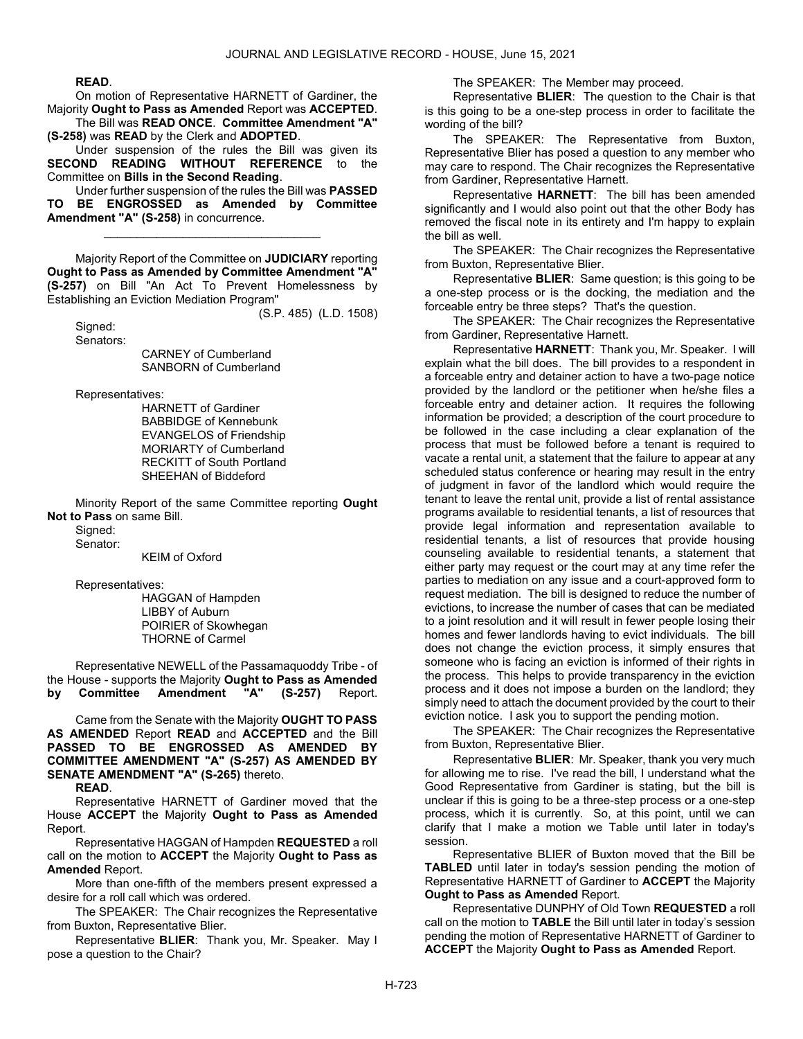**READ**.

On motion of Representative HARNETT of Gardiner, the Majority **Ought to Pass as Amended** Report was **ACCEPTED**.

The Bill was **READ ONCE**. **Committee Amendment "A" (S-258)** was **READ** by the Clerk and **ADOPTED**.

Under suspension of the rules the Bill was given its **SECOND READING WITHOUT REFERENCE** to the Committee on **Bills in the Second Reading**.

Under further suspension of the rules the Bill was **PASSED TO BE ENGROSSED as Amended by Committee Amendment "A" (S-258)** in concurrence.

_________________________________

Majority Report of the Committee on **JUDICIARY** reporting **Ought to Pass as Amended by Committee Amendment "A" (S-257)** on Bill "An Act To Prevent Homelessness by Establishing an Eviction Mediation Program"

(S.P. 485) (L.D. 1508)

Signed:

Senators:

CARNEY of Cumberland
SANBORN of Cumberland

Representatives:

HARNETT of Gardiner
BABBIDGE of Kennebunk
EVANGELOS of Friendship
MORIARTY of Cumberland
RECKITT of South Portland
SHEEHAN of Biddeford

Minority Report of the same Committee reporting **Ought Not to Pass** on same Bill.

Signed:

Senator:

KEIM of Oxford

Representatives:

HAGGAN of Hampden
LIBBY of Auburn
POIRIER of Skowhegan
THORNE of Carmel

Representative NEWELL of the Passamaquoddy Tribe - of the House - supports the Majority **Ought to Pass as Amended by Committee Amendment "A" (S-257)** Report.

Came from the Senate with the Majority **OUGHT TO PASS AS AMENDED** Report **READ** and **ACCEPTED** and the Bill **PASSED TO BE ENGROSSED AS AMENDED BY COMMITTEE AMENDMENT "A" (S-257) AS AMENDED BY SENATE AMENDMENT "A" (S-265)** thereto.

**READ**.

Representative HARNETT of Gardiner moved that the House **ACCEPT** the Majority **Ought to Pass as Amended** Report.

Representative HAGGAN of Hampden **REQUESTED** a roll call on the motion to **ACCEPT** the Majority **Ought to Pass as Amended** Report.

More than one-fifth of the members present expressed a desire for a roll call which was ordered.

The SPEAKER: The Chair recognizes the Representative from Buxton, Representative Blier.

Representative **BLIER**: Thank you, Mr. Speaker. May I pose a question to the Chair?

The SPEAKER: The Member may proceed.

Representative **BLIER**: The question to the Chair is that is this going to be a one-step process in order to facilitate the wording of the bill?

The SPEAKER: The Representative from Buxton, Representative Blier has posed a question to any member who may care to respond. The Chair recognizes the Representative from Gardiner, Representative Harnett.

Representative **HARNETT**: The bill has been amended significantly and I would also point out that the other Body has removed the fiscal note in its entirety and I'm happy to explain the bill as well.

The SPEAKER: The Chair recognizes the Representative from Buxton, Representative Blier.

Representative **BLIER**: Same question; is this going to be a one-step process or is the docking, the mediation and the forceable entry be three steps? That's the question.

The SPEAKER: The Chair recognizes the Representative from Gardiner, Representative Harnett.

Representative **HARNETT**: Thank you, Mr. Speaker. I will explain what the bill does. The bill provides to a respondent in a forceable entry and detainer action to have a two-page notice provided by the landlord or the petitioner when he/she files a forceable entry and detainer action. It requires the following information be provided; a description of the court procedure to be followed in the case including a clear explanation of the process that must be followed before a tenant is required to vacate a rental unit, a statement that the failure to appear at any scheduled status conference or hearing may result in the entry of judgment in favor of the landlord which would require the tenant to leave the rental unit, provide a list of rental assistance programs available to residential tenants, a list of resources that provide legal information and representation available to residential tenants, a list of resources that provide housing counseling available to residential tenants, a statement that either party may request or the court may at any time refer the parties to mediation on any issue and a court-approved form to request mediation. The bill is designed to reduce the number of evictions, to increase the number of cases that can be mediated to a joint resolution and it will result in fewer people losing their homes and fewer landlords having to evict individuals. The bill does not change the eviction process, it simply ensures that someone who is facing an eviction is informed of their rights in the process. This helps to provide transparency in the eviction process and it does not impose a burden on the landlord; they simply need to attach the document provided by the court to their eviction notice. I ask you to support the pending motion.

The SPEAKER: The Chair recognizes the Representative from Buxton, Representative Blier.

Representative **BLIER**: Mr. Speaker, thank you very much for allowing me to rise. I've read the bill, I understand what the Good Representative from Gardiner is stating, but the bill is unclear if this is going to be a three-step process or a one-step process, which it is currently. So, at this point, until we can clarify that I make a motion we Table until later in today's session.

Representative BLIER of Buxton moved that the Bill be **TABLED** until later in today's session pending the motion of Representative HARNETT of Gardiner to **ACCEPT** the Majority **Ought to Pass as Amended** Report.

Representative DUNPHY of Old Town **REQUESTED** a roll call on the motion to **TABLE** the Bill until later in today's session pending the motion of Representative HARNETT of Gardiner to **ACCEPT** the Majority **Ought to Pass as Amended** Report.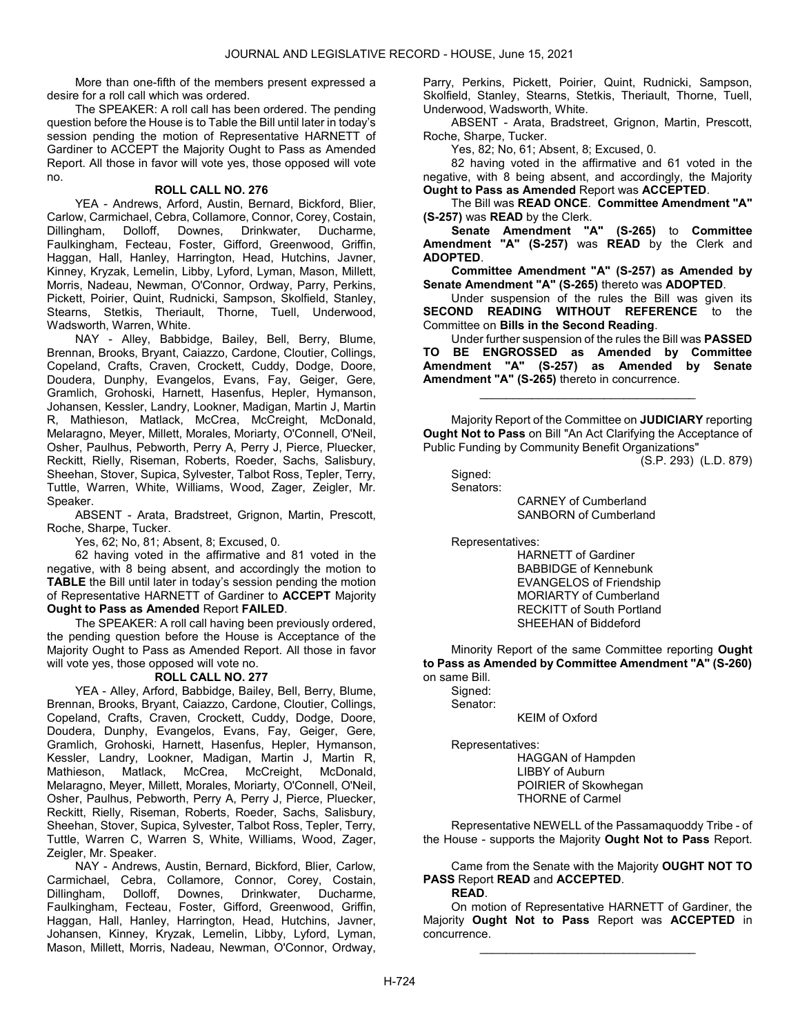More than one-fifth of the members present expressed a desire for a roll call which was ordered.

The SPEAKER: A roll call has been ordered. The pending question before the House is to Table the Bill until later in today's session pending the motion of Representative HARNETT of Gardiner to ACCEPT the Majority Ought to Pass as Amended Report. All those in favor will vote yes, those opposed will vote no.

**ROLL CALL NO. 276**

YEA - Andrews, Arford, Austin, Bernard, Bickford, Blier, Carlow, Carmichael, Cebra, Collamore, Connor, Corey, Costain, Dillingham, Dolloff, Downes, Drinkwater, Ducharme, Faulkingham, Fecteau, Foster, Gifford, Greenwood, Griffin, Haggan, Hall, Hanley, Harrington, Head, Hutchins, Javner, Kinney, Kryzak, Lemelin, Libby, Lyford, Lyman, Mason, Millett, Morris, Nadeau, Newman, O'Connor, Ordway, Parry, Perkins, Pickett, Poirier, Quint, Rudnicki, Sampson, Skolfield, Stanley, Stearns, Stetkis, Theriault, Thorne, Tuell, Underwood, Wadsworth, Warren, White.

NAY - Alley, Babbidge, Bailey, Bell, Berry, Blume, Brennan, Brooks, Bryant, Caiazzo, Cardone, Cloutier, Collings, Copeland, Crafts, Craven, Crockett, Cuddy, Dodge, Doore, Doudera, Dunphy, Evangelos, Evans, Fay, Geiger, Gere, Gramlich, Grohoski, Harnett, Hasenfus, Hepler, Hymanson, Johansen, Kessler, Landry, Lookner, Madigan, Martin J, Martin R, Mathieson, Matlack, McCrea, McCreight, McDonald, Melaragno, Meyer, Millett, Morales, Moriarty, O'Connell, O'Neil, Osher, Paulhus, Pebworth, Perry A, Perry J, Pierce, Pluecker, Reckitt, Rielly, Riseman, Roberts, Roeder, Sachs, Salisbury, Sheehan, Stover, Supica, Sylvester, Talbot Ross, Tepler, Terry, Tuttle, Warren, White, Williams, Wood, Zager, Zeigler, Mr. Speaker.

ABSENT - Arata, Bradstreet, Grignon, Martin, Prescott, Roche, Sharpe, Tucker.

Yes, 62; No, 81; Absent, 8; Excused, 0.

62 having voted in the affirmative and 81 voted in the negative, with 8 being absent, and accordingly the motion to **TABLE** the Bill until later in today's session pending the motion of Representative HARNETT of Gardiner to **ACCEPT** Majority **Ought to Pass as Amended** Report **FAILED**.

The SPEAKER: A roll call having been previously ordered, the pending question before the House is Acceptance of the Majority Ought to Pass as Amended Report. All those in favor will vote yes, those opposed will vote no.

**ROLL CALL NO. 277**

YEA - Alley, Arford, Babbidge, Bailey, Bell, Berry, Blume, Brennan, Brooks, Bryant, Caiazzo, Cardone, Cloutier, Collings, Copeland, Crafts, Craven, Crockett, Cuddy, Dodge, Doore, Doudera, Dunphy, Evangelos, Evans, Fay, Geiger, Gere, Gramlich, Grohoski, Harnett, Hasenfus, Hepler, Hymanson, Kessler, Landry, Lookner, Madigan, Martin J, Martin R, Mathieson, Matlack, McCrea, McCreight, McDonald, Melaragno, Meyer, Millett, Morales, Moriarty, O'Connell, O'Neil, Osher, Paulhus, Pebworth, Perry A, Perry J, Pierce, Pluecker, Reckitt, Rielly, Riseman, Roberts, Roeder, Sachs, Salisbury, Sheehan, Stover, Supica, Sylvester, Talbot Ross, Tepler, Terry, Tuttle, Warren C, Warren S, White, Williams, Wood, Zager, Zeigler, Mr. Speaker.

NAY - Andrews, Austin, Bernard, Bickford, Blier, Carlow, Carmichael, Cebra, Collamore, Connor, Corey, Costain, Dillingham, Dolloff, Downes, Drinkwater, Ducharme, Faulkingham, Fecteau, Foster, Gifford, Greenwood, Griffin, Haggan, Hall, Hanley, Harrington, Head, Hutchins, Javner, Johansen, Kinney, Kryzak, Lemelin, Libby, Lyford, Lyman, Mason, Millett, Morris, Nadeau, Newman, O'Connor, Ordway, Parry, Perkins, Pickett, Poirier, Quint, Rudnicki, Sampson, Skolfield, Stanley, Stearns, Stetkis, Theriault, Thorne, Tuell, Underwood, Wadsworth, White.

ABSENT - Arata, Bradstreet, Grignon, Martin, Prescott, Roche, Sharpe, Tucker.

Yes, 82; No, 61; Absent, 8; Excused, 0.

82 having voted in the affirmative and 61 voted in the negative, with 8 being absent, and accordingly, the Majority **Ought to Pass as Amended** Report was **ACCEPTED**.

The Bill was **READ ONCE**. **Committee Amendment "A" (S-257)** was **READ** by the Clerk.

**Senate Amendment "A" (S-265)** to **Committee Amendment "A" (S-257)** was **READ** by the Clerk and **ADOPTED**.

**Committee Amendment "A" (S-257) as Amended by Senate Amendment "A" (S-265)** thereto was **ADOPTED**.

Under suspension of the rules the Bill was given its **SECOND READING WITHOUT REFERENCE** to the Committee on **Bills in the Second Reading**.

Under further suspension of the rules the Bill was **PASSED TO BE ENGROSSED as Amended by Committee Amendment "A" (S-257) as Amended by Senate Amendment "A" (S-265)** thereto in concurrence.

---

Majority Report of the Committee on **JUDICIARY** reporting **Ought Not to Pass** on Bill "An Act Clarifying the Acceptance of Public Funding by Community Benefit Organizations"

(S.P. 293) (L.D. 879)

Signed:
Senators:

CARNEY of Cumberland
SANBORN of Cumberland

Representatives:

HARNETT of Gardiner
BABBIDGE of Kennebunk
EVANGELOS of Friendship
MORIARTY of Cumberland
RECKITT of South Portland
SHEEHAN of Biddeford

Minority Report of the same Committee reporting **Ought to Pass as Amended by Committee Amendment "A" (S-260)** on same Bill.

Signed:
Senator:

KEIM of Oxford

Representatives:

HAGGAN of Hampden
LIBBY of Auburn
POIRIER of Skowhegan
THORNE of Carmel

Representative NEWELL of the Passamaquoddy Tribe - of the House - supports the Majority **Ought Not to Pass** Report.

Came from the Senate with the Majority **OUGHT NOT TO PASS** Report **READ** and **ACCEPTED**.

**READ**.

On motion of Representative HARNETT of Gardiner, the Majority **Ought Not to Pass** Report was **ACCEPTED** in concurrence.

---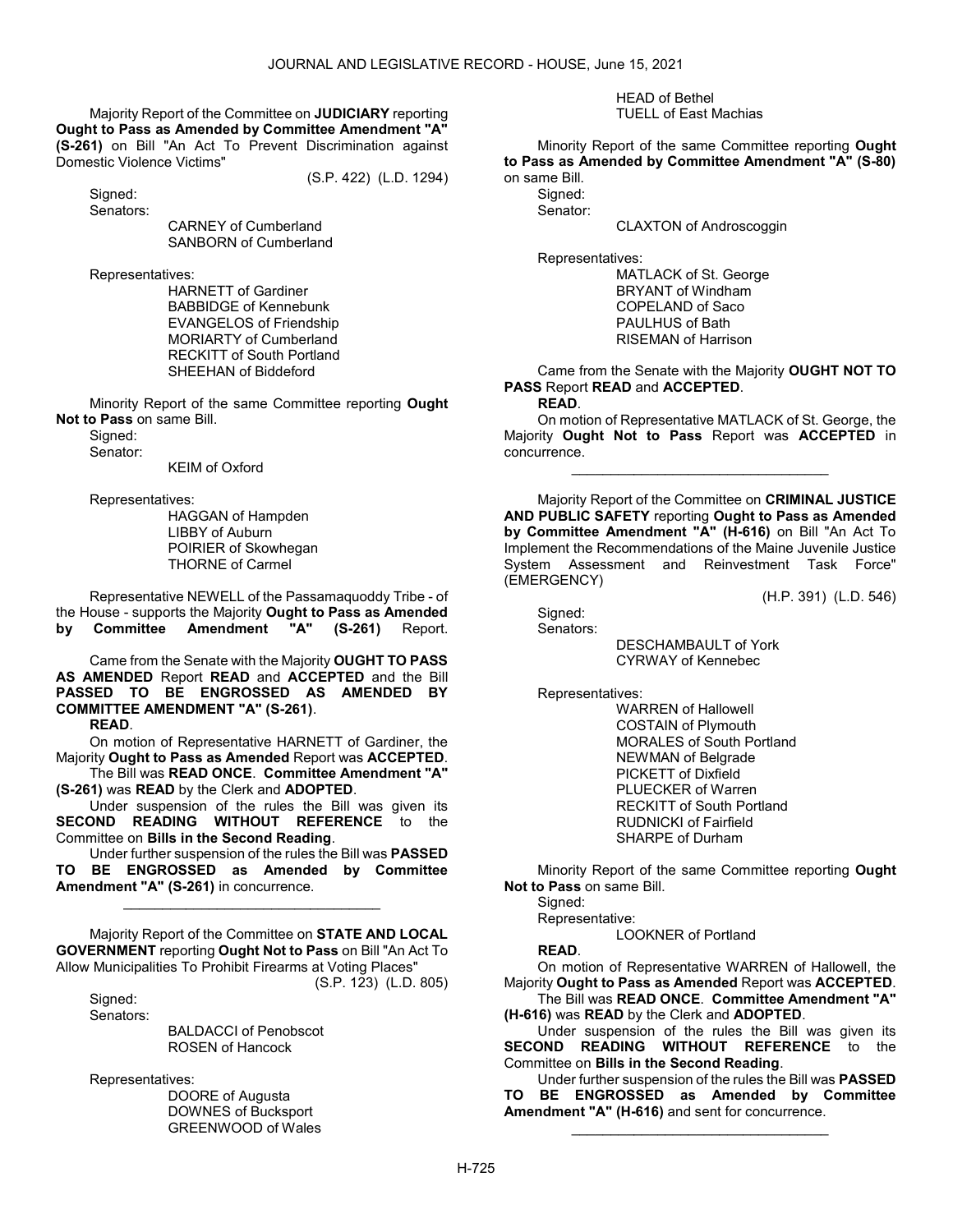Majority Report of the Committee on **JUDICIARY** reporting **Ought to Pass as Amended by Committee Amendment "A" (S-261)** on Bill "An Act To Prevent Discrimination against Domestic Violence Victims"

(S.P. 422) (L.D. 1294)

Signed:

Senators:

CARNEY of Cumberland
SANBORN of Cumberland

Representatives:

HARNETT of Gardiner
BABBIDGE of Kennebunk
EVANGELOS of Friendship
MORIARTY of Cumberland
RECKITT of South Portland
SHEEHAN of Biddeford

Minority Report of the same Committee reporting **Ought Not to Pass** on same Bill.

Signed:

Senator:

KEIM of Oxford

Representatives:

HAGGAN of Hampden
LIBBY of Auburn
POIRIER of Skowhegan
THORNE of Carmel

Representative NEWELL of the Passamaquoddy Tribe - of the House - supports the Majority **Ought to Pass as Amended by Committee Amendment "A" (S-261)** Report.

Came from the Senate with the Majority **OUGHT TO PASS AS AMENDED** Report **READ** and **ACCEPTED** and the Bill **PASSED TO BE ENGROSSED AS AMENDED BY COMMITTEE AMENDMENT "A" (S-261)**.

**READ**.

On motion of Representative HARNETT of Gardiner, the Majority **Ought to Pass as Amended** Report was **ACCEPTED**.

The Bill was **READ ONCE**. **Committee Amendment "A" (S-261)** was **READ** by the Clerk and **ADOPTED**.

Under suspension of the rules the Bill was given its **SECOND READING WITHOUT REFERENCE** to the Committee on **Bills in the Second Reading**.

Under further suspension of the rules the Bill was **PASSED TO BE ENGROSSED as Amended by Committee Amendment "A" (S-261)** in concurrence.

---

Majority Report of the Committee on **STATE AND LOCAL GOVERNMENT** reporting **Ought Not to Pass** on Bill "An Act To Allow Municipalities To Prohibit Firearms at Voting Places"

(S.P. 123) (L.D. 805)

Signed:

Senators:

BALDACCI of Penobscot
ROSEN of Hancock

Representatives:

DOORE of Augusta
DOWNES of Bucksport
GREENWOOD of Wales
HEAD of Bethel
TUELL of East Machias

Minority Report of the same Committee reporting **Ought to Pass as Amended by Committee Amendment "A" (S-80)** on same Bill.

Signed:

Senator:

CLAXTON of Androscoggin

Representatives:

MATLACK of St. George
BRYANT of Windham
COPELAND of Saco
PAULHUS of Bath
RISEMAN of Harrison

Came from the Senate with the Majority **OUGHT NOT TO PASS** Report **READ** and **ACCEPTED**.

**READ**.

On motion of Representative MATLACK of St. George, the Majority **Ought Not to Pass** Report was **ACCEPTED** in concurrence.

---

Majority Report of the Committee on **CRIMINAL JUSTICE AND PUBLIC SAFETY** reporting **Ought to Pass as Amended by Committee Amendment "A" (H-616)** on Bill "An Act To Implement the Recommendations of the Maine Juvenile Justice System Assessment and Reinvestment Task Force" (EMERGENCY)

(H.P. 391) (L.D. 546)

Signed:

Senators:

DESCHAMBAULT of York
CYRWAY of Kennebec

Representatives:

WARREN of Hallowell
COSTAIN of Plymouth
MORALES of South Portland
NEWMAN of Belgrade
PICKETT of Dixfield
PLUECKER of Warren
RECKITT of South Portland
RUDNICKI of Fairfield
SHARPE of Durham

Minority Report of the same Committee reporting **Ought Not to Pass** on same Bill.

Signed:

Representative:

LOOKNER of Portland

**READ**.

On motion of Representative WARREN of Hallowell, the Majority **Ought to Pass as Amended** Report was **ACCEPTED**.

The Bill was **READ ONCE**. **Committee Amendment "A" (H-616)** was **READ** by the Clerk and **ADOPTED**.

Under suspension of the rules the Bill was given its **SECOND READING WITHOUT REFERENCE** to the Committee on **Bills in the Second Reading**.

Under further suspension of the rules the Bill was **PASSED TO BE ENGROSSED as Amended by Committee Amendment "A" (H-616)** and sent for concurrence.

---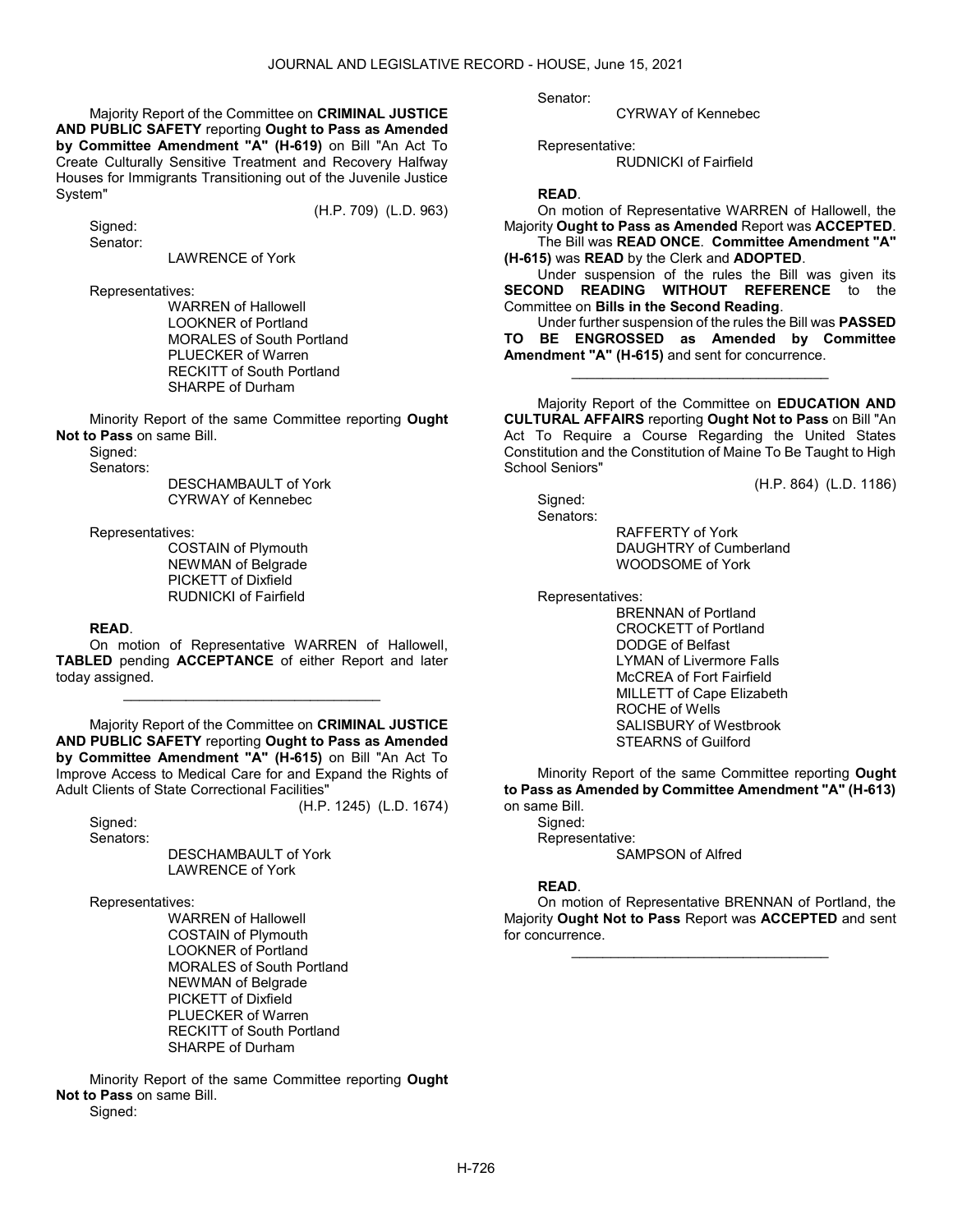Majority Report of the Committee on **CRIMINAL JUSTICE AND PUBLIC SAFETY** reporting **Ought to Pass as Amended by Committee Amendment "A" (H-619)** on Bill "An Act To Create Culturally Sensitive Treatment and Recovery Halfway Houses for Immigrants Transitioning out of the Juvenile Justice System"

(H.P. 709) (L.D. 963)

Signed:
Senator:

LAWRENCE of York

Representatives:

WARREN of Hallowell
LOOKNER of Portland
MORALES of South Portland
PLUECKER of Warren
RECKITT of South Portland
SHARPE of Durham

Minority Report of the same Committee reporting **Ought Not to Pass** on same Bill.

Signed:
Senators:

DESCHAMBAULT of York
CYRWAY of Kennebec

Representatives:

COSTAIN of Plymouth
NEWMAN of Belgrade
PICKETT of Dixfield
RUDNICKI of Fairfield

**READ**.

On motion of Representative WARREN of Hallowell, **TABLED** pending **ACCEPTANCE** of either Report and later today assigned.

---

Majority Report of the Committee on **CRIMINAL JUSTICE AND PUBLIC SAFETY** reporting **Ought to Pass as Amended by Committee Amendment "A" (H-615)** on Bill "An Act To Improve Access to Medical Care for and Expand the Rights of Adult Clients of State Correctional Facilities"

(H.P. 1245) (L.D. 1674)

Signed:
Senators:

DESCHAMBAULT of York
LAWRENCE of York

Representatives:

WARREN of Hallowell
COSTAIN of Plymouth
LOOKNER of Portland
MORALES of South Portland
NEWMAN of Belgrade
PICKETT of Dixfield
PLUECKER of Warren
RECKITT of South Portland
SHARPE of Durham

Minority Report of the same Committee reporting **Ought Not to Pass** on same Bill.

Signed:
Senator:

CYRWAY of Kennebec

Representative:

RUDNICKI of Fairfield

**READ**.

On motion of Representative WARREN of Hallowell, the Majority **Ought to Pass as Amended** Report was **ACCEPTED**.

The Bill was **READ ONCE**. **Committee Amendment "A" (H-615)** was **READ** by the Clerk and **ADOPTED**.

Under suspension of the rules the Bill was given its **SECOND READING WITHOUT REFERENCE** to the Committee on **Bills in the Second Reading**.

Under further suspension of the rules the Bill was **PASSED TO BE ENGROSSED as Amended by Committee Amendment "A" (H-615)** and sent for concurrence.

---

Majority Report of the Committee on **EDUCATION AND CULTURAL AFFAIRS** reporting **Ought Not to Pass** on Bill "An Act To Require a Course Regarding the United States Constitution and the Constitution of Maine To Be Taught to High School Seniors"

(H.P. 864) (L.D. 1186)

Signed:
Senators:

RAFFERTY of York
DAUGHTRY of Cumberland
WOODSOME of York

Representatives:

BRENNAN of Portland
CROCKETT of Portland
DODGE of Belfast
LYMAN of Livermore Falls
McCREA of Fort Fairfield
MILLETT of Cape Elizabeth
ROCHE of Wells
SALISBURY of Westbrook
STEARNS of Guilford

Minority Report of the same Committee reporting **Ought to Pass as Amended by Committee Amendment "A" (H-613)** on same Bill.

Signed:
Representative:

SAMPSON of Alfred

**READ**.

On motion of Representative BRENNAN of Portland, the Majority **Ought Not to Pass** Report was **ACCEPTED** and sent for concurrence.

---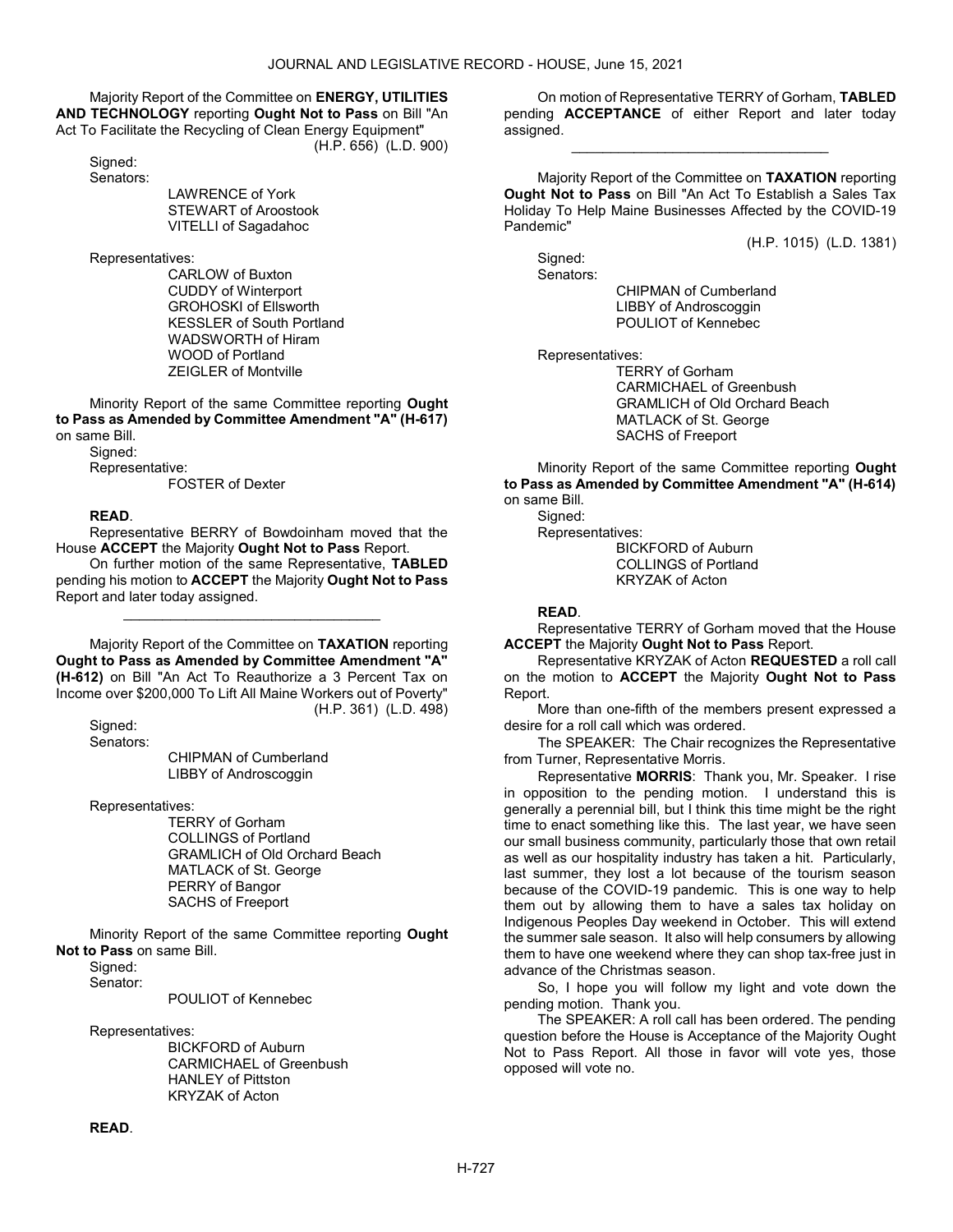Majority Report of the Committee on **ENERGY, UTILITIES AND TECHNOLOGY** reporting **Ought Not to Pass** on Bill "An Act To Facilitate the Recycling of Clean Energy Equipment"
(H.P. 656) (L.D. 900)

Signed:
Senators:
LAWRENCE of York
STEWART of Aroostook
VITELLI of Sagadahoc

Representatives:
CARLOW of Buxton
CUDDY of Winterport
GROHOSKI of Ellsworth
KESSLER of South Portland
WADSWORTH of Hiram
WOOD of Portland
ZEIGLER of Montville

Minority Report of the same Committee reporting **Ought to Pass as Amended by Committee Amendment "A" (H-617)** on same Bill.

Signed:
Representative:
FOSTER of Dexter

**READ**.

Representative BERRY of Bowdoinham moved that the House **ACCEPT** the Majority **Ought Not to Pass** Report.

On further motion of the same Representative, **TABLED** pending his motion to **ACCEPT** the Majority **Ought Not to Pass** Report and later today assigned.

_________________________________

Majority Report of the Committee on **TAXATION** reporting **Ought to Pass as Amended by Committee Amendment "A" (H-612)** on Bill "An Act To Reauthorize a 3 Percent Tax on Income over $200,000 To Lift All Maine Workers out of Poverty"
(H.P. 361) (L.D. 498)

Signed:
Senators:
CHIPMAN of Cumberland
LIBBY of Androscoggin

Representatives:
TERRY of Gorham
COLLINGS of Portland
GRAMLICH of Old Orchard Beach
MATLACK of St. George
PERRY of Bangor
SACHS of Freeport

Minority Report of the same Committee reporting **Ought Not to Pass** on same Bill.

Signed:
Senator:
POULIOT of Kennebec

Representatives:
BICKFORD of Auburn
CARMICHAEL of Greenbush
HANLEY of Pittston
KRYZAK of Acton

**READ**.

On motion of Representative TERRY of Gorham, **TABLED** pending **ACCEPTANCE** of either Report and later today assigned.

_________________________________

Majority Report of the Committee on **TAXATION** reporting **Ought Not to Pass** on Bill "An Act To Establish a Sales Tax Holiday To Help Maine Businesses Affected by the COVID-19 Pandemic"
(H.P. 1015) (L.D. 1381)

Signed:
Senators:
CHIPMAN of Cumberland
LIBBY of Androscoggin
POULIOT of Kennebec

Representatives:
TERRY of Gorham
CARMICHAEL of Greenbush
GRAMLICH of Old Orchard Beach
MATLACK of St. George
SACHS of Freeport

Minority Report of the same Committee reporting **Ought to Pass as Amended by Committee Amendment "A" (H-614)** on same Bill.

Signed:
Representatives:
BICKFORD of Auburn
COLLINGS of Portland
KRYZAK of Acton

**READ**.

Representative TERRY of Gorham moved that the House **ACCEPT** the Majority **Ought Not to Pass** Report.

Representative KRYZAK of Acton **REQUESTED** a roll call on the motion to **ACCEPT** the Majority **Ought Not to Pass** Report.

More than one-fifth of the members present expressed a desire for a roll call which was ordered.

The SPEAKER: The Chair recognizes the Representative from Turner, Representative Morris.

Representative **MORRIS**: Thank you, Mr. Speaker. I rise in opposition to the pending motion. I understand this is generally a perennial bill, but I think this time might be the right time to enact something like this. The last year, we have seen our small business community, particularly those that own retail as well as our hospitality industry has taken a hit. Particularly, last summer, they lost a lot because of the tourism season because of the COVID-19 pandemic. This is one way to help them out by allowing them to have a sales tax holiday on Indigenous Peoples Day weekend in October. This will extend the summer sale season. It also will help consumers by allowing them to have one weekend where they can shop tax-free just in advance of the Christmas season.

So, I hope you will follow my light and vote down the pending motion. Thank you.

The SPEAKER: A roll call has been ordered. The pending question before the House is Acceptance of the Majority Ought Not to Pass Report. All those in favor will vote yes, those opposed will vote no.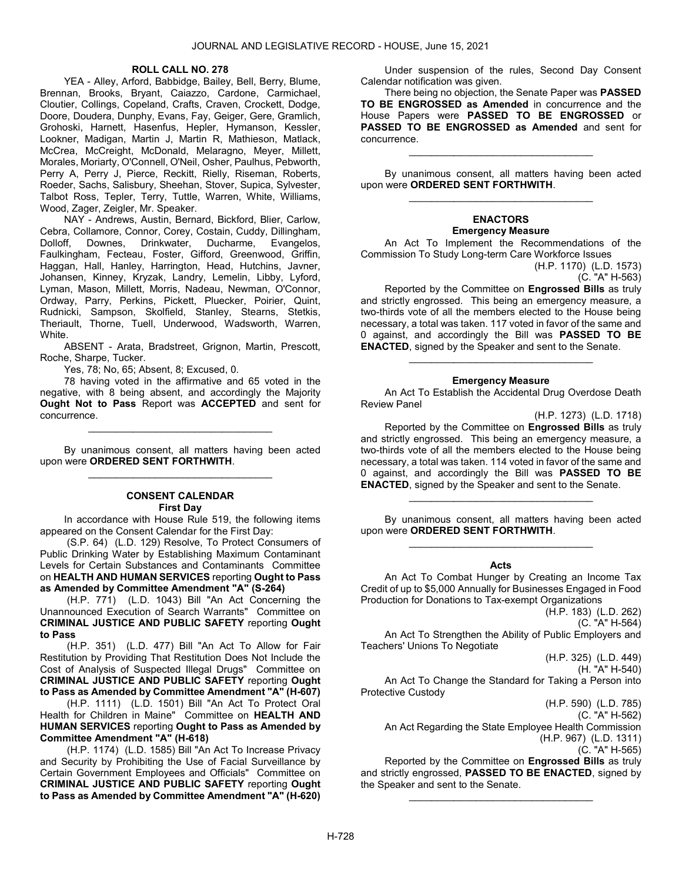**ROLL CALL NO. 278**

YEA - Alley, Arford, Babbidge, Bailey, Bell, Berry, Blume, Brennan, Brooks, Bryant, Caiazzo, Cardone, Carmichael, Cloutier, Collings, Copeland, Crafts, Craven, Crockett, Dodge, Doore, Doudera, Dunphy, Evans, Fay, Geiger, Gere, Gramlich, Grohoski, Harnett, Hasenfus, Hepler, Hymanson, Kessler, Lookner, Madigan, Martin J, Martin R, Mathieson, Matlack, McCrea, McCreight, McDonald, Melaragno, Meyer, Millett, Morales, Moriarty, O'Connell, O'Neil, Osher, Paulhus, Pebworth, Perry A, Perry J, Pierce, Reckitt, Rielly, Riseman, Roberts, Roeder, Sachs, Salisbury, Sheehan, Stover, Supica, Sylvester, Talbot Ross, Tepler, Terry, Tuttle, Warren, White, Williams, Wood, Zager, Zeigler, Mr. Speaker.

NAY - Andrews, Austin, Bernard, Bickford, Blier, Carlow, Cebra, Collamore, Connor, Corey, Costain, Cuddy, Dillingham, Dolloff, Downes, Drinkwater, Ducharme, Evangelos, Faulkingham, Fecteau, Foster, Gifford, Greenwood, Griffin, Haggan, Hall, Hanley, Harrington, Head, Hutchins, Javner, Johansen, Kinney, Kryzak, Landry, Lemelin, Libby, Lyford, Lyman, Mason, Millett, Morris, Nadeau, Newman, O'Connor, Ordway, Parry, Perkins, Pickett, Pluecker, Poirier, Quint, Rudnicki, Sampson, Skolfield, Stanley, Stearns, Stetkis, Theriault, Thorne, Tuell, Underwood, Wadsworth, Warren, White.

ABSENT - Arata, Bradstreet, Grignon, Martin, Prescott, Roche, Sharpe, Tucker.

Yes, 78; No, 65; Absent, 8; Excused, 0.

78 having voted in the affirmative and 65 voted in the negative, with 8 being absent, and accordingly the Majority **Ought Not to Pass** Report was **ACCEPTED** and sent for concurrence.

_________________________________

By unanimous consent, all matters having been acted upon were **ORDERED SENT FORTHWITH**.

_________________________________

### CONSENT CALENDAR
#### First Day

In accordance with House Rule 519, the following items appeared on the Consent Calendar for the First Day:

(S.P. 64) (L.D. 129) Resolve, To Protect Consumers of Public Drinking Water by Establishing Maximum Contaminant Levels for Certain Substances and Contaminants Committee on **HEALTH AND HUMAN SERVICES** reporting **Ought to Pass as Amended by Committee Amendment "A" (S-264)**

(H.P. 771) (L.D. 1043) Bill "An Act Concerning the Unannounced Execution of Search Warrants" Committee on **CRIMINAL JUSTICE AND PUBLIC SAFETY** reporting **Ought to Pass**

(H.P. 351) (L.D. 477) Bill "An Act To Allow for Fair Restitution by Providing That Restitution Does Not Include the Cost of Analysis of Suspected Illegal Drugs" Committee on **CRIMINAL JUSTICE AND PUBLIC SAFETY** reporting **Ought to Pass as Amended by Committee Amendment "A" (H-607)**

(H.P. 1111) (L.D. 1501) Bill "An Act To Protect Oral Health for Children in Maine" Committee on **HEALTH AND HUMAN SERVICES** reporting **Ought to Pass as Amended by Committee Amendment "A" (H-618)**

(H.P. 1174) (L.D. 1585) Bill "An Act To Increase Privacy and Security by Prohibiting the Use of Facial Surveillance by Certain Government Employees and Officials" Committee on **CRIMINAL JUSTICE AND PUBLIC SAFETY** reporting **Ought to Pass as Amended by Committee Amendment "A" (H-620)**

Under suspension of the rules, Second Day Consent Calendar notification was given.

There being no objection, the Senate Paper was **PASSED TO BE ENGROSSED as Amended** in concurrence and the House Papers were **PASSED TO BE ENGROSSED** or **PASSED TO BE ENGROSSED as Amended** and sent for concurrence.

_________________________________

By unanimous consent, all matters having been acted upon were **ORDERED SENT FORTHWITH**.

_________________________________

### ENACTORS
#### Emergency Measure

An Act To Implement the Recommendations of the Commission To Study Long-term Care Workforce Issues

(H.P. 1170) (L.D. 1573)
(C. "A" H-563)

Reported by the Committee on **Engrossed Bills** as truly and strictly engrossed. This being an emergency measure, a two-thirds vote of all the members elected to the House being necessary, a total was taken. 117 voted in favor of the same and 0 against, and accordingly the Bill was **PASSED TO BE ENACTED**, signed by the Speaker and sent to the Senate.

_________________________________

#### Emergency Measure

An Act To Establish the Accidental Drug Overdose Death Review Panel

(H.P. 1273) (L.D. 1718)

Reported by the Committee on **Engrossed Bills** as truly and strictly engrossed. This being an emergency measure, a two-thirds vote of all the members elected to the House being necessary, a total was taken. 114 voted in favor of the same and 0 against, and accordingly the Bill was **PASSED TO BE ENACTED**, signed by the Speaker and sent to the Senate.

_________________________________

By unanimous consent, all matters having been acted upon were **ORDERED SENT FORTHWITH**.

_________________________________

#### Acts

An Act To Combat Hunger by Creating an Income Tax Credit of up to $5,000 Annually for Businesses Engaged in Food Production for Donations to Tax-exempt Organizations

(H.P. 183) (L.D. 262)
(C. "A" H-564)

An Act To Strengthen the Ability of Public Employers and Teachers' Unions To Negotiate

(H.P. 325) (L.D. 449)
(H. "A" H-540)

An Act To Change the Standard for Taking a Person into Protective Custody

(H.P. 590) (L.D. 785)
(C. "A" H-562)

An Act Regarding the State Employee Health Commission

(H.P. 967) (L.D. 1311)
(C. "A" H-565)

Reported by the Committee on **Engrossed Bills** as truly and strictly engrossed, **PASSED TO BE ENACTED**, signed by the Speaker and sent to the Senate.

_________________________________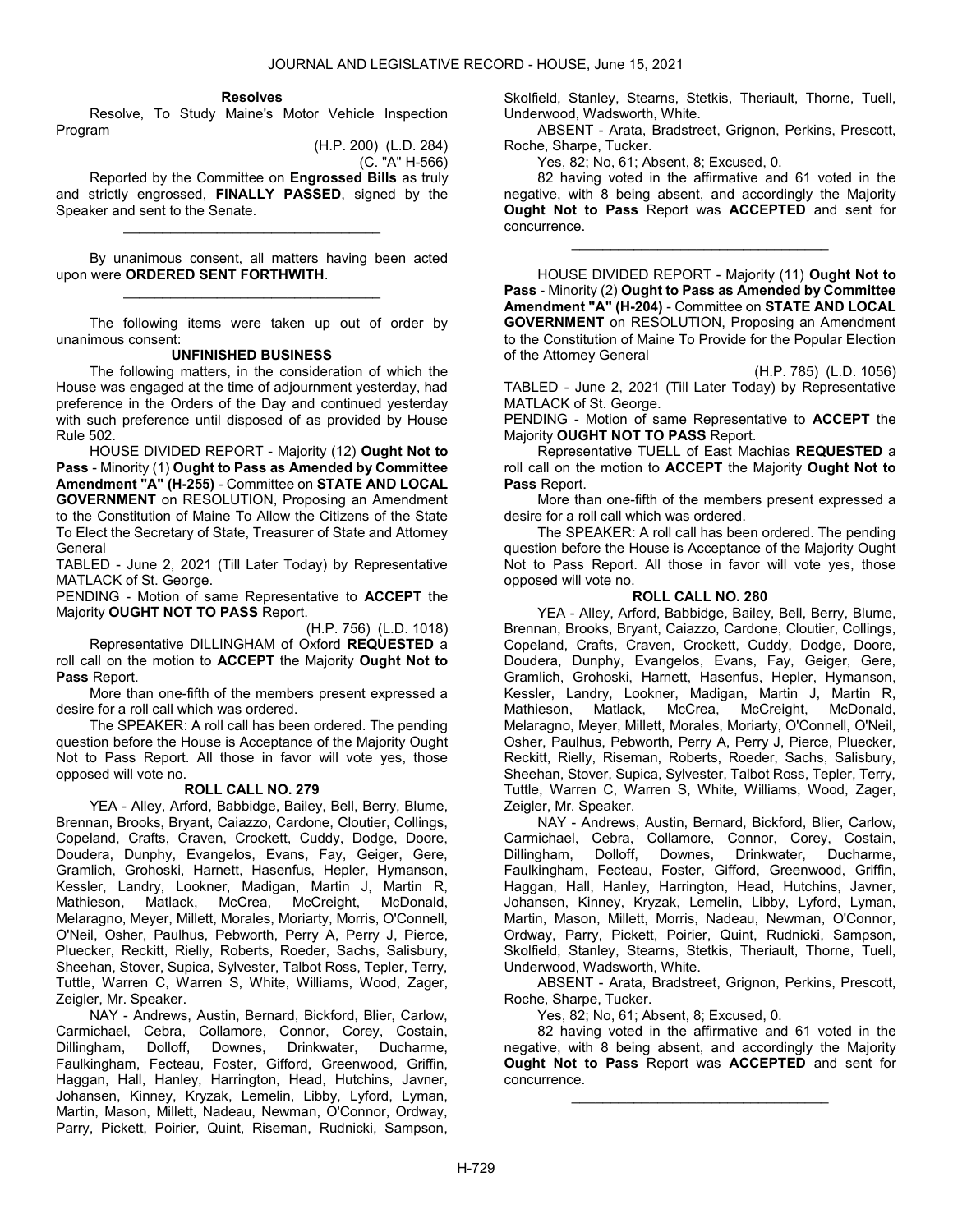**Resolves**

Resolve, To Study Maine's Motor Vehicle Inspection Program

(H.P. 200) (L.D. 284)
(C. "A" H-566)

Reported by the Committee on **Engrossed Bills** as truly and strictly engrossed, **FINALLY PASSED**, signed by the Speaker and sent to the Senate.

_________________________________

By unanimous consent, all matters having been acted upon were **ORDERED SENT FORTHWITH**.

_________________________________

The following items were taken up out of order by unanimous consent:

**UNFINISHED BUSINESS**

The following matters, in the consideration of which the House was engaged at the time of adjournment yesterday, had preference in the Orders of the Day and continued yesterday with such preference until disposed of as provided by House Rule 502.

HOUSE DIVIDED REPORT - Majority (12) **Ought Not to Pass** - Minority (1) **Ought to Pass as Amended by Committee Amendment "A" (H-255)** - Committee on **STATE AND LOCAL GOVERNMENT** on RESOLUTION, Proposing an Amendment to the Constitution of Maine To Allow the Citizens of the State To Elect the Secretary of State, Treasurer of State and Attorney General

TABLED - June 2, 2021 (Till Later Today) by Representative MATLACK of St. George.

PENDING - Motion of same Representative to **ACCEPT** the Majority **OUGHT NOT TO PASS** Report.

(H.P. 756) (L.D. 1018)

Representative DILLINGHAM of Oxford **REQUESTED** a roll call on the motion to **ACCEPT** the Majority **Ought Not to Pass** Report.

More than one-fifth of the members present expressed a desire for a roll call which was ordered.

The SPEAKER: A roll call has been ordered. The pending question before the House is Acceptance of the Majority Ought Not to Pass Report. All those in favor will vote yes, those opposed will vote no.

**ROLL CALL NO. 279**

YEA - Alley, Arford, Babbidge, Bailey, Bell, Berry, Blume, Brennan, Brooks, Bryant, Caiazzo, Cardone, Cloutier, Collings, Copeland, Crafts, Craven, Crockett, Cuddy, Dodge, Doore, Doudera, Dunphy, Evangelos, Evans, Fay, Geiger, Gere, Gramlich, Grohoski, Harnett, Hasenfus, Hepler, Hymanson, Kessler, Landry, Lookner, Madigan, Martin J, Martin R, Mathieson, Matlack, McCrea, McCreight, McDonald, Melaragno, Meyer, Millett, Morales, Moriarty, Morris, O'Connell, O'Neil, Osher, Paulhus, Pebworth, Perry A, Perry J, Pierce, Pluecker, Reckitt, Rielly, Roberts, Roeder, Sachs, Salisbury, Sheehan, Stover, Supica, Sylvester, Talbot Ross, Tepler, Terry, Tuttle, Warren C, Warren S, White, Williams, Wood, Zager, Zeigler, Mr. Speaker.

NAY - Andrews, Austin, Bernard, Bickford, Blier, Carlow, Carmichael, Cebra, Collamore, Connor, Corey, Costain, Dillingham, Dolloff, Downes, Drinkwater, Ducharme, Faulkingham, Fecteau, Foster, Gifford, Greenwood, Griffin, Haggan, Hall, Hanley, Harrington, Head, Hutchins, Javner, Johansen, Kinney, Kryzak, Lemelin, Libby, Lyford, Lyman, Martin, Mason, Millett, Nadeau, Newman, O'Connor, Ordway, Parry, Pickett, Poirier, Quint, Riseman, Rudnicki, Sampson, Skolfield, Stanley, Stearns, Stetkis, Theriault, Thorne, Tuell, Underwood, Wadsworth, White.

ABSENT - Arata, Bradstreet, Grignon, Perkins, Prescott, Roche, Sharpe, Tucker.

Yes, 82; No, 61; Absent, 8; Excused, 0.

82 having voted in the affirmative and 61 voted in the negative, with 8 being absent, and accordingly the Majority **Ought Not to Pass** Report was **ACCEPTED** and sent for concurrence.

_________________________________

HOUSE DIVIDED REPORT - Majority (11) **Ought Not to Pass** - Minority (2) **Ought to Pass as Amended by Committee Amendment "A" (H-204)** - Committee on **STATE AND LOCAL GOVERNMENT** on RESOLUTION, Proposing an Amendment to the Constitution of Maine To Provide for the Popular Election of the Attorney General

(H.P. 785) (L.D. 1056)

TABLED - June 2, 2021 (Till Later Today) by Representative MATLACK of St. George.

PENDING - Motion of same Representative to **ACCEPT** the Majority **OUGHT NOT TO PASS** Report.

Representative TUELL of East Machias **REQUESTED** a roll call on the motion to **ACCEPT** the Majority **Ought Not to Pass** Report.

More than one-fifth of the members present expressed a desire for a roll call which was ordered.

The SPEAKER: A roll call has been ordered. The pending question before the House is Acceptance of the Majority Ought Not to Pass Report. All those in favor will vote yes, those opposed will vote no.

**ROLL CALL NO. 280**

YEA - Alley, Arford, Babbidge, Bailey, Bell, Berry, Blume, Brennan, Brooks, Bryant, Caiazzo, Cardone, Cloutier, Collings, Copeland, Crafts, Craven, Crockett, Cuddy, Dodge, Doore, Doudera, Dunphy, Evangelos, Evans, Fay, Geiger, Gere, Gramlich, Grohoski, Harnett, Hasenfus, Hepler, Hymanson, Kessler, Landry, Lookner, Madigan, Martin J, Martin R, Mathieson, Matlack, McCrea, McCreight, McDonald, Melaragno, Meyer, Millett, Morales, Moriarty, O'Connell, O'Neil, Osher, Paulhus, Pebworth, Perry A, Perry J, Pierce, Pluecker, Reckitt, Rielly, Riseman, Roberts, Roeder, Sachs, Salisbury, Sheehan, Stover, Supica, Sylvester, Talbot Ross, Tepler, Terry, Tuttle, Warren C, Warren S, White, Williams, Wood, Zager, Zeigler, Mr. Speaker.

NAY - Andrews, Austin, Bernard, Bickford, Blier, Carlow, Carmichael, Cebra, Collamore, Connor, Corey, Costain, Dillingham, Dolloff, Downes, Drinkwater, Ducharme, Faulkingham, Fecteau, Foster, Gifford, Greenwood, Griffin, Haggan, Hall, Hanley, Harrington, Head, Hutchins, Javner, Johansen, Kinney, Kryzak, Lemelin, Libby, Lyford, Lyman, Martin, Mason, Millett, Morris, Nadeau, Newman, O'Connor, Ordway, Parry, Pickett, Poirier, Quint, Rudnicki, Sampson, Skolfield, Stanley, Stearns, Stetkis, Theriault, Thorne, Tuell, Underwood, Wadsworth, White.

ABSENT - Arata, Bradstreet, Grignon, Perkins, Prescott, Roche, Sharpe, Tucker.

Yes, 82; No, 61; Absent, 8; Excused, 0.

82 having voted in the affirmative and 61 voted in the negative, with 8 being absent, and accordingly the Majority **Ought Not to Pass** Report was **ACCEPTED** and sent for concurrence.

_________________________________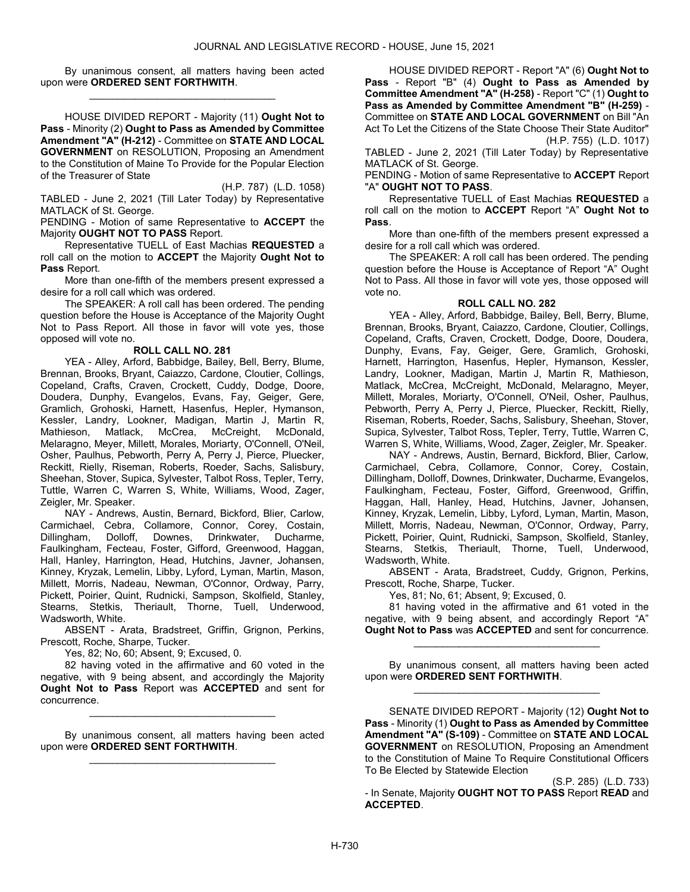By unanimous consent, all matters having been acted upon were **ORDERED SENT FORTHWITH**.

\_\_\_\_\_\_\_\_\_\_\_\_\_\_\_\_\_\_\_\_\_\_\_\_\_\_\_\_\_\_\_\_\_

HOUSE DIVIDED REPORT - Majority (11) **Ought Not to Pass** - Minority (2) **Ought to Pass as Amended by Committee Amendment "A" (H-212)** - Committee on **STATE AND LOCAL GOVERNMENT** on RESOLUTION, Proposing an Amendment to the Constitution of Maine To Provide for the Popular Election of the Treasurer of State

(H.P. 787) (L.D. 1058)

TABLED - June 2, 2021 (Till Later Today) by Representative MATLACK of St. George.

PENDING - Motion of same Representative to **ACCEPT** the Majority **OUGHT NOT TO PASS** Report.

Representative TUELL of East Machias **REQUESTED** a roll call on the motion to **ACCEPT** the Majority **Ought Not to Pass** Report.

More than one-fifth of the members present expressed a desire for a roll call which was ordered.

The SPEAKER: A roll call has been ordered. The pending question before the House is Acceptance of the Majority Ought Not to Pass Report. All those in favor will vote yes, those opposed will vote no.

**ROLL CALL NO. 281**

YEA - Alley, Arford, Babbidge, Bailey, Bell, Berry, Blume, Brennan, Brooks, Bryant, Caiazzo, Cardone, Cloutier, Collings, Copeland, Crafts, Craven, Crockett, Cuddy, Dodge, Doore, Doudera, Dunphy, Evangelos, Evans, Fay, Geiger, Gere, Gramlich, Grohoski, Harnett, Hasenfus, Hepler, Hymanson, Kessler, Landry, Lookner, Madigan, Martin J, Martin R, Mathieson, Matlack, McCrea, McCreight, McDonald, Melaragno, Meyer, Millett, Morales, Moriarty, O'Connell, O'Neil, Osher, Paulhus, Pebworth, Perry A, Perry J, Pierce, Pluecker, Reckitt, Rielly, Riseman, Roberts, Roeder, Sachs, Salisbury, Sheehan, Stover, Supica, Sylvester, Talbot Ross, Tepler, Terry, Tuttle, Warren C, Warren S, White, Williams, Wood, Zager, Zeigler, Mr. Speaker.

NAY - Andrews, Austin, Bernard, Bickford, Blier, Carlow, Carmichael, Cebra, Collamore, Connor, Corey, Costain, Dillingham, Dolloff, Downes, Drinkwater, Ducharme, Faulkingham, Fecteau, Foster, Gifford, Greenwood, Haggan, Hall, Hanley, Harrington, Head, Hutchins, Javner, Johansen, Kinney, Kryzak, Lemelin, Libby, Lyford, Lyman, Martin, Mason, Millett, Morris, Nadeau, Newman, O'Connor, Ordway, Parry, Pickett, Poirier, Quint, Rudnicki, Sampson, Skolfield, Stanley, Stearns, Stetkis, Theriault, Thorne, Tuell, Underwood, Wadsworth, White.

ABSENT - Arata, Bradstreet, Griffin, Grignon, Perkins, Prescott, Roche, Sharpe, Tucker.

Yes, 82; No, 60; Absent, 9; Excused, 0.

82 having voted in the affirmative and 60 voted in the negative, with 9 being absent, and accordingly the Majority **Ought Not to Pass** Report was **ACCEPTED** and sent for concurrence.

\_\_\_\_\_\_\_\_\_\_\_\_\_\_\_\_\_\_\_\_\_\_\_\_\_\_\_\_\_\_\_\_\_

By unanimous consent, all matters having been acted upon were **ORDERED SENT FORTHWITH**.

\_\_\_\_\_\_\_\_\_\_\_\_\_\_\_\_\_\_\_\_\_\_\_\_\_\_\_\_\_\_\_\_\_

HOUSE DIVIDED REPORT - Report "A" (6) **Ought Not to Pass** - Report "B" (4) **Ought to Pass as Amended by Committee Amendment "A" (H-258)** - Report "C" (1) **Ought to Pass as Amended by Committee Amendment "B" (H-259)** - Committee on **STATE AND LOCAL GOVERNMENT** on Bill "An Act To Let the Citizens of the State Choose Their State Auditor"

(H.P. 755) (L.D. 1017)

TABLED - June 2, 2021 (Till Later Today) by Representative MATLACK of St. George.

PENDING - Motion of same Representative to **ACCEPT** Report "A" **OUGHT NOT TO PASS**.

Representative TUELL of East Machias **REQUESTED** a roll call on the motion to **ACCEPT** Report "A" **Ought Not to Pass**.

More than one-fifth of the members present expressed a desire for a roll call which was ordered.

The SPEAKER: A roll call has been ordered. The pending question before the House is Acceptance of Report "A" Ought Not to Pass. All those in favor will vote yes, those opposed will vote no.

**ROLL CALL NO. 282**

YEA - Alley, Arford, Babbidge, Bailey, Bell, Berry, Blume, Brennan, Brooks, Bryant, Caiazzo, Cardone, Cloutier, Collings, Copeland, Crafts, Craven, Crockett, Dodge, Doore, Doudera, Dunphy, Evans, Fay, Geiger, Gere, Gramlich, Grohoski, Harnett, Harrington, Hasenfus, Hepler, Hymanson, Kessler, Landry, Lookner, Madigan, Martin J, Martin R, Mathieson, Matlack, McCrea, McCreight, McDonald, Melaragno, Meyer, Millett, Morales, Moriarty, O'Connell, O'Neil, Osher, Paulhus, Pebworth, Perry A, Perry J, Pierce, Pluecker, Reckitt, Rielly, Riseman, Roberts, Roeder, Sachs, Salisbury, Sheehan, Stover, Supica, Sylvester, Talbot Ross, Tepler, Terry, Tuttle, Warren C, Warren S, White, Williams, Wood, Zager, Zeigler, Mr. Speaker.

NAY - Andrews, Austin, Bernard, Bickford, Blier, Carlow, Carmichael, Cebra, Collamore, Connor, Corey, Costain, Dillingham, Dolloff, Downes, Drinkwater, Ducharme, Evangelos, Faulkingham, Fecteau, Foster, Gifford, Greenwood, Griffin, Haggan, Hall, Hanley, Head, Hutchins, Javner, Johansen, Kinney, Kryzak, Lemelin, Libby, Lyford, Lyman, Martin, Mason, Millett, Morris, Nadeau, Newman, O'Connor, Ordway, Parry, Pickett, Poirier, Quint, Rudnicki, Sampson, Skolfield, Stanley, Stearns, Stetkis, Theriault, Thorne, Tuell, Underwood, Wadsworth, White.

ABSENT - Arata, Bradstreet, Cuddy, Grignon, Perkins, Prescott, Roche, Sharpe, Tucker.

Yes, 81; No, 61; Absent, 9; Excused, 0.

81 having voted in the affirmative and 61 voted in the negative, with 9 being absent, and accordingly Report "A" **Ought Not to Pass** was **ACCEPTED** and sent for concurrence.

\_\_\_\_\_\_\_\_\_\_\_\_\_\_\_\_\_\_\_\_\_\_\_\_\_\_\_\_\_\_\_\_\_

By unanimous consent, all matters having been acted upon were **ORDERED SENT FORTHWITH**.

\_\_\_\_\_\_\_\_\_\_\_\_\_\_\_\_\_\_\_\_\_\_\_\_\_\_\_\_\_\_\_\_\_

SENATE DIVIDED REPORT - Majority (12) **Ought Not to Pass** - Minority (1) **Ought to Pass as Amended by Committee Amendment "A" (S-109)** - Committee on **STATE AND LOCAL GOVERNMENT** on RESOLUTION, Proposing an Amendment to the Constitution of Maine To Require Constitutional Officers To Be Elected by Statewide Election

(S.P. 285) (L.D. 733)

- In Senate, Majority **OUGHT NOT TO PASS** Report **READ** and **ACCEPTED**.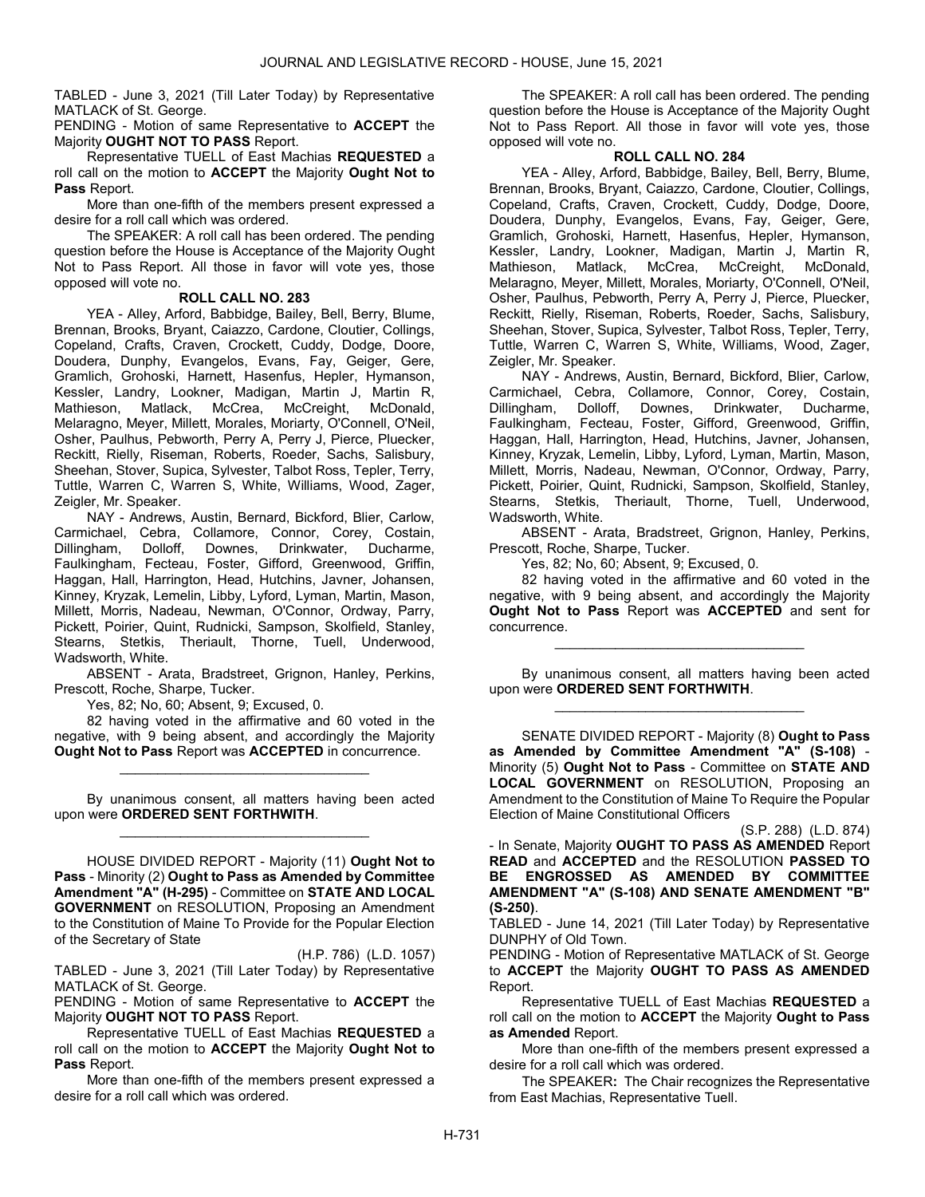TABLED - June 3, 2021 (Till Later Today) by Representative MATLACK of St. George.

PENDING - Motion of same Representative to **ACCEPT** the Majority **OUGHT NOT TO PASS** Report.

Representative TUELL of East Machias **REQUESTED** a roll call on the motion to **ACCEPT** the Majority **Ought Not to Pass** Report.

More than one-fifth of the members present expressed a desire for a roll call which was ordered.

The SPEAKER: A roll call has been ordered. The pending question before the House is Acceptance of the Majority Ought Not to Pass Report. All those in favor will vote yes, those opposed will vote no.

**ROLL CALL NO. 283**

YEA - Alley, Arford, Babbidge, Bailey, Bell, Berry, Blume, Brennan, Brooks, Bryant, Caiazzo, Cardone, Cloutier, Collings, Copeland, Crafts, Craven, Crockett, Cuddy, Dodge, Doore, Doudera, Dunphy, Evangelos, Evans, Fay, Geiger, Gere, Gramlich, Grohoski, Harnett, Hasenfus, Hepler, Hymanson, Kessler, Landry, Lookner, Madigan, Martin J, Martin R, Mathieson, Matlack, McCrea, McCreight, McDonald, Melaragno, Meyer, Millett, Morales, Moriarty, O'Connell, O'Neil, Osher, Paulhus, Pebworth, Perry A, Perry J, Pierce, Pluecker, Reckitt, Rielly, Riseman, Roberts, Roeder, Sachs, Salisbury, Sheehan, Stover, Supica, Sylvester, Talbot Ross, Tepler, Terry, Tuttle, Warren C, Warren S, White, Williams, Wood, Zager, Zeigler, Mr. Speaker.

NAY - Andrews, Austin, Bernard, Bickford, Blier, Carlow, Carmichael, Cebra, Collamore, Connor, Corey, Costain, Dillingham, Dolloff, Downes, Drinkwater, Ducharme, Faulkingham, Fecteau, Foster, Gifford, Greenwood, Griffin, Haggan, Hall, Harrington, Head, Hutchins, Javner, Johansen, Kinney, Kryzak, Lemelin, Libby, Lyford, Lyman, Martin, Mason, Millett, Morris, Nadeau, Newman, O'Connor, Ordway, Parry, Pickett, Poirier, Quint, Rudnicki, Sampson, Skolfield, Stanley, Stearns, Stetkis, Theriault, Thorne, Tuell, Underwood, Wadsworth, White.

ABSENT - Arata, Bradstreet, Grignon, Hanley, Perkins, Prescott, Roche, Sharpe, Tucker.

Yes, 82; No, 60; Absent, 9; Excused, 0.

82 having voted in the affirmative and 60 voted in the negative, with 9 being absent, and accordingly the Majority **Ought Not to Pass** Report was **ACCEPTED** in concurrence.

_________________________________

By unanimous consent, all matters having been acted upon were **ORDERED SENT FORTHWITH**.

_________________________________

HOUSE DIVIDED REPORT - Majority (11) **Ought Not to Pass** - Minority (2) **Ought to Pass as Amended by Committee Amendment "A" (H-295)** - Committee on **STATE AND LOCAL GOVERNMENT** on RESOLUTION, Proposing an Amendment to the Constitution of Maine To Provide for the Popular Election of the Secretary of State

(H.P. 786) (L.D. 1057)

TABLED - June 3, 2021 (Till Later Today) by Representative MATLACK of St. George.

PENDING - Motion of same Representative to **ACCEPT** the Majority **OUGHT NOT TO PASS** Report.

Representative TUELL of East Machias **REQUESTED** a roll call on the motion to **ACCEPT** the Majority **Ought Not to Pass** Report.

More than one-fifth of the members present expressed a desire for a roll call which was ordered.

The SPEAKER: A roll call has been ordered. The pending question before the House is Acceptance of the Majority Ought Not to Pass Report. All those in favor will vote yes, those opposed will vote no.

**ROLL CALL NO. 284**

YEA - Alley, Arford, Babbidge, Bailey, Bell, Berry, Blume, Brennan, Brooks, Bryant, Caiazzo, Cardone, Cloutier, Collings, Copeland, Crafts, Craven, Crockett, Cuddy, Dodge, Doore, Doudera, Dunphy, Evangelos, Evans, Fay, Geiger, Gere, Gramlich, Grohoski, Harnett, Hasenfus, Hepler, Hymanson, Kessler, Landry, Lookner, Madigan, Martin J, Martin R, Mathieson, Matlack, McCrea, McCreight, McDonald, Melaragno, Meyer, Millett, Morales, Moriarty, O'Connell, O'Neil, Osher, Paulhus, Pebworth, Perry A, Perry J, Pierce, Pluecker, Reckitt, Rielly, Riseman, Roberts, Roeder, Sachs, Salisbury, Sheehan, Stover, Supica, Sylvester, Talbot Ross, Tepler, Terry, Tuttle, Warren C, Warren S, White, Williams, Wood, Zager, Zeigler, Mr. Speaker.

NAY - Andrews, Austin, Bernard, Bickford, Blier, Carlow, Carmichael, Cebra, Collamore, Connor, Corey, Costain, Dillingham, Dolloff, Downes, Drinkwater, Ducharme, Faulkingham, Fecteau, Foster, Gifford, Greenwood, Griffin, Haggan, Hall, Harrington, Head, Hutchins, Javner, Johansen, Kinney, Kryzak, Lemelin, Libby, Lyford, Lyman, Martin, Mason, Millett, Morris, Nadeau, Newman, O'Connor, Ordway, Parry, Pickett, Poirier, Quint, Rudnicki, Sampson, Skolfield, Stanley, Stearns, Stetkis, Theriault, Thorne, Tuell, Underwood, Wadsworth, White.

ABSENT - Arata, Bradstreet, Grignon, Hanley, Perkins, Prescott, Roche, Sharpe, Tucker.

Yes, 82; No, 60; Absent, 9; Excused, 0.

82 having voted in the affirmative and 60 voted in the negative, with 9 being absent, and accordingly the Majority **Ought Not to Pass** Report was **ACCEPTED** and sent for concurrence.

_________________________________

By unanimous consent, all matters having been acted upon were **ORDERED SENT FORTHWITH**.

_________________________________

SENATE DIVIDED REPORT - Majority (8) **Ought to Pass as Amended by Committee Amendment "A" (S-108)** - Minority (5) **Ought Not to Pass** - Committee on **STATE AND LOCAL GOVERNMENT** on RESOLUTION, Proposing an Amendment to the Constitution of Maine To Require the Popular Election of Maine Constitutional Officers

(S.P. 288) (L.D. 874)

- In Senate, Majority **OUGHT TO PASS AS AMENDED** Report **READ** and **ACCEPTED** and the RESOLUTION **PASSED TO BE ENGROSSED AS AMENDED BY COMMITTEE AMENDMENT "A" (S-108) AND SENATE AMENDMENT "B" (S-250)**.

TABLED - June 14, 2021 (Till Later Today) by Representative DUNPHY of Old Town.

PENDING - Motion of Representative MATLACK of St. George to **ACCEPT** the Majority **OUGHT TO PASS AS AMENDED** Report.

Representative TUELL of East Machias **REQUESTED** a roll call on the motion to **ACCEPT** the Majority **Ought to Pass as Amended** Report.

More than one-fifth of the members present expressed a desire for a roll call which was ordered.

The SPEAKER**:** The Chair recognizes the Representative from East Machias, Representative Tuell.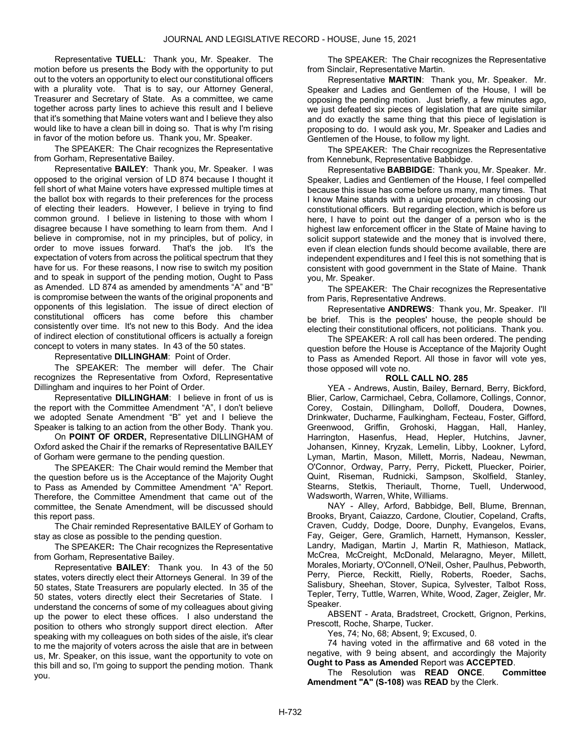Representative **TUELL**: Thank you, Mr. Speaker. The motion before us presents the Body with the opportunity to put out to the voters an opportunity to elect our constitutional officers with a plurality vote. That is to say, our Attorney General, Treasurer and Secretary of State. As a committee, we came together across party lines to achieve this result and I believe that it's something that Maine voters want and I believe they also would like to have a clean bill in doing so. That is why I'm rising in favor of the motion before us. Thank you, Mr. Speaker.

The SPEAKER: The Chair recognizes the Representative from Gorham, Representative Bailey.

Representative **BAILEY**: Thank you, Mr. Speaker. I was opposed to the original version of LD 874 because I thought it fell short of what Maine voters have expressed multiple times at the ballot box with regards to their preferences for the process of electing their leaders. However, I believe in trying to find common ground. I believe in listening to those with whom I disagree because I have something to learn from them. And I believe in compromise, not in my principles, but of policy, in order to move issues forward. That's the job. It's the expectation of voters from across the political spectrum that they have for us. For these reasons, I now rise to switch my position and to speak in support of the pending motion, Ought to Pass as Amended. LD 874 as amended by amendments "A" and "B" is compromise between the wants of the original proponents and opponents of this legislation. The issue of direct election of constitutional officers has come before this chamber consistently over time. It's not new to this Body. And the idea of indirect election of constitutional officers is actually a foreign concept to voters in many states. In 43 of the 50 states.

Representative **DILLINGHAM**: Point of Order.

The SPEAKER: The member will defer. The Chair recognizes the Representative from Oxford, Representative Dillingham and inquires to her Point of Order.

Representative **DILLINGHAM**: I believe in front of us is the report with the Committee Amendment "A", I don't believe we adopted Senate Amendment "B" yet and I believe the Speaker is talking to an action from the other Body. Thank you.

On **POINT OF ORDER,** Representative DILLINGHAM of Oxford asked the Chair if the remarks of Representative BAILEY of Gorham were germane to the pending question.

The SPEAKER: The Chair would remind the Member that the question before us is the Acceptance of the Majority Ought to Pass as Amended by Committee Amendment "A" Report. Therefore, the Committee Amendment that came out of the committee, the Senate Amendment, will be discussed should this report pass.

The Chair reminded Representative BAILEY of Gorham to stay as close as possible to the pending question.

The SPEAKER**:** The Chair recognizes the Representative from Gorham, Representative Bailey.

Representative **BAILEY**: Thank you. In 43 of the 50 states, voters directly elect their Attorneys General. In 39 of the 50 states, State Treasurers are popularly elected. In 35 of the 50 states, voters directly elect their Secretaries of State. I understand the concerns of some of my colleagues about giving up the power to elect these offices. I also understand the position to others who strongly support direct election. After speaking with my colleagues on both sides of the aisle, it's clear to me the majority of voters across the aisle that are in between us, Mr. Speaker, on this issue, want the opportunity to vote on this bill and so, I'm going to support the pending motion. Thank you.

The SPEAKER: The Chair recognizes the Representative from Sinclair, Representative Martin.

Representative **MARTIN**: Thank you, Mr. Speaker. Mr. Speaker and Ladies and Gentlemen of the House, I will be opposing the pending motion. Just briefly, a few minutes ago, we just defeated six pieces of legislation that are quite similar and do exactly the same thing that this piece of legislation is proposing to do. I would ask you, Mr. Speaker and Ladies and Gentlemen of the House, to follow my light.

The SPEAKER: The Chair recognizes the Representative from Kennebunk, Representative Babbidge.

Representative **BABBIDGE**: Thank you, Mr. Speaker. Mr. Speaker, Ladies and Gentlemen of the House, I feel compelled because this issue has come before us many, many times. That I know Maine stands with a unique procedure in choosing our constitutional officers. But regarding election, which is before us here, I have to point out the danger of a person who is the highest law enforcement officer in the State of Maine having to solicit support statewide and the money that is involved there, even if clean election funds should become available, there are independent expenditures and I feel this is not something that is consistent with good government in the State of Maine. Thank you, Mr. Speaker.

The SPEAKER: The Chair recognizes the Representative from Paris, Representative Andrews.

Representative **ANDREWS**: Thank you, Mr. Speaker. I'll be brief. This is the peoples' house, the people should be electing their constitutional officers, not politicians. Thank you.

The SPEAKER: A roll call has been ordered. The pending question before the House is Acceptance of the Majority Ought to Pass as Amended Report. All those in favor will vote yes, those opposed will vote no.

**ROLL CALL NO. 285**

YEA - Andrews, Austin, Bailey, Bernard, Berry, Bickford, Blier, Carlow, Carmichael, Cebra, Collamore, Collings, Connor, Corey, Costain, Dillingham, Dolloff, Doudera, Downes, Drinkwater, Ducharme, Faulkingham, Fecteau, Foster, Gifford, Greenwood, Griffin, Grohoski, Haggan, Hall, Hanley, Harrington, Hasenfus, Head, Hepler, Hutchins, Javner, Johansen, Kinney, Kryzak, Lemelin, Libby, Lookner, Lyford, Lyman, Martin, Mason, Millett, Morris, Nadeau, Newman, O'Connor, Ordway, Parry, Perry, Pickett, Pluecker, Poirier, Quint, Riseman, Rudnicki, Sampson, Skolfield, Stanley, Stearns, Stetkis, Theriault, Thorne, Tuell, Underwood, Wadsworth, Warren, White, Williams.

NAY - Alley, Arford, Babbidge, Bell, Blume, Brennan, Brooks, Bryant, Caiazzo, Cardone, Cloutier, Copeland, Crafts, Craven, Cuddy, Dodge, Doore, Dunphy, Evangelos, Evans, Fay, Geiger, Gere, Gramlich, Harnett, Hymanson, Kessler, Landry, Madigan, Martin J, Martin R, Mathieson, Matlack, McCrea, McCreight, McDonald, Melaragno, Meyer, Millett, Morales, Moriarty, O'Connell, O'Neil, Osher, Paulhus, Pebworth, Perry, Pierce, Reckitt, Rielly, Roberts, Roeder, Sachs, Salisbury, Sheehan, Stover, Supica, Sylvester, Talbot Ross, Tepler, Terry, Tuttle, Warren, White, Wood, Zager, Zeigler, Mr. Speaker.

ABSENT - Arata, Bradstreet, Crockett, Grignon, Perkins, Prescott, Roche, Sharpe, Tucker.

Yes, 74; No, 68; Absent, 9; Excused, 0.

74 having voted in the affirmative and 68 voted in the negative, with 9 being absent, and accordingly the Majority **Ought to Pass as Amended** Report was **ACCEPTED**.

The Resolution was **READ ONCE**. **Committee Amendment "A" (S-108)** was **READ** by the Clerk.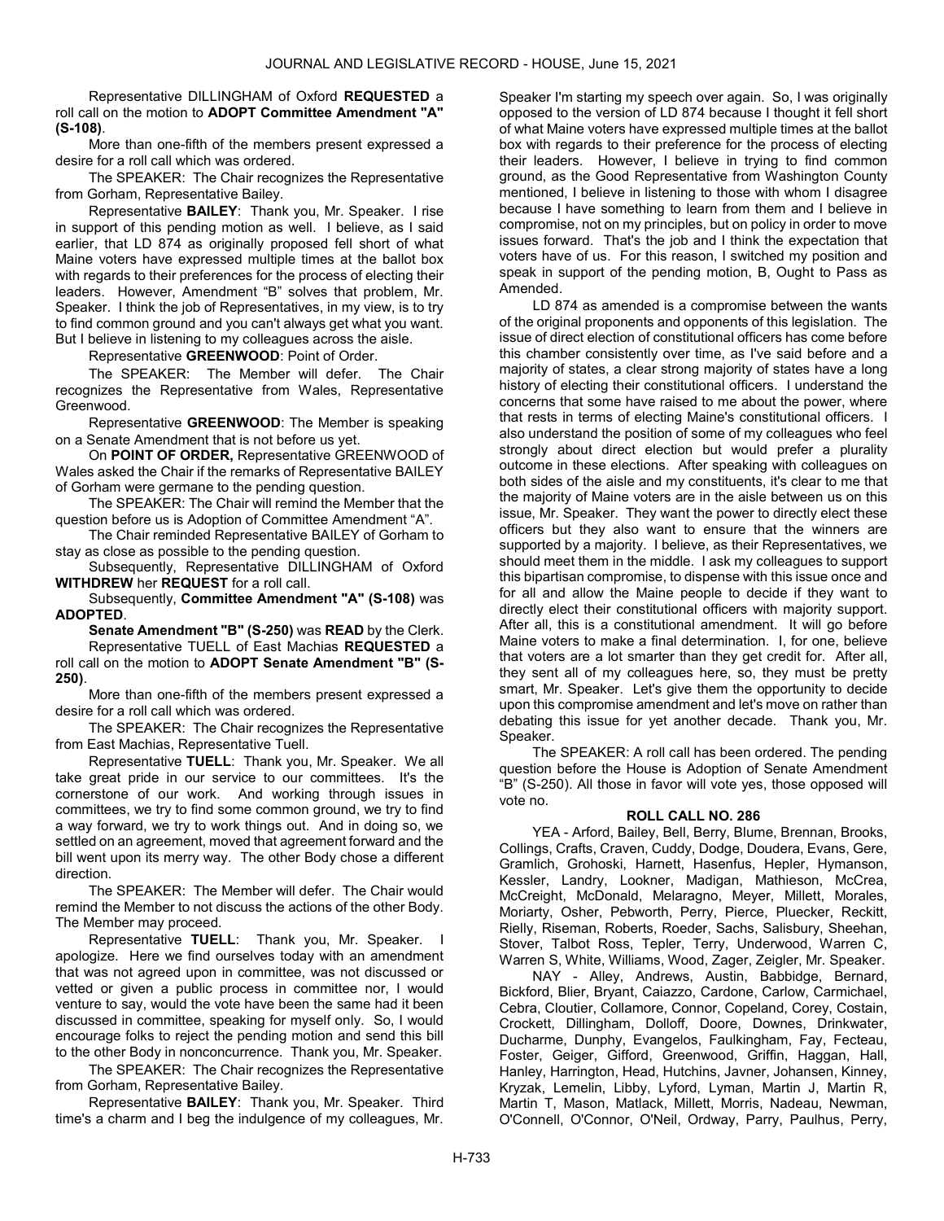Representative DILLINGHAM of Oxford **REQUESTED** a roll call on the motion to **ADOPT Committee Amendment "A" (S-108)**.

More than one-fifth of the members present expressed a desire for a roll call which was ordered.

The SPEAKER: The Chair recognizes the Representative from Gorham, Representative Bailey.

Representative **BAILEY**: Thank you, Mr. Speaker. I rise in support of this pending motion as well. I believe, as I said earlier, that LD 874 as originally proposed fell short of what Maine voters have expressed multiple times at the ballot box with regards to their preferences for the process of electing their leaders. However, Amendment "B" solves that problem, Mr. Speaker. I think the job of Representatives, in my view, is to try to find common ground and you can't always get what you want. But I believe in listening to my colleagues across the aisle.

Representative **GREENWOOD**: Point of Order.

The SPEAKER: The Member will defer. The Chair recognizes the Representative from Wales, Representative Greenwood.

Representative **GREENWOOD**: The Member is speaking on a Senate Amendment that is not before us yet.

On **POINT OF ORDER,** Representative GREENWOOD of Wales asked the Chair if the remarks of Representative BAILEY of Gorham were germane to the pending question.

The SPEAKER: The Chair will remind the Member that the question before us is Adoption of Committee Amendment "A".

The Chair reminded Representative BAILEY of Gorham to stay as close as possible to the pending question.

Subsequently, Representative DILLINGHAM of Oxford **WITHDREW** her **REQUEST** for a roll call.

Subsequently, **Committee Amendment "A" (S-108)** was **ADOPTED**.

**Senate Amendment "B" (S-250)** was **READ** by the Clerk.

Representative TUELL of East Machias **REQUESTED** a roll call on the motion to **ADOPT Senate Amendment "B" (S-250)**.

More than one-fifth of the members present expressed a desire for a roll call which was ordered.

The SPEAKER: The Chair recognizes the Representative from East Machias, Representative Tuell.

Representative **TUELL**: Thank you, Mr. Speaker. We all take great pride in our service to our committees. It's the cornerstone of our work. And working through issues in committees, we try to find some common ground, we try to find a way forward, we try to work things out. And in doing so, we settled on an agreement, moved that agreement forward and the bill went upon its merry way. The other Body chose a different direction.

The SPEAKER: The Member will defer. The Chair would remind the Member to not discuss the actions of the other Body. The Member may proceed.

Representative **TUELL**: Thank you, Mr. Speaker. I apologize. Here we find ourselves today with an amendment that was not agreed upon in committee, was not discussed or vetted or given a public process in committee nor, I would venture to say, would the vote have been the same had it been discussed in committee, speaking for myself only. So, I would encourage folks to reject the pending motion and send this bill to the other Body in nonconcurrence. Thank you, Mr. Speaker.

The SPEAKER: The Chair recognizes the Representative from Gorham, Representative Bailey.

Representative **BAILEY**: Thank you, Mr. Speaker. Third time's a charm and I beg the indulgence of my colleagues, Mr. Speaker I'm starting my speech over again. So, I was originally opposed to the version of LD 874 because I thought it fell short of what Maine voters have expressed multiple times at the ballot box with regards to their preference for the process of electing their leaders. However, I believe in trying to find common ground, as the Good Representative from Washington County mentioned, I believe in listening to those with whom I disagree because I have something to learn from them and I believe in compromise, not on my principles, but on policy in order to move issues forward. That's the job and I think the expectation that voters have of us. For this reason, I switched my position and speak in support of the pending motion, B, Ought to Pass as Amended.

LD 874 as amended is a compromise between the wants of the original proponents and opponents of this legislation. The issue of direct election of constitutional officers has come before this chamber consistently over time, as I've said before and a majority of states, a clear strong majority of states have a long history of electing their constitutional officers. I understand the concerns that some have raised to me about the power, where that rests in terms of electing Maine's constitutional officers. I also understand the position of some of my colleagues who feel strongly about direct election but would prefer a plurality outcome in these elections. After speaking with colleagues on both sides of the aisle and my constituents, it's clear to me that the majority of Maine voters are in the aisle between us on this issue, Mr. Speaker. They want the power to directly elect these officers but they also want to ensure that the winners are supported by a majority. I believe, as their Representatives, we should meet them in the middle. I ask my colleagues to support this bipartisan compromise, to dispense with this issue once and for all and allow the Maine people to decide if they want to directly elect their constitutional officers with majority support. After all, this is a constitutional amendment. It will go before Maine voters to make a final determination. I, for one, believe that voters are a lot smarter than they get credit for. After all, they sent all of my colleagues here, so, they must be pretty smart, Mr. Speaker. Let's give them the opportunity to decide upon this compromise amendment and let's move on rather than debating this issue for yet another decade. Thank you, Mr. Speaker.

The SPEAKER: A roll call has been ordered. The pending question before the House is Adoption of Senate Amendment "B" (S-250). All those in favor will vote yes, those opposed will vote no.

### ROLL CALL NO. 286

YEA - Arford, Bailey, Bell, Berry, Blume, Brennan, Brooks, Collings, Crafts, Craven, Cuddy, Dodge, Doudera, Evans, Gere, Gramlich, Grohoski, Harnett, Hasenfus, Hepler, Hymanson, Kessler, Landry, Lookner, Madigan, Mathieson, McCrea, McCreight, McDonald, Melaragno, Meyer, Millett, Morales, Moriarty, Osher, Pebworth, Perry, Pierce, Pluecker, Reckitt, Rielly, Riseman, Roberts, Roeder, Sachs, Salisbury, Sheehan, Stover, Talbot Ross, Tepler, Terry, Underwood, Warren C, Warren S, White, Williams, Wood, Zager, Zeigler, Mr. Speaker.

NAY - Alley, Andrews, Austin, Babbidge, Bernard, Bickford, Blier, Bryant, Caiazzo, Cardone, Carlow, Carmichael, Cebra, Cloutier, Collamore, Connor, Copeland, Corey, Costain, Crockett, Dillingham, Dolloff, Doore, Downes, Drinkwater, Ducharme, Dunphy, Evangelos, Faulkingham, Fay, Fecteau, Foster, Geiger, Gifford, Greenwood, Griffin, Haggan, Hall, Hanley, Harrington, Head, Hutchins, Javner, Johansen, Kinney, Kryzak, Lemelin, Libby, Lyford, Lyman, Martin J, Martin R, Martin T, Mason, Matlack, Millett, Morris, Nadeau, Newman, O'Connell, O'Connor, O'Neil, Ordway, Parry, Paulhus, Perry,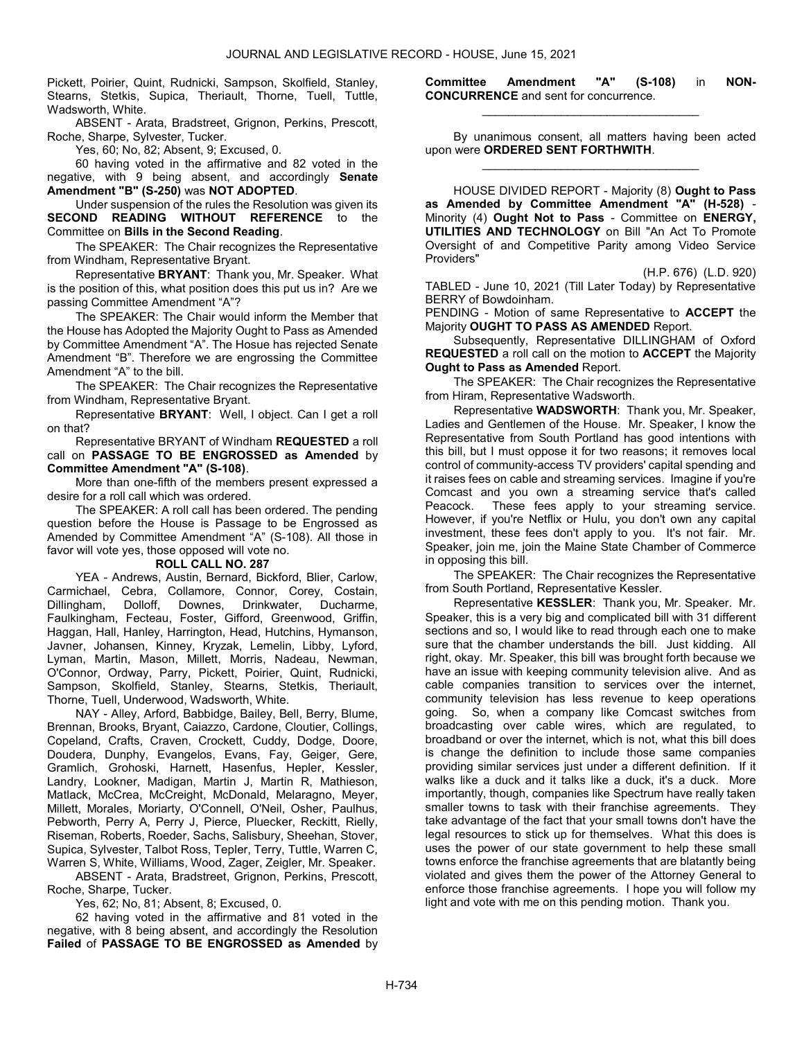Pickett, Poirier, Quint, Rudnicki, Sampson, Skolfield, Stanley, Stearns, Stetkis, Supica, Theriault, Thorne, Tuell, Tuttle, Wadsworth, White.

ABSENT - Arata, Bradstreet, Grignon, Perkins, Prescott, Roche, Sharpe, Sylvester, Tucker.

Yes, 60; No, 82; Absent, 9; Excused, 0.

60 having voted in the affirmative and 82 voted in the negative, with 9 being absent, and accordingly **Senate Amendment "B" (S-250)** was **NOT ADOPTED**.

Under suspension of the rules the Resolution was given its **SECOND READING WITHOUT REFERENCE** to the Committee on **Bills in the Second Reading**.

The SPEAKER: The Chair recognizes the Representative from Windham, Representative Bryant.

Representative **BRYANT**: Thank you, Mr. Speaker. What is the position of this, what position does this put us in? Are we passing Committee Amendment "A"?

The SPEAKER: The Chair would inform the Member that the House has Adopted the Majority Ought to Pass as Amended by Committee Amendment "A". The Hosue has rejected Senate Amendment "B". Therefore we are engrossing the Committee Amendment "A" to the bill.

The SPEAKER: The Chair recognizes the Representative from Windham, Representative Bryant.

Representative **BRYANT**: Well, I object. Can I get a roll on that?

Representative BRYANT of Windham **REQUESTED** a roll call on **PASSAGE TO BE ENGROSSED as Amended** by **Committee Amendment "A" (S-108)**.

More than one-fifth of the members present expressed a desire for a roll call which was ordered.

The SPEAKER: A roll call has been ordered. The pending question before the House is Passage to be Engrossed as Amended by Committee Amendment "A" (S-108). All those in favor will vote yes, those opposed will vote no.

**ROLL CALL NO. 287**

YEA - Andrews, Austin, Bernard, Bickford, Blier, Carlow, Carmichael, Cebra, Collamore, Connor, Corey, Costain, Dillingham, Dolloff, Downes, Drinkwater, Ducharme, Faulkingham, Fecteau, Foster, Gifford, Greenwood, Griffin, Haggan, Hall, Hanley, Harrington, Head, Hutchins, Hymanson, Javner, Johansen, Kinney, Kryzak, Lemelin, Libby, Lyford, Lyman, Martin, Mason, Millett, Morris, Nadeau, Newman, O'Connor, Ordway, Parry, Pickett, Poirier, Quint, Rudnicki, Sampson, Skolfield, Stanley, Stearns, Stetkis, Theriault, Thorne, Tuell, Underwood, Wadsworth, White.

NAY - Alley, Arford, Babbidge, Bailey, Bell, Berry, Blume, Brennan, Brooks, Bryant, Caiazzo, Cardone, Cloutier, Collings, Copeland, Crafts, Craven, Crockett, Cuddy, Dodge, Doore, Doudera, Dunphy, Evangelos, Evans, Fay, Geiger, Gere, Gramlich, Grohoski, Harnett, Hasenfus, Hepler, Kessler, Landry, Lookner, Madigan, Martin J, Martin R, Mathieson, Matlack, McCrea, McCreight, McDonald, Melaragno, Meyer, Millett, Morales, Moriarty, O'Connell, O'Neil, Osher, Paulhus, Pebworth, Perry A, Perry J, Pierce, Pluecker, Reckitt, Rielly, Riseman, Roberts, Roeder, Sachs, Salisbury, Sheehan, Stover, Supica, Sylvester, Talbot Ross, Tepler, Terry, Tuttle, Warren C, Warren S, White, Williams, Wood, Zager, Zeigler, Mr. Speaker.

ABSENT - Arata, Bradstreet, Grignon, Perkins, Prescott, Roche, Sharpe, Tucker.

Yes, 62; No, 81; Absent, 8; Excused, 0.

62 having voted in the affirmative and 81 voted in the negative, with 8 being absent, and accordingly the Resolution **Failed** of **PASSAGE TO BE ENGROSSED as Amended** by **Committee Amendment "A" (S-108)** in **NON-CONCURRENCE** and sent for concurrence.

_________________________________

By unanimous consent, all matters having been acted upon were **ORDERED SENT FORTHWITH**.

_________________________________

HOUSE DIVIDED REPORT - Majority (8) **Ought to Pass as Amended by Committee Amendment "A" (H-528)** - Minority (4) **Ought Not to Pass** - Committee on **ENERGY, UTILITIES AND TECHNOLOGY** on Bill "An Act To Promote Oversight of and Competitive Parity among Video Service Providers"

(H.P. 676) (L.D. 920)

TABLED - June 10, 2021 (Till Later Today) by Representative BERRY of Bowdoinham.

PENDING - Motion of same Representative to **ACCEPT** the Majority **OUGHT TO PASS AS AMENDED** Report.

Subsequently, Representative DILLINGHAM of Oxford **REQUESTED** a roll call on the motion to **ACCEPT** the Majority **Ought to Pass as Amended** Report.

The SPEAKER: The Chair recognizes the Representative from Hiram, Representative Wadsworth.

Representative **WADSWORTH**: Thank you, Mr. Speaker, Ladies and Gentlemen of the House. Mr. Speaker, I know the Representative from South Portland has good intentions with this bill, but I must oppose it for two reasons; it removes local control of community-access TV providers' capital spending and it raises fees on cable and streaming services. Imagine if you're Comcast and you own a streaming service that's called Peacock. These fees apply to your streaming service. However, if you're Netflix or Hulu, you don't own any capital investment, these fees don't apply to you. It's not fair. Mr. Speaker, join me, join the Maine State Chamber of Commerce in opposing this bill.

The SPEAKER: The Chair recognizes the Representative from South Portland, Representative Kessler.

Representative **KESSLER**: Thank you, Mr. Speaker. Mr. Speaker, this is a very big and complicated bill with 31 different sections and so, I would like to read through each one to make sure that the chamber understands the bill. Just kidding. All right, okay. Mr. Speaker, this bill was brought forth because we have an issue with keeping community television alive. And as cable companies transition to services over the internet, community television has less revenue to keep operations going. So, when a company like Comcast switches from broadcasting over cable wires, which are regulated, to broadband or over the internet, which is not, what this bill does is change the definition to include those same companies providing similar services just under a different definition. If it walks like a duck and it talks like a duck, it's a duck. More importantly, though, companies like Spectrum have really taken smaller towns to task with their franchise agreements. They take advantage of the fact that your small towns don't have the legal resources to stick up for themselves. What this does is uses the power of our state government to help these small towns enforce the franchise agreements that are blatantly being violated and gives them the power of the Attorney General to enforce those franchise agreements. I hope you will follow my light and vote with me on this pending motion. Thank you.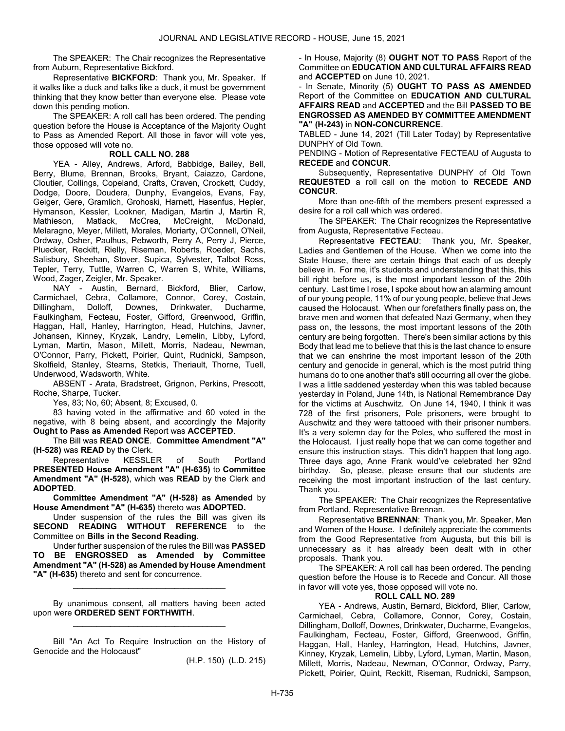The SPEAKER: The Chair recognizes the Representative from Auburn, Representative Bickford.

Representative **BICKFORD**: Thank you, Mr. Speaker. If it walks like a duck and talks like a duck, it must be government thinking that they know better than everyone else. Please vote down this pending motion.

The SPEAKER: A roll call has been ordered. The pending question before the House is Acceptance of the Majority Ought to Pass as Amended Report. All those in favor will vote yes, those opposed will vote no.

**ROLL CALL NO. 288**

YEA - Alley, Andrews, Arford, Babbidge, Bailey, Bell, Berry, Blume, Brennan, Brooks, Bryant, Caiazzo, Cardone, Cloutier, Collings, Copeland, Crafts, Craven, Crockett, Cuddy, Dodge, Doore, Doudera, Dunphy, Evangelos, Evans, Fay, Geiger, Gere, Gramlich, Grohoski, Harnett, Hasenfus, Hepler, Hymanson, Kessler, Lookner, Madigan, Martin J, Martin R, Mathieson, Matlack, McCrea, McCreight, McDonald, Melaragno, Meyer, Millett, Morales, Moriarty, O'Connell, O'Neil, Ordway, Osher, Paulhus, Pebworth, Perry A, Perry J, Pierce, Pluecker, Reckitt, Rielly, Riseman, Roberts, Roeder, Sachs, Salisbury, Sheehan, Stover, Supica, Sylvester, Talbot Ross, Tepler, Terry, Tuttle, Warren C, Warren S, White, Williams, Wood, Zager, Zeigler, Mr. Speaker.

NAY - Austin, Bernard, Bickford, Blier, Carlow, Carmichael, Cebra, Collamore, Connor, Corey, Costain, Dillingham, Dolloff, Downes, Drinkwater, Ducharme, Faulkingham, Fecteau, Foster, Gifford, Greenwood, Griffin, Haggan, Hall, Hanley, Harrington, Head, Hutchins, Javner, Johansen, Kinney, Kryzak, Landry, Lemelin, Libby, Lyford, Lyman, Martin, Mason, Millett, Morris, Nadeau, Newman, O'Connor, Parry, Pickett, Poirier, Quint, Rudnicki, Sampson, Skolfield, Stanley, Stearns, Stetkis, Theriault, Thorne, Tuell, Underwood, Wadsworth, White.

ABSENT - Arata, Bradstreet, Grignon, Perkins, Prescott, Roche, Sharpe, Tucker.

Yes, 83; No, 60; Absent, 8; Excused, 0.

83 having voted in the affirmative and 60 voted in the negative, with 8 being absent, and accordingly the Majority **Ought to Pass as Amended** Report was **ACCEPTED**.

The Bill was **READ ONCE**. **Committee Amendment "A" (H-528)** was **READ** by the Clerk.

Representative KESSLER of South Portland **PRESENTED House Amendment "A" (H-635)** to **Committee Amendment "A" (H-528)**, which was **READ** by the Clerk and **ADOPTED**.

**Committee Amendment "A" (H-528) as Amended** by **House Amendment "A" (H-635)** thereto was **ADOPTED.**

Under suspension of the rules the Bill was given its **SECOND READING WITHOUT REFERENCE** to the Committee on **Bills in the Second Reading**.

Under further suspension of the rules the Bill was **PASSED TO BE ENGROSSED as Amended by Committee Amendment "A" (H-528) as Amended by House Amendment "A" (H-635)** thereto and sent for concurrence.

---

By unanimous consent, all matters having been acted upon were **ORDERED SENT FORTHWITH**.

---

Bill "An Act To Require Instruction on the History of Genocide and the Holocaust"

(H.P. 150) (L.D. 215)

- In House, Majority (8) **OUGHT NOT TO PASS** Report of the Committee on **EDUCATION AND CULTURAL AFFAIRS READ** and **ACCEPTED** on June 10, 2021.

- In Senate, Minority (5) **OUGHT TO PASS AS AMENDED** Report of the Committee on **EDUCATION AND CULTURAL AFFAIRS READ** and **ACCEPTED** and the Bill **PASSED TO BE ENGROSSED AS AMENDED BY COMMITTEE AMENDMENT "A" (H-243)** in **NON-CONCURRENCE**.

TABLED - June 14, 2021 (Till Later Today) by Representative DUNPHY of Old Town.

PENDING - Motion of Representative FECTEAU of Augusta to **RECEDE** and **CONCUR**.

Subsequently, Representative DUNPHY of Old Town **REQUESTED** a roll call on the motion to **RECEDE AND CONCUR**.

More than one-fifth of the members present expressed a desire for a roll call which was ordered.

The SPEAKER: The Chair recognizes the Representative from Augusta, Representative Fecteau.

Representative **FECTEAU**: Thank you, Mr. Speaker, Ladies and Gentlemen of the House. When we come into the State House, there are certain things that each of us deeply believe in. For me, it's students and understanding that this, this bill right before us, is the most important lesson of the 20th century. Last time I rose, I spoke about how an alarming amount of our young people, 11% of our young people, believe that Jews caused the Holocaust. When our forefathers finally pass on, the brave men and women that defeated Nazi Germany, when they pass on, the lessons, the most important lessons of the 20th century are being forgotten. There's been similar actions by this Body that lead me to believe that this is the last chance to ensure that we can enshrine the most important lesson of the 20th century and genocide in general, which is the most putrid thing humans do to one another that's still occurring all over the globe. I was a little saddened yesterday when this was tabled because yesterday in Poland, June 14th, is National Remembrance Day for the victims at Auschwitz. On June 14, 1940, I think it was 728 of the first prisoners, Pole prisoners, were brought to Auschwitz and they were tattooed with their prisoner numbers. It's a very solemn day for the Poles, who suffered the most in the Holocaust. I just really hope that we can come together and ensure this instruction stays. This didn't happen that long ago. Three days ago, Anne Frank would've celebrated her 92nd birthday. So, please, please ensure that our students are receiving the most important instruction of the last century. Thank you.

The SPEAKER: The Chair recognizes the Representative from Portland, Representative Brennan.

Representative **BRENNAN**: Thank you, Mr. Speaker, Men and Women of the House. I definitely appreciate the comments from the Good Representative from Augusta, but this bill is unnecessary as it has already been dealt with in other proposals. Thank you.

The SPEAKER: A roll call has been ordered. The pending question before the House is to Recede and Concur. All those in favor will vote yes, those opposed will vote no.

**ROLL CALL NO. 289**

YEA - Andrews, Austin, Bernard, Bickford, Blier, Carlow, Carmichael, Cebra, Collamore, Connor, Corey, Costain, Dillingham, Dolloff, Downes, Drinkwater, Ducharme, Evangelos, Faulkingham, Fecteau, Foster, Gifford, Greenwood, Griffin, Haggan, Hall, Hanley, Harrington, Head, Hutchins, Javner, Kinney, Kryzak, Lemelin, Libby, Lyford, Lyman, Martin, Mason, Millett, Morris, Nadeau, Newman, O'Connor, Ordway, Parry, Pickett, Poirier, Quint, Reckitt, Riseman, Rudnicki, Sampson,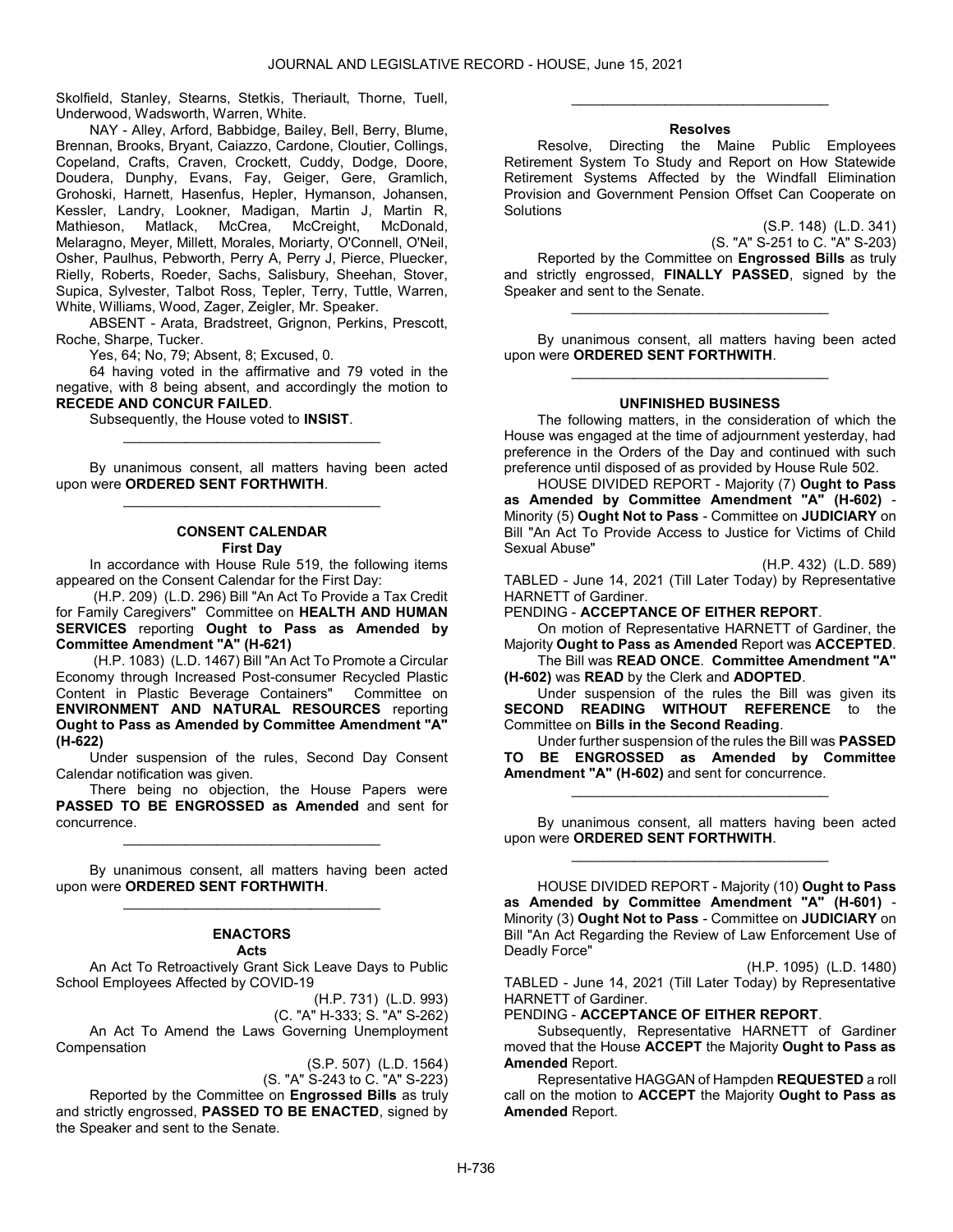Skolfield, Stanley, Stearns, Stetkis, Theriault, Thorne, Tuell, Underwood, Wadsworth, Warren, White.

NAY - Alley, Arford, Babbidge, Bailey, Bell, Berry, Blume, Brennan, Brooks, Bryant, Caiazzo, Cardone, Cloutier, Collings, Copeland, Crafts, Craven, Crockett, Cuddy, Dodge, Doore, Doudera, Dunphy, Evans, Fay, Geiger, Gere, Gramlich, Grohoski, Harnett, Hasenfus, Hepler, Hymanson, Johansen, Kessler, Landry, Lookner, Madigan, Martin J, Martin R, Mathieson, Matlack, McCrea, McCreight, McDonald, Melaragno, Meyer, Millett, Morales, Moriarty, O'Connell, O'Neil, Osher, Paulhus, Pebworth, Perry A, Perry J, Pierce, Pluecker, Rielly, Roberts, Roeder, Sachs, Salisbury, Sheehan, Stover, Supica, Sylvester, Talbot Ross, Tepler, Terry, Tuttle, Warren, White, Williams, Wood, Zager, Zeigler, Mr. Speaker.

ABSENT - Arata, Bradstreet, Grignon, Perkins, Prescott, Roche, Sharpe, Tucker.

Yes, 64; No, 79; Absent, 8; Excused, 0.

64 having voted in the affirmative and 79 voted in the negative, with 8 being absent, and accordingly the motion to **RECEDE AND CONCUR FAILED**.

Subsequently, the House voted to **INSIST**.

---

By unanimous consent, all matters having been acted upon were **ORDERED SENT FORTHWITH**.

---

## CONSENT CALENDAR

### First Day

In accordance with House Rule 519, the following items appeared on the Consent Calendar for the First Day:

(H.P. 209) (L.D. 296) Bill "An Act To Provide a Tax Credit for Family Caregivers" Committee on **HEALTH AND HUMAN SERVICES** reporting **Ought to Pass as Amended by Committee Amendment "A" (H-621)**

(H.P. 1083) (L.D. 1467) Bill "An Act To Promote a Circular Economy through Increased Post-consumer Recycled Plastic Content in Plastic Beverage Containers" Committee on **ENVIRONMENT AND NATURAL RESOURCES** reporting **Ought to Pass as Amended by Committee Amendment "A" (H-622)**

Under suspension of the rules, Second Day Consent Calendar notification was given.

There being no objection, the House Papers were **PASSED TO BE ENGROSSED as Amended** and sent for concurrence.

---

By unanimous consent, all matters having been acted upon were **ORDERED SENT FORTHWITH**.

---

## ENACTORS

### Acts

An Act To Retroactively Grant Sick Leave Days to Public School Employees Affected by COVID-19

(H.P. 731) (L.D. 993)
(C. "A" H-333; S. "A" S-262)

An Act To Amend the Laws Governing Unemployment Compensation

(S.P. 507) (L.D. 1564)
(S. "A" S-243 to C. "A" S-223)

Reported by the Committee on **Engrossed Bills** as truly and strictly engrossed, **PASSED TO BE ENACTED**, signed by the Speaker and sent to the Senate.

---

### Resolves

Resolve, Directing the Maine Public Employees Retirement System To Study and Report on How Statewide Retirement Systems Affected by the Windfall Elimination Provision and Government Pension Offset Can Cooperate on Solutions

(S.P. 148) (L.D. 341)
(S. "A" S-251 to C. "A" S-203)

Reported by the Committee on **Engrossed Bills** as truly and strictly engrossed, **FINALLY PASSED**, signed by the Speaker and sent to the Senate.

---

By unanimous consent, all matters having been acted upon were **ORDERED SENT FORTHWITH**.

---

## UNFINISHED BUSINESS

The following matters, in the consideration of which the House was engaged at the time of adjournment yesterday, had preference in the Orders of the Day and continued with such preference until disposed of as provided by House Rule 502.

HOUSE DIVIDED REPORT - Majority (7) **Ought to Pass as Amended by Committee Amendment "A" (H-602)** - Minority (5) **Ought Not to Pass** - Committee on **JUDICIARY** on Bill "An Act To Provide Access to Justice for Victims of Child Sexual Abuse"

(H.P. 432) (L.D. 589)

TABLED - June 14, 2021 (Till Later Today) by Representative HARNETT of Gardiner.

PENDING - **ACCEPTANCE OF EITHER REPORT**.

On motion of Representative HARNETT of Gardiner, the Majority **Ought to Pass as Amended** Report was **ACCEPTED**.

The Bill was **READ ONCE**. **Committee Amendment "A" (H-602)** was **READ** by the Clerk and **ADOPTED**.

Under suspension of the rules the Bill was given its **SECOND READING WITHOUT REFERENCE** to the Committee on **Bills in the Second Reading**.

Under further suspension of the rules the Bill was **PASSED TO BE ENGROSSED as Amended by Committee Amendment "A" (H-602)** and sent for concurrence.

---

By unanimous consent, all matters having been acted upon were **ORDERED SENT FORTHWITH**.

---

HOUSE DIVIDED REPORT - Majority (10) **Ought to Pass as Amended by Committee Amendment "A" (H-601)** - Minority (3) **Ought Not to Pass** - Committee on **JUDICIARY** on Bill "An Act Regarding the Review of Law Enforcement Use of Deadly Force"

(H.P. 1095) (L.D. 1480)

TABLED - June 14, 2021 (Till Later Today) by Representative HARNETT of Gardiner.

PENDING - **ACCEPTANCE OF EITHER REPORT**.

Subsequently, Representative HARNETT of Gardiner moved that the House **ACCEPT** the Majority **Ought to Pass as Amended** Report.

Representative HAGGAN of Hampden **REQUESTED** a roll call on the motion to **ACCEPT** the Majority **Ought to Pass as Amended** Report.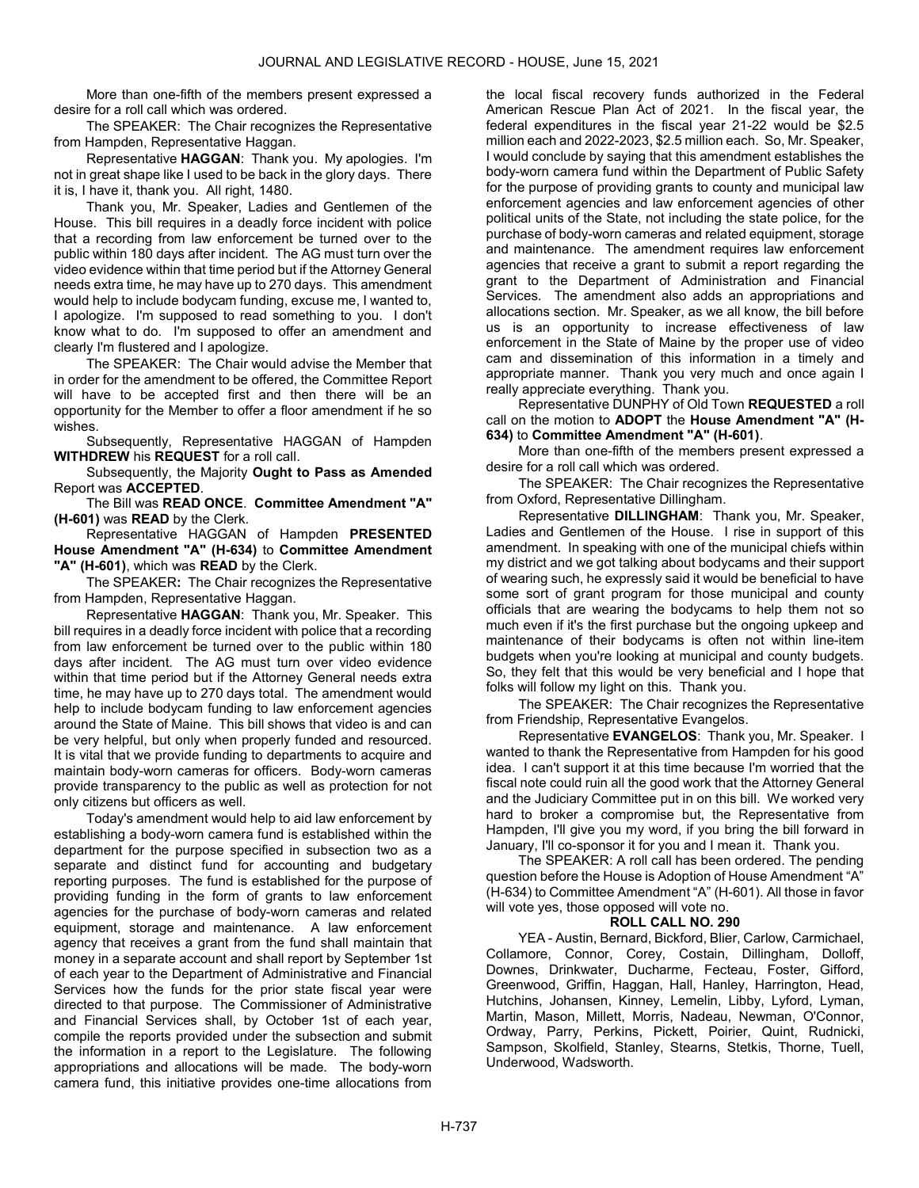More than one-fifth of the members present expressed a desire for a roll call which was ordered.

The SPEAKER: The Chair recognizes the Representative from Hampden, Representative Haggan.

Representative **HAGGAN**: Thank you. My apologies. I'm not in great shape like I used to be back in the glory days. There it is, I have it, thank you. All right, 1480.

Thank you, Mr. Speaker, Ladies and Gentlemen of the House. This bill requires in a deadly force incident with police that a recording from law enforcement be turned over to the public within 180 days after incident. The AG must turn over the video evidence within that time period but if the Attorney General needs extra time, he may have up to 270 days. This amendment would help to include bodycam funding, excuse me, I wanted to, I apologize. I'm supposed to read something to you. I don't know what to do. I'm supposed to offer an amendment and clearly I'm flustered and I apologize.

The SPEAKER: The Chair would advise the Member that in order for the amendment to be offered, the Committee Report will have to be accepted first and then there will be an opportunity for the Member to offer a floor amendment if he so wishes.

Subsequently, Representative HAGGAN of Hampden **WITHDREW** his **REQUEST** for a roll call.

Subsequently, the Majority **Ought to Pass as Amended** Report was **ACCEPTED**.

The Bill was **READ ONCE**. **Committee Amendment "A" (H-601)** was **READ** by the Clerk.

Representative HAGGAN of Hampden **PRESENTED House Amendment "A" (H-634)** to **Committee Amendment "A" (H-601)**, which was **READ** by the Clerk.

The SPEAKER**:** The Chair recognizes the Representative from Hampden, Representative Haggan.

Representative **HAGGAN**: Thank you, Mr. Speaker. This bill requires in a deadly force incident with police that a recording from law enforcement be turned over to the public within 180 days after incident. The AG must turn over video evidence within that time period but if the Attorney General needs extra time, he may have up to 270 days total. The amendment would help to include bodycam funding to law enforcement agencies around the State of Maine. This bill shows that video is and can be very helpful, but only when properly funded and resourced. It is vital that we provide funding to departments to acquire and maintain body-worn cameras for officers. Body-worn cameras provide transparency to the public as well as protection for not only citizens but officers as well.

Today's amendment would help to aid law enforcement by establishing a body-worn camera fund is established within the department for the purpose specified in subsection two as a separate and distinct fund for accounting and budgetary reporting purposes. The fund is established for the purpose of providing funding in the form of grants to law enforcement agencies for the purchase of body-worn cameras and related equipment, storage and maintenance. A law enforcement agency that receives a grant from the fund shall maintain that money in a separate account and shall report by September 1st of each year to the Department of Administrative and Financial Services how the funds for the prior state fiscal year were directed to that purpose. The Commissioner of Administrative and Financial Services shall, by October 1st of each year, compile the reports provided under the subsection and submit the information in a report to the Legislature. The following appropriations and allocations will be made. The body-worn camera fund, this initiative provides one-time allocations from the local fiscal recovery funds authorized in the Federal American Rescue Plan Act of 2021. In the fiscal year, the federal expenditures in the fiscal year 21-22 would be $2.5 million each and 2022-2023, $2.5 million each. So, Mr. Speaker, I would conclude by saying that this amendment establishes the body-worn camera fund within the Department of Public Safety for the purpose of providing grants to county and municipal law enforcement agencies and law enforcement agencies of other political units of the State, not including the state police, for the purchase of body-worn cameras and related equipment, storage and maintenance. The amendment requires law enforcement agencies that receive a grant to submit a report regarding the grant to the Department of Administration and Financial Services. The amendment also adds an appropriations and allocations section. Mr. Speaker, as we all know, the bill before us is an opportunity to increase effectiveness of law enforcement in the State of Maine by the proper use of video cam and dissemination of this information in a timely and appropriate manner. Thank you very much and once again I really appreciate everything. Thank you.

Representative DUNPHY of Old Town **REQUESTED** a roll call on the motion to **ADOPT** the **House Amendment "A" (H-634)** to **Committee Amendment "A" (H-601)**.

More than one-fifth of the members present expressed a desire for a roll call which was ordered.

The SPEAKER: The Chair recognizes the Representative from Oxford, Representative Dillingham.

Representative **DILLINGHAM**: Thank you, Mr. Speaker, Ladies and Gentlemen of the House. I rise in support of this amendment. In speaking with one of the municipal chiefs within my district and we got talking about bodycams and their support of wearing such, he expressly said it would be beneficial to have some sort of grant program for those municipal and county officials that are wearing the bodycams to help them not so much even if it's the first purchase but the ongoing upkeep and maintenance of their bodycams is often not within line-item budgets when you're looking at municipal and county budgets. So, they felt that this would be very beneficial and I hope that folks will follow my light on this. Thank you.

The SPEAKER: The Chair recognizes the Representative from Friendship, Representative Evangelos.

Representative **EVANGELOS**: Thank you, Mr. Speaker. I wanted to thank the Representative from Hampden for his good idea. I can't support it at this time because I'm worried that the fiscal note could ruin all the good work that the Attorney General and the Judiciary Committee put in on this bill. We worked very hard to broker a compromise but, the Representative from Hampden, I'll give you my word, if you bring the bill forward in January, I'll co-sponsor it for you and I mean it. Thank you.

The SPEAKER: A roll call has been ordered. The pending question before the House is Adoption of House Amendment "A" (H-634) to Committee Amendment "A" (H-601). All those in favor will vote yes, those opposed will vote no.

**ROLL CALL NO. 290**

YEA - Austin, Bernard, Bickford, Blier, Carlow, Carmichael, Collamore, Connor, Corey, Costain, Dillingham, Dolloff, Downes, Drinkwater, Ducharme, Fecteau, Foster, Gifford, Greenwood, Griffin, Haggan, Hall, Hanley, Harrington, Head, Hutchins, Johansen, Kinney, Lemelin, Libby, Lyford, Lyman, Martin, Mason, Millett, Morris, Nadeau, Newman, O'Connor, Ordway, Parry, Perkins, Pickett, Poirier, Quint, Rudnicki, Sampson, Skolfield, Stanley, Stearns, Stetkis, Thorne, Tuell, Underwood, Wadsworth.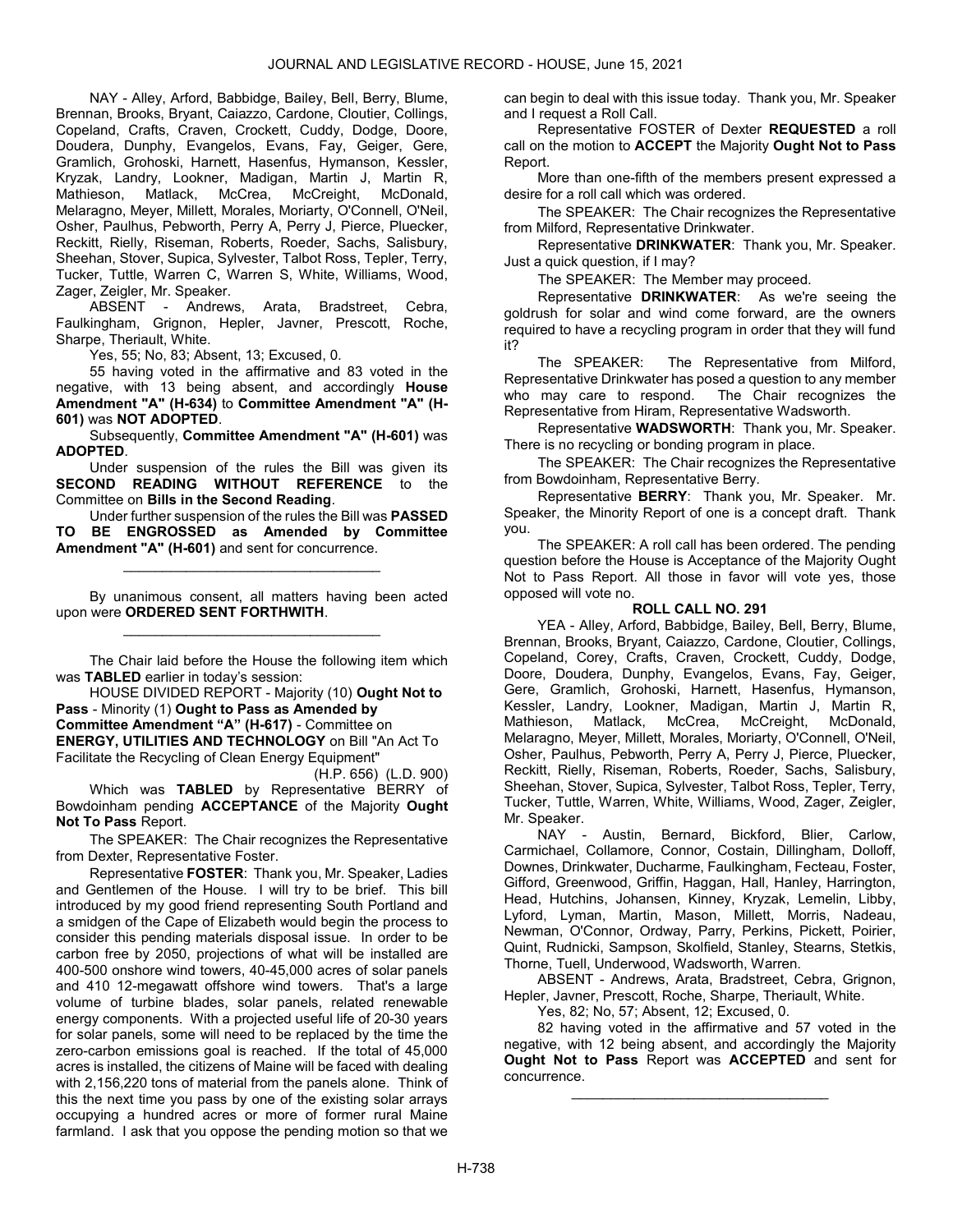NAY - Alley, Arford, Babbidge, Bailey, Bell, Berry, Blume, Brennan, Brooks, Bryant, Caiazzo, Cardone, Cloutier, Collings, Copeland, Crafts, Craven, Crockett, Cuddy, Dodge, Doore, Doudera, Dunphy, Evangelos, Evans, Fay, Geiger, Gere, Gramlich, Grohoski, Harnett, Hasenfus, Hymanson, Kessler, Kryzak, Landry, Lookner, Madigan, Martin J, Martin R, Mathieson, Matlack, McCrea, McCreight, McDonald, Melaragno, Meyer, Millett, Morales, Moriarty, O'Connell, O'Neil, Osher, Paulhus, Pebworth, Perry A, Perry J, Pierce, Pluecker, Reckitt, Rielly, Riseman, Roberts, Roeder, Sachs, Salisbury, Sheehan, Stover, Supica, Sylvester, Talbot Ross, Tepler, Terry, Tucker, Tuttle, Warren C, Warren S, White, Williams, Wood, Zager, Zeigler, Mr. Speaker.

ABSENT - Andrews, Arata, Bradstreet, Cebra, Faulkingham, Grignon, Hepler, Javner, Prescott, Roche, Sharpe, Theriault, White.

Yes, 55; No, 83; Absent, 13; Excused, 0.

55 having voted in the affirmative and 83 voted in the negative, with 13 being absent, and accordingly **House Amendment "A" (H-634)** to **Committee Amendment "A" (H-601)** was **NOT ADOPTED**.

Subsequently, **Committee Amendment "A" (H-601)** was **ADOPTED**.

Under suspension of the rules the Bill was given its **SECOND READING WITHOUT REFERENCE** to the Committee on **Bills in the Second Reading**.

Under further suspension of the rules the Bill was **PASSED TO BE ENGROSSED as Amended by Committee Amendment "A" (H-601)** and sent for concurrence.

---

By unanimous consent, all matters having been acted upon were **ORDERED SENT FORTHWITH**.

---

The Chair laid before the House the following item which was **TABLED** earlier in today's session:

HOUSE DIVIDED REPORT - Majority (10) **Ought Not to Pass** - Minority (1) **Ought to Pass as Amended by Committee Amendment "A" (H-617)** - Committee on **ENERGY, UTILITIES AND TECHNOLOGY** on Bill "An Act To Facilitate the Recycling of Clean Energy Equipment"

(H.P. 656) (L.D. 900)

Which was **TABLED** by Representative BERRY of Bowdoinham pending **ACCEPTANCE** of the Majority **Ought Not To Pass** Report.

The SPEAKER: The Chair recognizes the Representative from Dexter, Representative Foster.

Representative **FOSTER**: Thank you, Mr. Speaker, Ladies and Gentlemen of the House. I will try to be brief. This bill introduced by my good friend representing South Portland and a smidgen of the Cape of Elizabeth would begin the process to consider this pending materials disposal issue. In order to be carbon free by 2050, projections of what will be installed are 400-500 onshore wind towers, 40-45,000 acres of solar panels and 410 12-megawatt offshore wind towers. That's a large volume of turbine blades, solar panels, related renewable energy components. With a projected useful life of 20-30 years for solar panels, some will need to be replaced by the time the zero-carbon emissions goal is reached. If the total of 45,000 acres is installed, the citizens of Maine will be faced with dealing with 2,156,220 tons of material from the panels alone. Think of this the next time you pass by one of the existing solar arrays occupying a hundred acres or more of former rural Maine farmland. I ask that you oppose the pending motion so that we can begin to deal with this issue today. Thank you, Mr. Speaker and I request a Roll Call.

Representative FOSTER of Dexter **REQUESTED** a roll call on the motion to **ACCEPT** the Majority **Ought Not to Pass** Report.

More than one-fifth of the members present expressed a desire for a roll call which was ordered.

The SPEAKER: The Chair recognizes the Representative from Milford, Representative Drinkwater.

Representative **DRINKWATER**: Thank you, Mr. Speaker. Just a quick question, if I may?

The SPEAKER: The Member may proceed.

Representative **DRINKWATER**: As we're seeing the goldrush for solar and wind come forward, are the owners required to have a recycling program in order that they will fund it?

The SPEAKER: The Representative from Milford, Representative Drinkwater has posed a question to any member who may care to respond. The Chair recognizes the Representative from Hiram, Representative Wadsworth.

Representative **WADSWORTH**: Thank you, Mr. Speaker. There is no recycling or bonding program in place.

The SPEAKER: The Chair recognizes the Representative from Bowdoinham, Representative Berry.

Representative **BERRY**: Thank you, Mr. Speaker. Mr. Speaker, the Minority Report of one is a concept draft. Thank you.

The SPEAKER: A roll call has been ordered. The pending question before the House is Acceptance of the Majority Ought Not to Pass Report. All those in favor will vote yes, those opposed will vote no.

**ROLL CALL NO. 291**

YEA - Alley, Arford, Babbidge, Bailey, Bell, Berry, Blume, Brennan, Brooks, Bryant, Caiazzo, Cardone, Cloutier, Collings, Copeland, Corey, Crafts, Craven, Crockett, Cuddy, Dodge, Doore, Doudera, Dunphy, Evangelos, Evans, Fay, Geiger, Gere, Gramlich, Grohoski, Harnett, Hasenfus, Hymanson, Kessler, Landry, Lookner, Madigan, Martin J, Martin R, Mathieson, Matlack, McCrea, McCreight, McDonald, Melaragno, Meyer, Millett, Morales, Moriarty, O'Connell, O'Neil, Osher, Paulhus, Pebworth, Perry A, Perry J, Pierce, Pluecker, Reckitt, Rielly, Riseman, Roberts, Roeder, Sachs, Salisbury, Sheehan, Stover, Supica, Sylvester, Talbot Ross, Tepler, Terry, Tucker, Tuttle, Warren, White, Williams, Wood, Zager, Zeigler, Mr. Speaker.

NAY - Austin, Bernard, Bickford, Blier, Carlow, Carmichael, Collamore, Connor, Costain, Dillingham, Dolloff, Downes, Drinkwater, Ducharme, Faulkingham, Fecteau, Foster, Gifford, Greenwood, Griffin, Haggan, Hall, Hanley, Harrington, Head, Hutchins, Johansen, Kinney, Kryzak, Lemelin, Libby, Lyford, Lyman, Martin, Mason, Millett, Morris, Nadeau, Newman, O'Connor, Ordway, Parry, Perkins, Pickett, Poirier, Quint, Rudnicki, Sampson, Skolfield, Stanley, Stearns, Stetkis, Thorne, Tuell, Underwood, Wadsworth, Warren.

ABSENT - Andrews, Arata, Bradstreet, Cebra, Grignon, Hepler, Javner, Prescott, Roche, Sharpe, Theriault, White.

Yes, 82; No, 57; Absent, 12; Excused, 0.

82 having voted in the affirmative and 57 voted in the negative, with 12 being absent, and accordingly the Majority **Ought Not to Pass** Report was **ACCEPTED** and sent for concurrence.

---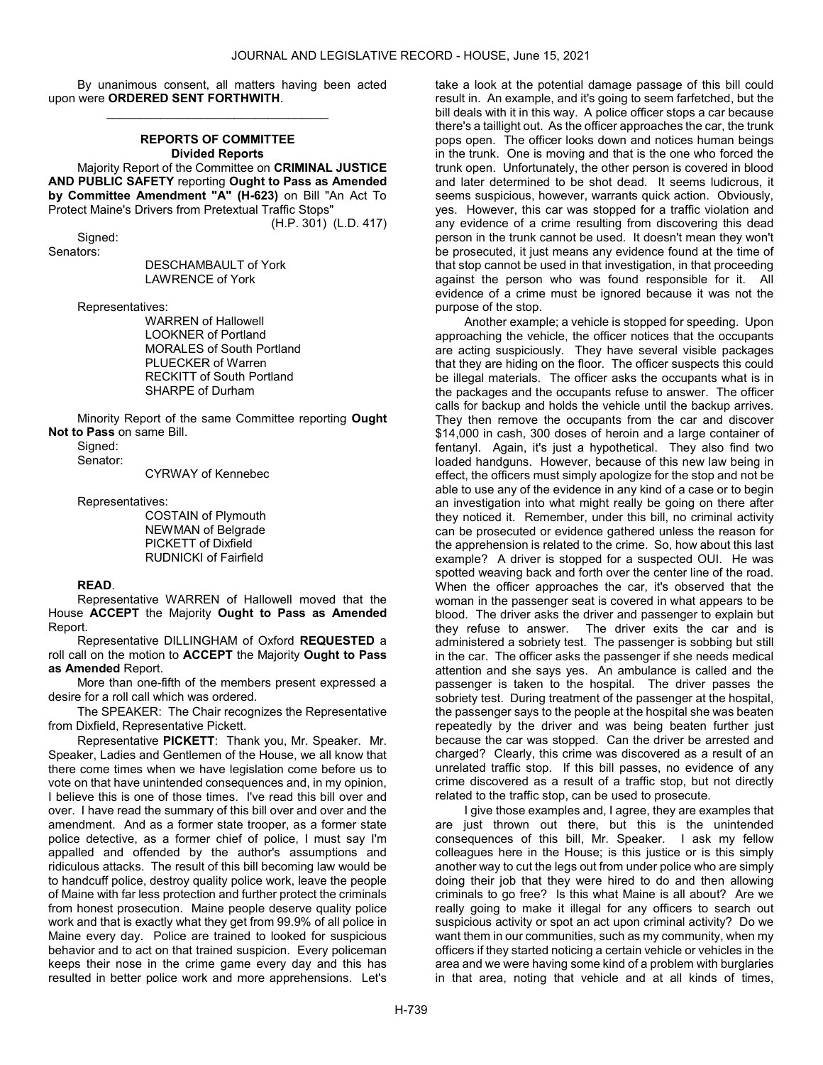By unanimous consent, all matters having been acted upon were **ORDERED SENT FORTHWITH**.

_________________________________

## REPORTS OF COMMITTEE
### Divided Reports

Majority Report of the Committee on **CRIMINAL JUSTICE AND PUBLIC SAFETY** reporting **Ought to Pass as Amended by Committee Amendment "A" (H-623)** on Bill "An Act To Protect Maine's Drivers from Pretextual Traffic Stops"

(H.P. 301) (L.D. 417)

Signed:

Senators:

DESCHAMBAULT of York
LAWRENCE of York

Representatives:

WARREN of Hallowell
LOOKNER of Portland
MORALES of South Portland
PLUECKER of Warren
RECKITT of South Portland
SHARPE of Durham

Minority Report of the same Committee reporting **Ought Not to Pass** on same Bill.

Signed:

Senator:

CYRWAY of Kennebec

Representatives:

COSTAIN of Plymouth
NEWMAN of Belgrade
PICKETT of Dixfield
RUDNICKI of Fairfield

**READ**.

Representative WARREN of Hallowell moved that the House **ACCEPT** the Majority **Ought to Pass as Amended** Report.

Representative DILLINGHAM of Oxford **REQUESTED** a roll call on the motion to **ACCEPT** the Majority **Ought to Pass as Amended** Report.

More than one-fifth of the members present expressed a desire for a roll call which was ordered.

The SPEAKER: The Chair recognizes the Representative from Dixfield, Representative Pickett.

Representative **PICKETT**: Thank you, Mr. Speaker. Mr. Speaker, Ladies and Gentlemen of the House, we all know that there come times when we have legislation come before us to vote on that have unintended consequences and, in my opinion, I believe this is one of those times. I've read this bill over and over. I have read the summary of this bill over and over and the amendment. And as a former state trooper, as a former state police detective, as a former chief of police, I must say I'm appalled and offended by the author's assumptions and ridiculous attacks. The result of this bill becoming law would be to handcuff police, destroy quality police work, leave the people of Maine with far less protection and further protect the criminals from honest prosecution. Maine people deserve quality police work and that is exactly what they get from 99.9% of all police in Maine every day. Police are trained to looked for suspicious behavior and to act on that trained suspicion. Every policeman keeps their nose in the crime game every day and this has resulted in better police work and more apprehensions. Let's take a look at the potential damage passage of this bill could result in. An example, and it's going to seem farfetched, but the bill deals with it in this way. A police officer stops a car because there's a taillight out. As the officer approaches the car, the trunk pops open. The officer looks down and notices human beings in the trunk. One is moving and that is the one who forced the trunk open. Unfortunately, the other person is covered in blood and later determined to be shot dead. It seems ludicrous, it seems suspicious, however, warrants quick action. Obviously, yes. However, this car was stopped for a traffic violation and any evidence of a crime resulting from discovering this dead person in the trunk cannot be used. It doesn't mean they won't be prosecuted, it just means any evidence found at the time of that stop cannot be used in that investigation, in that proceeding against the person who was found responsible for it. All evidence of a crime must be ignored because it was not the purpose of the stop.

Another example; a vehicle is stopped for speeding. Upon approaching the vehicle, the officer notices that the occupants are acting suspiciously. They have several visible packages that they are hiding on the floor. The officer suspects this could be illegal materials. The officer asks the occupants what is in the packages and the occupants refuse to answer. The officer calls for backup and holds the vehicle until the backup arrives. They then remove the occupants from the car and discover $14,000 in cash, 300 doses of heroin and a large container of fentanyl. Again, it's just a hypothetical. They also find two loaded handguns. However, because of this new law being in effect, the officers must simply apologize for the stop and not be able to use any of the evidence in any kind of a case or to begin an investigation into what might really be going on there after they noticed it. Remember, under this bill, no criminal activity can be prosecuted or evidence gathered unless the reason for the apprehension is related to the crime. So, how about this last example? A driver is stopped for a suspected OUI. He was spotted weaving back and forth over the center line of the road. When the officer approaches the car, it's observed that the woman in the passenger seat is covered in what appears to be blood. The driver asks the driver and passenger to explain but they refuse to answer. The driver exits the car and is administered a sobriety test. The passenger is sobbing but still in the car. The officer asks the passenger if she needs medical attention and she says yes. An ambulance is called and the passenger is taken to the hospital. The driver passes the sobriety test. During treatment of the passenger at the hospital, the passenger says to the people at the hospital she was beaten repeatedly by the driver and was being beaten further just because the car was stopped. Can the driver be arrested and charged? Clearly, this crime was discovered as a result of an unrelated traffic stop. If this bill passes, no evidence of any crime discovered as a result of a traffic stop, but not directly related to the traffic stop, can be used to prosecute.

I give those examples and, I agree, they are examples that are just thrown out there, but this is the unintended consequences of this bill, Mr. Speaker. I ask my fellow colleagues here in the House; is this justice or is this simply another way to cut the legs out from under police who are simply doing their job that they were hired to do and then allowing criminals to go free? Is this what Maine is all about? Are we really going to make it illegal for any officers to search out suspicious activity or spot an act upon criminal activity? Do we want them in our communities, such as my community, when my officers if they started noticing a certain vehicle or vehicles in the area and we were having some kind of a problem with burglaries in that area, noting that vehicle and at all kinds of times,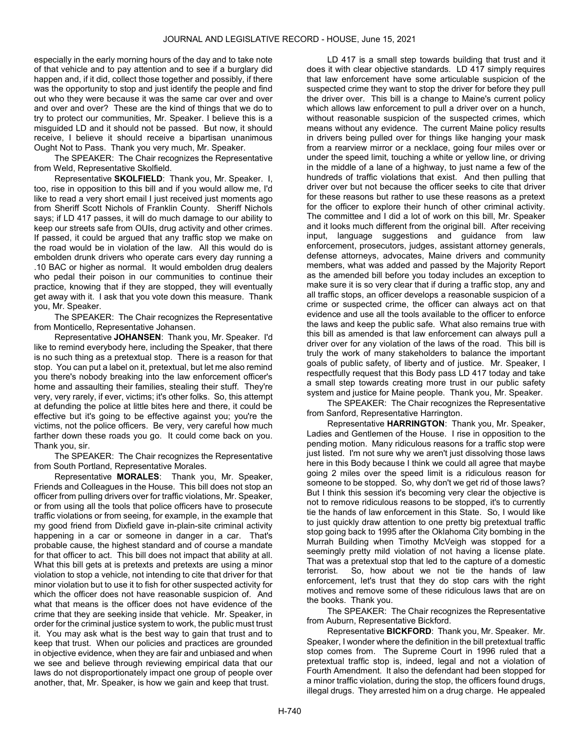especially in the early morning hours of the day and to take note of that vehicle and to pay attention and to see if a burglary did happen and, if it did, collect those together and possibly, if there was the opportunity to stop and just identify the people and find out who they were because it was the same car over and over and over and over? These are the kind of things that we do to try to protect our communities, Mr. Speaker. I believe this is a misguided LD and it should not be passed. But now, it should receive, I believe it should receive a bipartisan unanimous Ought Not to Pass. Thank you very much, Mr. Speaker.

The SPEAKER: The Chair recognizes the Representative from Weld, Representative Skolfield.

Representative **SKOLFIELD**: Thank you, Mr. Speaker. I, too, rise in opposition to this bill and if you would allow me, I'd like to read a very short email I just received just moments ago from Sheriff Scott Nichols of Franklin County. Sheriff Nichols says; if LD 417 passes, it will do much damage to our ability to keep our streets safe from OUIs, drug activity and other crimes. If passed, it could be argued that any traffic stop we make on the road would be in violation of the law. All this would do is embolden drunk drivers who operate cars every day running a .10 BAC or higher as normal. It would embolden drug dealers who pedal their poison in our communities to continue their practice, knowing that if they are stopped, they will eventually get away with it. I ask that you vote down this measure. Thank you, Mr. Speaker.

The SPEAKER: The Chair recognizes the Representative from Monticello, Representative Johansen.

Representative **JOHANSEN**: Thank you, Mr. Speaker. I'd like to remind everybody here, including the Speaker, that there is no such thing as a pretextual stop. There is a reason for that stop. You can put a label on it, pretextual, but let me also remind you there's nobody breaking into the law enforcement officer's home and assaulting their families, stealing their stuff. They're very, very rarely, if ever, victims; it's other folks. So, this attempt at defunding the police at little bites here and there, it could be effective but it's going to be effective against you; you're the victims, not the police officers. Be very, very careful how much farther down these roads you go. It could come back on you. Thank you, sir.

The SPEAKER: The Chair recognizes the Representative from South Portland, Representative Morales.

Representative **MORALES**: Thank you, Mr. Speaker, Friends and Colleagues in the House. This bill does not stop an officer from pulling drivers over for traffic violations, Mr. Speaker, or from using all the tools that police officers have to prosecute traffic violations or from seeing, for example, in the example that my good friend from Dixfield gave in-plain-site criminal activity happening in a car or someone in danger in a car. That's probable cause, the highest standard and of course a mandate for that officer to act. This bill does not impact that ability at all. What this bill gets at is pretexts and pretexts are using a minor violation to stop a vehicle, not intending to cite that driver for that minor violation but to use it to fish for other suspected activity for which the officer does not have reasonable suspicion of. And what that means is the officer does not have evidence of the crime that they are seeking inside that vehicle. Mr. Speaker, in order for the criminal justice system to work, the public must trust it. You may ask what is the best way to gain that trust and to keep that trust. When our policies and practices are grounded in objective evidence, when they are fair and unbiased and when we see and believe through reviewing empirical data that our laws do not disproportionately impact one group of people over another, that, Mr. Speaker, is how we gain and keep that trust.

LD 417 is a small step towards building that trust and it does it with clear objective standards. LD 417 simply requires that law enforcement have some articulable suspicion of the suspected crime they want to stop the driver for before they pull the driver over. This bill is a change to Maine's current policy which allows law enforcement to pull a driver over on a hunch, without reasonable suspicion of the suspected crimes, which means without any evidence. The current Maine policy results in drivers being pulled over for things like hanging your mask from a rearview mirror or a necklace, going four miles over or under the speed limit, touching a white or yellow line, or driving in the middle of a lane of a highway, to just name a few of the hundreds of traffic violations that exist. And then pulling that driver over but not because the officer seeks to cite that driver for these reasons but rather to use these reasons as a pretext for the officer to explore their hunch of other criminal activity. The committee and I did a lot of work on this bill, Mr. Speaker and it looks much different from the original bill. After receiving input, language suggestions and guidance from law enforcement, prosecutors, judges, assistant attorney generals, defense attorneys, advocates, Maine drivers and community members, what was added and passed by the Majority Report as the amended bill before you today includes an exception to make sure it is so very clear that if during a traffic stop, any and all traffic stops, an officer develops a reasonable suspicion of a crime or suspected crime, the officer can always act on that evidence and use all the tools available to the officer to enforce the laws and keep the public safe. What also remains true with this bill as amended is that law enforcement can always pull a driver over for any violation of the laws of the road. This bill is truly the work of many stakeholders to balance the important goals of public safety, of liberty and of justice. Mr. Speaker, I respectfully request that this Body pass LD 417 today and take a small step towards creating more trust in our public safety system and justice for Maine people. Thank you, Mr. Speaker.

The SPEAKER: The Chair recognizes the Representative from Sanford, Representative Harrington.

Representative **HARRINGTON**: Thank you, Mr. Speaker, Ladies and Gentlemen of the House. I rise in opposition to the pending motion. Many ridiculous reasons for a traffic stop were just listed. I'm not sure why we aren't just dissolving those laws here in this Body because I think we could all agree that maybe going 2 miles over the speed limit is a ridiculous reason for someone to be stopped. So, why don't we get rid of those laws? But I think this session it's becoming very clear the objective is not to remove ridiculous reasons to be stopped, it's to currently tie the hands of law enforcement in this State. So, I would like to just quickly draw attention to one pretty big pretextual traffic stop going back to 1995 after the Oklahoma City bombing in the Murrah Building when Timothy McVeigh was stopped for a seemingly pretty mild violation of not having a license plate. That was a pretextual stop that led to the capture of a domestic terrorist. So, how about we not tie the hands of law enforcement, let's trust that they do stop cars with the right motives and remove some of these ridiculous laws that are on the books. Thank you.

The SPEAKER: The Chair recognizes the Representative from Auburn, Representative Bickford.

Representative **BICKFORD**: Thank you, Mr. Speaker. Mr. Speaker, I wonder where the definition in the bill pretextual traffic stop comes from. The Supreme Court in 1996 ruled that a pretextual traffic stop is, indeed, legal and not a violation of Fourth Amendment. It also the defendant had been stopped for a minor traffic violation, during the stop, the officers found drugs, illegal drugs. They arrested him on a drug charge. He appealed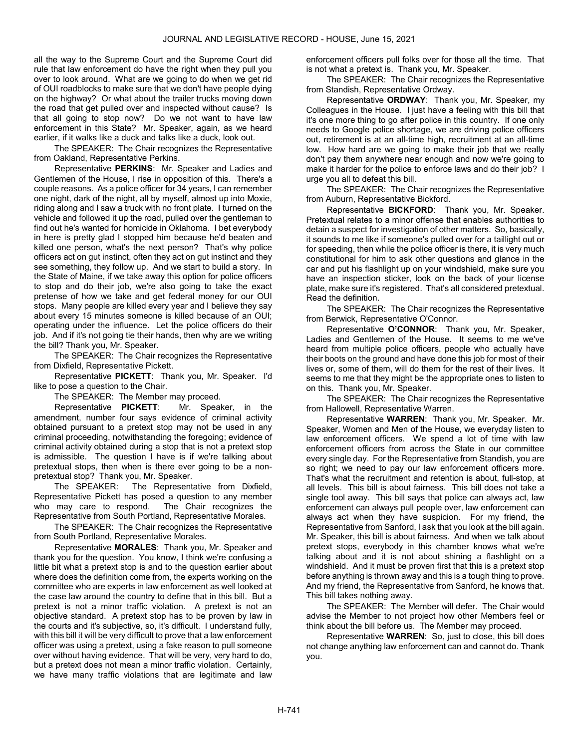all the way to the Supreme Court and the Supreme Court did rule that law enforcement do have the right when they pull you over to look around. What are we going to do when we get rid of OUI roadblocks to make sure that we don't have people dying on the highway? Or what about the trailer trucks moving down the road that get pulled over and inspected without cause? Is that all going to stop now? Do we not want to have law enforcement in this State? Mr. Speaker, again, as we heard earlier, if it walks like a duck and talks like a duck, look out.

The SPEAKER: The Chair recognizes the Representative from Oakland, Representative Perkins.

Representative **PERKINS**: Mr. Speaker and Ladies and Gentlemen of the House, I rise in opposition of this. There's a couple reasons. As a police officer for 34 years, I can remember one night, dark of the night, all by myself, almost up into Moxie, riding along and I saw a truck with no front plate. I turned on the vehicle and followed it up the road, pulled over the gentleman to find out he's wanted for homicide in Oklahoma. I bet everybody in here is pretty glad I stopped him because he'd beaten and killed one person, what's the next person? That's why police officers act on gut instinct, often they act on gut instinct and they see something, they follow up. And we start to build a story. In the State of Maine, if we take away this option for police officers to stop and do their job, we're also going to take the exact pretense of how we take and get federal money for our OUI stops. Many people are killed every year and I believe they say about every 15 minutes someone is killed because of an OUI; operating under the influence. Let the police officers do their job. And if it's not going tie their hands, then why are we writing the bill? Thank you, Mr. Speaker.

The SPEAKER: The Chair recognizes the Representative from Dixfield, Representative Pickett.

Representative **PICKETT**: Thank you, Mr. Speaker. I'd like to pose a question to the Chair.

The SPEAKER: The Member may proceed.

Representative **PICKETT**: Mr. Speaker, in the amendment, number four says evidence of criminal activity obtained pursuant to a pretext stop may not be used in any criminal proceeding, notwithstanding the foregoing; evidence of criminal activity obtained during a stop that is not a pretext stop is admissible. The question I have is if we're talking about pretextual stops, then when is there ever going to be a non-pretextual stop? Thank you, Mr. Speaker.

The SPEAKER: The Representative from Dixfield, Representative Pickett has posed a question to any member who may care to respond. The Chair recognizes the Representative from South Portland, Representative Morales.

The SPEAKER: The Chair recognizes the Representative from South Portland, Representative Morales.

Representative **MORALES**: Thank you, Mr. Speaker and thank you for the question. You know, I think we're confusing a little bit what a pretext stop is and to the question earlier about where does the definition come from, the experts working on the committee who are experts in law enforcement as well looked at the case law around the country to define that in this bill. But a pretext is not a minor traffic violation. A pretext is not an objective standard. A pretext stop has to be proven by law in the courts and it's subjective, so, it's difficult. I understand fully, with this bill it will be very difficult to prove that a law enforcement officer was using a pretext, using a fake reason to pull someone over without having evidence. That will be very, very hard to do, but a pretext does not mean a minor traffic violation. Certainly, we have many traffic violations that are legitimate and law enforcement officers pull folks over for those all the time. That is not what a pretext is. Thank you, Mr. Speaker.

The SPEAKER: The Chair recognizes the Representative from Standish, Representative Ordway.

Representative **ORDWAY**: Thank you, Mr. Speaker, my Colleagues in the House. I just have a feeling with this bill that it's one more thing to go after police in this country. If one only needs to Google police shortage, we are driving police officers out, retirement is at an all-time high, recruitment at an all-time low. How hard are we going to make their job that we really don't pay them anywhere near enough and now we're going to make it harder for the police to enforce laws and do their job? I urge you all to defeat this bill.

The SPEAKER: The Chair recognizes the Representative from Auburn, Representative Bickford.

Representative **BICKFORD**: Thank you, Mr. Speaker. Pretextual relates to a minor offense that enables authorities to detain a suspect for investigation of other matters. So, basically, it sounds to me like if someone's pulled over for a taillight out or for speeding, then while the police officer is there, it is very much constitutional for him to ask other questions and glance in the car and put his flashlight up on your windshield, make sure you have an inspection sticker, look on the back of your license plate, make sure it's registered. That's all considered pretextual. Read the definition.

The SPEAKER: The Chair recognizes the Representative from Berwick, Representative O'Connor.

Representative **O'CONNOR**: Thank you, Mr. Speaker, Ladies and Gentlemen of the House. It seems to me we've heard from multiple police officers, people who actually have their boots on the ground and have done this job for most of their lives or, some of them, will do them for the rest of their lives. It seems to me that they might be the appropriate ones to listen to on this. Thank you, Mr. Speaker.

The SPEAKER: The Chair recognizes the Representative from Hallowell, Representative Warren.

Representative **WARREN**: Thank you, Mr. Speaker. Mr. Speaker, Women and Men of the House, we everyday listen to law enforcement officers. We spend a lot of time with law enforcement officers from across the State in our committee every single day. For the Representative from Standish, you are so right; we need to pay our law enforcement officers more. That's what the recruitment and retention is about, full-stop, at all levels. This bill is about fairness. This bill does not take a single tool away. This bill says that police can always act, law enforcement can always pull people over, law enforcement can always act when they have suspicion. For my friend, the Representative from Sanford, I ask that you look at the bill again. Mr. Speaker, this bill is about fairness. And when we talk about pretext stops, everybody in this chamber knows what we're talking about and it is not about shining a flashlight on a windshield. And it must be proven first that this is a pretext stop before anything is thrown away and this is a tough thing to prove. And my friend, the Representative from Sanford, he knows that. This bill takes nothing away.

The SPEAKER: The Member will defer. The Chair would advise the Member to not project how other Members feel or think about the bill before us. The Member may proceed.

Representative **WARREN**: So, just to close, this bill does not change anything law enforcement can and cannot do. Thank you.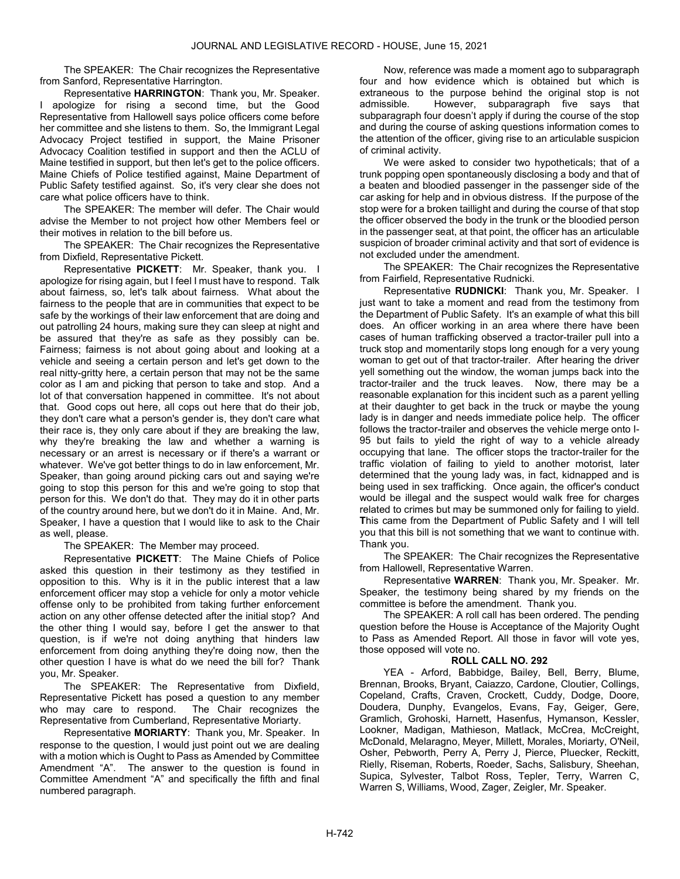The SPEAKER: The Chair recognizes the Representative from Sanford, Representative Harrington.

Representative **HARRINGTON**: Thank you, Mr. Speaker. I apologize for rising a second time, but the Good Representative from Hallowell says police officers come before her committee and she listens to them. So, the Immigrant Legal Advocacy Project testified in support, the Maine Prisoner Advocacy Coalition testified in support and then the ACLU of Maine testified in support, but then let's get to the police officers. Maine Chiefs of Police testified against, Maine Department of Public Safety testified against. So, it's very clear she does not care what police officers have to think.

The SPEAKER: The member will defer. The Chair would advise the Member to not project how other Members feel or their motives in relation to the bill before us.

The SPEAKER: The Chair recognizes the Representative from Dixfield, Representative Pickett.

Representative **PICKETT**: Mr. Speaker, thank you. I apologize for rising again, but I feel I must have to respond. Talk about fairness, so, let's talk about fairness. What about the fairness to the people that are in communities that expect to be safe by the workings of their law enforcement that are doing and out patrolling 24 hours, making sure they can sleep at night and be assured that they're as safe as they possibly can be. Fairness; fairness is not about going about and looking at a vehicle and seeing a certain person and let's get down to the real nitty-gritty here, a certain person that may not be the same color as I am and picking that person to take and stop. And a lot of that conversation happened in committee. It's not about that. Good cops out here, all cops out here that do their job, they don't care what a person's gender is, they don't care what their race is, they only care about if they are breaking the law, why they're breaking the law and whether a warning is necessary or an arrest is necessary or if there's a warrant or whatever. We've got better things to do in law enforcement, Mr. Speaker, than going around picking cars out and saying we're going to stop this person for this and we're going to stop that person for this. We don't do that. They may do it in other parts of the country around here, but we don't do it in Maine. And, Mr. Speaker, I have a question that I would like to ask to the Chair as well, please.

The SPEAKER: The Member may proceed.

Representative **PICKETT**: The Maine Chiefs of Police asked this question in their testimony as they testified in opposition to this. Why is it in the public interest that a law enforcement officer may stop a vehicle for only a motor vehicle offense only to be prohibited from taking further enforcement action on any other offense detected after the initial stop? And the other thing I would say, before I get the answer to that question, is if we're not doing anything that hinders law enforcement from doing anything they're doing now, then the other question I have is what do we need the bill for? Thank you, Mr. Speaker.

The SPEAKER: The Representative from Dixfield, Representative Pickett has posed a question to any member who may care to respond. The Chair recognizes the Representative from Cumberland, Representative Moriarty.

Representative **MORIARTY**: Thank you, Mr. Speaker. In response to the question, I would just point out we are dealing with a motion which is Ought to Pass as Amended by Committee Amendment "A". The answer to the question is found in Committee Amendment "A" and specifically the fifth and final numbered paragraph.

Now, reference was made a moment ago to subparagraph four and how evidence which is obtained but which is extraneous to the purpose behind the original stop is not admissible. However, subparagraph five says that subparagraph four doesn't apply if during the course of the stop and during the course of asking questions information comes to the attention of the officer, giving rise to an articulable suspicion of criminal activity.

We were asked to consider two hypotheticals; that of a trunk popping open spontaneously disclosing a body and that of a beaten and bloodied passenger in the passenger side of the car asking for help and in obvious distress. If the purpose of the stop were for a broken taillight and during the course of that stop the officer observed the body in the trunk or the bloodied person in the passenger seat, at that point, the officer has an articulable suspicion of broader criminal activity and that sort of evidence is not excluded under the amendment.

The SPEAKER: The Chair recognizes the Representative from Fairfield, Representative Rudnicki.

Representative **RUDNICKI**: Thank you, Mr. Speaker. I just want to take a moment and read from the testimony from the Department of Public Safety. It's an example of what this bill does. An officer working in an area where there have been cases of human trafficking observed a tractor-trailer pull into a truck stop and momentarily stops long enough for a very young woman to get out of that tractor-trailer. After hearing the driver yell something out the window, the woman jumps back into the tractor-trailer and the truck leaves. Now, there may be a reasonable explanation for this incident such as a parent yelling at their daughter to get back in the truck or maybe the young lady is in danger and needs immediate police help. The officer follows the tractor-trailer and observes the vehicle merge onto I-95 but fails to yield the right of way to a vehicle already occupying that lane. The officer stops the tractor-trailer for the traffic violation of failing to yield to another motorist, later determined that the young lady was, in fact, kidnapped and is being used in sex trafficking. Once again, the officer's conduct would be illegal and the suspect would walk free for charges related to crimes but may be summoned only for failing to yield. This came from the Department of Public Safety and I will tell you that this bill is not something that we want to continue with. Thank you.

The SPEAKER: The Chair recognizes the Representative from Hallowell, Representative Warren.

Representative **WARREN**: Thank you, Mr. Speaker. Mr. Speaker, the testimony being shared by my friends on the committee is before the amendment. Thank you.

The SPEAKER: A roll call has been ordered. The pending question before the House is Acceptance of the Majority Ought to Pass as Amended Report. All those in favor will vote yes, those opposed will vote no.

**ROLL CALL NO. 292**

YEA - Arford, Babbidge, Bailey, Bell, Berry, Blume, Brennan, Brooks, Bryant, Caiazzo, Cardone, Cloutier, Collings, Copeland, Crafts, Craven, Crockett, Cuddy, Dodge, Doore, Doudera, Dunphy, Evangelos, Evans, Fay, Geiger, Gere, Gramlich, Grohoski, Harnett, Hasenfus, Hymanson, Kessler, Lookner, Madigan, Mathieson, Matlack, McCrea, McCreight, McDonald, Melaragno, Meyer, Millett, Morales, Moriarty, O'Neil, Osher, Pebworth, Perry A, Perry J, Pierce, Pluecker, Reckitt, Rielly, Riseman, Roberts, Roeder, Sachs, Salisbury, Sheehan, Supica, Sylvester, Talbot Ross, Tepler, Terry, Warren C, Warren S, Williams, Wood, Zager, Zeigler, Mr. Speaker.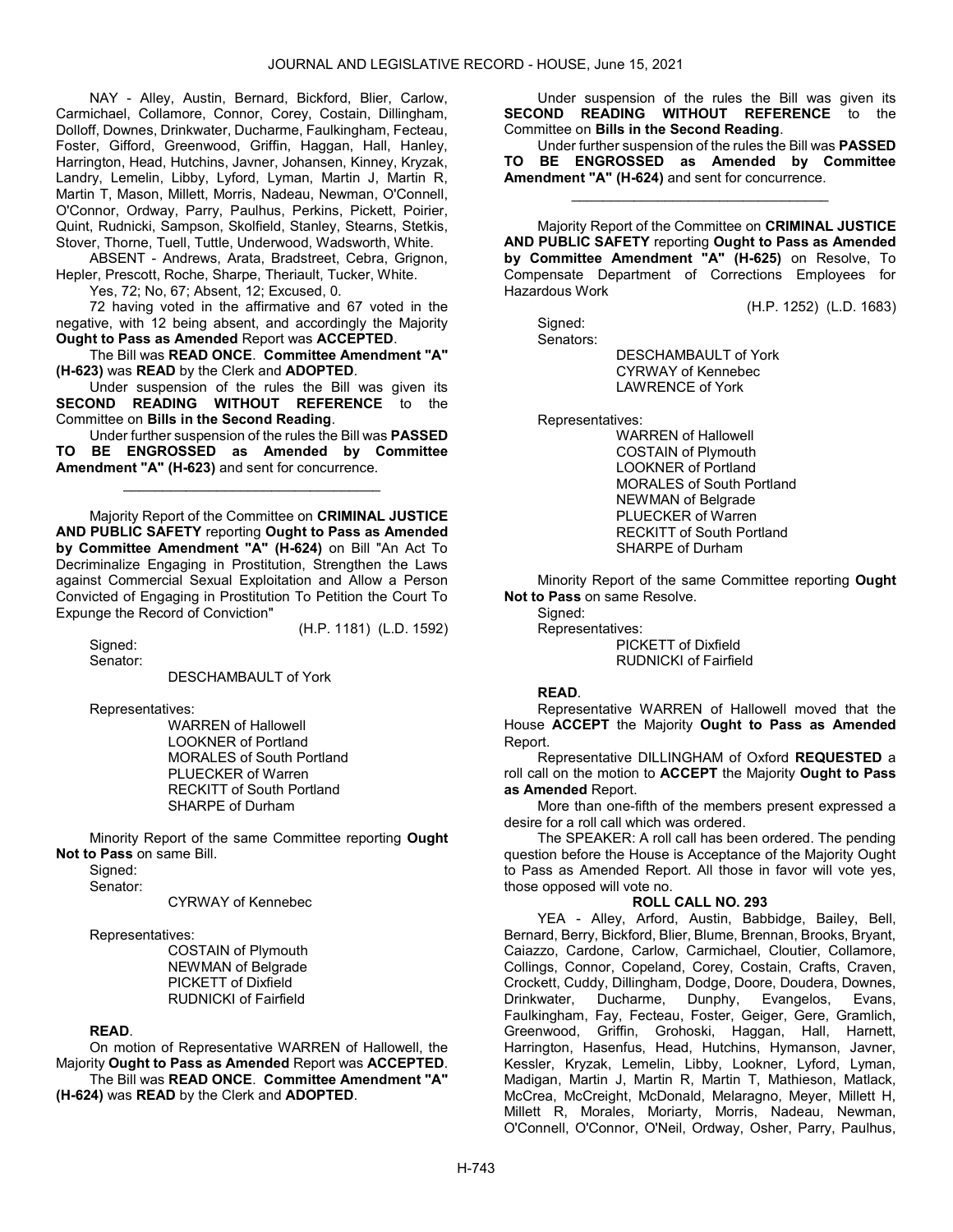NAY - Alley, Austin, Bernard, Bickford, Blier, Carlow, Carmichael, Collamore, Connor, Corey, Costain, Dillingham, Dolloff, Downes, Drinkwater, Ducharme, Faulkingham, Fecteau, Foster, Gifford, Greenwood, Griffin, Haggan, Hall, Hanley, Harrington, Head, Hutchins, Javner, Johansen, Kinney, Kryzak, Landry, Lemelin, Libby, Lyford, Lyman, Martin J, Martin R, Martin T, Mason, Millett, Morris, Nadeau, Newman, O'Connell, O'Connor, Ordway, Parry, Paulhus, Perkins, Pickett, Poirier, Quint, Rudnicki, Sampson, Skolfield, Stanley, Stearns, Stetkis, Stover, Thorne, Tuell, Tuttle, Underwood, Wadsworth, White.

ABSENT - Andrews, Arata, Bradstreet, Cebra, Grignon, Hepler, Prescott, Roche, Sharpe, Theriault, Tucker, White.

Yes, 72; No, 67; Absent, 12; Excused, 0.

72 having voted in the affirmative and 67 voted in the negative, with 12 being absent, and accordingly the Majority **Ought to Pass as Amended** Report was **ACCEPTED**.

The Bill was **READ ONCE**. **Committee Amendment "A" (H-623)** was **READ** by the Clerk and **ADOPTED**.

Under suspension of the rules the Bill was given its **SECOND READING WITHOUT REFERENCE** to the Committee on **Bills in the Second Reading**.

Under further suspension of the rules the Bill was **PASSED TO BE ENGROSSED as Amended by Committee Amendment "A" (H-623)** and sent for concurrence.

_________________________________

Majority Report of the Committee on **CRIMINAL JUSTICE AND PUBLIC SAFETY** reporting **Ought to Pass as Amended by Committee Amendment "A" (H-624)** on Bill "An Act To Decriminalize Engaging in Prostitution, Strengthen the Laws against Commercial Sexual Exploitation and Allow a Person Convicted of Engaging in Prostitution To Petition the Court To Expunge the Record of Conviction"

(H.P. 1181) (L.D. 1592)

Signed:
Senator:
DESCHAMBAULT of York

Representatives:
WARREN of Hallowell
LOOKNER of Portland
MORALES of South Portland
PLUECKER of Warren
RECKITT of South Portland
SHARPE of Durham

Minority Report of the same Committee reporting **Ought Not to Pass** on same Bill.

Signed:
Senator:
CYRWAY of Kennebec

Representatives:
COSTAIN of Plymouth
NEWMAN of Belgrade
PICKETT of Dixfield
RUDNICKI of Fairfield

**READ**.

On motion of Representative WARREN of Hallowell, the Majority **Ought to Pass as Amended** Report was **ACCEPTED**.

The Bill was **READ ONCE**. **Committee Amendment "A" (H-624)** was **READ** by the Clerk and **ADOPTED**.

Under suspension of the rules the Bill was given its **SECOND READING WITHOUT REFERENCE** to the Committee on **Bills in the Second Reading**.

Under further suspension of the rules the Bill was **PASSED TO BE ENGROSSED as Amended by Committee Amendment "A" (H-624)** and sent for concurrence.

_________________________________

Majority Report of the Committee on **CRIMINAL JUSTICE AND PUBLIC SAFETY** reporting **Ought to Pass as Amended by Committee Amendment "A" (H-625)** on Resolve, To Compensate Department of Corrections Employees for Hazardous Work

(H.P. 1252) (L.D. 1683)

Signed:
Senators:
DESCHAMBAULT of York
CYRWAY of Kennebec
LAWRENCE of York

Representatives:
WARREN of Hallowell
COSTAIN of Plymouth
LOOKNER of Portland
MORALES of South Portland
NEWMAN of Belgrade
PLUECKER of Warren
RECKITT of South Portland
SHARPE of Durham

Minority Report of the same Committee reporting **Ought Not to Pass** on same Resolve.

Signed:
Representatives:
PICKETT of Dixfield
RUDNICKI of Fairfield

**READ**.

Representative WARREN of Hallowell moved that the House **ACCEPT** the Majority **Ought to Pass as Amended** Report.

Representative DILLINGHAM of Oxford **REQUESTED** a roll call on the motion to **ACCEPT** the Majority **Ought to Pass as Amended** Report.

More than one-fifth of the members present expressed a desire for a roll call which was ordered.

The SPEAKER: A roll call has been ordered. The pending question before the House is Acceptance of the Majority Ought to Pass as Amended Report. All those in favor will vote yes, those opposed will vote no.

**ROLL CALL NO. 293**

YEA - Alley, Arford, Austin, Babbidge, Bailey, Bell, Bernard, Berry, Bickford, Blier, Blume, Brennan, Brooks, Bryant, Caiazzo, Cardone, Carlow, Carmichael, Cloutier, Collamore, Collings, Connor, Copeland, Corey, Costain, Crafts, Craven, Crockett, Cuddy, Dillingham, Dodge, Doore, Doudera, Downes, Drinkwater, Ducharme, Dunphy, Evangelos, Evans, Faulkingham, Fay, Fecteau, Foster, Geiger, Gere, Gramlich, Greenwood, Griffin, Grohoski, Haggan, Hall, Harnett, Harrington, Hasenfus, Head, Hutchins, Hymanson, Javner, Kessler, Kryzak, Lemelin, Libby, Lookner, Lyford, Lyman, Madigan, Martin J, Martin R, Martin T, Mathieson, Matlack, McCrea, McCreight, McDonald, Melaragno, Meyer, Millett H, Millett R, Morales, Moriarty, Morris, Nadeau, Newman, O'Connell, O'Connor, O'Neil, Ordway, Osher, Parry, Paulhus,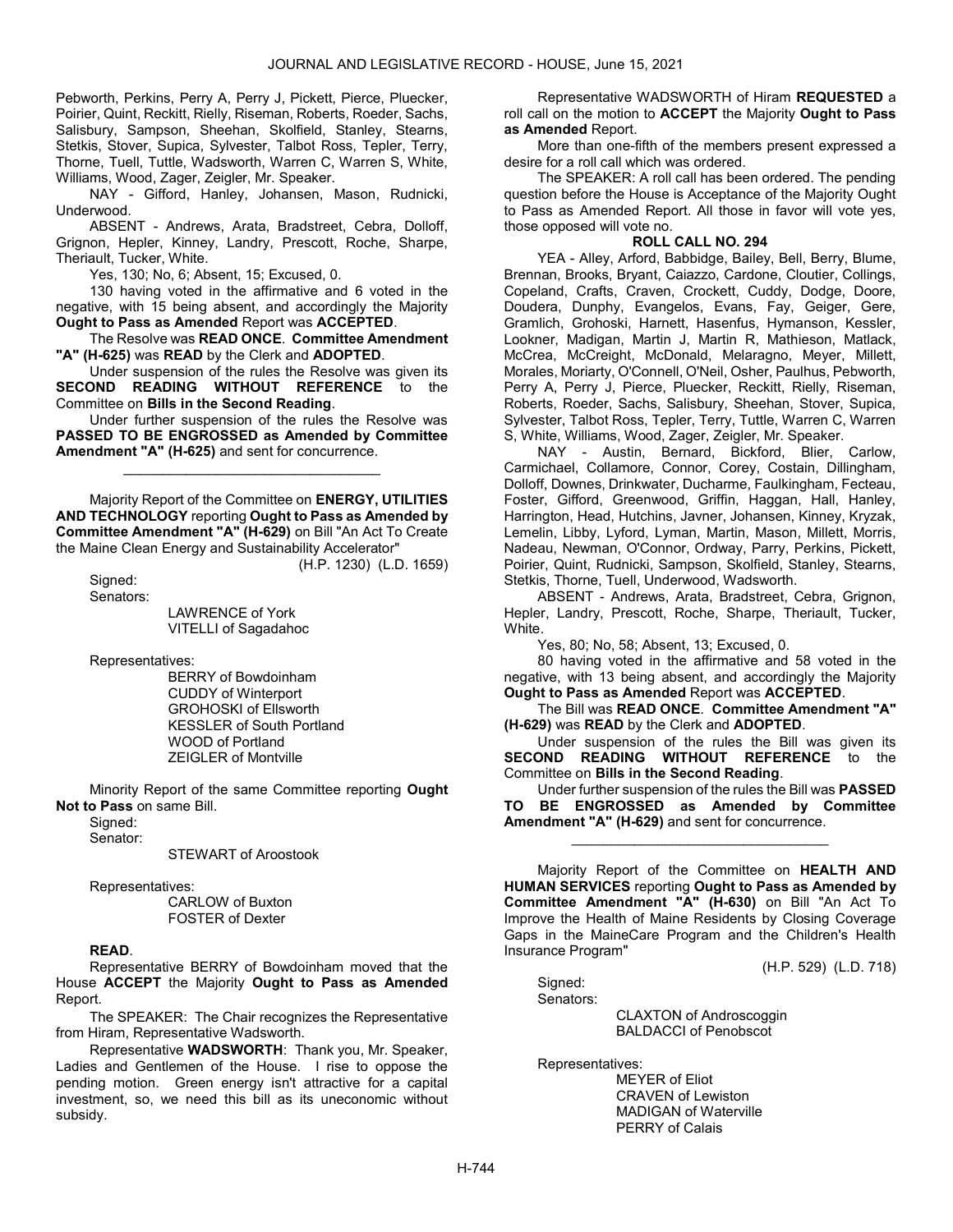Pebworth, Perkins, Perry A, Perry J, Pickett, Pierce, Pluecker, Poirier, Quint, Reckitt, Rielly, Riseman, Roberts, Roeder, Sachs, Salisbury, Sampson, Sheehan, Skolfield, Stanley, Stearns, Stetkis, Stover, Supica, Sylvester, Talbot Ross, Tepler, Terry, Thorne, Tuell, Tuttle, Wadsworth, Warren C, Warren S, White, Williams, Wood, Zager, Zeigler, Mr. Speaker.

NAY - Gifford, Hanley, Johansen, Mason, Rudnicki, Underwood.

ABSENT - Andrews, Arata, Bradstreet, Cebra, Dolloff, Grignon, Hepler, Kinney, Landry, Prescott, Roche, Sharpe, Theriault, Tucker, White.

Yes, 130; No, 6; Absent, 15; Excused, 0.

130 having voted in the affirmative and 6 voted in the negative, with 15 being absent, and accordingly the Majority **Ought to Pass as Amended** Report was **ACCEPTED**.

The Resolve was **READ ONCE**. **Committee Amendment "A" (H-625)** was **READ** by the Clerk and **ADOPTED**.

Under suspension of the rules the Resolve was given its **SECOND READING WITHOUT REFERENCE** to the Committee on **Bills in the Second Reading**.

Under further suspension of the rules the Resolve was **PASSED TO BE ENGROSSED as Amended by Committee Amendment "A" (H-625)** and sent for concurrence.

_________________________________

Majority Report of the Committee on **ENERGY, UTILITIES AND TECHNOLOGY** reporting **Ought to Pass as Amended by Committee Amendment "A" (H-629)** on Bill "An Act To Create the Maine Clean Energy and Sustainability Accelerator"

(H.P. 1230) (L.D. 1659)

Signed:
Senators:

LAWRENCE of York
VITELLI of Sagadahoc

Representatives:

BERRY of Bowdoinham
CUDDY of Winterport
GROHOSKI of Ellsworth
KESSLER of South Portland
WOOD of Portland
ZEIGLER of Montville

Minority Report of the same Committee reporting **Ought Not to Pass** on same Bill.

Signed:
Senator:

STEWART of Aroostook

Representatives:

CARLOW of Buxton
FOSTER of Dexter

**READ**.

Representative BERRY of Bowdoinham moved that the House **ACCEPT** the Majority **Ought to Pass as Amended** Report.

The SPEAKER: The Chair recognizes the Representative from Hiram, Representative Wadsworth.

Representative **WADSWORTH**: Thank you, Mr. Speaker, Ladies and Gentlemen of the House. I rise to oppose the pending motion. Green energy isn't attractive for a capital investment, so, we need this bill as its uneconomic without subsidy.

Representative WADSWORTH of Hiram **REQUESTED** a roll call on the motion to **ACCEPT** the Majority **Ought to Pass as Amended** Report.

More than one-fifth of the members present expressed a desire for a roll call which was ordered.

The SPEAKER: A roll call has been ordered. The pending question before the House is Acceptance of the Majority Ought to Pass as Amended Report. All those in favor will vote yes, those opposed will vote no.

**ROLL CALL NO. 294**

YEA - Alley, Arford, Babbidge, Bailey, Bell, Berry, Blume, Brennan, Brooks, Bryant, Caiazzo, Cardone, Cloutier, Collings, Copeland, Crafts, Craven, Crockett, Cuddy, Dodge, Doore, Doudera, Dunphy, Evangelos, Evans, Fay, Geiger, Gere, Gramlich, Grohoski, Harnett, Hasenfus, Hymanson, Kessler, Lookner, Madigan, Martin J, Martin R, Mathieson, Matlack, McCrea, McCreight, McDonald, Melaragno, Meyer, Millett, Morales, Moriarty, O'Connell, O'Neil, Osher, Paulhus, Pebworth, Perry A, Perry J, Pierce, Pluecker, Reckitt, Rielly, Riseman, Roberts, Roeder, Sachs, Salisbury, Sheehan, Stover, Supica, Sylvester, Talbot Ross, Tepler, Terry, Tuttle, Warren C, Warren S, White, Williams, Wood, Zager, Zeigler, Mr. Speaker.

NAY - Austin, Bernard, Bickford, Blier, Carlow, Carmichael, Collamore, Connor, Corey, Costain, Dillingham, Dolloff, Downes, Drinkwater, Ducharme, Faulkingham, Fecteau, Foster, Gifford, Greenwood, Griffin, Haggan, Hall, Hanley, Harrington, Head, Hutchins, Javner, Johansen, Kinney, Kryzak, Lemelin, Libby, Lyford, Lyman, Martin, Mason, Millett, Morris, Nadeau, Newman, O'Connor, Ordway, Parry, Perkins, Pickett, Poirier, Quint, Rudnicki, Sampson, Skolfield, Stanley, Stearns, Stetkis, Thorne, Tuell, Underwood, Wadsworth.

ABSENT - Andrews, Arata, Bradstreet, Cebra, Grignon, Hepler, Landry, Prescott, Roche, Sharpe, Theriault, Tucker, White.

Yes, 80; No, 58; Absent, 13; Excused, 0.

80 having voted in the affirmative and 58 voted in the negative, with 13 being absent, and accordingly the Majority **Ought to Pass as Amended** Report was **ACCEPTED**.

The Bill was **READ ONCE**. **Committee Amendment "A" (H-629)** was **READ** by the Clerk and **ADOPTED**.

Under suspension of the rules the Bill was given its **SECOND READING WITHOUT REFERENCE** to the Committee on **Bills in the Second Reading**.

Under further suspension of the rules the Bill was **PASSED TO BE ENGROSSED as Amended by Committee Amendment "A" (H-629)** and sent for concurrence.

_________________________________

Majority Report of the Committee on **HEALTH AND HUMAN SERVICES** reporting **Ought to Pass as Amended by Committee Amendment "A" (H-630)** on Bill "An Act To Improve the Health of Maine Residents by Closing Coverage Gaps in the MaineCare Program and the Children's Health Insurance Program"

(H.P. 529) (L.D. 718)

Signed:
Senators:

CLAXTON of Androscoggin
BALDACCI of Penobscot

Representatives:

MEYER of Eliot
CRAVEN of Lewiston
MADIGAN of Waterville
PERRY of Calais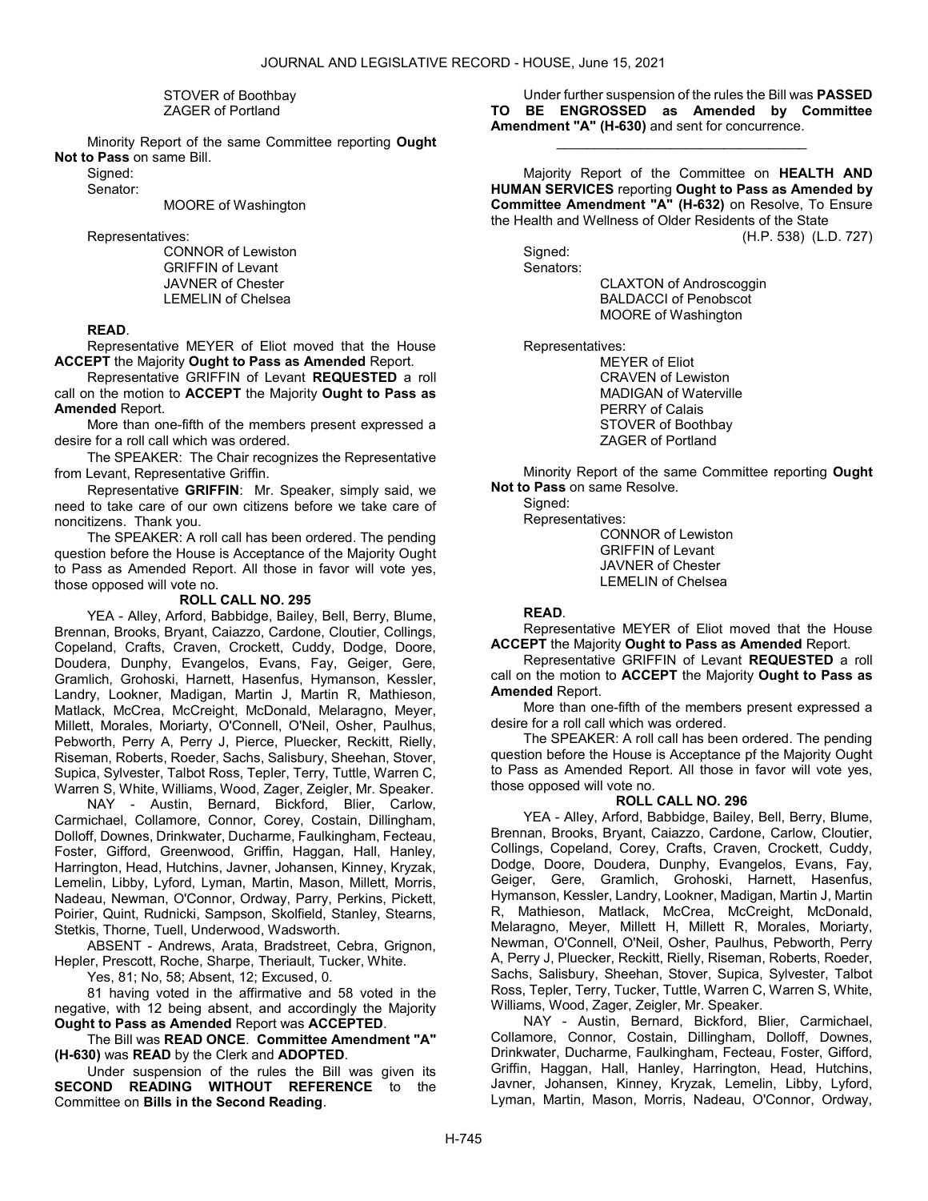STOVER of Boothbay
ZAGER of Portland

Minority Report of the same Committee reporting **Ought Not to Pass** on same Bill.

Signed:

Senator:

MOORE of Washington

Representatives:

CONNOR of Lewiston
GRIFFIN of Levant
JAVNER of Chester
LEMELIN of Chelsea

**READ**.

Representative MEYER of Eliot moved that the House **ACCEPT** the Majority **Ought to Pass as Amended** Report.

Representative GRIFFIN of Levant **REQUESTED** a roll call on the motion to **ACCEPT** the Majority **Ought to Pass as Amended** Report.

More than one-fifth of the members present expressed a desire for a roll call which was ordered.

The SPEAKER: The Chair recognizes the Representative from Levant, Representative Griffin.

Representative **GRIFFIN**: Mr. Speaker, simply said, we need to take care of our own citizens before we take care of noncitizens. Thank you.

The SPEAKER: A roll call has been ordered. The pending question before the House is Acceptance of the Majority Ought to Pass as Amended Report. All those in favor will vote yes, those opposed will vote no.

**ROLL CALL NO. 295**

YEA - Alley, Arford, Babbidge, Bailey, Bell, Berry, Blume, Brennan, Brooks, Bryant, Caiazzo, Cardone, Cloutier, Collings, Copeland, Crafts, Craven, Crockett, Cuddy, Dodge, Doore, Doudera, Dunphy, Evangelos, Evans, Fay, Geiger, Gere, Gramlich, Grohoski, Harnett, Hasenfus, Hymanson, Kessler, Landry, Lookner, Madigan, Martin J, Martin R, Mathieson, Matlack, McCrea, McCreight, McDonald, Melaragno, Meyer, Millett, Morales, Moriarty, O'Connell, O'Neil, Osher, Paulhus, Pebworth, Perry A, Perry J, Pierce, Pluecker, Reckitt, Rielly, Riseman, Roberts, Roeder, Sachs, Salisbury, Sheehan, Stover, Supica, Sylvester, Talbot Ross, Tepler, Terry, Tuttle, Warren C, Warren S, White, Williams, Wood, Zager, Zeigler, Mr. Speaker.

NAY - Austin, Bernard, Bickford, Blier, Carlow, Carmichael, Collamore, Connor, Corey, Costain, Dillingham, Dolloff, Downes, Drinkwater, Ducharme, Faulkingham, Fecteau, Foster, Gifford, Greenwood, Griffin, Haggan, Hall, Hanley, Harrington, Head, Hutchins, Javner, Johansen, Kinney, Kryzak, Lemelin, Libby, Lyford, Lyman, Martin, Mason, Millett, Morris, Nadeau, Newman, O'Connor, Ordway, Parry, Perkins, Pickett, Poirier, Quint, Rudnicki, Sampson, Skolfield, Stanley, Stearns, Stetkis, Thorne, Tuell, Underwood, Wadsworth.

ABSENT - Andrews, Arata, Bradstreet, Cebra, Grignon, Hepler, Prescott, Roche, Sharpe, Theriault, Tucker, White.

Yes, 81; No, 58; Absent, 12; Excused, 0.

81 having voted in the affirmative and 58 voted in the negative, with 12 being absent, and accordingly the Majority **Ought to Pass as Amended** Report was **ACCEPTED**.

The Bill was **READ ONCE**. **Committee Amendment "A" (H-630)** was **READ** by the Clerk and **ADOPTED**.

Under suspension of the rules the Bill was given its **SECOND READING WITHOUT REFERENCE** to the Committee on **Bills in the Second Reading**.

Under further suspension of the rules the Bill was **PASSED TO BE ENGROSSED as Amended by Committee Amendment "A" (H-630)** and sent for concurrence.

\_\_\_\_\_\_\_\_\_\_\_\_\_\_\_\_\_\_\_\_\_\_\_\_\_\_\_\_\_\_\_\_\_

Majority Report of the Committee on **HEALTH AND HUMAN SERVICES** reporting **Ought to Pass as Amended by Committee Amendment "A" (H-632)** on Resolve, To Ensure the Health and Wellness of Older Residents of the State

(H.P. 538) (L.D. 727)

Signed:

Senators:

CLAXTON of Androscoggin
BALDACCI of Penobscot
MOORE of Washington

Representatives:

MEYER of Eliot
CRAVEN of Lewiston
MADIGAN of Waterville
PERRY of Calais
STOVER of Boothbay
ZAGER of Portland

Minority Report of the same Committee reporting **Ought Not to Pass** on same Resolve.

Signed:

Representatives:

CONNOR of Lewiston
GRIFFIN of Levant
JAVNER of Chester
LEMELIN of Chelsea

**READ**.

Representative MEYER of Eliot moved that the House **ACCEPT** the Majority **Ought to Pass as Amended** Report.

Representative GRIFFIN of Levant **REQUESTED** a roll call on the motion to **ACCEPT** the Majority **Ought to Pass as Amended** Report.

More than one-fifth of the members present expressed a desire for a roll call which was ordered.

The SPEAKER: A roll call has been ordered. The pending question before the House is Acceptance pf the Majority Ought to Pass as Amended Report. All those in favor will vote yes, those opposed will vote no.

**ROLL CALL NO. 296**

YEA - Alley, Arford, Babbidge, Bailey, Bell, Berry, Blume, Brennan, Brooks, Bryant, Caiazzo, Cardone, Carlow, Cloutier, Collings, Copeland, Corey, Crafts, Craven, Crockett, Cuddy, Dodge, Doore, Doudera, Dunphy, Evangelos, Evans, Fay, Geiger, Gere, Gramlich, Grohoski, Harnett, Hasenfus, Hymanson, Kessler, Landry, Lookner, Madigan, Martin J, Martin R, Mathieson, Matlack, McCrea, McCreight, McDonald, Melaragno, Meyer, Millett H, Millett R, Morales, Moriarty, Newman, O'Connell, O'Neil, Osher, Paulhus, Pebworth, Perry A, Perry J, Pluecker, Reckitt, Rielly, Riseman, Roberts, Roeder, Sachs, Salisbury, Sheehan, Stover, Supica, Sylvester, Talbot Ross, Tepler, Terry, Tucker, Tuttle, Warren C, Warren S, White, Williams, Wood, Zager, Zeigler, Mr. Speaker.

NAY - Austin, Bernard, Bickford, Blier, Carmichael, Collamore, Connor, Costain, Dillingham, Dolloff, Downes, Drinkwater, Ducharme, Faulkingham, Fecteau, Foster, Gifford, Griffin, Haggan, Hall, Hanley, Harrington, Head, Hutchins, Javner, Johansen, Kinney, Kryzak, Lemelin, Libby, Lyford, Lyman, Martin, Mason, Morris, Nadeau, O'Connor, Ordway,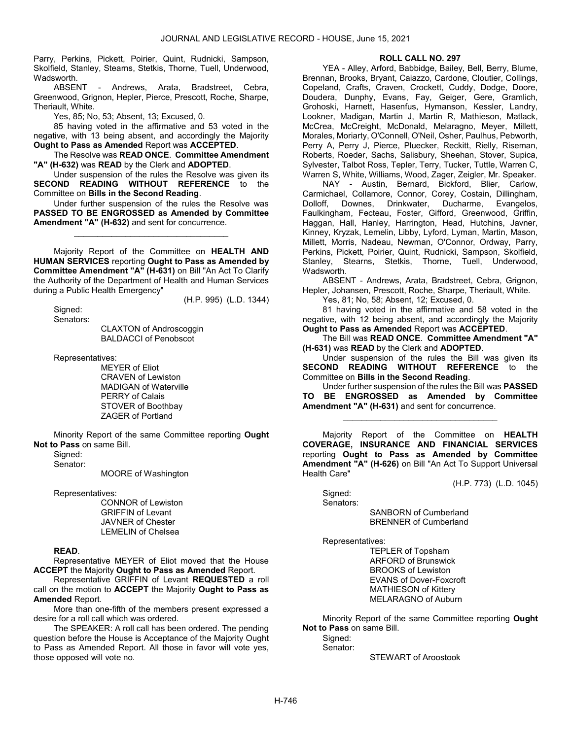Parry, Perkins, Pickett, Poirier, Quint, Rudnicki, Sampson, Skolfield, Stanley, Stearns, Stetkis, Thorne, Tuell, Underwood, Wadsworth.

ABSENT - Andrews, Arata, Bradstreet, Cebra, Greenwood, Grignon, Hepler, Pierce, Prescott, Roche, Sharpe, Theriault, White.

Yes, 85; No, 53; Absent, 13; Excused, 0.

85 having voted in the affirmative and 53 voted in the negative, with 13 being absent, and accordingly the Majority **Ought to Pass as Amended** Report was **ACCEPTED**.

The Resolve was **READ ONCE**. **Committee Amendment "A" (H-632)** was **READ** by the Clerk and **ADOPTED**.

Under suspension of the rules the Resolve was given its **SECOND READING WITHOUT REFERENCE** to the Committee on **Bills in the Second Reading**.

Under further suspension of the rules the Resolve was **PASSED TO BE ENGROSSED as Amended by Committee Amendment "A" (H-632)** and sent for concurrence.

_________________________________

Majority Report of the Committee on **HEALTH AND HUMAN SERVICES** reporting **Ought to Pass as Amended by Committee Amendment "A" (H-631)** on Bill "An Act To Clarify the Authority of the Department of Health and Human Services during a Public Health Emergency"

(H.P. 995) (L.D. 1344)

Signed:

Senators:

CLAXTON of Androscoggin
BALDACCI of Penobscot

Representatives:

MEYER of Eliot
CRAVEN of Lewiston
MADIGAN of Waterville
PERRY of Calais
STOVER of Boothbay
ZAGER of Portland

Minority Report of the same Committee reporting **Ought Not to Pass** on same Bill.

Signed:

Senator:

MOORE of Washington

Representatives:

CONNOR of Lewiston
GRIFFIN of Levant
JAVNER of Chester
LEMELIN of Chelsea

**READ**.

Representative MEYER of Eliot moved that the House **ACCEPT** the Majority **Ought to Pass as Amended** Report.

Representative GRIFFIN of Levant **REQUESTED** a roll call on the motion to **ACCEPT** the Majority **Ought to Pass as Amended** Report.

More than one-fifth of the members present expressed a desire for a roll call which was ordered.

The SPEAKER: A roll call has been ordered. The pending question before the House is Acceptance of the Majority Ought to Pass as Amended Report. All those in favor will vote yes, those opposed will vote no.

**ROLL CALL NO. 297**

YEA - Alley, Arford, Babbidge, Bailey, Bell, Berry, Blume, Brennan, Brooks, Bryant, Caiazzo, Cardone, Cloutier, Collings, Copeland, Crafts, Craven, Crockett, Cuddy, Dodge, Doore, Doudera, Dunphy, Evans, Fay, Geiger, Gere, Gramlich, Grohoski, Harnett, Hasenfus, Hymanson, Kessler, Landry, Lookner, Madigan, Martin J, Martin R, Mathieson, Matlack, McCrea, McCreight, McDonald, Melaragno, Meyer, Millett, Morales, Moriarty, O'Connell, O'Neil, Osher, Paulhus, Pebworth, Perry A, Perry J, Pierce, Pluecker, Reckitt, Rielly, Riseman, Roberts, Roeder, Sachs, Salisbury, Sheehan, Stover, Supica, Sylvester, Talbot Ross, Tepler, Terry, Tucker, Tuttle, Warren C, Warren S, White, Williams, Wood, Zager, Zeigler, Mr. Speaker.

NAY - Austin, Bernard, Bickford, Blier, Carlow, Carmichael, Collamore, Connor, Corey, Costain, Dillingham, Dolloff, Downes, Drinkwater, Ducharme, Evangelos, Faulkingham, Fecteau, Foster, Gifford, Greenwood, Griffin, Haggan, Hall, Hanley, Harrington, Head, Hutchins, Javner, Kinney, Kryzak, Lemelin, Libby, Lyford, Lyman, Martin, Mason, Millett, Morris, Nadeau, Newman, O'Connor, Ordway, Parry, Perkins, Pickett, Poirier, Quint, Rudnicki, Sampson, Skolfield, Stanley, Stearns, Stetkis, Thorne, Tuell, Underwood, Wadsworth.

ABSENT - Andrews, Arata, Bradstreet, Cebra, Grignon, Hepler, Johansen, Prescott, Roche, Sharpe, Theriault, White.

Yes, 81; No, 58; Absent, 12; Excused, 0.

81 having voted in the affirmative and 58 voted in the negative, with 12 being absent, and accordingly the Majority **Ought to Pass as Amended** Report was **ACCEPTED**.

The Bill was **READ ONCE**. **Committee Amendment "A" (H-631)** was **READ** by the Clerk and **ADOPTED**.

Under suspension of the rules the Bill was given its **SECOND READING WITHOUT REFERENCE** to the Committee on **Bills in the Second Reading**.

Under further suspension of the rules the Bill was **PASSED TO BE ENGROSSED as Amended by Committee Amendment "A" (H-631)** and sent for concurrence.

_________________________________

Majority Report of the Committee on **HEALTH COVERAGE, INSURANCE AND FINANCIAL SERVICES** reporting **Ought to Pass as Amended by Committee Amendment "A" (H-626)** on Bill "An Act To Support Universal Health Care"

(H.P. 773) (L.D. 1045)

Signed:

Senators:

SANBORN of Cumberland
BRENNER of Cumberland

Representatives:

TEPLER of Topsham
ARFORD of Brunswick
BROOKS of Lewiston
EVANS of Dover-Foxcroft
MATHIESON of Kittery
MELARAGNO of Auburn

Minority Report of the same Committee reporting **Ought Not to Pass** on same Bill.

Signed:

Senator:

STEWART of Aroostook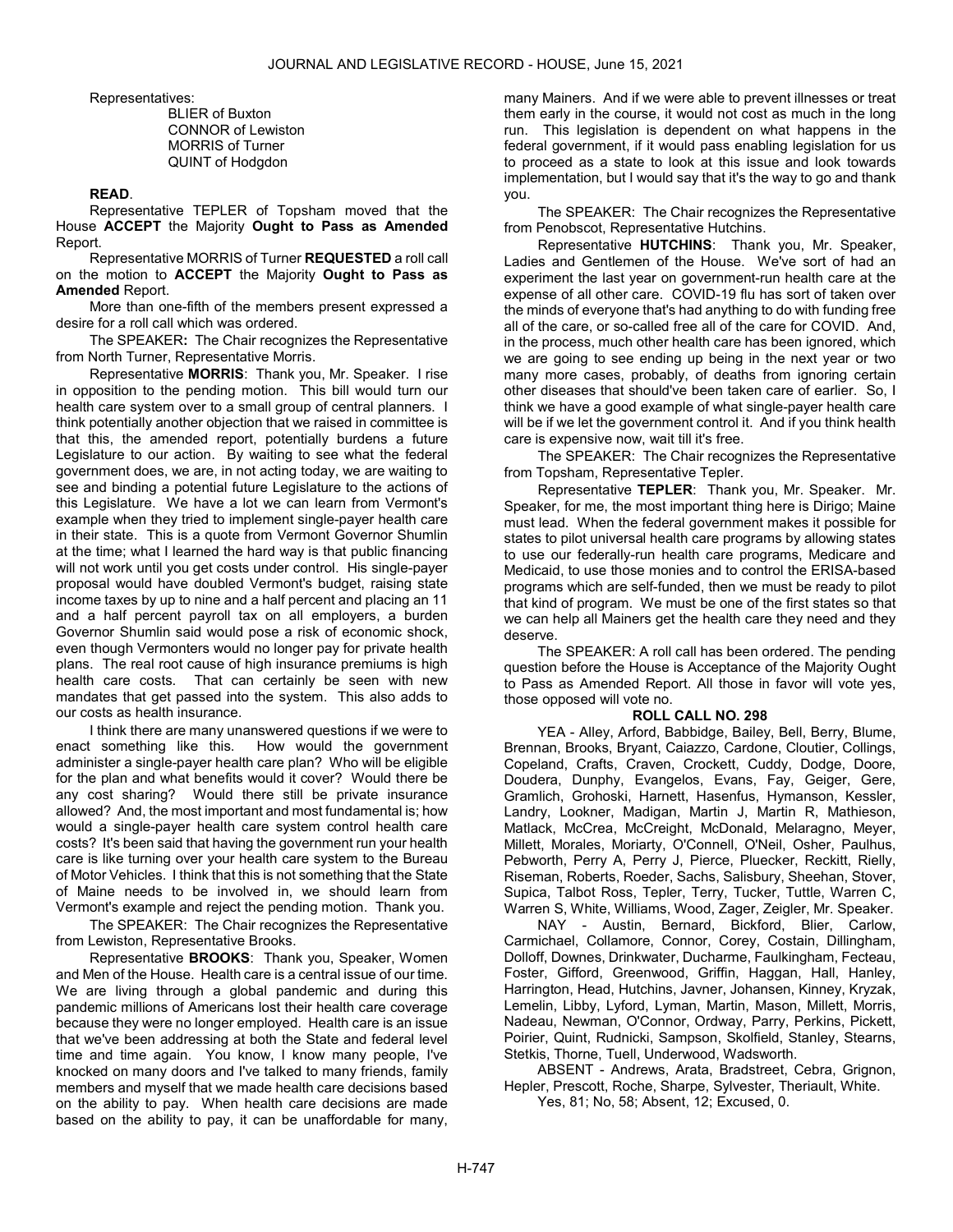Representatives:

BLIER of Buxton
CONNOR of Lewiston
MORRIS of Turner
QUINT of Hodgdon

**READ**.

Representative TEPLER of Topsham moved that the House **ACCEPT** the Majority **Ought to Pass as Amended** Report.

Representative MORRIS of Turner **REQUESTED** a roll call on the motion to **ACCEPT** the Majority **Ought to Pass as Amended** Report.

More than one-fifth of the members present expressed a desire for a roll call which was ordered.

The SPEAKER**:** The Chair recognizes the Representative from North Turner, Representative Morris.

Representative **MORRIS**: Thank you, Mr. Speaker. I rise in opposition to the pending motion. This bill would turn our health care system over to a small group of central planners. I think potentially another objection that we raised in committee is that this, the amended report, potentially burdens a future Legislature to our action. By waiting to see what the federal government does, we are, in not acting today, we are waiting to see and binding a potential future Legislature to the actions of this Legislature. We have a lot we can learn from Vermont's example when they tried to implement single-payer health care in their state. This is a quote from Vermont Governor Shumlin at the time; what I learned the hard way is that public financing will not work until you get costs under control. His single-payer proposal would have doubled Vermont's budget, raising state income taxes by up to nine and a half percent and placing an 11 and a half percent payroll tax on all employers, a burden Governor Shumlin said would pose a risk of economic shock, even though Vermonters would no longer pay for private health plans. The real root cause of high insurance premiums is high health care costs. That can certainly be seen with new mandates that get passed into the system. This also adds to our costs as health insurance.

I think there are many unanswered questions if we were to enact something like this. How would the government administer a single-payer health care plan? Who will be eligible for the plan and what benefits would it cover? Would there be any cost sharing? Would there still be private insurance allowed? And, the most important and most fundamental is; how would a single-payer health care system control health care costs? It's been said that having the government run your health care is like turning over your health care system to the Bureau of Motor Vehicles. I think that this is not something that the State of Maine needs to be involved in, we should learn from Vermont's example and reject the pending motion. Thank you.

The SPEAKER: The Chair recognizes the Representative from Lewiston, Representative Brooks.

Representative **BROOKS**: Thank you, Speaker, Women and Men of the House. Health care is a central issue of our time. We are living through a global pandemic and during this pandemic millions of Americans lost their health care coverage because they were no longer employed. Health care is an issue that we've been addressing at both the State and federal level time and time again. You know, I know many people, I've knocked on many doors and I've talked to many friends, family members and myself that we made health care decisions based on the ability to pay. When health care decisions are made based on the ability to pay, it can be unaffordable for many, many Mainers. And if we were able to prevent illnesses or treat them early in the course, it would not cost as much in the long run. This legislation is dependent on what happens in the federal government, if it would pass enabling legislation for us to proceed as a state to look at this issue and look towards implementation, but I would say that it's the way to go and thank you.

The SPEAKER: The Chair recognizes the Representative from Penobscot, Representative Hutchins.

Representative **HUTCHINS**: Thank you, Mr. Speaker, Ladies and Gentlemen of the House. We've sort of had an experiment the last year on government-run health care at the expense of all other care. COVID-19 flu has sort of taken over the minds of everyone that's had anything to do with funding free all of the care, or so-called free all of the care for COVID. And, in the process, much other health care has been ignored, which we are going to see ending up being in the next year or two many more cases, probably, of deaths from ignoring certain other diseases that should've been taken care of earlier. So, I think we have a good example of what single-payer health care will be if we let the government control it. And if you think health care is expensive now, wait till it's free.

The SPEAKER: The Chair recognizes the Representative from Topsham, Representative Tepler.

Representative **TEPLER**: Thank you, Mr. Speaker. Mr. Speaker, for me, the most important thing here is Dirigo; Maine must lead. When the federal government makes it possible for states to pilot universal health care programs by allowing states to use our federally-run health care programs, Medicare and Medicaid, to use those monies and to control the ERISA-based programs which are self-funded, then we must be ready to pilot that kind of program. We must be one of the first states so that we can help all Mainers get the health care they need and they deserve.

The SPEAKER: A roll call has been ordered. The pending question before the House is Acceptance of the Majority Ought to Pass as Amended Report. All those in favor will vote yes, those opposed will vote no.

**ROLL CALL NO. 298**

YEA - Alley, Arford, Babbidge, Bailey, Bell, Berry, Blume, Brennan, Brooks, Bryant, Caiazzo, Cardone, Cloutier, Collings, Copeland, Crafts, Craven, Crockett, Cuddy, Dodge, Doore, Doudera, Dunphy, Evangelos, Evans, Fay, Geiger, Gere, Gramlich, Grohoski, Harnett, Hasenfus, Hymanson, Kessler, Landry, Lookner, Madigan, Martin J, Martin R, Mathieson, Matlack, McCrea, McCreight, McDonald, Melaragno, Meyer, Millett, Morales, Moriarty, O'Connell, O'Neil, Osher, Paulhus, Pebworth, Perry A, Perry J, Pierce, Pluecker, Reckitt, Rielly, Riseman, Roberts, Roeder, Sachs, Salisbury, Sheehan, Stover, Supica, Talbot Ross, Tepler, Terry, Tucker, Tuttle, Warren C, Warren S, White, Williams, Wood, Zager, Zeigler, Mr. Speaker.

NAY - Austin, Bernard, Bickford, Blier, Carlow, Carmichael, Collamore, Connor, Corey, Costain, Dillingham, Dolloff, Downes, Drinkwater, Ducharme, Faulkingham, Fecteau, Foster, Gifford, Greenwood, Griffin, Haggan, Hall, Hanley, Harrington, Head, Hutchins, Javner, Johansen, Kinney, Kryzak, Lemelin, Libby, Lyford, Lyman, Martin, Mason, Millett, Morris, Nadeau, Newman, O'Connor, Ordway, Parry, Perkins, Pickett, Poirier, Quint, Rudnicki, Sampson, Skolfield, Stanley, Stearns, Stetkis, Thorne, Tuell, Underwood, Wadsworth.

ABSENT - Andrews, Arata, Bradstreet, Cebra, Grignon, Hepler, Prescott, Roche, Sharpe, Sylvester, Theriault, White.

Yes, 81; No, 58; Absent, 12; Excused, 0.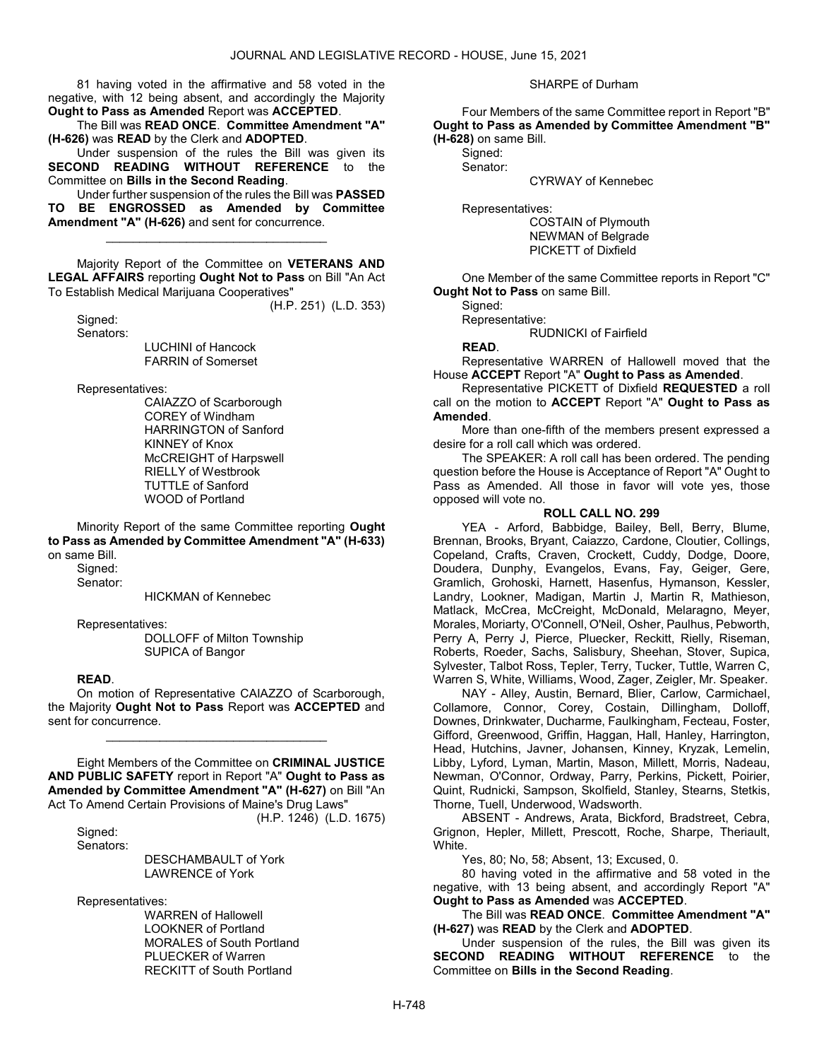81 having voted in the affirmative and 58 voted in the negative, with 12 being absent, and accordingly the Majority **Ought to Pass as Amended** Report was **ACCEPTED**.

The Bill was **READ ONCE**. **Committee Amendment "A" (H-626)** was **READ** by the Clerk and **ADOPTED**.

Under suspension of the rules the Bill was given its **SECOND READING WITHOUT REFERENCE** to the Committee on **Bills in the Second Reading**.

Under further suspension of the rules the Bill was **PASSED TO BE ENGROSSED as Amended by Committee Amendment "A" (H-626)** and sent for concurrence.

\_\_\_\_\_\_\_\_\_\_\_\_\_\_\_\_\_\_\_\_\_\_\_\_\_\_\_\_\_\_\_\_\_

Majority Report of the Committee on **VETERANS AND LEGAL AFFAIRS** reporting **Ought Not to Pass** on Bill "An Act To Establish Medical Marijuana Cooperatives"

(H.P. 251) (L.D. 353)

Signed:

Senators:

LUCHINI of Hancock
FARRIN of Somerset

Representatives:

CAIAZZO of Scarborough
COREY of Windham
HARRINGTON of Sanford
KINNEY of Knox
McCREIGHT of Harpswell
RIELLY of Westbrook
TUTTLE of Sanford
WOOD of Portland

Minority Report of the same Committee reporting **Ought to Pass as Amended by Committee Amendment "A" (H-633)** on same Bill.

Signed:

Senator:

HICKMAN of Kennebec

Representatives:

DOLLOFF of Milton Township
SUPICA of Bangor

**READ**.

On motion of Representative CAIAZZO of Scarborough, the Majority **Ought Not to Pass** Report was **ACCEPTED** and sent for concurrence.

\_\_\_\_\_\_\_\_\_\_\_\_\_\_\_\_\_\_\_\_\_\_\_\_\_\_\_\_\_\_\_\_\_

Eight Members of the Committee on **CRIMINAL JUSTICE AND PUBLIC SAFETY** report in Report "A" **Ought to Pass as Amended by Committee Amendment "A" (H-627)** on Bill "An Act To Amend Certain Provisions of Maine's Drug Laws"

(H.P. 1246) (L.D. 1675)

Signed:

Senators:

DESCHAMBAULT of York
LAWRENCE of York

Representatives:

WARREN of Hallowell
LOOKNER of Portland
MORALES of South Portland
PLUECKER of Warren
RECKITT of South Portland
SHARPE of Durham

Four Members of the same Committee report in Report "B" **Ought to Pass as Amended by Committee Amendment "B" (H-628)** on same Bill.

Signed:

Senator:

CYRWAY of Kennebec

Representatives:

COSTAIN of Plymouth
NEWMAN of Belgrade
PICKETT of Dixfield

One Member of the same Committee reports in Report "C" **Ought Not to Pass** on same Bill.

Signed:

Representative:

RUDNICKI of Fairfield

**READ**.

Representative WARREN of Hallowell moved that the House **ACCEPT** Report "A" **Ought to Pass as Amended**.

Representative PICKETT of Dixfield **REQUESTED** a roll call on the motion to **ACCEPT** Report "A" **Ought to Pass as Amended**.

More than one-fifth of the members present expressed a desire for a roll call which was ordered.

The SPEAKER: A roll call has been ordered. The pending question before the House is Acceptance of Report "A" Ought to Pass as Amended. All those in favor will vote yes, those opposed will vote no.

**ROLL CALL NO. 299**

YEA - Arford, Babbidge, Bailey, Bell, Berry, Blume, Brennan, Brooks, Bryant, Caiazzo, Cardone, Cloutier, Collings, Copeland, Crafts, Craven, Crockett, Cuddy, Dodge, Doore, Doudera, Dunphy, Evangelos, Evans, Fay, Geiger, Gere, Gramlich, Grohoski, Harnett, Hasenfus, Hymanson, Kessler, Landry, Lookner, Madigan, Martin J, Martin R, Mathieson, Matlack, McCrea, McCreight, McDonald, Melaragno, Meyer, Morales, Moriarty, O'Connell, O'Neil, Osher, Paulhus, Pebworth, Perry A, Perry J, Pierce, Pluecker, Reckitt, Rielly, Riseman, Roberts, Roeder, Sachs, Salisbury, Sheehan, Stover, Supica, Sylvester, Talbot Ross, Tepler, Terry, Tucker, Tuttle, Warren C, Warren S, White, Williams, Wood, Zager, Zeigler, Mr. Speaker.

NAY - Alley, Austin, Bernard, Blier, Carlow, Carmichael, Collamore, Connor, Corey, Costain, Dillingham, Dolloff, Downes, Drinkwater, Ducharme, Faulkingham, Fecteau, Foster, Gifford, Greenwood, Griffin, Haggan, Hall, Hanley, Harrington, Head, Hutchins, Javner, Johansen, Kinney, Kryzak, Lemelin, Libby, Lyford, Lyman, Martin, Mason, Millett, Morris, Nadeau, Newman, O'Connor, Ordway, Parry, Perkins, Pickett, Poirier, Quint, Rudnicki, Sampson, Skolfield, Stanley, Stearns, Stetkis, Thorne, Tuell, Underwood, Wadsworth.

ABSENT - Andrews, Arata, Bickford, Bradstreet, Cebra, Grignon, Hepler, Millett, Prescott, Roche, Sharpe, Theriault, White.

Yes, 80; No, 58; Absent, 13; Excused, 0.

80 having voted in the affirmative and 58 voted in the negative, with 13 being absent, and accordingly Report "A" **Ought to Pass as Amended** was **ACCEPTED**.

The Bill was **READ ONCE**. **Committee Amendment "A" (H-627)** was **READ** by the Clerk and **ADOPTED**.

Under suspension of the rules, the Bill was given its **SECOND READING WITHOUT REFERENCE** to the Committee on **Bills in the Second Reading**.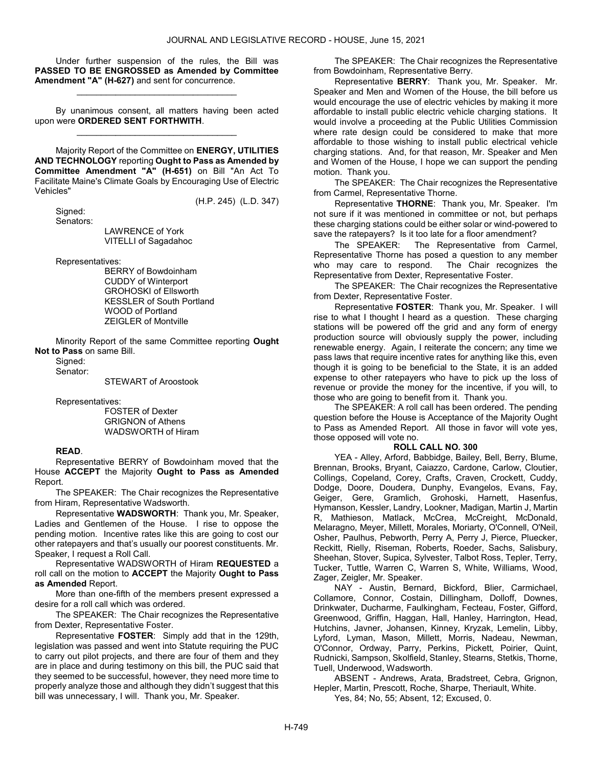Under further suspension of the rules, the Bill was **PASSED TO BE ENGROSSED as Amended by Committee Amendment "A" (H-627)** and sent for concurrence.

_________________________________

By unanimous consent, all matters having been acted upon were **ORDERED SENT FORTHWITH**.

_________________________________

Majority Report of the Committee on **ENERGY, UTILITIES AND TECHNOLOGY** reporting **Ought to Pass as Amended by Committee Amendment "A" (H-651)** on Bill "An Act To Facilitate Maine's Climate Goals by Encouraging Use of Electric Vehicles"

(H.P. 245) (L.D. 347)

Signed:
Senators:
LAWRENCE of York
VITELLI of Sagadahoc

Representatives:
BERRY of Bowdoinham
CUDDY of Winterport
GROHOSKI of Ellsworth
KESSLER of South Portland
WOOD of Portland
ZEIGLER of Montville

Minority Report of the same Committee reporting **Ought Not to Pass** on same Bill.

Signed:
Senator:
STEWART of Aroostook

Representatives:
FOSTER of Dexter
GRIGNON of Athens
WADSWORTH of Hiram

**READ**.

Representative BERRY of Bowdoinham moved that the House **ACCEPT** the Majority **Ought to Pass as Amended** Report.

The SPEAKER: The Chair recognizes the Representative from Hiram, Representative Wadsworth.

Representative **WADSWORTH**: Thank you, Mr. Speaker, Ladies and Gentlemen of the House. I rise to oppose the pending motion. Incentive rates like this are going to cost our other ratepayers and that's usually our poorest constituents. Mr. Speaker, I request a Roll Call.

Representative WADSWORTH of Hiram **REQUESTED** a roll call on the motion to **ACCEPT** the Majority **Ought to Pass as Amended** Report.

More than one-fifth of the members present expressed a desire for a roll call which was ordered.

The SPEAKER: The Chair recognizes the Representative from Dexter, Representative Foster.

Representative **FOSTER**: Simply add that in the 129th, legislation was passed and went into Statute requiring the PUC to carry out pilot projects, and there are four of them and they are in place and during testimony on this bill, the PUC said that they seemed to be successful, however, they need more time to properly analyze those and although they didn't suggest that this bill was unnecessary, I will. Thank you, Mr. Speaker.

The SPEAKER: The Chair recognizes the Representative from Bowdoinham, Representative Berry.

Representative **BERRY**: Thank you, Mr. Speaker. Mr. Speaker and Men and Women of the House, the bill before us would encourage the use of electric vehicles by making it more affordable to install public electric vehicle charging stations. It would involve a proceeding at the Public Utilities Commission where rate design could be considered to make that more affordable to those wishing to install public electrical vehicle charging stations. And, for that reason, Mr. Speaker and Men and Women of the House, I hope we can support the pending motion. Thank you.

The SPEAKER: The Chair recognizes the Representative from Carmel, Representative Thorne.

Representative **THORNE**: Thank you, Mr. Speaker. I'm not sure if it was mentioned in committee or not, but perhaps these charging stations could be either solar or wind-powered to save the ratepayers? Is it too late for a floor amendment?

The SPEAKER: The Representative from Carmel, Representative Thorne has posed a question to any member who may care to respond. The Chair recognizes the Representative from Dexter, Representative Foster.

The SPEAKER: The Chair recognizes the Representative from Dexter, Representative Foster.

Representative **FOSTER**: Thank you, Mr. Speaker. I will rise to what I thought I heard as a question. These charging stations will be powered off the grid and any form of energy production source will obviously supply the power, including renewable energy. Again, I reiterate the concern; any time we pass laws that require incentive rates for anything like this, even though it is going to be beneficial to the State, it is an added expense to other ratepayers who have to pick up the loss of revenue or provide the money for the incentive, if you will, to those who are going to benefit from it. Thank you.

The SPEAKER: A roll call has been ordered. The pending question before the House is Acceptance of the Majority Ought to Pass as Amended Report. All those in favor will vote yes, those opposed will vote no.

**ROLL CALL NO. 300**

YEA - Alley, Arford, Babbidge, Bailey, Bell, Berry, Blume, Brennan, Brooks, Bryant, Caiazzo, Cardone, Carlow, Cloutier, Collings, Copeland, Corey, Crafts, Craven, Crockett, Cuddy, Dodge, Doore, Doudera, Dunphy, Evangelos, Evans, Fay, Geiger, Gere, Gramlich, Grohoski, Harnett, Hasenfus, Hymanson, Kessler, Landry, Lookner, Madigan, Martin J, Martin R, Mathieson, Matlack, McCrea, McCreight, McDonald, Melaragno, Meyer, Millett, Morales, Moriarty, O'Connell, O'Neil, Osher, Paulhus, Pebworth, Perry A, Perry J, Pierce, Pluecker, Reckitt, Rielly, Riseman, Roberts, Roeder, Sachs, Salisbury, Sheehan, Stover, Supica, Sylvester, Talbot Ross, Tepler, Terry, Tucker, Tuttle, Warren C, Warren S, White, Williams, Wood, Zager, Zeigler, Mr. Speaker.

NAY - Austin, Bernard, Bickford, Blier, Carmichael, Collamore, Connor, Costain, Dillingham, Dolloff, Downes, Drinkwater, Ducharme, Faulkingham, Fecteau, Foster, Gifford, Greenwood, Griffin, Haggan, Hall, Hanley, Harrington, Head, Hutchins, Javner, Johansen, Kinney, Kryzak, Lemelin, Libby, Lyford, Lyman, Mason, Millett, Morris, Nadeau, Newman, O'Connor, Ordway, Parry, Perkins, Pickett, Poirier, Quint, Rudnicki, Sampson, Skolfield, Stanley, Stearns, Stetkis, Thorne, Tuell, Underwood, Wadsworth.

ABSENT - Andrews, Arata, Bradstreet, Cebra, Grignon, Hepler, Martin, Prescott, Roche, Sharpe, Theriault, White.

Yes, 84; No, 55; Absent, 12; Excused, 0.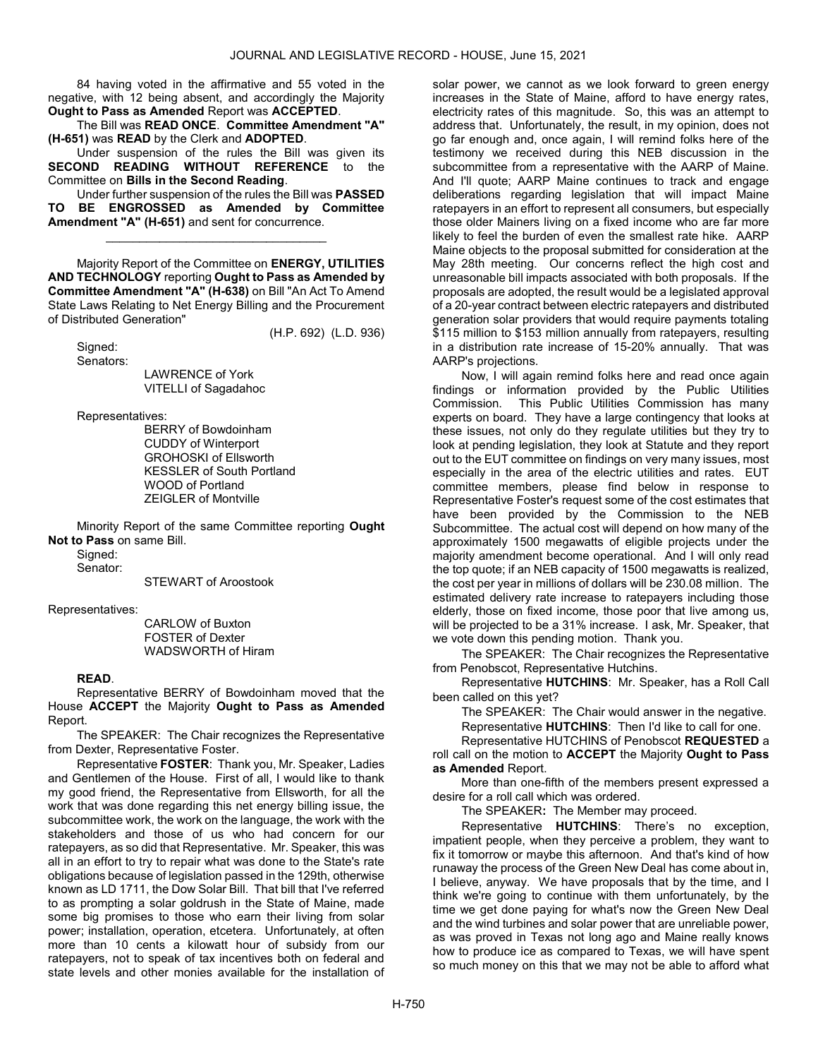84 having voted in the affirmative and 55 voted in the negative, with 12 being absent, and accordingly the Majority **Ought to Pass as Amended** Report was **ACCEPTED**.

The Bill was **READ ONCE**. **Committee Amendment "A" (H-651)** was **READ** by the Clerk and **ADOPTED**.

Under suspension of the rules the Bill was given its **SECOND READING WITHOUT REFERENCE** to the Committee on **Bills in the Second Reading**.

Under further suspension of the rules the Bill was **PASSED TO BE ENGROSSED as Amended by Committee Amendment "A" (H-651)** and sent for concurrence.

_________________________________

Majority Report of the Committee on **ENERGY, UTILITIES AND TECHNOLOGY** reporting **Ought to Pass as Amended by Committee Amendment "A" (H-638)** on Bill "An Act To Amend State Laws Relating to Net Energy Billing and the Procurement of Distributed Generation"

(H.P. 692) (L.D. 936)

Signed:
Senators:

LAWRENCE of York
VITELLI of Sagadahoc

Representatives:

BERRY of Bowdoinham
CUDDY of Winterport
GROHOSKI of Ellsworth
KESSLER of South Portland
WOOD of Portland
ZEIGLER of Montville

Minority Report of the same Committee reporting **Ought Not to Pass** on same Bill.

Signed:
Senator:

STEWART of Aroostook

Representatives:

CARLOW of Buxton
FOSTER of Dexter
WADSWORTH of Hiram

**READ**.

Representative BERRY of Bowdoinham moved that the House **ACCEPT** the Majority **Ought to Pass as Amended** Report.

The SPEAKER: The Chair recognizes the Representative from Dexter, Representative Foster.

Representative **FOSTER**: Thank you, Mr. Speaker, Ladies and Gentlemen of the House. First of all, I would like to thank my good friend, the Representative from Ellsworth, for all the work that was done regarding this net energy billing issue, the subcommittee work, the work on the language, the work with the stakeholders and those of us who had concern for our ratepayers, as so did that Representative. Mr. Speaker, this was all in an effort to try to repair what was done to the State's rate obligations because of legislation passed in the 129th, otherwise known as LD 1711, the Dow Solar Bill. That bill that I've referred to as prompting a solar goldrush in the State of Maine, made some big promises to those who earn their living from solar power; installation, operation, etcetera. Unfortunately, at often more than 10 cents a kilowatt hour of subsidy from our ratepayers, not to speak of tax incentives both on federal and state levels and other monies available for the installation of solar power, we cannot as we look forward to green energy increases in the State of Maine, afford to have energy rates, electricity rates of this magnitude. So, this was an attempt to address that. Unfortunately, the result, in my opinion, does not go far enough and, once again, I will remind folks here of the testimony we received during this NEB discussion in the subcommittee from a representative with the AARP of Maine. And I'll quote; AARP Maine continues to track and engage deliberations regarding legislation that will impact Maine ratepayers in an effort to represent all consumers, but especially those older Mainers living on a fixed income who are far more likely to feel the burden of even the smallest rate hike. AARP Maine objects to the proposal submitted for consideration at the May 28th meeting. Our concerns reflect the high cost and unreasonable bill impacts associated with both proposals. If the proposals are adopted, the result would be a legislated approval of a 20-year contract between electric ratepayers and distributed generation solar providers that would require payments totaling $115 million to $153 million annually from ratepayers, resulting in a distribution rate increase of 15-20% annually. That was AARP's projections.

Now, I will again remind folks here and read once again findings or information provided by the Public Utilities Commission. This Public Utilities Commission has many experts on board. They have a large contingency that looks at these issues, not only do they regulate utilities but they try to look at pending legislation, they look at Statute and they report out to the EUT committee on findings on very many issues, most especially in the area of the electric utilities and rates. EUT committee members, please find below in response to Representative Foster's request some of the cost estimates that have been provided by the Commission to the NEB Subcommittee. The actual cost will depend on how many of the approximately 1500 megawatts of eligible projects under the majority amendment become operational. And I will only read the top quote; if an NEB capacity of 1500 megawatts is realized, the cost per year in millions of dollars will be 230.08 million. The estimated delivery rate increase to ratepayers including those elderly, those on fixed income, those poor that live among us, will be projected to be a 31% increase. I ask, Mr. Speaker, that we vote down this pending motion. Thank you.

The SPEAKER: The Chair recognizes the Representative from Penobscot, Representative Hutchins.

Representative **HUTCHINS**: Mr. Speaker, has a Roll Call been called on this yet?

The SPEAKER: The Chair would answer in the negative.

Representative **HUTCHINS**: Then I'd like to call for one.

Representative HUTCHINS of Penobscot **REQUESTED** a roll call on the motion to **ACCEPT** the Majority **Ought to Pass as Amended** Report.

More than one-fifth of the members present expressed a desire for a roll call which was ordered.

The SPEAKER**:** The Member may proceed.

Representative **HUTCHINS**: There's no exception, impatient people, when they perceive a problem, they want to fix it tomorrow or maybe this afternoon. And that's kind of how runaway the process of the Green New Deal has come about in, I believe, anyway. We have proposals that by the time, and I think we're going to continue with them unfortunately, by the time we get done paying for what's now the Green New Deal and the wind turbines and solar power that are unreliable power, as was proved in Texas not long ago and Maine really knows how to produce ice as compared to Texas, we will have spent so much money on this that we may not be able to afford what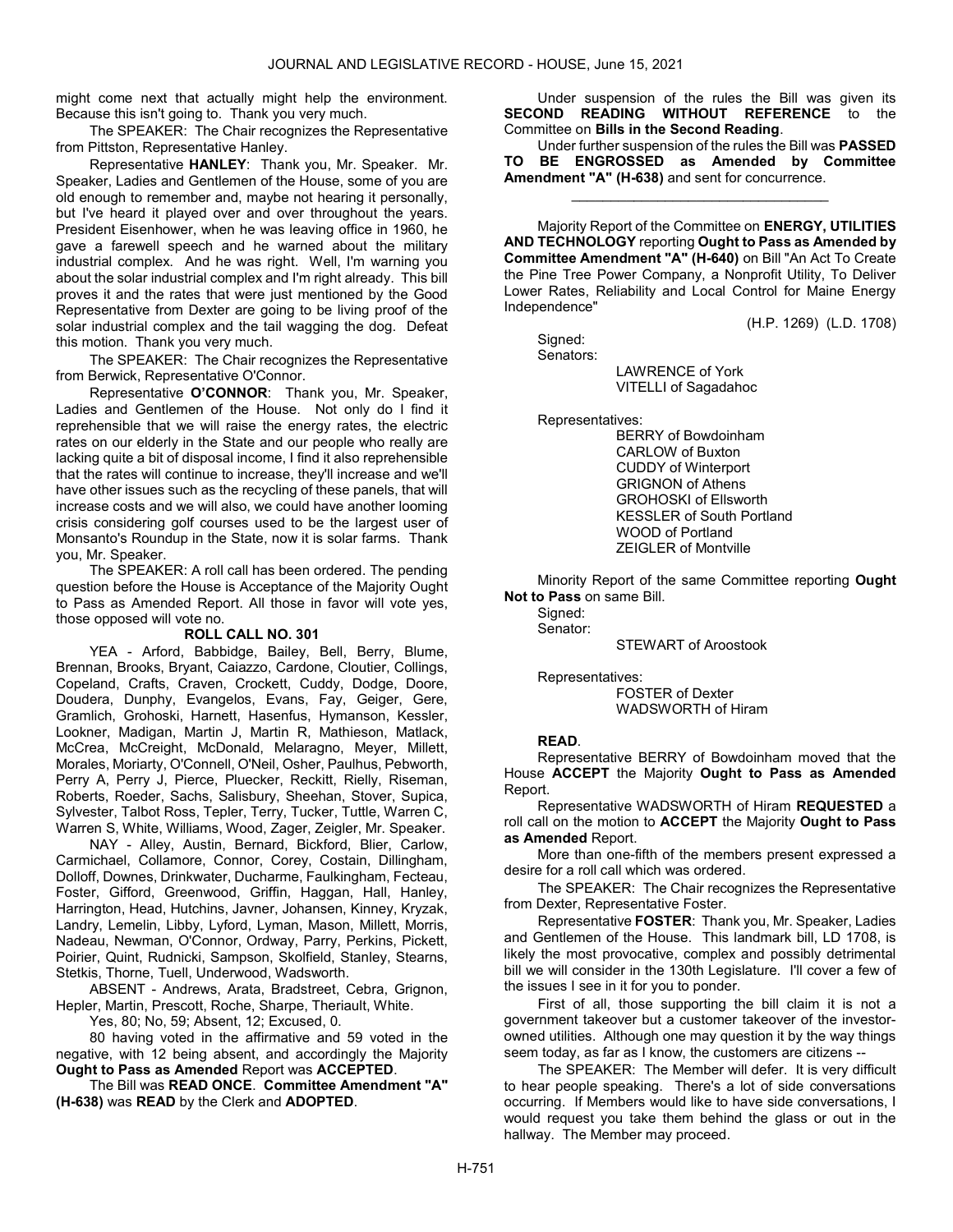might come next that actually might help the environment. Because this isn't going to. Thank you very much.

The SPEAKER: The Chair recognizes the Representative from Pittston, Representative Hanley.

Representative **HANLEY**: Thank you, Mr. Speaker. Mr. Speaker, Ladies and Gentlemen of the House, some of you are old enough to remember and, maybe not hearing it personally, but I've heard it played over and over throughout the years. President Eisenhower, when he was leaving office in 1960, he gave a farewell speech and he warned about the military industrial complex. And he was right. Well, I'm warning you about the solar industrial complex and I'm right already. This bill proves it and the rates that were just mentioned by the Good Representative from Dexter are going to be living proof of the solar industrial complex and the tail wagging the dog. Defeat this motion. Thank you very much.

The SPEAKER: The Chair recognizes the Representative from Berwick, Representative O'Connor.

Representative **O'CONNOR**: Thank you, Mr. Speaker, Ladies and Gentlemen of the House. Not only do I find it reprehensible that we will raise the energy rates, the electric rates on our elderly in the State and our people who really are lacking quite a bit of disposal income, I find it also reprehensible that the rates will continue to increase, they'll increase and we'll have other issues such as the recycling of these panels, that will increase costs and we will also, we could have another looming crisis considering golf courses used to be the largest user of Monsanto's Roundup in the State, now it is solar farms. Thank you, Mr. Speaker.

The SPEAKER: A roll call has been ordered. The pending question before the House is Acceptance of the Majority Ought to Pass as Amended Report. All those in favor will vote yes, those opposed will vote no.

**ROLL CALL NO. 301**

YEA - Arford, Babbidge, Bailey, Bell, Berry, Blume, Brennan, Brooks, Bryant, Caiazzo, Cardone, Cloutier, Collings, Copeland, Crafts, Craven, Crockett, Cuddy, Dodge, Doore, Doudera, Dunphy, Evangelos, Evans, Fay, Geiger, Gere, Gramlich, Grohoski, Harnett, Hasenfus, Hymanson, Kessler, Lookner, Madigan, Martin J, Martin R, Mathieson, Matlack, McCrea, McCreight, McDonald, Melaragno, Meyer, Millett, Morales, Moriarty, O'Connell, O'Neil, Osher, Paulhus, Pebworth, Perry A, Perry J, Pierce, Pluecker, Reckitt, Rielly, Riseman, Roberts, Roeder, Sachs, Salisbury, Sheehan, Stover, Supica, Sylvester, Talbot Ross, Tepler, Terry, Tucker, Tuttle, Warren C, Warren S, White, Williams, Wood, Zager, Zeigler, Mr. Speaker.

NAY - Alley, Austin, Bernard, Bickford, Blier, Carlow, Carmichael, Collamore, Connor, Corey, Costain, Dillingham, Dolloff, Downes, Drinkwater, Ducharme, Faulkingham, Fecteau, Foster, Gifford, Greenwood, Griffin, Haggan, Hall, Hanley, Harrington, Head, Hutchins, Javner, Johansen, Kinney, Kryzak, Landry, Lemelin, Libby, Lyford, Lyman, Mason, Millett, Morris, Nadeau, Newman, O'Connor, Ordway, Parry, Perkins, Pickett, Poirier, Quint, Rudnicki, Sampson, Skolfield, Stanley, Stearns, Stetkis, Thorne, Tuell, Underwood, Wadsworth.

ABSENT - Andrews, Arata, Bradstreet, Cebra, Grignon, Hepler, Martin, Prescott, Roche, Sharpe, Theriault, White.

Yes, 80; No, 59; Absent, 12; Excused, 0.

80 having voted in the affirmative and 59 voted in the negative, with 12 being absent, and accordingly the Majority **Ought to Pass as Amended** Report was **ACCEPTED**.

The Bill was **READ ONCE**. **Committee Amendment "A" (H-638)** was **READ** by the Clerk and **ADOPTED**.

Under suspension of the rules the Bill was given its **SECOND READING WITHOUT REFERENCE** to the Committee on **Bills in the Second Reading**.

Under further suspension of the rules the Bill was **PASSED TO BE ENGROSSED as Amended by Committee Amendment "A" (H-638)** and sent for concurrence.

_________________________________

Majority Report of the Committee on **ENERGY, UTILITIES AND TECHNOLOGY** reporting **Ought to Pass as Amended by Committee Amendment "A" (H-640)** on Bill "An Act To Create the Pine Tree Power Company, a Nonprofit Utility, To Deliver Lower Rates, Reliability and Local Control for Maine Energy Independence"

(H.P. 1269) (L.D. 1708)

Signed:
Senators:

LAWRENCE of York
VITELLI of Sagadahoc

Representatives:

BERRY of Bowdoinham
CARLOW of Buxton
CUDDY of Winterport
GRIGNON of Athens
GROHOSKI of Ellsworth
KESSLER of South Portland
WOOD of Portland
ZEIGLER of Montville

Minority Report of the same Committee reporting **Ought Not to Pass** on same Bill.

Signed:
Senator:

STEWART of Aroostook

Representatives:

FOSTER of Dexter
WADSWORTH of Hiram

**READ**.

Representative BERRY of Bowdoinham moved that the House **ACCEPT** the Majority **Ought to Pass as Amended** Report.

Representative WADSWORTH of Hiram **REQUESTED** a roll call on the motion to **ACCEPT** the Majority **Ought to Pass as Amended** Report.

More than one-fifth of the members present expressed a desire for a roll call which was ordered.

The SPEAKER: The Chair recognizes the Representative from Dexter, Representative Foster.

Representative **FOSTER**: Thank you, Mr. Speaker, Ladies and Gentlemen of the House. This landmark bill, LD 1708, is likely the most provocative, complex and possibly detrimental bill we will consider in the 130th Legislature. I'll cover a few of the issues I see in it for you to ponder.

First of all, those supporting the bill claim it is not a government takeover but a customer takeover of the investor-owned utilities. Although one may question it by the way things seem today, as far as I know, the customers are citizens --

The SPEAKER: The Member will defer. It is very difficult to hear people speaking. There's a lot of side conversations occurring. If Members would like to have side conversations, I would request you take them behind the glass or out in the hallway. The Member may proceed.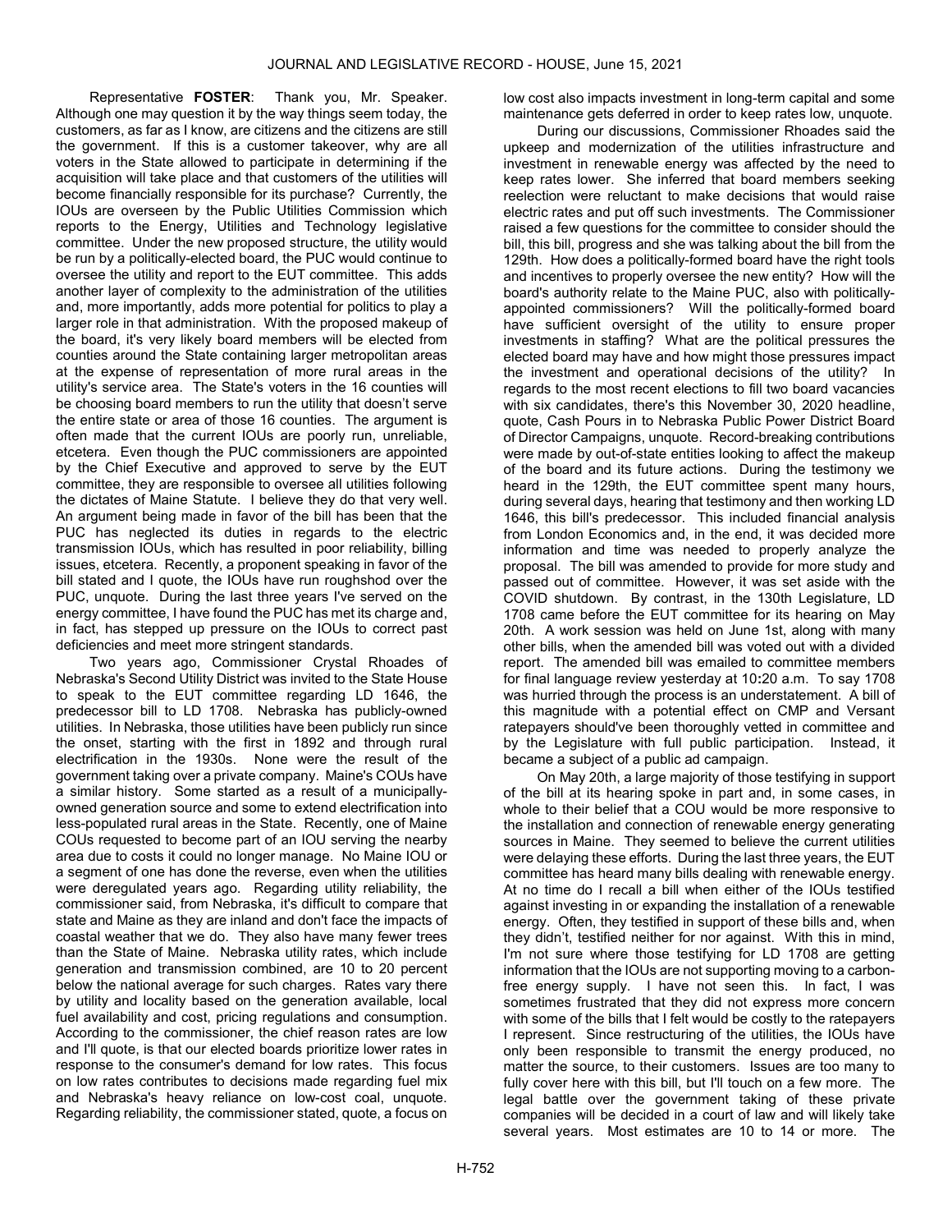Representative **FOSTER**: Thank you, Mr. Speaker. Although one may question it by the way things seem today, the customers, as far as I know, are citizens and the citizens are still the government. If this is a customer takeover, why are all voters in the State allowed to participate in determining if the acquisition will take place and that customers of the utilities will become financially responsible for its purchase? Currently, the IOUs are overseen by the Public Utilities Commission which reports to the Energy, Utilities and Technology legislative committee. Under the new proposed structure, the utility would be run by a politically-elected board, the PUC would continue to oversee the utility and report to the EUT committee. This adds another layer of complexity to the administration of the utilities and, more importantly, adds more potential for politics to play a larger role in that administration. With the proposed makeup of the board, it's very likely board members will be elected from counties around the State containing larger metropolitan areas at the expense of representation of more rural areas in the utility's service area. The State's voters in the 16 counties will be choosing board members to run the utility that doesn't serve the entire state or area of those 16 counties. The argument is often made that the current IOUs are poorly run, unreliable, etcetera. Even though the PUC commissioners are appointed by the Chief Executive and approved to serve by the EUT committee, they are responsible to oversee all utilities following the dictates of Maine Statute. I believe they do that very well. An argument being made in favor of the bill has been that the PUC has neglected its duties in regards to the electric transmission IOUs, which has resulted in poor reliability, billing issues, etcetera. Recently, a proponent speaking in favor of the bill stated and I quote, the IOUs have run roughshod over the PUC, unquote. During the last three years I've served on the energy committee, I have found the PUC has met its charge and, in fact, has stepped up pressure on the IOUs to correct past deficiencies and meet more stringent standards.

Two years ago, Commissioner Crystal Rhoades of Nebraska's Second Utility District was invited to the State House to speak to the EUT committee regarding LD 1646, the predecessor bill to LD 1708. Nebraska has publicly-owned utilities. In Nebraska, those utilities have been publicly run since the onset, starting with the first in 1892 and through rural electrification in the 1930s. None were the result of the government taking over a private company. Maine's COUs have a similar history. Some started as a result of a municipally-owned generation source and some to extend electrification into less-populated rural areas in the State. Recently, one of Maine COUs requested to become part of an IOU serving the nearby area due to costs it could no longer manage. No Maine IOU or a segment of one has done the reverse, even when the utilities were deregulated years ago. Regarding utility reliability, the commissioner said, from Nebraska, it's difficult to compare that state and Maine as they are inland and don't face the impacts of coastal weather that we do. They also have many fewer trees than the State of Maine. Nebraska utility rates, which include generation and transmission combined, are 10 to 20 percent below the national average for such charges. Rates vary there by utility and locality based on the generation available, local fuel availability and cost, pricing regulations and consumption. According to the commissioner, the chief reason rates are low and I'll quote, is that our elected boards prioritize lower rates in response to the consumer's demand for low rates. This focus on low rates contributes to decisions made regarding fuel mix and Nebraska's heavy reliance on low-cost coal, unquote. Regarding reliability, the commissioner stated, quote, a focus on low cost also impacts investment in long-term capital and some maintenance gets deferred in order to keep rates low, unquote.

During our discussions, Commissioner Rhoades said the upkeep and modernization of the utilities infrastructure and investment in renewable energy was affected by the need to keep rates lower. She inferred that board members seeking reelection were reluctant to make decisions that would raise electric rates and put off such investments. The Commissioner raised a few questions for the committee to consider should the bill, this bill, progress and she was talking about the bill from the 129th. How does a politically-formed board have the right tools and incentives to properly oversee the new entity? How will the board's authority relate to the Maine PUC, also with politically-appointed commissioners? Will the politically-formed board have sufficient oversight of the utility to ensure proper investments in staffing? What are the political pressures the elected board may have and how might those pressures impact the investment and operational decisions of the utility? In regards to the most recent elections to fill two board vacancies with six candidates, there's this November 30, 2020 headline, quote, Cash Pours in to Nebraska Public Power District Board of Director Campaigns, unquote. Record-breaking contributions were made by out-of-state entities looking to affect the makeup of the board and its future actions. During the testimony we heard in the 129th, the EUT committee spent many hours, during several days, hearing that testimony and then working LD 1646, this bill's predecessor. This included financial analysis from London Economics and, in the end, it was decided more information and time was needed to properly analyze the proposal. The bill was amended to provide for more study and passed out of committee. However, it was set aside with the COVID shutdown. By contrast, in the 130th Legislature, LD 1708 came before the EUT committee for its hearing on May 20th. A work session was held on June 1st, along with many other bills, when the amended bill was voted out with a divided report. The amended bill was emailed to committee members for final language review yesterday at 10:20 a.m. To say 1708 was hurried through the process is an understatement. A bill of this magnitude with a potential effect on CMP and Versant ratepayers should've been thoroughly vetted in committee and by the Legislature with full public participation. Instead, it became a subject of a public ad campaign.

On May 20th, a large majority of those testifying in support of the bill at its hearing spoke in part and, in some cases, in whole to their belief that a COU would be more responsive to the installation and connection of renewable energy generating sources in Maine. They seemed to believe the current utilities were delaying these efforts. During the last three years, the EUT committee has heard many bills dealing with renewable energy. At no time do I recall a bill when either of the IOUs testified against investing in or expanding the installation of a renewable energy. Often, they testified in support of these bills and, when they didn't, testified neither for nor against. With this in mind, I'm not sure where those testifying for LD 1708 are getting information that the IOUs are not supporting moving to a carbon-free energy supply. I have not seen this. In fact, I was sometimes frustrated that they did not express more concern with some of the bills that I felt would be costly to the ratepayers I represent. Since restructuring of the utilities, the IOUs have only been responsible to transmit the energy produced, no matter the source, to their customers. Issues are too many to fully cover here with this bill, but I'll touch on a few more. The legal battle over the government taking of these private companies will be decided in a court of law and will likely take several years. Most estimates are 10 to 14 or more. The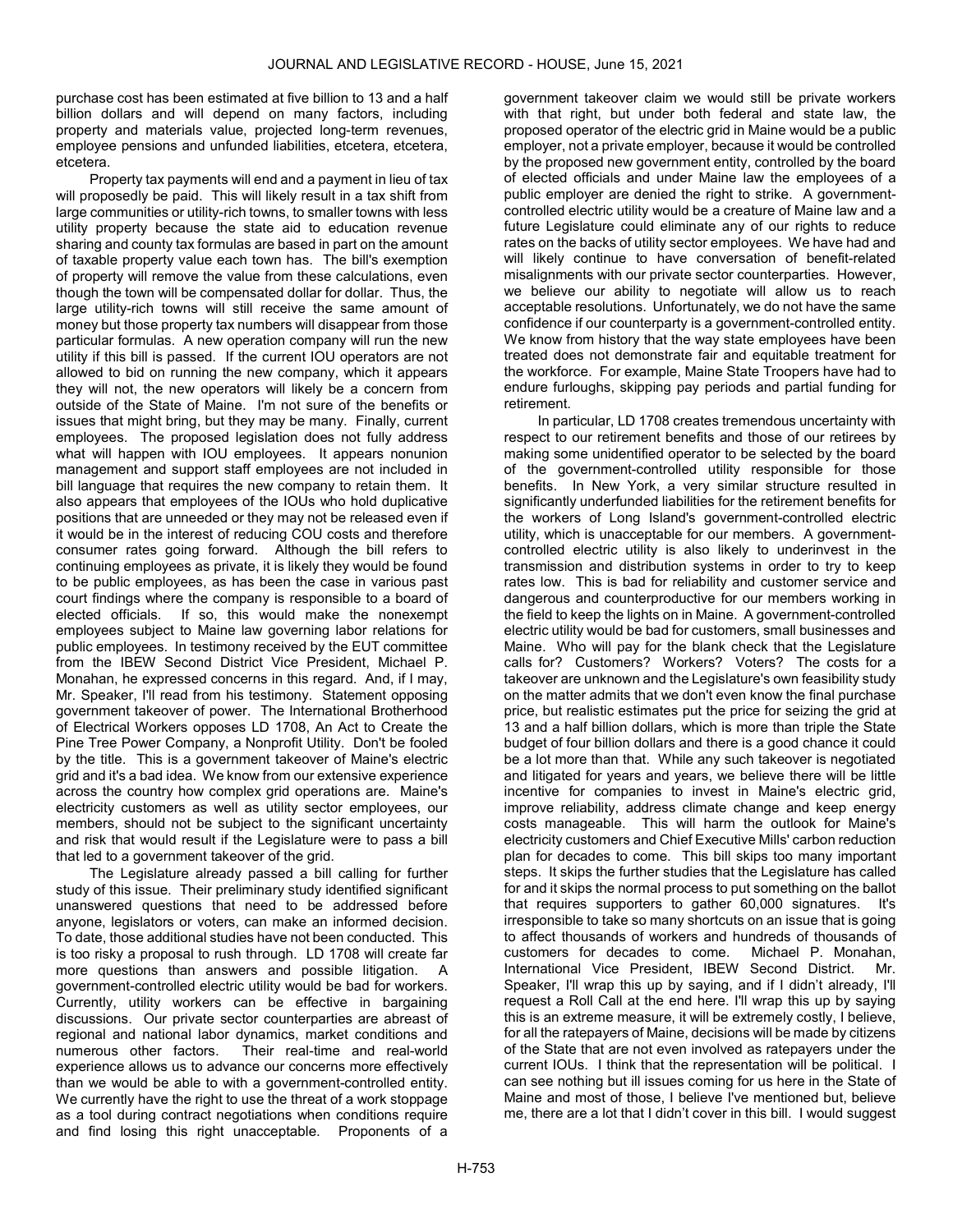purchase cost has been estimated at five billion to 13 and a half billion dollars and will depend on many factors, including property and materials value, projected long-term revenues, employee pensions and unfunded liabilities, etcetera, etcetera, etcetera.

Property tax payments will end and a payment in lieu of tax will proposedly be paid. This will likely result in a tax shift from large communities or utility-rich towns, to smaller towns with less utility property because the state aid to education revenue sharing and county tax formulas are based in part on the amount of taxable property value each town has. The bill's exemption of property will remove the value from these calculations, even though the town will be compensated dollar for dollar. Thus, the large utility-rich towns will still receive the same amount of money but those property tax numbers will disappear from those particular formulas. A new operation company will run the new utility if this bill is passed. If the current IOU operators are not allowed to bid on running the new company, which it appears they will not, the new operators will likely be a concern from outside of the State of Maine. I'm not sure of the benefits or issues that might bring, but they may be many. Finally, current employees. The proposed legislation does not fully address what will happen with IOU employees. It appears nonunion management and support staff employees are not included in bill language that requires the new company to retain them. It also appears that employees of the IOUs who hold duplicative positions that are unneeded or they may not be released even if it would be in the interest of reducing COU costs and therefore consumer rates going forward. Although the bill refers to continuing employees as private, it is likely they would be found to be public employees, as has been the case in various past court findings where the company is responsible to a board of elected officials. If so, this would make the nonexempt employees subject to Maine law governing labor relations for public employees. In testimony received by the EUT committee from the IBEW Second District Vice President, Michael P. Monahan, he expressed concerns in this regard. And, if I may, Mr. Speaker, I'll read from his testimony. Statement opposing government takeover of power. The International Brotherhood of Electrical Workers opposes LD 1708, An Act to Create the Pine Tree Power Company, a Nonprofit Utility. Don't be fooled by the title. This is a government takeover of Maine's electric grid and it's a bad idea. We know from our extensive experience across the country how complex grid operations are. Maine's electricity customers as well as utility sector employees, our members, should not be subject to the significant uncertainty and risk that would result if the Legislature were to pass a bill that led to a government takeover of the grid.

The Legislature already passed a bill calling for further study of this issue. Their preliminary study identified significant unanswered questions that need to be addressed before anyone, legislators or voters, can make an informed decision. To date, those additional studies have not been conducted. This is too risky a proposal to rush through. LD 1708 will create far more questions than answers and possible litigation. A government-controlled electric utility would be bad for workers. Currently, utility workers can be effective in bargaining discussions. Our private sector counterparties are abreast of regional and national labor dynamics, market conditions and numerous other factors. Their real-time and real-world experience allows us to advance our concerns more effectively than we would be able to with a government-controlled entity. We currently have the right to use the threat of a work stoppage as a tool during contract negotiations when conditions require and find losing this right unacceptable. Proponents of a government takeover claim we would still be private workers with that right, but under both federal and state law, the proposed operator of the electric grid in Maine would be a public employer, not a private employer, because it would be controlled by the proposed new government entity, controlled by the board of elected officials and under Maine law the employees of a public employer are denied the right to strike. A government-controlled electric utility would be a creature of Maine law and a future Legislature could eliminate any of our rights to reduce rates on the backs of utility sector employees. We have had and will likely continue to have conversation of benefit-related misalignments with our private sector counterparties. However, we believe our ability to negotiate will allow us to reach acceptable resolutions. Unfortunately, we do not have the same confidence if our counterparty is a government-controlled entity. We know from history that the way state employees have been treated does not demonstrate fair and equitable treatment for the workforce. For example, Maine State Troopers have had to endure furloughs, skipping pay periods and partial funding for retirement.

In particular, LD 1708 creates tremendous uncertainty with respect to our retirement benefits and those of our retirees by making some unidentified operator to be selected by the board of the government-controlled utility responsible for those benefits. In New York, a very similar structure resulted in significantly underfunded liabilities for the retirement benefits for the workers of Long Island's government-controlled electric utility, which is unacceptable for our members. A government-controlled electric utility is also likely to underinvest in the transmission and distribution systems in order to try to keep rates low. This is bad for reliability and customer service and dangerous and counterproductive for our members working in the field to keep the lights on in Maine. A government-controlled electric utility would be bad for customers, small businesses and Maine. Who will pay for the blank check that the Legislature calls for? Customers? Workers? Voters? The costs for a takeover are unknown and the Legislature's own feasibility study on the matter admits that we don't even know the final purchase price, but realistic estimates put the price for seizing the grid at 13 and a half billion dollars, which is more than triple the State budget of four billion dollars and there is a good chance it could be a lot more than that. While any such takeover is negotiated and litigated for years and years, we believe there will be little incentive for companies to invest in Maine's electric grid, improve reliability, address climate change and keep energy costs manageable. This will harm the outlook for Maine's electricity customers and Chief Executive Mills' carbon reduction plan for decades to come. This bill skips too many important steps. It skips the further studies that the Legislature has called for and it skips the normal process to put something on the ballot that requires supporters to gather 60,000 signatures. It's irresponsible to take so many shortcuts on an issue that is going to affect thousands of workers and hundreds of thousands of customers for decades to come. Michael P. Monahan, International Vice President, IBEW Second District. Mr. Speaker, I'll wrap this up by saying, and if I didn't already, I'll request a Roll Call at the end here. I'll wrap this up by saying this is an extreme measure, it will be extremely costly, I believe, for all the ratepayers of Maine, decisions will be made by citizens of the State that are not even involved as ratepayers under the current IOUs. I think that the representation will be political. I can see nothing but ill issues coming for us here in the State of Maine and most of those, I believe I've mentioned but, believe me, there are a lot that I didn't cover in this bill. I would suggest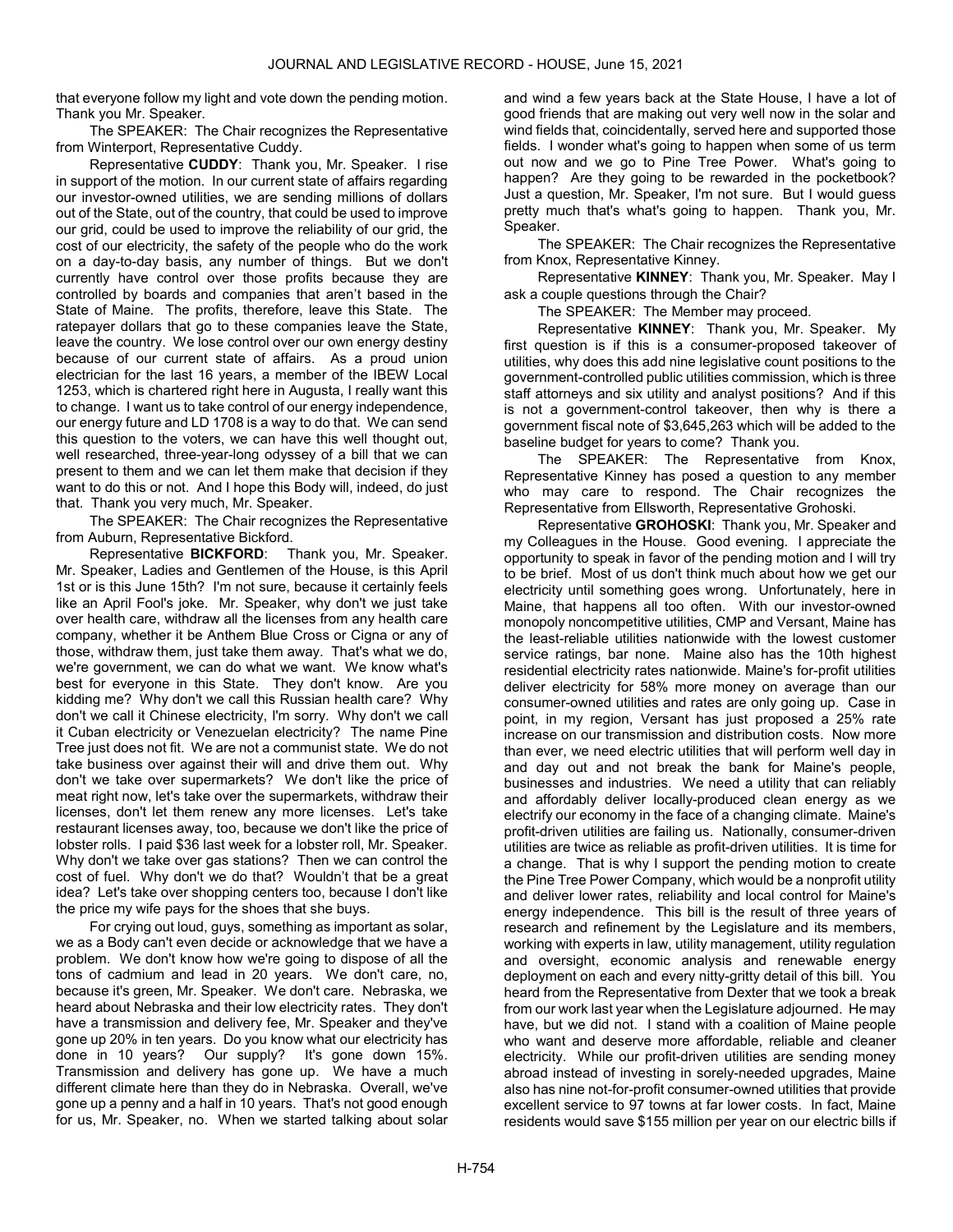that everyone follow my light and vote down the pending motion. Thank you Mr. Speaker.

The SPEAKER: The Chair recognizes the Representative from Winterport, Representative Cuddy.

Representative **CUDDY**: Thank you, Mr. Speaker. I rise in support of the motion. In our current state of affairs regarding our investor-owned utilities, we are sending millions of dollars out of the State, out of the country, that could be used to improve our grid, could be used to improve the reliability of our grid, the cost of our electricity, the safety of the people who do the work on a day-to-day basis, any number of things. But we don't currently have control over those profits because they are controlled by boards and companies that aren't based in the State of Maine. The profits, therefore, leave this State. The ratepayer dollars that go to these companies leave the State, leave the country. We lose control over our own energy destiny because of our current state of affairs. As a proud union electrician for the last 16 years, a member of the IBEW Local 1253, which is chartered right here in Augusta, I really want this to change. I want us to take control of our energy independence, our energy future and LD 1708 is a way to do that. We can send this question to the voters, we can have this well thought out, well researched, three-year-long odyssey of a bill that we can present to them and we can let them make that decision if they want to do this or not. And I hope this Body will, indeed, do just that. Thank you very much, Mr. Speaker.

The SPEAKER: The Chair recognizes the Representative from Auburn, Representative Bickford.

Representative **BICKFORD**: Thank you, Mr. Speaker. Mr. Speaker, Ladies and Gentlemen of the House, is this April 1st or is this June 15th? I'm not sure, because it certainly feels like an April Fool's joke. Mr. Speaker, why don't we just take over health care, withdraw all the licenses from any health care company, whether it be Anthem Blue Cross or Cigna or any of those, withdraw them, just take them away. That's what we do, we're government, we can do what we want. We know what's best for everyone in this State. They don't know. Are you kidding me? Why don't we call this Russian health care? Why don't we call it Chinese electricity, I'm sorry. Why don't we call it Cuban electricity or Venezuelan electricity? The name Pine Tree just does not fit. We are not a communist state. We do not take business over against their will and drive them out. Why don't we take over supermarkets? We don't like the price of meat right now, let's take over the supermarkets, withdraw their licenses, don't let them renew any more licenses. Let's take restaurant licenses away, too, because we don't like the price of lobster rolls. I paid $36 last week for a lobster roll, Mr. Speaker. Why don't we take over gas stations? Then we can control the cost of fuel. Why don't we do that? Wouldn't that be a great idea? Let's take over shopping centers too, because I don't like the price my wife pays for the shoes that she buys.

For crying out loud, guys, something as important as solar, we as a Body can't even decide or acknowledge that we have a problem. We don't know how we're going to dispose of all the tons of cadmium and lead in 20 years. We don't care, no, because it's green, Mr. Speaker. We don't care. Nebraska, we heard about Nebraska and their low electricity rates. They don't have a transmission and delivery fee, Mr. Speaker and they've gone up 20% in ten years. Do you know what our electricity has done in 10 years? Our supply? It's gone down 15%. Transmission and delivery has gone up. We have a much different climate here than they do in Nebraska. Overall, we've gone up a penny and a half in 10 years. That's not good enough for us, Mr. Speaker, no. When we started talking about solar and wind a few years back at the State House, I have a lot of good friends that are making out very well now in the solar and wind fields that, coincidentally, served here and supported those fields. I wonder what's going to happen when some of us term out now and we go to Pine Tree Power. What's going to happen? Are they going to be rewarded in the pocketbook? Just a question, Mr. Speaker, I'm not sure. But I would guess pretty much that's what's going to happen. Thank you, Mr. Speaker.

The SPEAKER: The Chair recognizes the Representative from Knox, Representative Kinney.

Representative **KINNEY**: Thank you, Mr. Speaker. May I ask a couple questions through the Chair?

The SPEAKER: The Member may proceed.

Representative **KINNEY**: Thank you, Mr. Speaker. My first question is if this is a consumer-proposed takeover of utilities, why does this add nine legislative count positions to the government-controlled public utilities commission, which is three staff attorneys and six utility and analyst positions? And if this is not a government-control takeover, then why is there a government fiscal note of $3,645,263 which will be added to the baseline budget for years to come? Thank you.

The SPEAKER: The Representative from Knox, Representative Kinney has posed a question to any member who may care to respond. The Chair recognizes the Representative from Ellsworth, Representative Grohoski.

Representative **GROHOSKI**: Thank you, Mr. Speaker and my Colleagues in the House. Good evening. I appreciate the opportunity to speak in favor of the pending motion and I will try to be brief. Most of us don't think much about how we get our electricity until something goes wrong. Unfortunately, here in Maine, that happens all too often. With our investor-owned monopoly noncompetitive utilities, CMP and Versant, Maine has the least-reliable utilities nationwide with the lowest customer service ratings, bar none. Maine also has the 10th highest residential electricity rates nationwide. Maine's for-profit utilities deliver electricity for 58% more money on average than our consumer-owned utilities and rates are only going up. Case in point, in my region, Versant has just proposed a 25% rate increase on our transmission and distribution costs. Now more than ever, we need electric utilities that will perform well day in and day out and not break the bank for Maine's people, businesses and industries. We need a utility that can reliably and affordably deliver locally-produced clean energy as we electrify our economy in the face of a changing climate. Maine's profit-driven utilities are failing us. Nationally, consumer-driven utilities are twice as reliable as profit-driven utilities. It is time for a change. That is why I support the pending motion to create the Pine Tree Power Company, which would be a nonprofit utility and deliver lower rates, reliability and local control for Maine's energy independence. This bill is the result of three years of research and refinement by the Legislature and its members, working with experts in law, utility management, utility regulation and oversight, economic analysis and renewable energy deployment on each and every nitty-gritty detail of this bill. You heard from the Representative from Dexter that we took a break from our work last year when the Legislature adjourned. He may have, but we did not. I stand with a coalition of Maine people who want and deserve more affordable, reliable and cleaner electricity. While our profit-driven utilities are sending money abroad instead of investing in sorely-needed upgrades, Maine also has nine not-for-profit consumer-owned utilities that provide excellent service to 97 towns at far lower costs. In fact, Maine residents would save $155 million per year on our electric bills if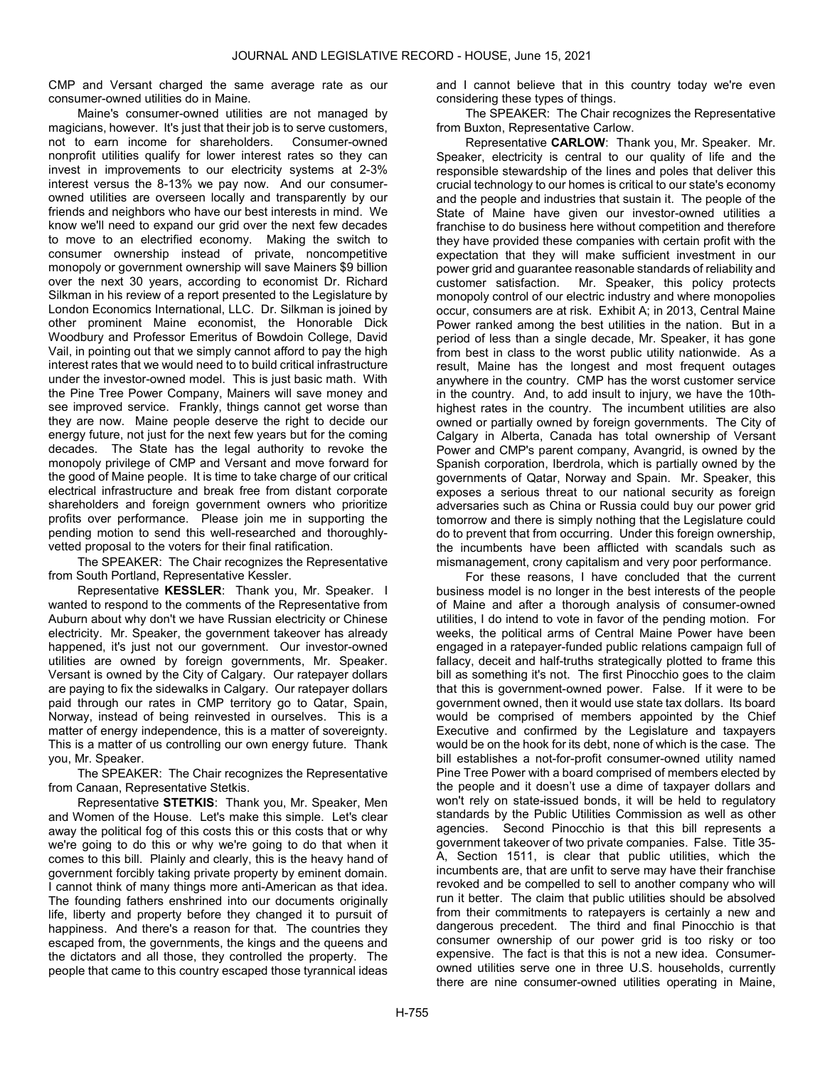CMP and Versant charged the same average rate as our consumer-owned utilities do in Maine.

Maine's consumer-owned utilities are not managed by magicians, however. It's just that their job is to serve customers, not to earn income for shareholders. Consumer-owned nonprofit utilities qualify for lower interest rates so they can invest in improvements to our electricity systems at 2-3% interest versus the 8-13% we pay now. And our consumer-owned utilities are overseen locally and transparently by our friends and neighbors who have our best interests in mind. We know we'll need to expand our grid over the next few decades to move to an electrified economy. Making the switch to consumer ownership instead of private, noncompetitive monopoly or government ownership will save Mainers $9 billion over the next 30 years, according to economist Dr. Richard Silkman in his review of a report presented to the Legislature by London Economics International, LLC. Dr. Silkman is joined by other prominent Maine economist, the Honorable Dick Woodbury and Professor Emeritus of Bowdoin College, David Vail, in pointing out that we simply cannot afford to pay the high interest rates that we would need to to build critical infrastructure under the investor-owned model. This is just basic math. With the Pine Tree Power Company, Mainers will save money and see improved service. Frankly, things cannot get worse than they are now. Maine people deserve the right to decide our energy future, not just for the next few years but for the coming decades. The State has the legal authority to revoke the monopoly privilege of CMP and Versant and move forward for the good of Maine people. It is time to take charge of our critical electrical infrastructure and break free from distant corporate shareholders and foreign government owners who prioritize profits over performance. Please join me in supporting the pending motion to send this well-researched and thoroughly-vetted proposal to the voters for their final ratification.

The SPEAKER: The Chair recognizes the Representative from South Portland, Representative Kessler.

Representative **KESSLER**: Thank you, Mr. Speaker. I wanted to respond to the comments of the Representative from Auburn about why don't we have Russian electricity or Chinese electricity. Mr. Speaker, the government takeover has already happened, it's just not our government. Our investor-owned utilities are owned by foreign governments, Mr. Speaker. Versant is owned by the City of Calgary. Our ratepayer dollars are paying to fix the sidewalks in Calgary. Our ratepayer dollars paid through our rates in CMP territory go to Qatar, Spain, Norway, instead of being reinvested in ourselves. This is a matter of energy independence, this is a matter of sovereignty. This is a matter of us controlling our own energy future. Thank you, Mr. Speaker.

The SPEAKER: The Chair recognizes the Representative from Canaan, Representative Stetkis.

Representative **STETKIS**: Thank you, Mr. Speaker, Men and Women of the House. Let's make this simple. Let's clear away the political fog of this costs this or this costs that or why we're going to do this or why we're going to do that when it comes to this bill. Plainly and clearly, this is the heavy hand of government forcibly taking private property by eminent domain. I cannot think of many things more anti-American as that idea. The founding fathers enshrined into our documents originally life, liberty and property before they changed it to pursuit of happiness. And there's a reason for that. The countries they escaped from, the governments, the kings and the queens and the dictators and all those, they controlled the property. The people that came to this country escaped those tyrannical ideas and I cannot believe that in this country today we're even considering these types of things.

The SPEAKER: The Chair recognizes the Representative from Buxton, Representative Carlow.

Representative **CARLOW**: Thank you, Mr. Speaker. Mr. Speaker, electricity is central to our quality of life and the responsible stewardship of the lines and poles that deliver this crucial technology to our homes is critical to our state's economy and the people and industries that sustain it. The people of the State of Maine have given our investor-owned utilities a franchise to do business here without competition and therefore they have provided these companies with certain profit with the expectation that they will make sufficient investment in our power grid and guarantee reasonable standards of reliability and customer satisfaction. Mr. Speaker, this policy protects monopoly control of our electric industry and where monopolies occur, consumers are at risk. Exhibit A; in 2013, Central Maine Power ranked among the best utilities in the nation. But in a period of less than a single decade, Mr. Speaker, it has gone from best in class to the worst public utility nationwide. As a result, Maine has the longest and most frequent outages anywhere in the country. CMP has the worst customer service in the country. And, to add insult to injury, we have the 10th-highest rates in the country. The incumbent utilities are also owned or partially owned by foreign governments. The City of Calgary in Alberta, Canada has total ownership of Versant Power and CMP's parent company, Avangrid, is owned by the Spanish corporation, Iberdrola, which is partially owned by the governments of Qatar, Norway and Spain. Mr. Speaker, this exposes a serious threat to our national security as foreign adversaries such as China or Russia could buy our power grid tomorrow and there is simply nothing that the Legislature could do to prevent that from occurring. Under this foreign ownership, the incumbents have been afflicted with scandals such as mismanagement, crony capitalism and very poor performance.

For these reasons, I have concluded that the current business model is no longer in the best interests of the people of Maine and after a thorough analysis of consumer-owned utilities, I do intend to vote in favor of the pending motion. For weeks, the political arms of Central Maine Power have been engaged in a ratepayer-funded public relations campaign full of fallacy, deceit and half-truths strategically plotted to frame this bill as something it's not. The first Pinocchio goes to the claim that this is government-owned power. False. If it were to be government owned, then it would use state tax dollars. Its board would be comprised of members appointed by the Chief Executive and confirmed by the Legislature and taxpayers would be on the hook for its debt, none of which is the case. The bill establishes a not-for-profit consumer-owned utility named Pine Tree Power with a board comprised of members elected by the people and it doesn't use a dime of taxpayer dollars and won't rely on state-issued bonds, it will be held to regulatory standards by the Public Utilities Commission as well as other agencies. Second Pinocchio is that this bill represents a government takeover of two private companies. False. Title 35-A, Section 1511, is clear that public utilities, which the incumbents are, that are unfit to serve may have their franchise revoked and be compelled to sell to another company who will run it better. The claim that public utilities should be absolved from their commitments to ratepayers is certainly a new and dangerous precedent. The third and final Pinocchio is that consumer ownership of our power grid is too risky or too expensive. The fact is that this is not a new idea. Consumer-owned utilities serve one in three U.S. households, currently there are nine consumer-owned utilities operating in Maine,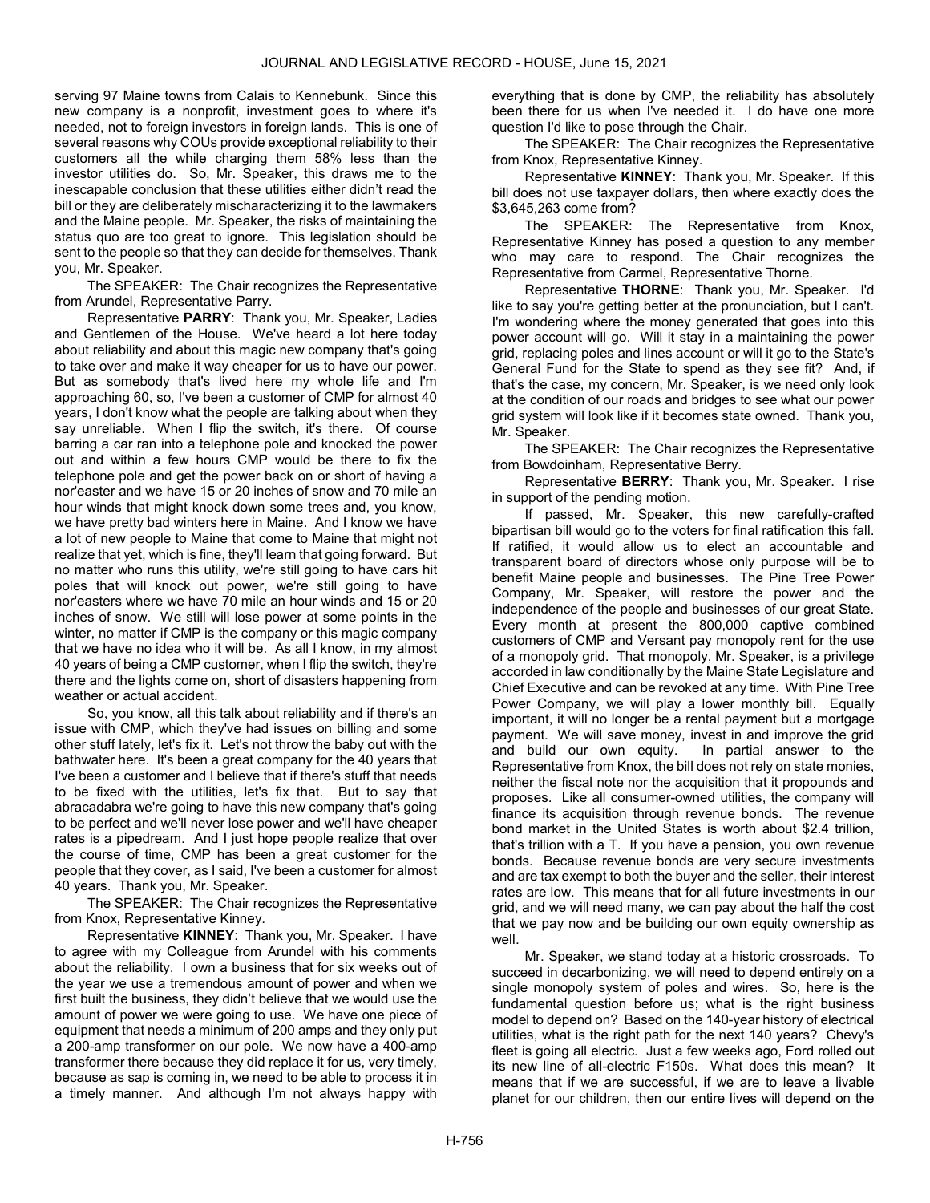serving 97 Maine towns from Calais to Kennebunk. Since this new company is a nonprofit, investment goes to where it's needed, not to foreign investors in foreign lands. This is one of several reasons why COUs provide exceptional reliability to their customers all the while charging them 58% less than the investor utilities do. So, Mr. Speaker, this draws me to the inescapable conclusion that these utilities either didn't read the bill or they are deliberately mischaracterizing it to the lawmakers and the Maine people. Mr. Speaker, the risks of maintaining the status quo are too great to ignore. This legislation should be sent to the people so that they can decide for themselves. Thank you, Mr. Speaker.

The SPEAKER: The Chair recognizes the Representative from Arundel, Representative Parry.

Representative **PARRY**: Thank you, Mr. Speaker, Ladies and Gentlemen of the House. We've heard a lot here today about reliability and about this magic new company that's going to take over and make it way cheaper for us to have our power. But as somebody that's lived here my whole life and I'm approaching 60, so, I've been a customer of CMP for almost 40 years, I don't know what the people are talking about when they say unreliable. When I flip the switch, it's there. Of course barring a car ran into a telephone pole and knocked the power out and within a few hours CMP would be there to fix the telephone pole and get the power back on or short of having a nor'easter and we have 15 or 20 inches of snow and 70 mile an hour winds that might knock down some trees and, you know, we have pretty bad winters here in Maine. And I know we have a lot of new people to Maine that come to Maine that might not realize that yet, which is fine, they'll learn that going forward. But no matter who runs this utility, we're still going to have cars hit poles that will knock out power, we're still going to have nor'easters where we have 70 mile an hour winds and 15 or 20 inches of snow. We still will lose power at some points in the winter, no matter if CMP is the company or this magic company that we have no idea who it will be. As all I know, in my almost 40 years of being a CMP customer, when I flip the switch, they're there and the lights come on, short of disasters happening from weather or actual accident.

So, you know, all this talk about reliability and if there's an issue with CMP, which they've had issues on billing and some other stuff lately, let's fix it. Let's not throw the baby out with the bathwater here. It's been a great company for the 40 years that I've been a customer and I believe that if there's stuff that needs to be fixed with the utilities, let's fix that. But to say that abracadabra we're going to have this new company that's going to be perfect and we'll never lose power and we'll have cheaper rates is a pipedream. And I just hope people realize that over the course of time, CMP has been a great customer for the people that they cover, as I said, I've been a customer for almost 40 years. Thank you, Mr. Speaker.

The SPEAKER: The Chair recognizes the Representative from Knox, Representative Kinney.

Representative **KINNEY**: Thank you, Mr. Speaker. I have to agree with my Colleague from Arundel with his comments about the reliability. I own a business that for six weeks out of the year we use a tremendous amount of power and when we first built the business, they didn't believe that we would use the amount of power we were going to use. We have one piece of equipment that needs a minimum of 200 amps and they only put a 200-amp transformer on our pole. We now have a 400-amp transformer there because they did replace it for us, very timely, because as sap is coming in, we need to be able to process it in a timely manner. And although I'm not always happy with everything that is done by CMP, the reliability has absolutely been there for us when I've needed it. I do have one more question I'd like to pose through the Chair.

The SPEAKER: The Chair recognizes the Representative from Knox, Representative Kinney.

Representative **KINNEY**: Thank you, Mr. Speaker. If this bill does not use taxpayer dollars, then where exactly does the $3,645,263 come from?

The SPEAKER: The Representative from Knox, Representative Kinney has posed a question to any member who may care to respond. The Chair recognizes the Representative from Carmel, Representative Thorne.

Representative **THORNE**: Thank you, Mr. Speaker. I'd like to say you're getting better at the pronunciation, but I can't. I'm wondering where the money generated that goes into this power account will go. Will it stay in a maintaining the power grid, replacing poles and lines account or will it go to the State's General Fund for the State to spend as they see fit? And, if that's the case, my concern, Mr. Speaker, is we need only look at the condition of our roads and bridges to see what our power grid system will look like if it becomes state owned. Thank you, Mr. Speaker.

The SPEAKER: The Chair recognizes the Representative from Bowdoinham, Representative Berry.

Representative **BERRY**: Thank you, Mr. Speaker. I rise in support of the pending motion.

If passed, Mr. Speaker, this new carefully-crafted bipartisan bill would go to the voters for final ratification this fall. If ratified, it would allow us to elect an accountable and transparent board of directors whose only purpose will be to benefit Maine people and businesses. The Pine Tree Power Company, Mr. Speaker, will restore the power and the independence of the people and businesses of our great State. Every month at present the 800,000 captive combined customers of CMP and Versant pay monopoly rent for the use of a monopoly grid. That monopoly, Mr. Speaker, is a privilege accorded in law conditionally by the Maine State Legislature and Chief Executive and can be revoked at any time. With Pine Tree Power Company, we will play a lower monthly bill. Equally important, it will no longer be a rental payment but a mortgage payment. We will save money, invest in and improve the grid and build our own equity. In partial answer to the Representative from Knox, the bill does not rely on state monies, neither the fiscal note nor the acquisition that it propounds and proposes. Like all consumer-owned utilities, the company will finance its acquisition through revenue bonds. The revenue bond market in the United States is worth about $2.4 trillion, that's trillion with a T. If you have a pension, you own revenue bonds. Because revenue bonds are very secure investments and are tax exempt to both the buyer and the seller, their interest rates are low. This means that for all future investments in our grid, and we will need many, we can pay about the half the cost that we pay now and be building our own equity ownership as well.

Mr. Speaker, we stand today at a historic crossroads. To succeed in decarbonizing, we will need to depend entirely on a single monopoly system of poles and wires. So, here is the fundamental question before us; what is the right business model to depend on? Based on the 140-year history of electrical utilities, what is the right path for the next 140 years? Chevy's fleet is going all electric. Just a few weeks ago, Ford rolled out its new line of all-electric F150s. What does this mean? It means that if we are successful, if we are to leave a livable planet for our children, then our entire lives will depend on the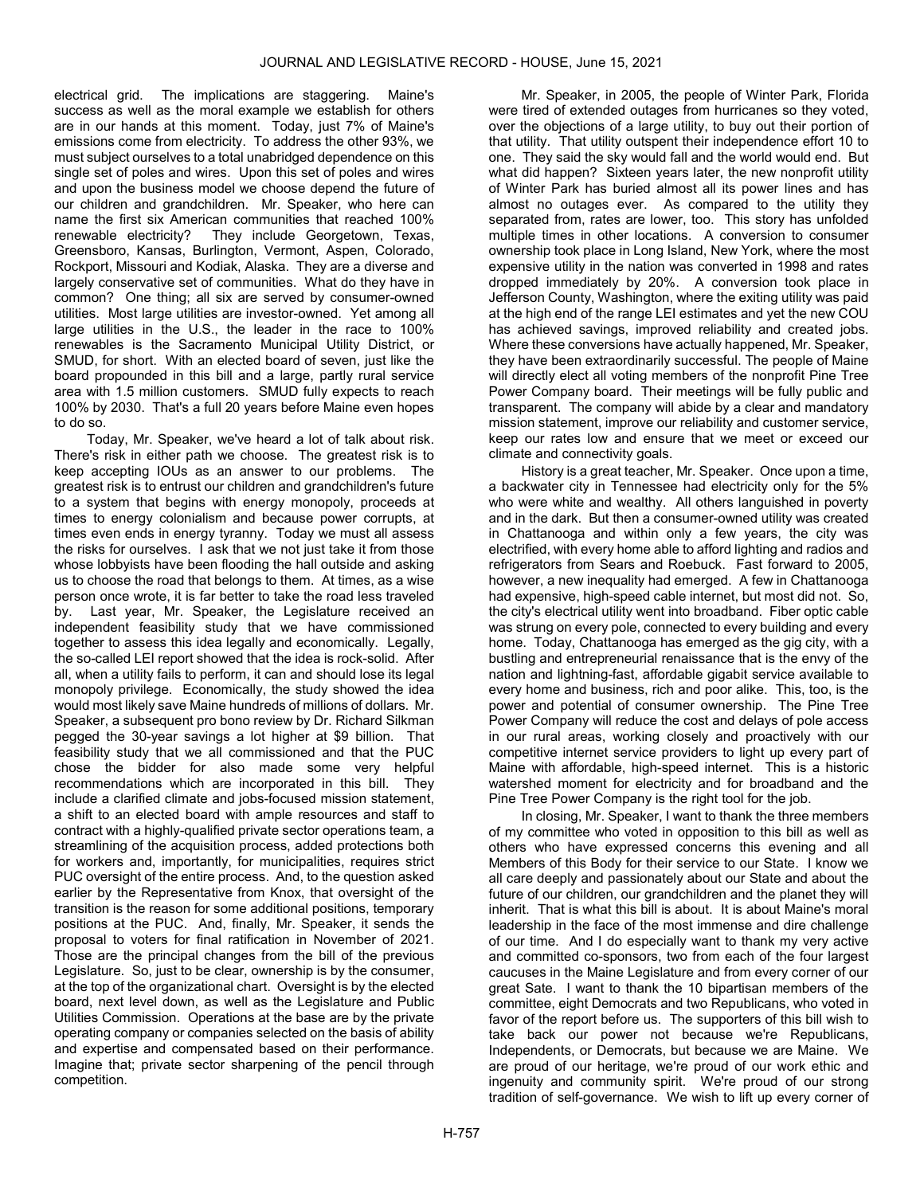electrical grid. The implications are staggering. Maine's success as well as the moral example we establish for others are in our hands at this moment. Today, just 7% of Maine's emissions come from electricity. To address the other 93%, we must subject ourselves to a total unabridged dependence on this single set of poles and wires. Upon this set of poles and wires and upon the business model we choose depend the future of our children and grandchildren. Mr. Speaker, who here can name the first six American communities that reached 100% renewable electricity? They include Georgetown, Texas, Greensboro, Kansas, Burlington, Vermont, Aspen, Colorado, Rockport, Missouri and Kodiak, Alaska. They are a diverse and largely conservative set of communities. What do they have in common? One thing; all six are served by consumer-owned utilities. Most large utilities are investor-owned. Yet among all large utilities in the U.S., the leader in the race to 100% renewables is the Sacramento Municipal Utility District, or SMUD, for short. With an elected board of seven, just like the board propounded in this bill and a large, partly rural service area with 1.5 million customers. SMUD fully expects to reach 100% by 2030. That's a full 20 years before Maine even hopes to do so.

Today, Mr. Speaker, we've heard a lot of talk about risk. There's risk in either path we choose. The greatest risk is to keep accepting IOUs as an answer to our problems. The greatest risk is to entrust our children and grandchildren's future to a system that begins with energy monopoly, proceeds at times to energy colonialism and because power corrupts, at times even ends in energy tyranny. Today we must all assess the risks for ourselves. I ask that we not just take it from those whose lobbyists have been flooding the hall outside and asking us to choose the road that belongs to them. At times, as a wise person once wrote, it is far better to take the road less traveled by. Last year, Mr. Speaker, the Legislature received an independent feasibility study that we have commissioned together to assess this idea legally and economically. Legally, the so-called LEI report showed that the idea is rock-solid. After all, when a utility fails to perform, it can and should lose its legal monopoly privilege. Economically, the study showed the idea would most likely save Maine hundreds of millions of dollars. Mr. Speaker, a subsequent pro bono review by Dr. Richard Silkman pegged the 30-year savings a lot higher at $9 billion. That feasibility study that we all commissioned and that the PUC chose the bidder for also made some very helpful recommendations which are incorporated in this bill. They include a clarified climate and jobs-focused mission statement, a shift to an elected board with ample resources and staff to contract with a highly-qualified private sector operations team, a streamlining of the acquisition process, added protections both for workers and, importantly, for municipalities, requires strict PUC oversight of the entire process. And, to the question asked earlier by the Representative from Knox, that oversight of the transition is the reason for some additional positions, temporary positions at the PUC. And, finally, Mr. Speaker, it sends the proposal to voters for final ratification in November of 2021. Those are the principal changes from the bill of the previous Legislature. So, just to be clear, ownership is by the consumer, at the top of the organizational chart. Oversight is by the elected board, next level down, as well as the Legislature and Public Utilities Commission. Operations at the base are by the private operating company or companies selected on the basis of ability and expertise and compensated based on their performance. Imagine that; private sector sharpening of the pencil through competition.

Mr. Speaker, in 2005, the people of Winter Park, Florida were tired of extended outages from hurricanes so they voted, over the objections of a large utility, to buy out their portion of that utility. That utility outspent their independence effort 10 to one. They said the sky would fall and the world would end. But what did happen? Sixteen years later, the new nonprofit utility of Winter Park has buried almost all its power lines and has almost no outages ever. As compared to the utility they separated from, rates are lower, too. This story has unfolded multiple times in other locations. A conversion to consumer ownership took place in Long Island, New York, where the most expensive utility in the nation was converted in 1998 and rates dropped immediately by 20%. A conversion took place in Jefferson County, Washington, where the exiting utility was paid at the high end of the range LEI estimates and yet the new COU has achieved savings, improved reliability and created jobs. Where these conversions have actually happened, Mr. Speaker, they have been extraordinarily successful. The people of Maine will directly elect all voting members of the nonprofit Pine Tree Power Company board. Their meetings will be fully public and transparent. The company will abide by a clear and mandatory mission statement, improve our reliability and customer service, keep our rates low and ensure that we meet or exceed our climate and connectivity goals.

History is a great teacher, Mr. Speaker. Once upon a time, a backwater city in Tennessee had electricity only for the 5% who were white and wealthy. All others languished in poverty and in the dark. But then a consumer-owned utility was created in Chattanooga and within only a few years, the city was electrified, with every home able to afford lighting and radios and refrigerators from Sears and Roebuck. Fast forward to 2005, however, a new inequality had emerged. A few in Chattanooga had expensive, high-speed cable internet, but most did not. So, the city's electrical utility went into broadband. Fiber optic cable was strung on every pole, connected to every building and every home. Today, Chattanooga has emerged as the gig city, with a bustling and entrepreneurial renaissance that is the envy of the nation and lightning-fast, affordable gigabit service available to every home and business, rich and poor alike. This, too, is the power and potential of consumer ownership. The Pine Tree Power Company will reduce the cost and delays of pole access in our rural areas, working closely and proactively with our competitive internet service providers to light up every part of Maine with affordable, high-speed internet. This is a historic watershed moment for electricity and for broadband and the Pine Tree Power Company is the right tool for the job.

In closing, Mr. Speaker, I want to thank the three members of my committee who voted in opposition to this bill as well as others who have expressed concerns this evening and all Members of this Body for their service to our State. I know we all care deeply and passionately about our State and about the future of our children, our grandchildren and the planet they will inherit. That is what this bill is about. It is about Maine's moral leadership in the face of the most immense and dire challenge of our time. And I do especially want to thank my very active and committed co-sponsors, two from each of the four largest caucuses in the Maine Legislature and from every corner of our great Sate. I want to thank the 10 bipartisan members of the committee, eight Democrats and two Republicans, who voted in favor of the report before us. The supporters of this bill wish to take back our power not because we're Republicans, Independents, or Democrats, but because we are Maine. We are proud of our heritage, we're proud of our work ethic and ingenuity and community spirit. We're proud of our strong tradition of self-governance. We wish to lift up every corner of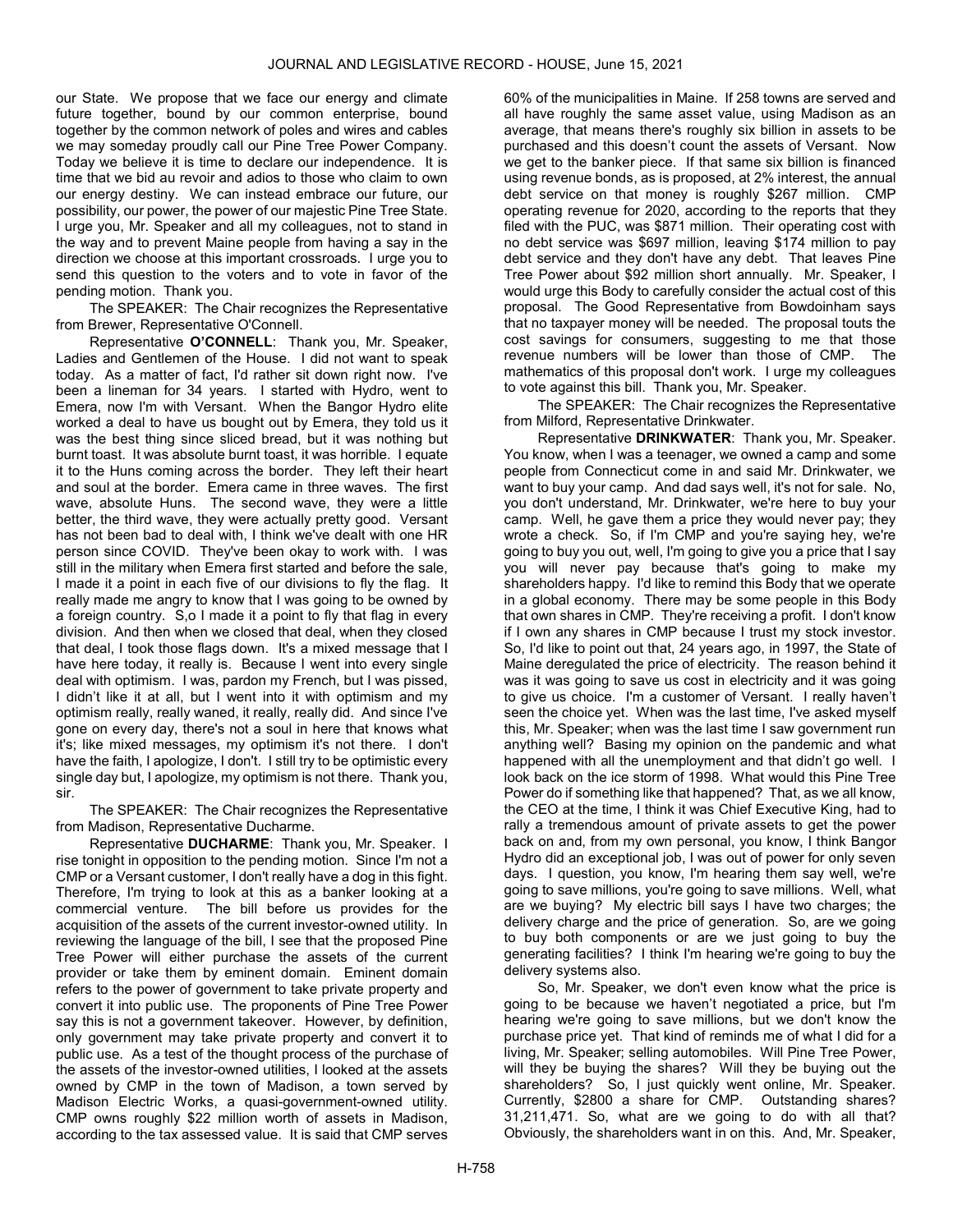our State. We propose that we face our energy and climate future together, bound by our common enterprise, bound together by the common network of poles and wires and cables we may someday proudly call our Pine Tree Power Company. Today we believe it is time to declare our independence. It is time that we bid au revoir and adios to those who claim to own our energy destiny. We can instead embrace our future, our possibility, our power, the power of our majestic Pine Tree State. I urge you, Mr. Speaker and all my colleagues, not to stand in the way and to prevent Maine people from having a say in the direction we choose at this important crossroads. I urge you to send this question to the voters and to vote in favor of the pending motion. Thank you.

The SPEAKER: The Chair recognizes the Representative from Brewer, Representative O'Connell.

Representative **O'CONNELL**: Thank you, Mr. Speaker, Ladies and Gentlemen of the House. I did not want to speak today. As a matter of fact, I'd rather sit down right now. I've been a lineman for 34 years. I started with Hydro, went to Emera, now I'm with Versant. When the Bangor Hydro elite worked a deal to have us bought out by Emera, they told us it was the best thing since sliced bread, but it was nothing but burnt toast. It was absolute burnt toast, it was horrible. I equate it to the Huns coming across the border. They left their heart and soul at the border. Emera came in three waves. The first wave, absolute Huns. The second wave, they were a little better, the third wave, they were actually pretty good. Versant has not been bad to deal with, I think we've dealt with one HR person since COVID. They've been okay to work with. I was still in the military when Emera first started and before the sale, I made it a point in each five of our divisions to fly the flag. It really made me angry to know that I was going to be owned by a foreign country. S,o I made it a point to fly that flag in every division. And then when we closed that deal, when they closed that deal, I took those flags down. It's a mixed message that I have here today, it really is. Because I went into every single deal with optimism. I was, pardon my French, but I was pissed, I didn't like it at all, but I went into it with optimism and my optimism really, really waned, it really, really did. And since I've gone on every day, there's not a soul in here that knows what it's; like mixed messages, my optimism it's not there. I don't have the faith, I apologize, I don't. I still try to be optimistic every single day but, I apologize, my optimism is not there. Thank you, sir.

The SPEAKER: The Chair recognizes the Representative from Madison, Representative Ducharme.

Representative **DUCHARME**: Thank you, Mr. Speaker. I rise tonight in opposition to the pending motion. Since I'm not a CMP or a Versant customer, I don't really have a dog in this fight. Therefore, I'm trying to look at this as a banker looking at a commercial venture. The bill before us provides for the acquisition of the assets of the current investor-owned utility. In reviewing the language of the bill, I see that the proposed Pine Tree Power will either purchase the assets of the current provider or take them by eminent domain. Eminent domain refers to the power of government to take private property and convert it into public use. The proponents of Pine Tree Power say this is not a government takeover. However, by definition, only government may take private property and convert it to public use. As a test of the thought process of the purchase of the assets of the investor-owned utilities, I looked at the assets owned by CMP in the town of Madison, a town served by Madison Electric Works, a quasi-government-owned utility. CMP owns roughly $22 million worth of assets in Madison, according to the tax assessed value. It is said that CMP serves 60% of the municipalities in Maine. If 258 towns are served and all have roughly the same asset value, using Madison as an average, that means there's roughly six billion in assets to be purchased and this doesn't count the assets of Versant. Now we get to the banker piece. If that same six billion is financed using revenue bonds, as is proposed, at 2% interest, the annual debt service on that money is roughly $267 million. CMP operating revenue for 2020, according to the reports that they filed with the PUC, was $871 million. Their operating cost with no debt service was $697 million, leaving $174 million to pay debt service and they don't have any debt. That leaves Pine Tree Power about $92 million short annually. Mr. Speaker, I would urge this Body to carefully consider the actual cost of this proposal. The Good Representative from Bowdoinham says that no taxpayer money will be needed. The proposal touts the cost savings for consumers, suggesting to me that those revenue numbers will be lower than those of CMP. The mathematics of this proposal don't work. I urge my colleagues to vote against this bill. Thank you, Mr. Speaker.

The SPEAKER: The Chair recognizes the Representative from Milford, Representative Drinkwater.

Representative **DRINKWATER**: Thank you, Mr. Speaker. You know, when I was a teenager, we owned a camp and some people from Connecticut come in and said Mr. Drinkwater, we want to buy your camp. And dad says well, it's not for sale. No, you don't understand, Mr. Drinkwater, we're here to buy your camp. Well, he gave them a price they would never pay; they wrote a check. So, if I'm CMP and you're saying hey, we're going to buy you out, well, I'm going to give you a price that I say you will never pay because that's going to make my shareholders happy. I'd like to remind this Body that we operate in a global economy. There may be some people in this Body that own shares in CMP. They're receiving a profit. I don't know if I own any shares in CMP because I trust my stock investor. So, I'd like to point out that, 24 years ago, in 1997, the State of Maine deregulated the price of electricity. The reason behind it was it was going to save us cost in electricity and it was going to give us choice. I'm a customer of Versant. I really haven't seen the choice yet. When was the last time, I've asked myself this, Mr. Speaker; when was the last time I saw government run anything well? Basing my opinion on the pandemic and what happened with all the unemployment and that didn't go well. I look back on the ice storm of 1998. What would this Pine Tree Power do if something like that happened? That, as we all know, the CEO at the time, I think it was Chief Executive King, had to rally a tremendous amount of private assets to get the power back on and, from my own personal, you know, I think Bangor Hydro did an exceptional job, I was out of power for only seven days. I question, you know, I'm hearing them say well, we're going to save millions, you're going to save millions. Well, what are we buying? My electric bill says I have two charges; the delivery charge and the price of generation. So, are we going to buy both components or are we just going to buy the generating facilities? I think I'm hearing we're going to buy the delivery systems also.

So, Mr. Speaker, we don't even know what the price is going to be because we haven't negotiated a price, but I'm hearing we're going to save millions, but we don't know the purchase price yet. That kind of reminds me of what I did for a living, Mr. Speaker; selling automobiles. Will Pine Tree Power, will they be buying the shares? Will they be buying out the shareholders? So, I just quickly went online, Mr. Speaker. Currently, $2800 a share for CMP. Outstanding shares? 31,211,471. So, what are we going to do with all that? Obviously, the shareholders want in on this. And, Mr. Speaker,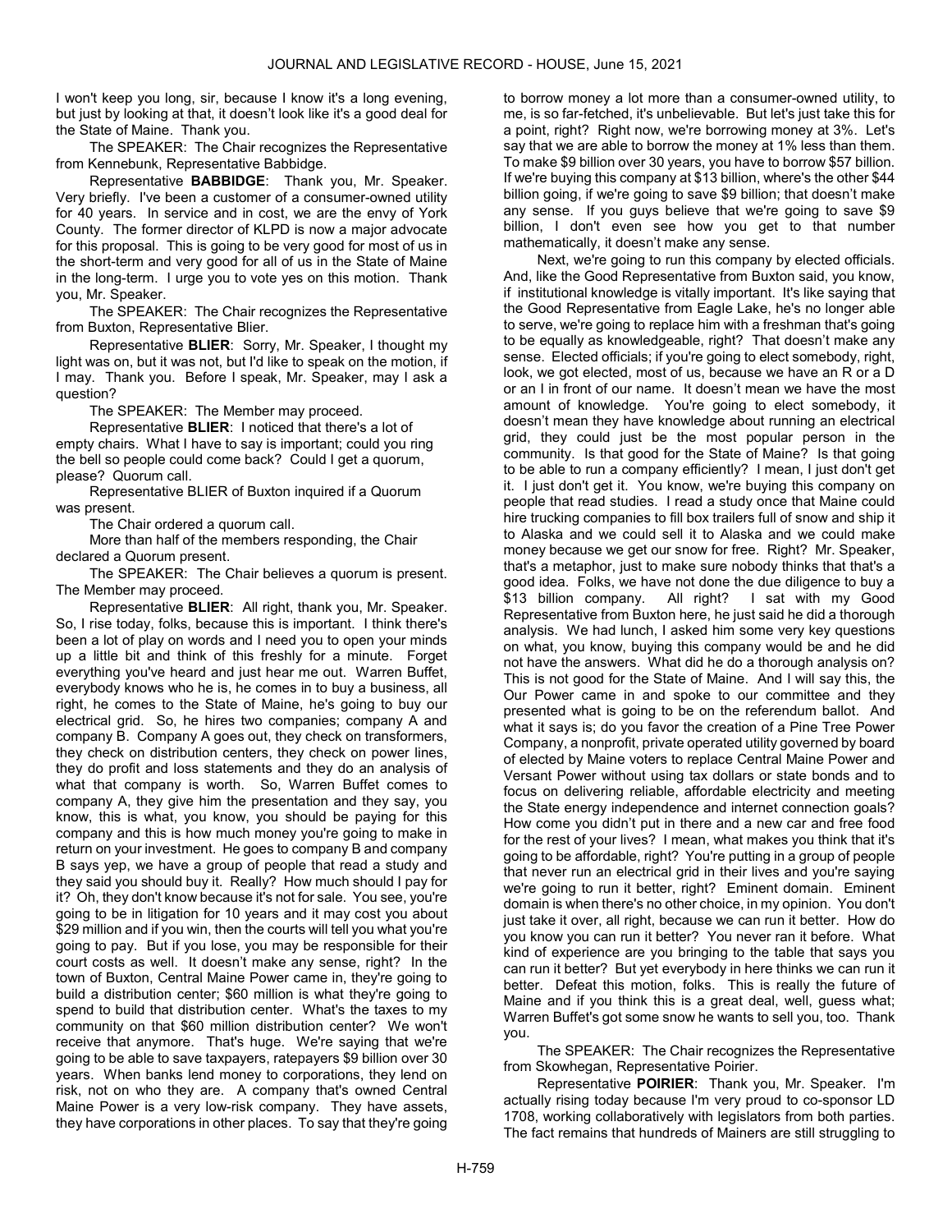I won't keep you long, sir, because I know it's a long evening, but just by looking at that, it doesn't look like it's a good deal for the State of Maine. Thank you.

The SPEAKER: The Chair recognizes the Representative from Kennebunk, Representative Babbidge.

Representative **BABBIDGE**: Thank you, Mr. Speaker. Very briefly. I've been a customer of a consumer-owned utility for 40 years. In service and in cost, we are the envy of York County. The former director of KLPD is now a major advocate for this proposal. This is going to be very good for most of us in the short-term and very good for all of us in the State of Maine in the long-term. I urge you to vote yes on this motion. Thank you, Mr. Speaker.

The SPEAKER: The Chair recognizes the Representative from Buxton, Representative Blier.

Representative **BLIER**: Sorry, Mr. Speaker, I thought my light was on, but it was not, but I'd like to speak on the motion, if I may. Thank you. Before I speak, Mr. Speaker, may I ask a question?

The SPEAKER: The Member may proceed.

Representative **BLIER**: I noticed that there's a lot of empty chairs. What I have to say is important; could you ring the bell so people could come back? Could I get a quorum, please? Quorum call.

Representative BLIER of Buxton inquired if a Quorum was present.

The Chair ordered a quorum call.

More than half of the members responding, the Chair declared a Quorum present.

The SPEAKER: The Chair believes a quorum is present. The Member may proceed.

Representative **BLIER**: All right, thank you, Mr. Speaker. So, I rise today, folks, because this is important. I think there's been a lot of play on words and I need you to open your minds up a little bit and think of this freshly for a minute. Forget everything you've heard and just hear me out. Warren Buffet, everybody knows who he is, he comes in to buy a business, all right, he comes to the State of Maine, he's going to buy our electrical grid. So, he hires two companies; company A and company B. Company A goes out, they check on transformers, they check on distribution centers, they check on power lines, they do profit and loss statements and they do an analysis of what that company is worth. So, Warren Buffet comes to company A, they give him the presentation and they say, you know, this is what, you know, you should be paying for this company and this is how much money you're going to make in return on your investment. He goes to company B and company B says yep, we have a group of people that read a study and they said you should buy it. Really? How much should I pay for it? Oh, they don't know because it's not for sale. You see, you're going to be in litigation for 10 years and it may cost you about \$29 million and if you win, then the courts will tell you what you're going to pay. But if you lose, you may be responsible for their court costs as well. It doesn't make any sense, right? In the town of Buxton, Central Maine Power came in, they're going to build a distribution center; \$60 million is what they're going to spend to build that distribution center. What's the taxes to my community on that \$60 million distribution center? We won't receive that anymore. That's huge. We're saying that we're going to be able to save taxpayers, ratepayers \$9 billion over 30 years. When banks lend money to corporations, they lend on risk, not on who they are. A company that's owned Central Maine Power is a very low-risk company. They have assets, they have corporations in other places. To say that they're going to borrow money a lot more than a consumer-owned utility, to me, is so far-fetched, it's unbelievable. But let's just take this for a point, right? Right now, we're borrowing money at 3%. Let's say that we are able to borrow the money at 1% less than them. To make \$9 billion over 30 years, you have to borrow \$57 billion. If we're buying this company at \$13 billion, where's the other \$44 billion going, if we're going to save \$9 billion; that doesn't make any sense. If you guys believe that we're going to save \$9 billion, I don't even see how you get to that number mathematically, it doesn't make any sense.

Next, we're going to run this company by elected officials. And, like the Good Representative from Buxton said, you know, if institutional knowledge is vitally important. It's like saying that the Good Representative from Eagle Lake, he's no longer able to serve, we're going to replace him with a freshman that's going to be equally as knowledgeable, right? That doesn't make any sense. Elected officials; if you're going to elect somebody, right, look, we got elected, most of us, because we have an R or a D or an I in front of our name. It doesn't mean we have the most amount of knowledge. You're going to elect somebody, it doesn't mean they have knowledge about running an electrical grid, they could just be the most popular person in the community. Is that good for the State of Maine? Is that going to be able to run a company efficiently? I mean, I just don't get it. I just don't get it. You know, we're buying this company on people that read studies. I read a study once that Maine could hire trucking companies to fill box trailers full of snow and ship it to Alaska and we could sell it to Alaska and we could make money because we get our snow for free. Right? Mr. Speaker, that's a metaphor, just to make sure nobody thinks that that's a good idea. Folks, we have not done the due diligence to buy a \$13 billion company. All right? I sat with my Good Representative from Buxton here, he just said he did a thorough analysis. We had lunch, I asked him some very key questions on what, you know, buying this company would be and he did not have the answers. What did he do a thorough analysis on? This is not good for the State of Maine. And I will say this, the Our Power came in and spoke to our committee and they presented what is going to be on the referendum ballot. And what it says is; do you favor the creation of a Pine Tree Power Company, a nonprofit, private operated utility governed by board of elected by Maine voters to replace Central Maine Power and Versant Power without using tax dollars or state bonds and to focus on delivering reliable, affordable electricity and meeting the State energy independence and internet connection goals? How come you didn't put in there and a new car and free food for the rest of your lives? I mean, what makes you think that it's going to be affordable, right? You're putting in a group of people that never run an electrical grid in their lives and you're saying we're going to run it better, right? Eminent domain. Eminent domain is when there's no other choice, in my opinion. You don't just take it over, all right, because we can run it better. How do you know you can run it better? You never ran it before. What kind of experience are you bringing to the table that says you can run it better? But yet everybody in here thinks we can run it better. Defeat this motion, folks. This is really the future of Maine and if you think this is a great deal, well, guess what; Warren Buffet's got some snow he wants to sell you, too. Thank you.

The SPEAKER: The Chair recognizes the Representative from Skowhegan, Representative Poirier.

Representative **POIRIER**: Thank you, Mr. Speaker. I'm actually rising today because I'm very proud to co-sponsor LD 1708, working collaboratively with legislators from both parties. The fact remains that hundreds of Mainers are still struggling to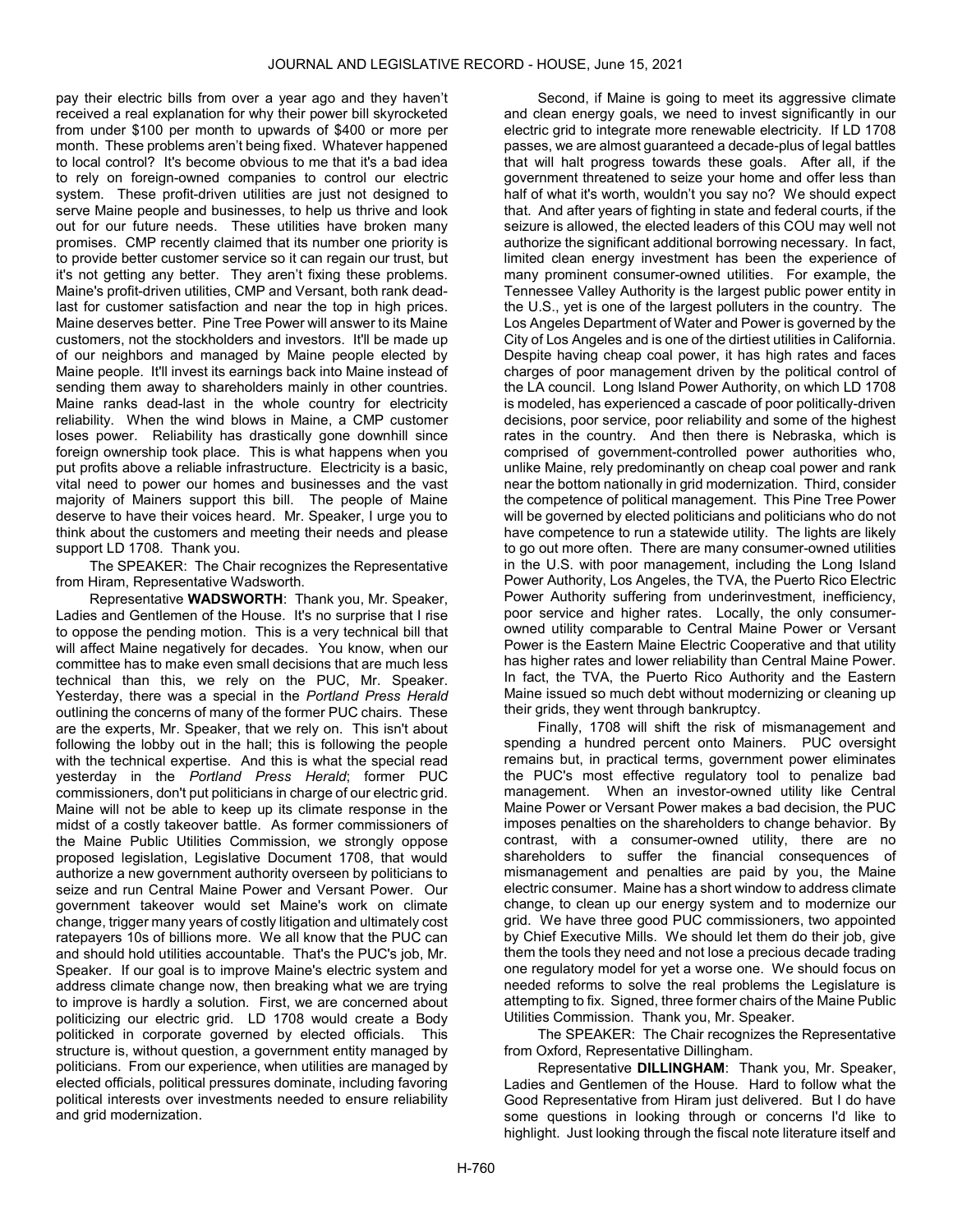pay their electric bills from over a year ago and they haven't received a real explanation for why their power bill skyrocketed from under $100 per month to upwards of $400 or more per month. These problems aren't being fixed. Whatever happened to local control? It's become obvious to me that it's a bad idea to rely on foreign-owned companies to control our electric system. These profit-driven utilities are just not designed to serve Maine people and businesses, to help us thrive and look out for our future needs. These utilities have broken many promises. CMP recently claimed that its number one priority is to provide better customer service so it can regain our trust, but it's not getting any better. They aren't fixing these problems. Maine's profit-driven utilities, CMP and Versant, both rank dead-last for customer satisfaction and near the top in high prices. Maine deserves better. Pine Tree Power will answer to its Maine customers, not the stockholders and investors. It'll be made up of our neighbors and managed by Maine people elected by Maine people. It'll invest its earnings back into Maine instead of sending them away to shareholders mainly in other countries. Maine ranks dead-last in the whole country for electricity reliability. When the wind blows in Maine, a CMP customer loses power. Reliability has drastically gone downhill since foreign ownership took place. This is what happens when you put profits above a reliable infrastructure. Electricity is a basic, vital need to power our homes and businesses and the vast majority of Mainers support this bill. The people of Maine deserve to have their voices heard. Mr. Speaker, I urge you to think about the customers and meeting their needs and please support LD 1708. Thank you.

The SPEAKER: The Chair recognizes the Representative from Hiram, Representative Wadsworth.

Representative **WADSWORTH**: Thank you, Mr. Speaker, Ladies and Gentlemen of the House. It's no surprise that I rise to oppose the pending motion. This is a very technical bill that will affect Maine negatively for decades. You know, when our committee has to make even small decisions that are much less technical than this, we rely on the PUC, Mr. Speaker. Yesterday, there was a special in the *Portland Press Herald* outlining the concerns of many of the former PUC chairs. These are the experts, Mr. Speaker, that we rely on. This isn't about following the lobby out in the hall; this is following the people with the technical expertise. And this is what the special read yesterday in the *Portland Press Herald*; former PUC commissioners, don't put politicians in charge of our electric grid. Maine will not be able to keep up its climate response in the midst of a costly takeover battle. As former commissioners of the Maine Public Utilities Commission, we strongly oppose proposed legislation, Legislative Document 1708, that would authorize a new government authority overseen by politicians to seize and run Central Maine Power and Versant Power. Our government takeover would set Maine's work on climate change, trigger many years of costly litigation and ultimately cost ratepayers 10s of billions more. We all know that the PUC can and should hold utilities accountable. That's the PUC's job, Mr. Speaker. If our goal is to improve Maine's electric system and address climate change now, then breaking what we are trying to improve is hardly a solution. First, we are concerned about politicizing our electric grid. LD 1708 would create a Body politicked in corporate governed by elected officials. This structure is, without question, a government entity managed by politicians. From our experience, when utilities are managed by elected officials, political pressures dominate, including favoring political interests over investments needed to ensure reliability and grid modernization.

Second, if Maine is going to meet its aggressive climate and clean energy goals, we need to invest significantly in our electric grid to integrate more renewable electricity. If LD 1708 passes, we are almost guaranteed a decade-plus of legal battles that will halt progress towards these goals. After all, if the government threatened to seize your home and offer less than half of what it's worth, wouldn't you say no? We should expect that. And after years of fighting in state and federal courts, if the seizure is allowed, the elected leaders of this COU may well not authorize the significant additional borrowing necessary. In fact, limited clean energy investment has been the experience of many prominent consumer-owned utilities. For example, the Tennessee Valley Authority is the largest public power entity in the U.S., yet is one of the largest polluters in the country. The Los Angeles Department of Water and Power is governed by the City of Los Angeles and is one of the dirtiest utilities in California. Despite having cheap coal power, it has high rates and faces charges of poor management driven by the political control of the LA council. Long Island Power Authority, on which LD 1708 is modeled, has experienced a cascade of poor politically-driven decisions, poor service, poor reliability and some of the highest rates in the country. And then there is Nebraska, which is comprised of government-controlled power authorities who, unlike Maine, rely predominantly on cheap coal power and rank near the bottom nationally in grid modernization. Third, consider the competence of political management. This Pine Tree Power will be governed by elected politicians and politicians who do not have competence to run a statewide utility. The lights are likely to go out more often. There are many consumer-owned utilities in the U.S. with poor management, including the Long Island Power Authority, Los Angeles, the TVA, the Puerto Rico Electric Power Authority suffering from underinvestment, inefficiency, poor service and higher rates. Locally, the only consumer-owned utility comparable to Central Maine Power or Versant Power is the Eastern Maine Electric Cooperative and that utility has higher rates and lower reliability than Central Maine Power. In fact, the TVA, the Puerto Rico Authority and the Eastern Maine issued so much debt without modernizing or cleaning up their grids, they went through bankruptcy.

Finally, 1708 will shift the risk of mismanagement and spending a hundred percent onto Mainers. PUC oversight remains but, in practical terms, government power eliminates the PUC's most effective regulatory tool to penalize bad management. When an investor-owned utility like Central Maine Power or Versant Power makes a bad decision, the PUC imposes penalties on the shareholders to change behavior. By contrast, with a consumer-owned utility, there are no shareholders to suffer the financial consequences of mismanagement and penalties are paid by you, the Maine electric consumer. Maine has a short window to address climate change, to clean up our energy system and to modernize our grid. We have three good PUC commissioners, two appointed by Chief Executive Mills. We should let them do their job, give them the tools they need and not lose a precious decade trading one regulatory model for yet a worse one. We should focus on needed reforms to solve the real problems the Legislature is attempting to fix. Signed, three former chairs of the Maine Public Utilities Commission. Thank you, Mr. Speaker.

The SPEAKER: The Chair recognizes the Representative from Oxford, Representative Dillingham.

Representative **DILLINGHAM**: Thank you, Mr. Speaker, Ladies and Gentlemen of the House. Hard to follow what the Good Representative from Hiram just delivered. But I do have some questions in looking through or concerns I'd like to highlight. Just looking through the fiscal note literature itself and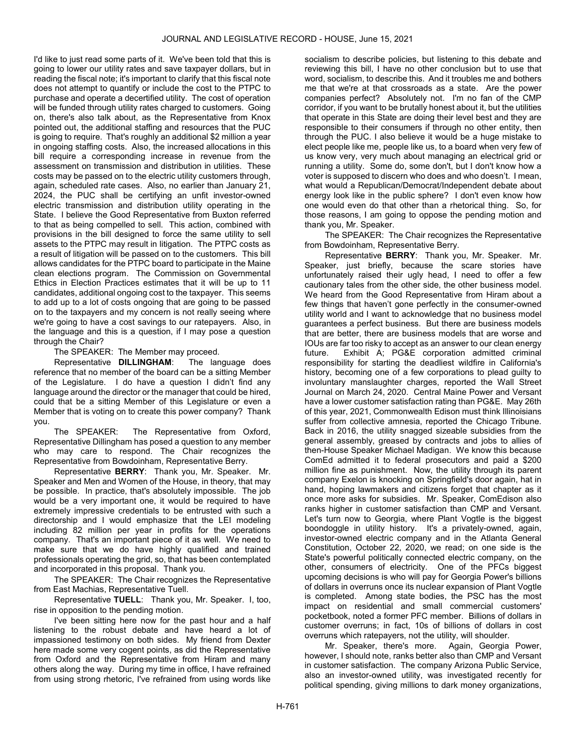I'd like to just read some parts of it. We've been told that this is going to lower our utility rates and save taxpayer dollars, but in reading the fiscal note; it's important to clarify that this fiscal note does not attempt to quantify or include the cost to the PTPC to purchase and operate a decertified utility. The cost of operation will be funded through utility rates charged to customers. Going on, there's also talk about, as the Representative from Knox pointed out, the additional staffing and resources that the PUC is going to require. That's roughly an additional $2 million a year in ongoing staffing costs. Also, the increased allocations in this bill require a corresponding increase in revenue from the assessment on transmission and distribution in utilities. These costs may be passed on to the electric utility customers through, again, scheduled rate cases. Also, no earlier than January 21, 2024, the PUC shall be certifying an unfit investor-owned electric transmission and distribution utility operating in the State. I believe the Good Representative from Buxton referred to that as being compelled to sell. This action, combined with provisions in the bill designed to force the same utility to sell assets to the PTPC may result in litigation. The PTPC costs as a result of litigation will be passed on to the customers. This bill allows candidates for the PTPC board to participate in the Maine clean elections program. The Commission on Governmental Ethics in Election Practices estimates that it will be up to 11 candidates, additional ongoing cost to the taxpayer. This seems to add up to a lot of costs ongoing that are going to be passed on to the taxpayers and my concern is not really seeing where we're going to have a cost savings to our ratepayers. Also, in the language and this is a question, if I may pose a question through the Chair?

The SPEAKER: The Member may proceed.

Representative **DILLINGHAM**: The language does reference that no member of the board can be a sitting Member of the Legislature. I do have a question I didn't find any language around the director or the manager that could be hired, could that be a sitting Member of this Legislature or even a Member that is voting on to create this power company? Thank you.

The SPEAKER: The Representative from Oxford, Representative Dillingham has posed a question to any member who may care to respond. The Chair recognizes the Representative from Bowdoinham, Representative Berry.

Representative **BERRY**: Thank you, Mr. Speaker. Mr. Speaker and Men and Women of the House, in theory, that may be possible. In practice, that's absolutely impossible. The job would be a very important one, it would be required to have extremely impressive credentials to be entrusted with such a directorship and I would emphasize that the LEI modeling including 82 million per year in profits for the operations company. That's an important piece of it as well. We need to make sure that we do have highly qualified and trained professionals operating the grid, so, that has been contemplated and incorporated in this proposal. Thank you.

The SPEAKER: The Chair recognizes the Representative from East Machias, Representative Tuell.

Representative **TUELL**: Thank you, Mr. Speaker. I, too, rise in opposition to the pending motion.

I've been sitting here now for the past hour and a half listening to the robust debate and have heard a lot of impassioned testimony on both sides. My friend from Dexter here made some very cogent points, as did the Representative from Oxford and the Representative from Hiram and many others along the way. During my time in office, I have refrained from using strong rhetoric, I've refrained from using words like socialism to describe policies, but listening to this debate and reviewing this bill, I have no other conclusion but to use that word, socialism, to describe this. And it troubles me and bothers me that we're at that crossroads as a state. Are the power companies perfect? Absolutely not. I'm no fan of the CMP corridor, if you want to be brutally honest about it, but the utilities that operate in this State are doing their level best and they are responsible to their consumers if through no other entity, then through the PUC. I also believe it would be a huge mistake to elect people like me, people like us, to a board when very few of us know very, very much about managing an electrical grid or running a utility. Some do, some don't, but I don't know how a voter is supposed to discern who does and who doesn't. I mean, what would a Republican/Democrat/Independent debate about energy look like in the public sphere? I don't even know how one would even do that other than a rhetorical thing. So, for those reasons, I am going to oppose the pending motion and thank you, Mr. Speaker.

The SPEAKER: The Chair recognizes the Representative from Bowdoinham, Representative Berry.

Representative **BERRY**: Thank you, Mr. Speaker. Mr. Speaker, just briefly, because the scare stories have unfortunately raised their ugly head, I need to offer a few cautionary tales from the other side, the other business model. We heard from the Good Representative from Hiram about a few things that haven't gone perfectly in the consumer-owned utility world and I want to acknowledge that no business model guarantees a perfect business. But there are business models that are better, there are business models that are worse and IOUs are far too risky to accept as an answer to our clean energy future. Exhibit A; PG&E corporation admitted criminal responsibility for starting the deadliest wildfire in California's history, becoming one of a few corporations to plead guilty to involuntary manslaughter charges, reported the Wall Street Journal on March 24, 2020. Central Maine Power and Versant have a lower customer satisfaction rating than PG&E. May 26th of this year, 2021, Commonwealth Edison must think Illinoisians suffer from collective amnesia, reported the Chicago Tribune. Back in 2016, the utility snagged sizeable subsidies from the general assembly, greased by contracts and jobs to allies of then-House Speaker Michael Madigan. We know this because ComEd admitted it to federal prosecutors and paid a $200 million fine as punishment. Now, the utility through its parent company Exelon is knocking on Springfield's door again, hat in hand, hoping lawmakers and citizens forget that chapter as it once more asks for subsidies. Mr. Speaker, ComEdison also ranks higher in customer satisfaction than CMP and Versant. Let's turn now to Georgia, where Plant Vogtle is the biggest boondoggle in utility history. It's a privately-owned, again, investor-owned electric company and in the Atlanta General Constitution, October 22, 2020, we read; on one side is the State's powerful politically connected electric company, on the other, consumers of electricity. One of the PFCs biggest upcoming decisions is who will pay for Georgia Power's billions of dollars in overruns once its nuclear expansion of Plant Vogtle is completed. Among state bodies, the PSC has the most impact on residential and small commercial customers' pocketbook, noted a former PFC member. Billions of dollars in customer overruns; in fact, 10s of billions of dollars in cost overruns which ratepayers, not the utility, will shoulder.

Mr. Speaker, there's more. Again, Georgia Power, however, I should note, ranks better also than CMP and Versant in customer satisfaction. The company Arizona Public Service, also an investor-owned utility, was investigated recently for political spending, giving millions to dark money organizations,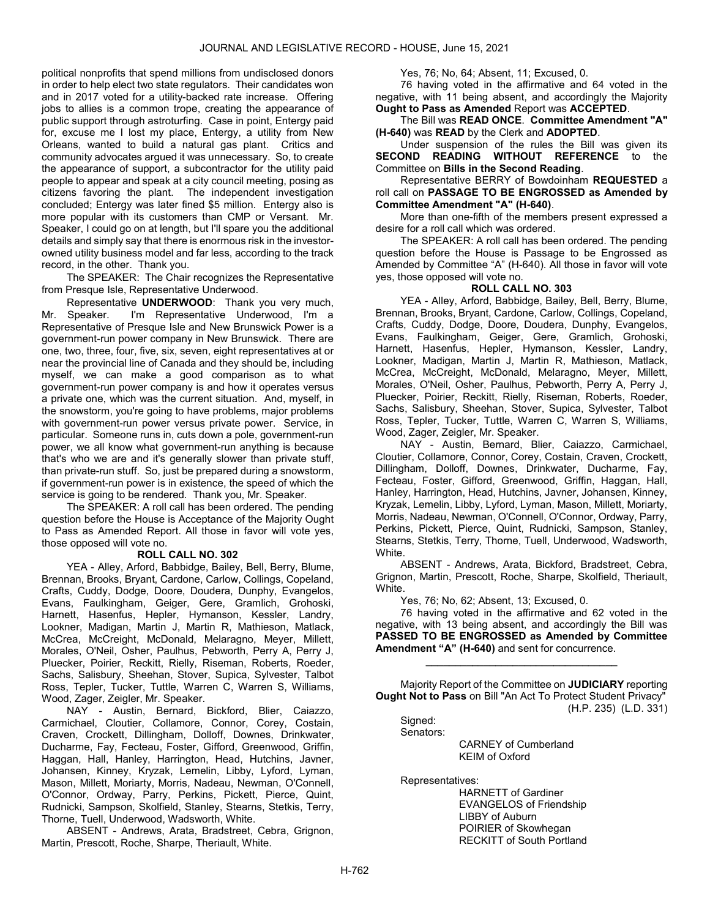political nonprofits that spend millions from undisclosed donors in order to help elect two state regulators. Their candidates won and in 2017 voted for a utility-backed rate increase. Offering jobs to allies is a common trope, creating the appearance of public support through astroturfing. Case in point, Entergy paid for, excuse me I lost my place, Entergy, a utility from New Orleans, wanted to build a natural gas plant. Critics and community advocates argued it was unnecessary. So, to create the appearance of support, a subcontractor for the utility paid people to appear and speak at a city council meeting, posing as citizens favoring the plant. The independent investigation concluded; Entergy was later fined $5 million. Entergy also is more popular with its customers than CMP or Versant. Mr. Speaker, I could go on at length, but I'll spare you the additional details and simply say that there is enormous risk in the investor-owned utility business model and far less, according to the track record, in the other. Thank you.

The SPEAKER: The Chair recognizes the Representative from Presque Isle, Representative Underwood.

Representative **UNDERWOOD**: Thank you very much, Mr. Speaker. I'm Representative Underwood, I'm a Representative of Presque Isle and New Brunswick Power is a government-run power company in New Brunswick. There are one, two, three, four, five, six, seven, eight representatives at or near the provincial line of Canada and they should be, including myself, we can make a good comparison as to what government-run power company is and how it operates versus a private one, which was the current situation. And, myself, in the snowstorm, you're going to have problems, major problems with government-run power versus private power. Service, in particular. Someone runs in, cuts down a pole, government-run power, we all know what government-run anything is because that's who we are and it's generally slower than private stuff, than private-run stuff. So, just be prepared during a snowstorm, if government-run power is in existence, the speed of which the service is going to be rendered. Thank you, Mr. Speaker.

The SPEAKER: A roll call has been ordered. The pending question before the House is Acceptance of the Majority Ought to Pass as Amended Report. All those in favor will vote yes, those opposed will vote no.

**ROLL CALL NO. 302**

YEA - Alley, Arford, Babbidge, Bailey, Bell, Berry, Blume, Brennan, Brooks, Bryant, Cardone, Carlow, Collings, Copeland, Crafts, Cuddy, Dodge, Doore, Doudera, Dunphy, Evangelos, Evans, Faulkingham, Geiger, Gere, Gramlich, Grohoski, Harnett, Hasenfus, Hepler, Hymanson, Kessler, Landry, Lookner, Madigan, Martin J, Martin R, Mathieson, Matlack, McCrea, McCreight, McDonald, Melaragno, Meyer, Millett, Morales, O'Neil, Osher, Paulhus, Pebworth, Perry A, Perry J, Pluecker, Poirier, Reckitt, Rielly, Riseman, Roberts, Roeder, Sachs, Salisbury, Sheehan, Stover, Supica, Sylvester, Talbot Ross, Tepler, Tucker, Tuttle, Warren C, Warren S, Williams, Wood, Zager, Zeigler, Mr. Speaker.

NAY - Austin, Bernard, Bickford, Blier, Caiazzo, Carmichael, Cloutier, Collamore, Connor, Corey, Costain, Craven, Crockett, Dillingham, Dolloff, Downes, Drinkwater, Ducharme, Fay, Fecteau, Foster, Gifford, Greenwood, Griffin, Haggan, Hall, Hanley, Harrington, Head, Hutchins, Javner, Johansen, Kinney, Kryzak, Lemelin, Libby, Lyford, Lyman, Mason, Millett, Moriarty, Morris, Nadeau, Newman, O'Connell, O'Connor, Ordway, Parry, Perkins, Pickett, Pierce, Quint, Rudnicki, Sampson, Skolfield, Stanley, Stearns, Stetkis, Terry, Thorne, Tuell, Underwood, Wadsworth, White.

ABSENT - Andrews, Arata, Bradstreet, Cebra, Grignon, Martin, Prescott, Roche, Sharpe, Theriault, White.

Yes, 76; No, 64; Absent, 11; Excused, 0.

76 having voted in the affirmative and 64 voted in the negative, with 11 being absent, and accordingly the Majority **Ought to Pass as Amended** Report was **ACCEPTED**.

The Bill was **READ ONCE**. **Committee Amendment "A" (H-640)** was **READ** by the Clerk and **ADOPTED**.

Under suspension of the rules the Bill was given its **SECOND READING WITHOUT REFERENCE** to the Committee on **Bills in the Second Reading**.

Representative BERRY of Bowdoinham **REQUESTED** a roll call on **PASSAGE TO BE ENGROSSED as Amended by Committee Amendment "A" (H-640)**.

More than one-fifth of the members present expressed a desire for a roll call which was ordered.

The SPEAKER: A roll call has been ordered. The pending question before the House is Passage to be Engrossed as Amended by Committee "A" (H-640). All those in favor will vote yes, those opposed will vote no.

**ROLL CALL NO. 303**

YEA - Alley, Arford, Babbidge, Bailey, Bell, Berry, Blume, Brennan, Brooks, Bryant, Cardone, Carlow, Collings, Copeland, Crafts, Cuddy, Dodge, Doore, Doudera, Dunphy, Evangelos, Evans, Faulkingham, Geiger, Gere, Gramlich, Grohoski, Harnett, Hasenfus, Hepler, Hymanson, Kessler, Landry, Lookner, Madigan, Martin J, Martin R, Mathieson, Matlack, McCrea, McCreight, McDonald, Melaragno, Meyer, Millett, Morales, O'Neil, Osher, Paulhus, Pebworth, Perry A, Perry J, Pluecker, Poirier, Reckitt, Rielly, Riseman, Roberts, Roeder, Sachs, Salisbury, Sheehan, Stover, Supica, Sylvester, Talbot Ross, Tepler, Tucker, Tuttle, Warren C, Warren S, Williams, Wood, Zager, Zeigler, Mr. Speaker.

NAY - Austin, Bernard, Blier, Caiazzo, Carmichael, Cloutier, Collamore, Connor, Corey, Costain, Craven, Crockett, Dillingham, Dolloff, Downes, Drinkwater, Ducharme, Fay, Fecteau, Foster, Gifford, Greenwood, Griffin, Haggan, Hall, Hanley, Harrington, Head, Hutchins, Javner, Johansen, Kinney, Kryzak, Lemelin, Libby, Lyford, Lyman, Mason, Millett, Moriarty, Morris, Nadeau, Newman, O'Connell, O'Connor, Ordway, Parry, Perkins, Pickett, Pierce, Quint, Rudnicki, Sampson, Stanley, Stearns, Stetkis, Terry, Thorne, Tuell, Underwood, Wadsworth, White.

ABSENT - Andrews, Arata, Bickford, Bradstreet, Cebra, Grignon, Martin, Prescott, Roche, Sharpe, Skolfield, Theriault, White.

Yes, 76; No, 62; Absent, 13; Excused, 0.

76 having voted in the affirmative and 62 voted in the negative, with 13 being absent, and accordingly the Bill was **PASSED TO BE ENGROSSED as Amended by Committee Amendment "A" (H-640)** and sent for concurrence.

---

Majority Report of the Committee on **JUDICIARY** reporting **Ought Not to Pass** on Bill "An Act To Protect Student Privacy" (H.P. 235) (L.D. 331)

Signed:

Senators:

CARNEY of Cumberland
KEIM of Oxford

Representatives:

HARNETT of Gardiner
EVANGELOS of Friendship
LIBBY of Auburn
POIRIER of Skowhegan
RECKITT of South Portland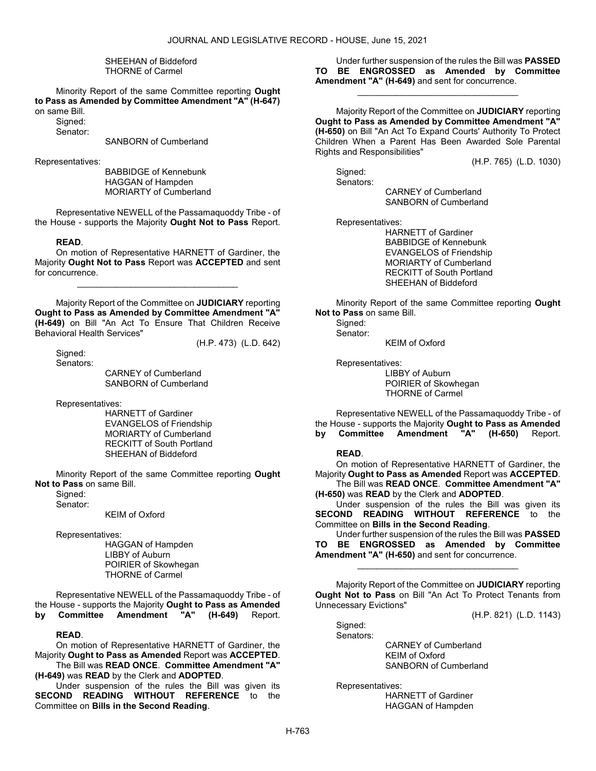SHEEHAN of Biddeford
THORNE of Carmel

Minority Report of the same Committee reporting **Ought to Pass as Amended by Committee Amendment "A" (H-647)** on same Bill.

Signed:
Senator:

SANBORN of Cumberland

Representatives:

BABBIDGE of Kennebunk
HAGGAN of Hampden
MORIARTY of Cumberland

Representative NEWELL of the Passamaquoddy Tribe - of the House - supports the Majority **Ought Not to Pass** Report.

**READ**.

On motion of Representative HARNETT of Gardiner, the Majority **Ought Not to Pass** Report was **ACCEPTED** and sent for concurrence.

_________________________________

Majority Report of the Committee on **JUDICIARY** reporting **Ought to Pass as Amended by Committee Amendment "A" (H-649)** on Bill "An Act To Ensure That Children Receive Behavioral Health Services"

(H.P. 473) (L.D. 642)

Signed:
Senators:

CARNEY of Cumberland
SANBORN of Cumberland

Representatives:

HARNETT of Gardiner
EVANGELOS of Friendship
MORIARTY of Cumberland
RECKITT of South Portland
SHEEHAN of Biddeford

Minority Report of the same Committee reporting **Ought Not to Pass** on same Bill.

Signed:
Senator:

KEIM of Oxford

Representatives:

HAGGAN of Hampden
LIBBY of Auburn
POIRIER of Skowhegan
THORNE of Carmel

Representative NEWELL of the Passamaquoddy Tribe - of the House - supports the Majority **Ought to Pass as Amended by Committee Amendment "A" (H-649)** Report.

**READ**.

On motion of Representative HARNETT of Gardiner, the Majority **Ought to Pass as Amended** Report was **ACCEPTED**.

The Bill was **READ ONCE**. **Committee Amendment "A" (H-649)** was **READ** by the Clerk and **ADOPTED**.

Under suspension of the rules the Bill was given its **SECOND READING WITHOUT REFERENCE** to the Committee on **Bills in the Second Reading**.

Under further suspension of the rules the Bill was **PASSED TO BE ENGROSSED as Amended by Committee Amendment "A" (H-649)** and sent for concurrence.

_________________________________

Majority Report of the Committee on **JUDICIARY** reporting **Ought to Pass as Amended by Committee Amendment "A" (H-650)** on Bill "An Act To Expand Courts' Authority To Protect Children When a Parent Has Been Awarded Sole Parental Rights and Responsibilities"

(H.P. 765) (L.D. 1030)

Signed:
Senators:

CARNEY of Cumberland
SANBORN of Cumberland

Representatives:

HARNETT of Gardiner
BABBIDGE of Kennebunk
EVANGELOS of Friendship
MORIARTY of Cumberland
RECKITT of South Portland
SHEEHAN of Biddeford

Minority Report of the same Committee reporting **Ought Not to Pass** on same Bill.

Signed:
Senator:

KEIM of Oxford

Representatives:

LIBBY of Auburn
POIRIER of Skowhegan
THORNE of Carmel

Representative NEWELL of the Passamaquoddy Tribe - of the House - supports the Majority **Ought to Pass as Amended by Committee Amendment "A" (H-650)** Report.

**READ**.

On motion of Representative HARNETT of Gardiner, the Majority **Ought to Pass as Amended** Report was **ACCEPTED**.

The Bill was **READ ONCE**. **Committee Amendment "A" (H-650)** was **READ** by the Clerk and **ADOPTED**.

Under suspension of the rules the Bill was given its **SECOND READING WITHOUT REFERENCE** to the Committee on **Bills in the Second Reading**.

Under further suspension of the rules the Bill was **PASSED TO BE ENGROSSED as Amended by Committee Amendment "A" (H-650)** and sent for concurrence.

_________________________________

Majority Report of the Committee on **JUDICIARY** reporting **Ought Not to Pass** on Bill "An Act To Protect Tenants from Unnecessary Evictions"

(H.P. 821) (L.D. 1143)

Signed:
Senators:

CARNEY of Cumberland
KEIM of Oxford
SANBORN of Cumberland

Representatives:

HARNETT of Gardiner
HAGGAN of Hampden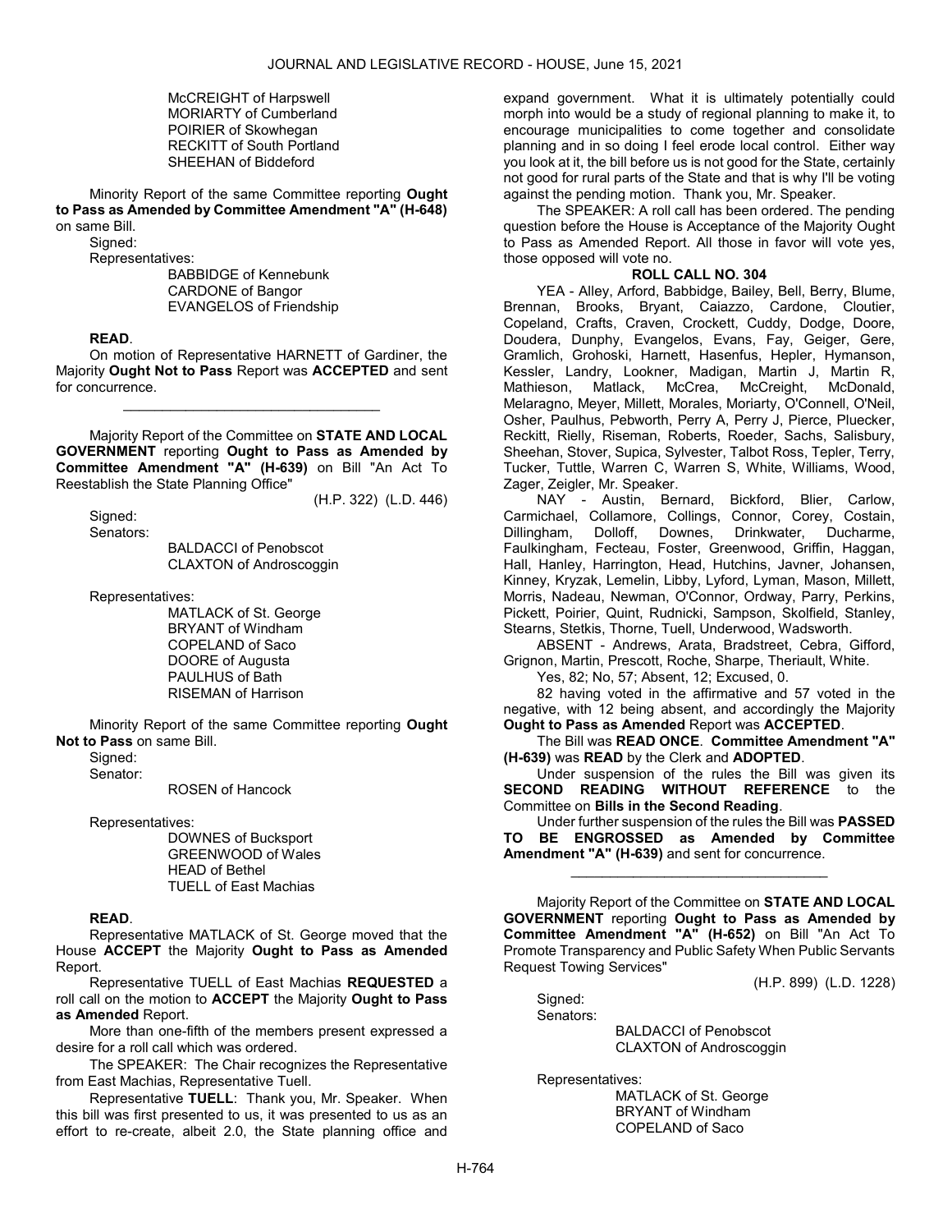McCREIGHT of Harpswell
MORIARTY of Cumberland
POIRIER of Skowhegan
RECKITT of South Portland
SHEEHAN of Biddeford

Minority Report of the same Committee reporting **Ought to Pass as Amended by Committee Amendment "A" (H-648)** on same Bill.

Signed:

Representatives:

BABBIDGE of Kennebunk
CARDONE of Bangor
EVANGELOS of Friendship

**READ**.

On motion of Representative HARNETT of Gardiner, the Majority **Ought Not to Pass** Report was **ACCEPTED** and sent for concurrence.

_________________________________

Majority Report of the Committee on **STATE AND LOCAL GOVERNMENT** reporting **Ought to Pass as Amended by Committee Amendment "A" (H-639)** on Bill "An Act To Reestablish the State Planning Office"

(H.P. 322) (L.D. 446)

Signed:

Senators:

BALDACCI of Penobscot
CLAXTON of Androscoggin

Representatives:

MATLACK of St. George
BRYANT of Windham
COPELAND of Saco
DOORE of Augusta
PAULHUS of Bath
RISEMAN of Harrison

Minority Report of the same Committee reporting **Ought Not to Pass** on same Bill.

Signed:

Senator:

ROSEN of Hancock

Representatives:

DOWNES of Bucksport
GREENWOOD of Wales
HEAD of Bethel
TUELL of East Machias

**READ**.

Representative MATLACK of St. George moved that the House **ACCEPT** the Majority **Ought to Pass as Amended** Report.

Representative TUELL of East Machias **REQUESTED** a roll call on the motion to **ACCEPT** the Majority **Ought to Pass as Amended** Report.

More than one-fifth of the members present expressed a desire for a roll call which was ordered.

The SPEAKER: The Chair recognizes the Representative from East Machias, Representative Tuell.

Representative **TUELL**: Thank you, Mr. Speaker. When this bill was first presented to us, it was presented to us as an effort to re-create, albeit 2.0, the State planning office and expand government. What it is ultimately potentially could morph into would be a study of regional planning to make it, to encourage municipalities to come together and consolidate planning and in so doing I feel erode local control. Either way you look at it, the bill before us is not good for the State, certainly not good for rural parts of the State and that is why I'll be voting against the pending motion. Thank you, Mr. Speaker.

The SPEAKER: A roll call has been ordered. The pending question before the House is Acceptance of the Majority Ought to Pass as Amended Report. All those in favor will vote yes, those opposed will vote no.

**ROLL CALL NO. 304**

YEA - Alley, Arford, Babbidge, Bailey, Bell, Berry, Blume, Brennan, Brooks, Bryant, Caiazzo, Cardone, Cloutier, Copeland, Crafts, Craven, Crockett, Cuddy, Dodge, Doore, Doudera, Dunphy, Evangelos, Evans, Fay, Geiger, Gere, Gramlich, Grohoski, Harnett, Hasenfus, Hepler, Hymanson, Kessler, Landry, Lookner, Madigan, Martin J, Martin R, Mathieson, Matlack, McCrea, McCreight, McDonald, Melaragno, Meyer, Millett, Morales, Moriarty, O'Connell, O'Neil, Osher, Paulhus, Pebworth, Perry A, Perry J, Pierce, Pluecker, Reckitt, Rielly, Riseman, Roberts, Roeder, Sachs, Salisbury, Sheehan, Stover, Supica, Sylvester, Talbot Ross, Tepler, Terry, Tucker, Tuttle, Warren C, Warren S, White, Williams, Wood, Zager, Zeigler, Mr. Speaker.

NAY - Austin, Bernard, Bickford, Blier, Carlow, Carmichael, Collamore, Collings, Connor, Corey, Costain, Dillingham, Dolloff, Downes, Drinkwater, Ducharme, Faulkingham, Fecteau, Foster, Greenwood, Griffin, Haggan, Hall, Hanley, Harrington, Head, Hutchins, Javner, Johansen, Kinney, Kryzak, Lemelin, Libby, Lyford, Lyman, Mason, Millett, Morris, Nadeau, Newman, O'Connor, Ordway, Parry, Perkins, Pickett, Poirier, Quint, Rudnicki, Sampson, Skolfield, Stanley, Stearns, Stetkis, Thorne, Tuell, Underwood, Wadsworth.

ABSENT - Andrews, Arata, Bradstreet, Cebra, Gifford, Grignon, Martin, Prescott, Roche, Sharpe, Theriault, White.

Yes, 82; No, 57; Absent, 12; Excused, 0.

82 having voted in the affirmative and 57 voted in the negative, with 12 being absent, and accordingly the Majority **Ought to Pass as Amended** Report was **ACCEPTED**.

The Bill was **READ ONCE**. **Committee Amendment "A" (H-639)** was **READ** by the Clerk and **ADOPTED**.

Under suspension of the rules the Bill was given its **SECOND READING WITHOUT REFERENCE** to the Committee on **Bills in the Second Reading**.

Under further suspension of the rules the Bill was **PASSED TO BE ENGROSSED as Amended by Committee Amendment "A" (H-639)** and sent for concurrence.

_________________________________

Majority Report of the Committee on **STATE AND LOCAL GOVERNMENT** reporting **Ought to Pass as Amended by Committee Amendment "A" (H-652)** on Bill "An Act To Promote Transparency and Public Safety When Public Servants Request Towing Services"

(H.P. 899) (L.D. 1228)

Signed:

Senators:

BALDACCI of Penobscot
CLAXTON of Androscoggin

Representatives:

MATLACK of St. George
BRYANT of Windham
COPELAND of Saco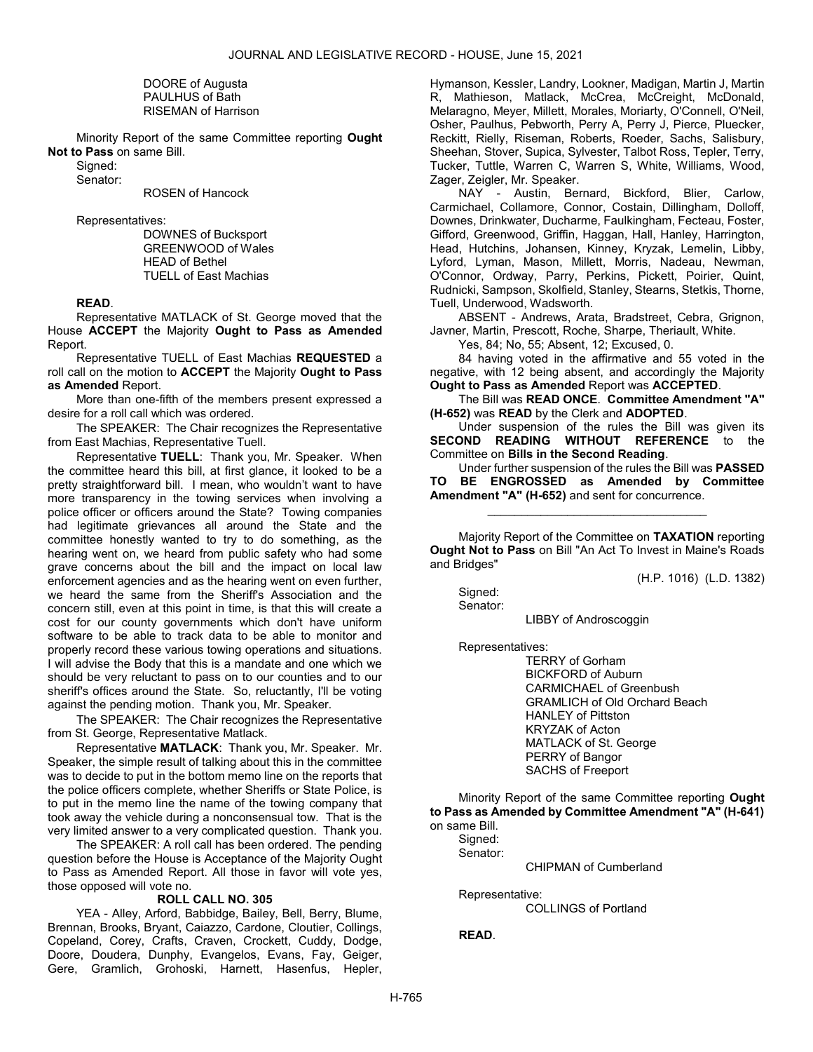DOORE of Augusta
PAULHUS of Bath
RISEMAN of Harrison

Minority Report of the same Committee reporting **Ought Not to Pass** on same Bill.

Signed:

Senator:

ROSEN of Hancock

Representatives:

DOWNES of Bucksport
GREENWOOD of Wales
HEAD of Bethel
TUELL of East Machias

**READ**.

Representative MATLACK of St. George moved that the House **ACCEPT** the Majority **Ought to Pass as Amended** Report.

Representative TUELL of East Machias **REQUESTED** a roll call on the motion to **ACCEPT** the Majority **Ought to Pass as Amended** Report.

More than one-fifth of the members present expressed a desire for a roll call which was ordered.

The SPEAKER: The Chair recognizes the Representative from East Machias, Representative Tuell.

Representative **TUELL**: Thank you, Mr. Speaker. When the committee heard this bill, at first glance, it looked to be a pretty straightforward bill. I mean, who wouldn't want to have more transparency in the towing services when involving a police officer or officers around the State? Towing companies had legitimate grievances all around the State and the committee honestly wanted to try to do something, as the hearing went on, we heard from public safety who had some grave concerns about the bill and the impact on local law enforcement agencies and as the hearing went on even further, we heard the same from the Sheriff's Association and the concern still, even at this point in time, is that this will create a cost for our county governments which don't have uniform software to be able to track data to be able to monitor and properly record these various towing operations and situations. I will advise the Body that this is a mandate and one which we should be very reluctant to pass on to our counties and to our sheriff's offices around the State. So, reluctantly, I'll be voting against the pending motion. Thank you, Mr. Speaker.

The SPEAKER: The Chair recognizes the Representative from St. George, Representative Matlack.

Representative **MATLACK**: Thank you, Mr. Speaker. Mr. Speaker, the simple result of talking about this in the committee was to decide to put in the bottom memo line on the reports that the police officers complete, whether Sheriffs or State Police, is to put in the memo line the name of the towing company that took away the vehicle during a nonconsensual tow. That is the very limited answer to a very complicated question. Thank you.

The SPEAKER: A roll call has been ordered. The pending question before the House is Acceptance of the Majority Ought to Pass as Amended Report. All those in favor will vote yes, those opposed will vote no.

**ROLL CALL NO. 305**

YEA - Alley, Arford, Babbidge, Bailey, Bell, Berry, Blume, Brennan, Brooks, Bryant, Caiazzo, Cardone, Cloutier, Collings, Copeland, Corey, Crafts, Craven, Crockett, Cuddy, Dodge, Doore, Doudera, Dunphy, Evangelos, Evans, Fay, Geiger, Gere, Gramlich, Grohoski, Harnett, Hasenfus, Hepler, Hymanson, Kessler, Landry, Lookner, Madigan, Martin J, Martin R, Mathieson, Matlack, McCrea, McCreight, McDonald, Melaragno, Meyer, Millett, Morales, Moriarty, O'Connell, O'Neil, Osher, Paulhus, Pebworth, Perry A, Perry J, Pierce, Pluecker, Reckitt, Rielly, Riseman, Roberts, Roeder, Sachs, Salisbury, Sheehan, Stover, Supica, Sylvester, Talbot Ross, Tepler, Terry, Tucker, Tuttle, Warren C, Warren S, White, Williams, Wood, Zager, Zeigler, Mr. Speaker.

NAY - Austin, Bernard, Bickford, Blier, Carlow, Carmichael, Collamore, Connor, Costain, Dillingham, Dolloff, Downes, Drinkwater, Ducharme, Faulkingham, Fecteau, Foster, Gifford, Greenwood, Griffin, Haggan, Hall, Hanley, Harrington, Head, Hutchins, Johansen, Kinney, Kryzak, Lemelin, Libby, Lyford, Lyman, Mason, Millett, Morris, Nadeau, Newman, O'Connor, Ordway, Parry, Perkins, Pickett, Poirier, Quint, Rudnicki, Sampson, Skolfield, Stanley, Stearns, Stetkis, Thorne, Tuell, Underwood, Wadsworth.

ABSENT - Andrews, Arata, Bradstreet, Cebra, Grignon, Javner, Martin, Prescott, Roche, Sharpe, Theriault, White.

Yes, 84; No, 55; Absent, 12; Excused, 0.

84 having voted in the affirmative and 55 voted in the negative, with 12 being absent, and accordingly the Majority **Ought to Pass as Amended** Report was **ACCEPTED**.

The Bill was **READ ONCE**. **Committee Amendment "A" (H-652)** was **READ** by the Clerk and **ADOPTED**.

Under suspension of the rules the Bill was given its **SECOND READING WITHOUT REFERENCE** to the Committee on **Bills in the Second Reading**.

Under further suspension of the rules the Bill was **PASSED TO BE ENGROSSED as Amended by Committee Amendment "A" (H-652)** and sent for concurrence.

_________________________________

Majority Report of the Committee on **TAXATION** reporting **Ought Not to Pass** on Bill "An Act To Invest in Maine's Roads and Bridges"

(H.P. 1016) (L.D. 1382)

Signed:

Senator:

LIBBY of Androscoggin

Representatives:

TERRY of Gorham
BICKFORD of Auburn
CARMICHAEL of Greenbush
GRAMLICH of Old Orchard Beach
HANLEY of Pittston
KRYZAK of Acton
MATLACK of St. George
PERRY of Bangor
SACHS of Freeport

Minority Report of the same Committee reporting **Ought to Pass as Amended by Committee Amendment "A" (H-641)** on same Bill.

Signed:

Senator:

CHIPMAN of Cumberland

Representative:

COLLINGS of Portland

**READ**.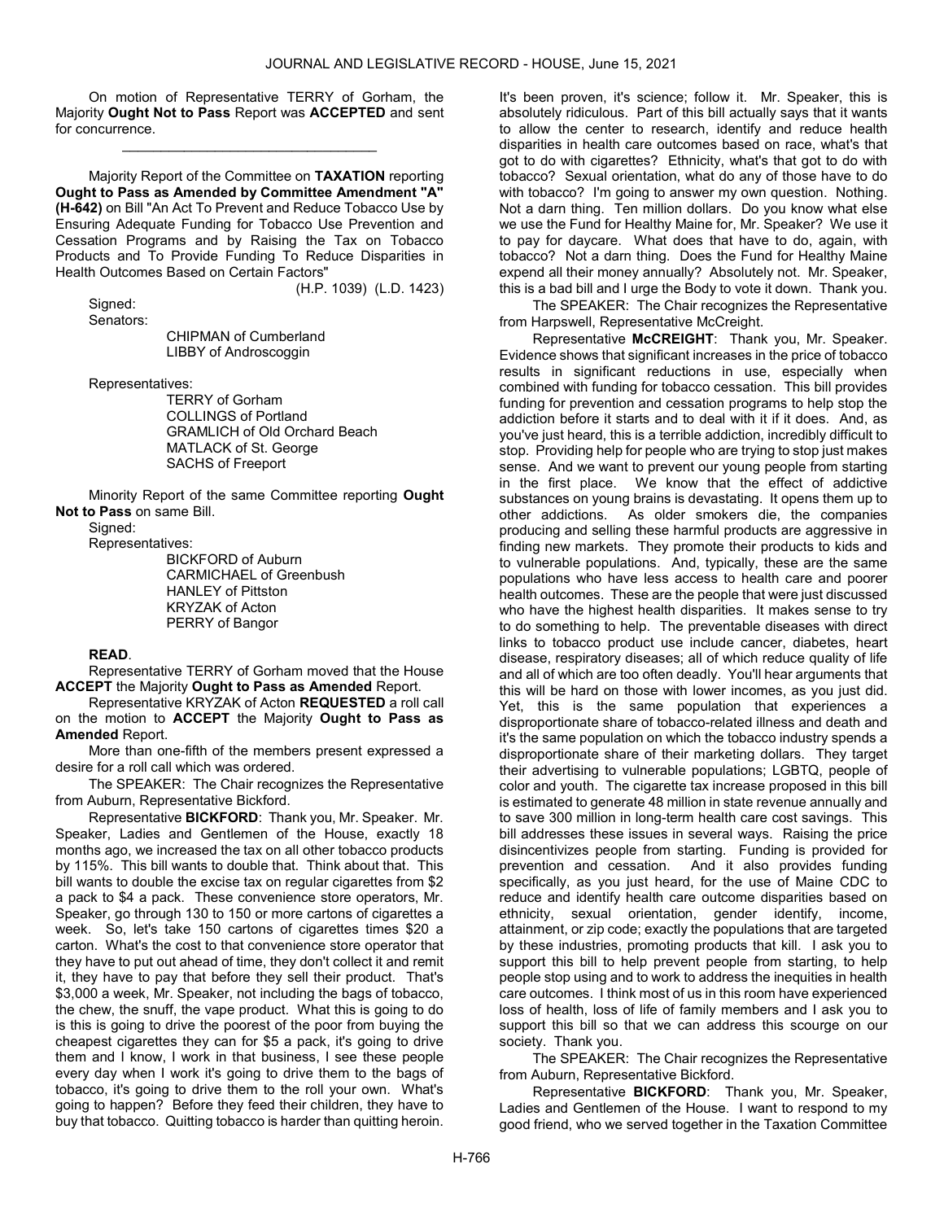On motion of Representative TERRY of Gorham, the Majority **Ought Not to Pass** Report was **ACCEPTED** and sent for concurrence.

\_\_\_\_\_\_\_\_\_\_\_\_\_\_\_\_\_\_\_\_\_\_\_\_\_\_\_\_\_\_\_\_\_

Majority Report of the Committee on **TAXATION** reporting **Ought to Pass as Amended by Committee Amendment "A" (H-642)** on Bill "An Act To Prevent and Reduce Tobacco Use by Ensuring Adequate Funding for Tobacco Use Prevention and Cessation Programs and by Raising the Tax on Tobacco Products and To Provide Funding To Reduce Disparities in Health Outcomes Based on Certain Factors"

(H.P. 1039) (L.D. 1423)

Signed:

Senators:

CHIPMAN of Cumberland
LIBBY of Androscoggin

Representatives:

TERRY of Gorham
COLLINGS of Portland
GRAMLICH of Old Orchard Beach
MATLACK of St. George
SACHS of Freeport

Minority Report of the same Committee reporting **Ought Not to Pass** on same Bill.

Signed:

Representatives:

BICKFORD of Auburn
CARMICHAEL of Greenbush
HANLEY of Pittston
KRYZAK of Acton
PERRY of Bangor

**READ**.

Representative TERRY of Gorham moved that the House **ACCEPT** the Majority **Ought to Pass as Amended** Report.

Representative KRYZAK of Acton **REQUESTED** a roll call on the motion to **ACCEPT** the Majority **Ought to Pass as Amended** Report.

More than one-fifth of the members present expressed a desire for a roll call which was ordered.

The SPEAKER: The Chair recognizes the Representative from Auburn, Representative Bickford.

Representative **BICKFORD**: Thank you, Mr. Speaker. Mr. Speaker, Ladies and Gentlemen of the House, exactly 18 months ago, we increased the tax on all other tobacco products by 115%. This bill wants to double that. Think about that. This bill wants to double the excise tax on regular cigarettes from $2 a pack to $4 a pack. These convenience store operators, Mr. Speaker, go through 130 to 150 or more cartons of cigarettes a week. So, let's take 150 cartons of cigarettes times $20 a carton. What's the cost to that convenience store operator that they have to put out ahead of time, they don't collect it and remit it, they have to pay that before they sell their product. That's $3,000 a week, Mr. Speaker, not including the bags of tobacco, the chew, the snuff, the vape product. What this is going to do is this is going to drive the poorest of the poor from buying the cheapest cigarettes they can for $5 a pack, it's going to drive them and I know, I work in that business, I see these people every day when I work it's going to drive them to the bags of tobacco, it's going to drive them to the roll your own. What's going to happen? Before they feed their children, they have to buy that tobacco. Quitting tobacco is harder than quitting heroin. It's been proven, it's science; follow it. Mr. Speaker, this is absolutely ridiculous. Part of this bill actually says that it wants to allow the center to research, identify and reduce health disparities in health care outcomes based on race, what's that got to do with cigarettes? Ethnicity, what's that got to do with tobacco? Sexual orientation, what do any of those have to do with tobacco? I'm going to answer my own question. Nothing. Not a darn thing. Ten million dollars. Do you know what else we use the Fund for Healthy Maine for, Mr. Speaker? We use it to pay for daycare. What does that have to do, again, with tobacco? Not a darn thing. Does the Fund for Healthy Maine expend all their money annually? Absolutely not. Mr. Speaker, this is a bad bill and I urge the Body to vote it down. Thank you.

The SPEAKER: The Chair recognizes the Representative from Harpswell, Representative McCreight.

Representative **McCREIGHT**: Thank you, Mr. Speaker. Evidence shows that significant increases in the price of tobacco results in significant reductions in use, especially when combined with funding for tobacco cessation. This bill provides funding for prevention and cessation programs to help stop the addiction before it starts and to deal with it if it does. And, as you've just heard, this is a terrible addiction, incredibly difficult to stop. Providing help for people who are trying to stop just makes sense. And we want to prevent our young people from starting in the first place. We know that the effect of addictive substances on young brains is devastating. It opens them up to other addictions. As older smokers die, the companies producing and selling these harmful products are aggressive in finding new markets. They promote their products to kids and to vulnerable populations. And, typically, these are the same populations who have less access to health care and poorer health outcomes. These are the people that were just discussed who have the highest health disparities. It makes sense to try to do something to help. The preventable diseases with direct links to tobacco product use include cancer, diabetes, heart disease, respiratory diseases; all of which reduce quality of life and all of which are too often deadly. You'll hear arguments that this will be hard on those with lower incomes, as you just did. Yet, this is the same population that experiences a disproportionate share of tobacco-related illness and death and it's the same population on which the tobacco industry spends a disproportionate share of their marketing dollars. They target their advertising to vulnerable populations; LGBTQ, people of color and youth. The cigarette tax increase proposed in this bill is estimated to generate 48 million in state revenue annually and to save 300 million in long-term health care cost savings. This bill addresses these issues in several ways. Raising the price disincentivizes people from starting. Funding is provided for prevention and cessation. And it also provides funding specifically, as you just heard, for the use of Maine CDC to reduce and identify health care outcome disparities based on ethnicity, sexual orientation, gender identify, income, attainment, or zip code; exactly the populations that are targeted by these industries, promoting products that kill. I ask you to support this bill to help prevent people from starting, to help people stop using and to work to address the inequities in health care outcomes. I think most of us in this room have experienced loss of health, loss of life of family members and I ask you to support this bill so that we can address this scourge on our society. Thank you.

The SPEAKER: The Chair recognizes the Representative from Auburn, Representative Bickford.

Representative **BICKFORD**: Thank you, Mr. Speaker, Ladies and Gentlemen of the House. I want to respond to my good friend, who we served together in the Taxation Committee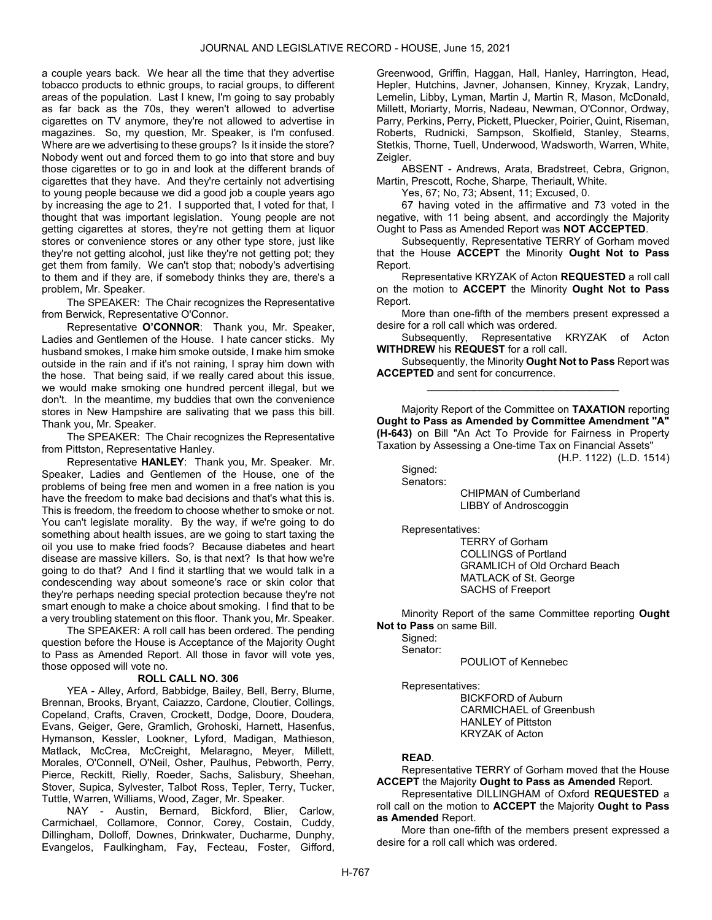a couple years back. We hear all the time that they advertise tobacco products to ethnic groups, to racial groups, to different areas of the population. Last I knew, I'm going to say probably as far back as the 70s, they weren't allowed to advertise cigarettes on TV anymore, they're not allowed to advertise in magazines. So, my question, Mr. Speaker, is I'm confused. Where are we advertising to these groups? Is it inside the store? Nobody went out and forced them to go into that store and buy those cigarettes or to go in and look at the different brands of cigarettes that they have. And they're certainly not advertising to young people because we did a good job a couple years ago by increasing the age to 21. I supported that, I voted for that, I thought that was important legislation. Young people are not getting cigarettes at stores, they're not getting them at liquor stores or convenience stores or any other type store, just like they're not getting alcohol, just like they're not getting pot; they get them from family. We can't stop that; nobody's advertising to them and if they are, if somebody thinks they are, there's a problem, Mr. Speaker.

The SPEAKER: The Chair recognizes the Representative from Berwick, Representative O'Connor.

Representative **O'CONNOR**: Thank you, Mr. Speaker, Ladies and Gentlemen of the House. I hate cancer sticks. My husband smokes, I make him smoke outside, I make him smoke outside in the rain and if it's not raining, I spray him down with the hose. That being said, if we really cared about this issue, we would make smoking one hundred percent illegal, but we don't. In the meantime, my buddies that own the convenience stores in New Hampshire are salivating that we pass this bill. Thank you, Mr. Speaker.

The SPEAKER: The Chair recognizes the Representative from Pittston, Representative Hanley.

Representative **HANLEY**: Thank you, Mr. Speaker. Mr. Speaker, Ladies and Gentlemen of the House, one of the problems of being free men and women in a free nation is you have the freedom to make bad decisions and that's what this is. This is freedom, the freedom to choose whether to smoke or not. You can't legislate morality. By the way, if we're going to do something about health issues, are we going to start taxing the oil you use to make fried foods? Because diabetes and heart disease are massive killers. So, is that next? Is that how we're going to do that? And I find it startling that we would talk in a condescending way about someone's race or skin color that they're perhaps needing special protection because they're not smart enough to make a choice about smoking. I find that to be a very troubling statement on this floor. Thank you, Mr. Speaker.

The SPEAKER: A roll call has been ordered. The pending question before the House is Acceptance of the Majority Ought to Pass as Amended Report. All those in favor will vote yes, those opposed will vote no.

**ROLL CALL NO. 306**

YEA - Alley, Arford, Babbidge, Bailey, Bell, Berry, Blume, Brennan, Brooks, Bryant, Caiazzo, Cardone, Cloutier, Collings, Copeland, Crafts, Craven, Crockett, Dodge, Doore, Doudera, Evans, Geiger, Gere, Gramlich, Grohoski, Harnett, Hasenfus, Hymanson, Kessler, Lookner, Lyford, Madigan, Mathieson, Matlack, McCrea, McCreight, Melaragno, Meyer, Millett, Morales, O'Connell, O'Neil, Osher, Paulhus, Pebworth, Perry, Pierce, Reckitt, Rielly, Roeder, Sachs, Salisbury, Sheehan, Stover, Supica, Sylvester, Talbot Ross, Tepler, Terry, Tucker, Tuttle, Warren, Williams, Wood, Zager, Mr. Speaker.

NAY - Austin, Bernard, Bickford, Blier, Carlow, Carmichael, Collamore, Connor, Corey, Costain, Cuddy, Dillingham, Dolloff, Downes, Drinkwater, Ducharme, Dunphy, Evangelos, Faulkingham, Fay, Fecteau, Foster, Gifford, Greenwood, Griffin, Haggan, Hall, Hanley, Harrington, Head, Hepler, Hutchins, Javner, Johansen, Kinney, Kryzak, Landry, Lemelin, Libby, Lyman, Martin J, Martin R, Mason, McDonald, Millett, Moriarty, Morris, Nadeau, Newman, O'Connor, Ordway, Parry, Perkins, Perry, Pickett, Pluecker, Poirier, Quint, Riseman, Roberts, Rudnicki, Sampson, Skolfield, Stanley, Stearns, Stetkis, Thorne, Tuell, Underwood, Wadsworth, Warren, White, Zeigler.

ABSENT - Andrews, Arata, Bradstreet, Cebra, Grignon, Martin, Prescott, Roche, Sharpe, Theriault, White.

Yes, 67; No, 73; Absent, 11; Excused, 0.

67 having voted in the affirmative and 73 voted in the negative, with 11 being absent, and accordingly the Majority Ought to Pass as Amended Report was **NOT ACCEPTED**.

Subsequently, Representative TERRY of Gorham moved that the House **ACCEPT** the Minority **Ought Not to Pass** Report.

Representative KRYZAK of Acton **REQUESTED** a roll call on the motion to **ACCEPT** the Minority **Ought Not to Pass** Report.

More than one-fifth of the members present expressed a desire for a roll call which was ordered.

Subsequently, Representative KRYZAK of Acton **WITHDREW** his **REQUEST** for a roll call.

Subsequently, the Minority **Ought Not to Pass** Report was **ACCEPTED** and sent for concurrence.

_________________________________

Majority Report of the Committee on **TAXATION** reporting **Ought to Pass as Amended by Committee Amendment "A" (H-643)** on Bill "An Act To Provide for Fairness in Property Taxation by Assessing a One-time Tax on Financial Assets"

(H.P. 1122) (L.D. 1514)

Signed:

Senators:

CHIPMAN of Cumberland
LIBBY of Androscoggin

Representatives:

TERRY of Gorham
COLLINGS of Portland
GRAMLICH of Old Orchard Beach
MATLACK of St. George
SACHS of Freeport

Minority Report of the same Committee reporting **Ought Not to Pass** on same Bill.

Signed:

Senator:

POULIOT of Kennebec

Representatives:

BICKFORD of Auburn
CARMICHAEL of Greenbush
HANLEY of Pittston
KRYZAK of Acton

**READ**.

Representative TERRY of Gorham moved that the House **ACCEPT** the Majority **Ought to Pass as Amended** Report.

Representative DILLINGHAM of Oxford **REQUESTED** a roll call on the motion to **ACCEPT** the Majority **Ought to Pass as Amended** Report.

More than one-fifth of the members present expressed a desire for a roll call which was ordered.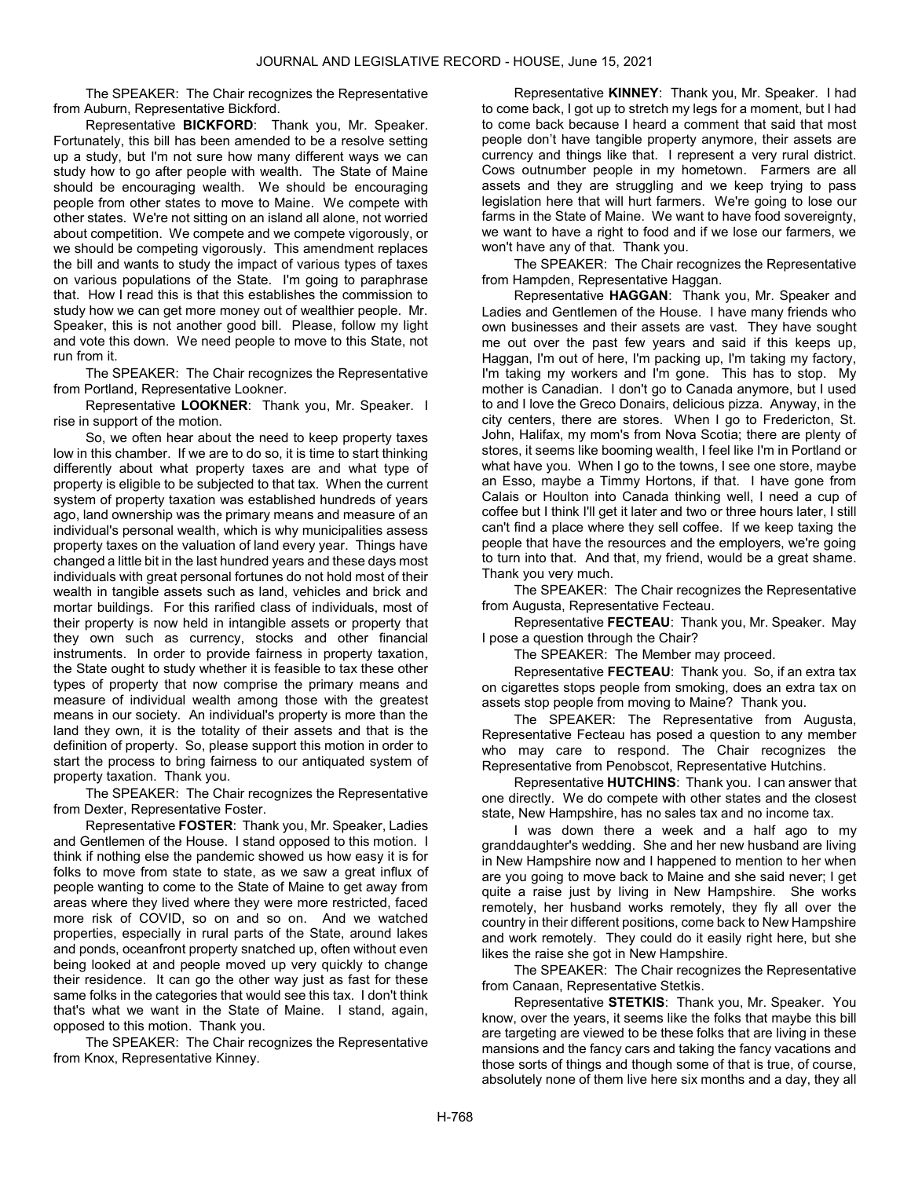The SPEAKER: The Chair recognizes the Representative from Auburn, Representative Bickford.

Representative **BICKFORD**: Thank you, Mr. Speaker. Fortunately, this bill has been amended to be a resolve setting up a study, but I'm not sure how many different ways we can study how to go after people with wealth. The State of Maine should be encouraging wealth. We should be encouraging people from other states to move to Maine. We compete with other states. We're not sitting on an island all alone, not worried about competition. We compete and we compete vigorously, or we should be competing vigorously. This amendment replaces the bill and wants to study the impact of various types of taxes on various populations of the State. I'm going to paraphrase that. How I read this is that this establishes the commission to study how we can get more money out of wealthier people. Mr. Speaker, this is not another good bill. Please, follow my light and vote this down. We need people to move to this State, not run from it.

The SPEAKER: The Chair recognizes the Representative from Portland, Representative Lookner.

Representative **LOOKNER**: Thank you, Mr. Speaker. I rise in support of the motion.

So, we often hear about the need to keep property taxes low in this chamber. If we are to do so, it is time to start thinking differently about what property taxes are and what type of property is eligible to be subjected to that tax. When the current system of property taxation was established hundreds of years ago, land ownership was the primary means and measure of an individual's personal wealth, which is why municipalities assess property taxes on the valuation of land every year. Things have changed a little bit in the last hundred years and these days most individuals with great personal fortunes do not hold most of their wealth in tangible assets such as land, vehicles and brick and mortar buildings. For this rarified class of individuals, most of their property is now held in intangible assets or property that they own such as currency, stocks and other financial instruments. In order to provide fairness in property taxation, the State ought to study whether it is feasible to tax these other types of property that now comprise the primary means and measure of individual wealth among those with the greatest means in our society. An individual's property is more than the land they own, it is the totality of their assets and that is the definition of property. So, please support this motion in order to start the process to bring fairness to our antiquated system of property taxation. Thank you.

The SPEAKER: The Chair recognizes the Representative from Dexter, Representative Foster.

Representative **FOSTER**: Thank you, Mr. Speaker, Ladies and Gentlemen of the House. I stand opposed to this motion. I think if nothing else the pandemic showed us how easy it is for folks to move from state to state, as we saw a great influx of people wanting to come to the State of Maine to get away from areas where they lived where they were more restricted, faced more risk of COVID, so on and so on. And we watched properties, especially in rural parts of the State, around lakes and ponds, oceanfront property snatched up, often without even being looked at and people moved up very quickly to change their residence. It can go the other way just as fast for these same folks in the categories that would see this tax. I don't think that's what we want in the State of Maine. I stand, again, opposed to this motion. Thank you.

The SPEAKER: The Chair recognizes the Representative from Knox, Representative Kinney.

Representative **KINNEY**: Thank you, Mr. Speaker. I had to come back, I got up to stretch my legs for a moment, but I had to come back because I heard a comment that said that most people don't have tangible property anymore, their assets are currency and things like that. I represent a very rural district. Cows outnumber people in my hometown. Farmers are all assets and they are struggling and we keep trying to pass legislation here that will hurt farmers. We're going to lose our farms in the State of Maine. We want to have food sovereignty, we want to have a right to food and if we lose our farmers, we won't have any of that. Thank you.

The SPEAKER: The Chair recognizes the Representative from Hampden, Representative Haggan.

Representative **HAGGAN**: Thank you, Mr. Speaker and Ladies and Gentlemen of the House. I have many friends who own businesses and their assets are vast. They have sought me out over the past few years and said if this keeps up, Haggan, I'm out of here, I'm packing up, I'm taking my factory, I'm taking my workers and I'm gone. This has to stop. My mother is Canadian. I don't go to Canada anymore, but I used to and I love the Greco Donairs, delicious pizza. Anyway, in the city centers, there are stores. When I go to Fredericton, St. John, Halifax, my mom's from Nova Scotia; there are plenty of stores, it seems like booming wealth, I feel like I'm in Portland or what have you. When I go to the towns, I see one store, maybe an Esso, maybe a Timmy Hortons, if that. I have gone from Calais or Houlton into Canada thinking well, I need a cup of coffee but I think I'll get it later and two or three hours later, I still can't find a place where they sell coffee. If we keep taxing the people that have the resources and the employers, we're going to turn into that. And that, my friend, would be a great shame. Thank you very much.

The SPEAKER: The Chair recognizes the Representative from Augusta, Representative Fecteau.

Representative **FECTEAU**: Thank you, Mr. Speaker. May I pose a question through the Chair?

The SPEAKER: The Member may proceed.

Representative **FECTEAU**: Thank you. So, if an extra tax on cigarettes stops people from smoking, does an extra tax on assets stop people from moving to Maine? Thank you.

The SPEAKER: The Representative from Augusta, Representative Fecteau has posed a question to any member who may care to respond. The Chair recognizes the Representative from Penobscot, Representative Hutchins.

Representative **HUTCHINS**: Thank you. I can answer that one directly. We do compete with other states and the closest state, New Hampshire, has no sales tax and no income tax.

I was down there a week and a half ago to my granddaughter's wedding. She and her new husband are living in New Hampshire now and I happened to mention to her when are you going to move back to Maine and she said never; I get quite a raise just by living in New Hampshire. She works remotely, her husband works remotely, they fly all over the country in their different positions, come back to New Hampshire and work remotely. They could do it easily right here, but she likes the raise she got in New Hampshire.

The SPEAKER: The Chair recognizes the Representative from Canaan, Representative Stetkis.

Representative **STETKIS**: Thank you, Mr. Speaker. You know, over the years, it seems like the folks that maybe this bill are targeting are viewed to be these folks that are living in these mansions and the fancy cars and taking the fancy vacations and those sorts of things and though some of that is true, of course, absolutely none of them live here six months and a day, they all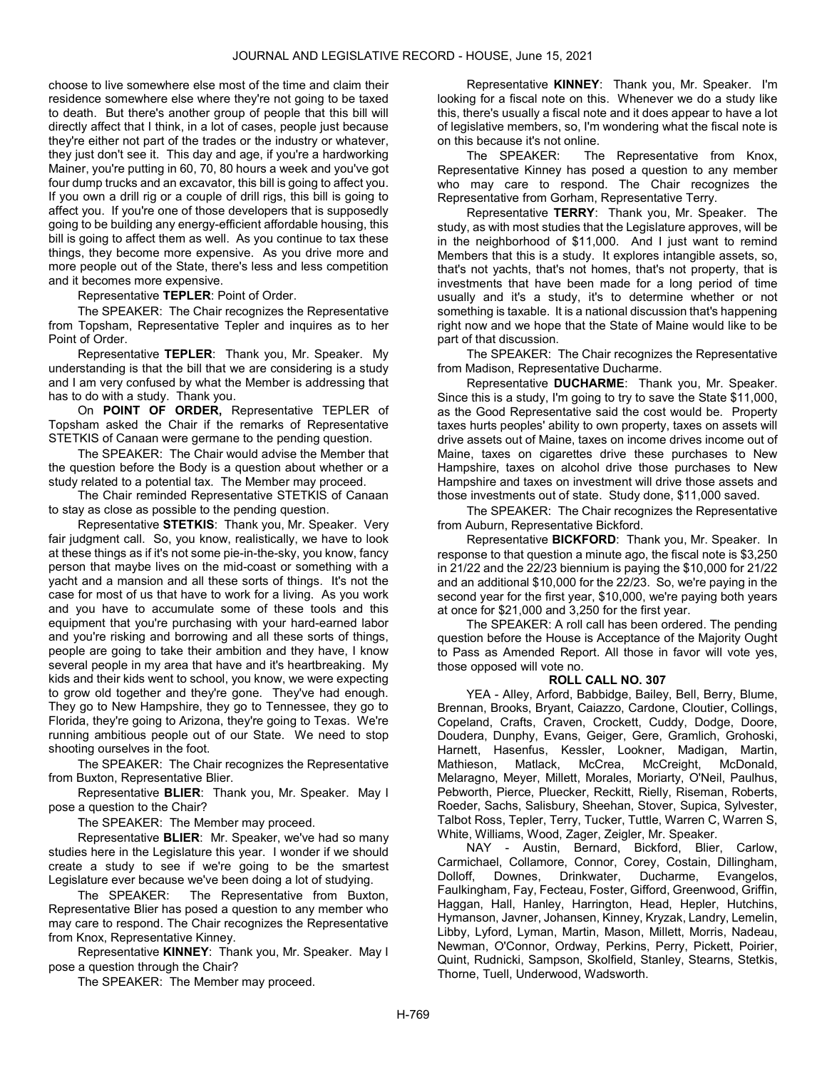choose to live somewhere else most of the time and claim their residence somewhere else where they're not going to be taxed to death. But there's another group of people that this bill will directly affect that I think, in a lot of cases, people just because they're either not part of the trades or the industry or whatever, they just don't see it. This day and age, if you're a hardworking Mainer, you're putting in 60, 70, 80 hours a week and you've got four dump trucks and an excavator, this bill is going to affect you. If you own a drill rig or a couple of drill rigs, this bill is going to affect you. If you're one of those developers that is supposedly going to be building any energy-efficient affordable housing, this bill is going to affect them as well. As you continue to tax these things, they become more expensive. As you drive more and more people out of the State, there's less and less competition and it becomes more expensive.

Representative **TEPLER**: Point of Order.

The SPEAKER: The Chair recognizes the Representative from Topsham, Representative Tepler and inquires as to her Point of Order.

Representative **TEPLER**: Thank you, Mr. Speaker. My understanding is that the bill that we are considering is a study and I am very confused by what the Member is addressing that has to do with a study. Thank you.

On **POINT OF ORDER,** Representative TEPLER of Topsham asked the Chair if the remarks of Representative STETKIS of Canaan were germane to the pending question.

The SPEAKER: The Chair would advise the Member that the question before the Body is a question about whether or not a study related to a potential tax. The Member may proceed.

The Chair reminded Representative STETKIS of Canaan to stay as close as possible to the pending question.

Representative **STETKIS**: Thank you, Mr. Speaker. Very fair judgment call. So, you know, realistically, we have to look at these things as if it's not some pie-in-the-sky, you know, fancy person that maybe lives on the mid-coast or something with a yacht and a mansion and all these sorts of things. It's not the case for most of us that have to work for a living. As you work and you have to accumulate some of these tools and this equipment that you're purchasing with your hard-earned labor and you're risking and borrowing and all these sorts of things, people are going to take their ambition and they have, I know several people in my area that have and it's heartbreaking. My kids and their kids went to school, you know, we were expecting to grow old together and they're gone. They've had enough. They go to New Hampshire, they go to Tennessee, they go to Florida, they're going to Arizona, they're going to Texas. We're running ambitious people out of our State. We need to stop shooting ourselves in the foot.

The SPEAKER: The Chair recognizes the Representative from Buxton, Representative Blier.

Representative **BLIER**: Thank you, Mr. Speaker. May I pose a question to the Chair?

The SPEAKER: The Member may proceed.

Representative **BLIER**: Mr. Speaker, we've had so many studies here in the Legislature this year. I wonder if we should create a study to see if we're going to be the smartest Legislature ever because we've been doing a lot of studying.

The SPEAKER: The Representative from Buxton, Representative Blier has posed a question to any member who may care to respond. The Chair recognizes the Representative from Knox, Representative Kinney.

Representative **KINNEY**: Thank you, Mr. Speaker. May I pose a question through the Chair?

The SPEAKER: The Member may proceed.

Representative **KINNEY**: Thank you, Mr. Speaker. I'm looking for a fiscal note on this. Whenever we do a study like this, there's usually a fiscal note and it does appear to have a lot of legislative members, so, I'm wondering what the fiscal note is on this because it's not online.

The SPEAKER: The Representative from Knox, Representative Kinney has posed a question to any member who may care to respond. The Chair recognizes the Representative from Gorham, Representative Terry.

Representative **TERRY**: Thank you, Mr. Speaker. The study, as with most studies that the Legislature approves, will be in the neighborhood of $11,000. And I just want to remind Members that this is a study. It explores intangible assets, so, that's not yachts, that's not homes, that's not property, that is investments that have been made for a long period of time usually and it's a study, it's to determine whether or not something is taxable. It is a national discussion that's happening right now and we hope that the State of Maine would like to be part of that discussion.

The SPEAKER: The Chair recognizes the Representative from Madison, Representative Ducharme.

Representative **DUCHARME**: Thank you, Mr. Speaker. Since this is a study, I'm going to try to save the State $11,000, as the Good Representative said the cost would be. Property taxes hurts peoples' ability to own property, taxes on assets will drive assets out of Maine, taxes on income drives income out of Maine, taxes on cigarettes drive these purchases to New Hampshire, taxes on alcohol drive those purchases to New Hampshire and taxes on investment will drive those assets and those investments out of state. Study done, $11,000 saved.

The SPEAKER: The Chair recognizes the Representative from Auburn, Representative Bickford.

Representative **BICKFORD**: Thank you, Mr. Speaker. In response to that question a minute ago, the fiscal note is $3,250 in 21/22 and the 22/23 biennium is paying the $10,000 for 21/22 and an additional $10,000 for the 22/23. So, we're paying in the second year for the first year, $10,000, we're paying both years at once for $21,000 and 3,250 for the first year.

The SPEAKER: A roll call has been ordered. The pending question before the House is Acceptance of the Majority Ought to Pass as Amended Report. All those in favor will vote yes, those opposed will vote no.

**ROLL CALL NO. 307**

YEA - Alley, Arford, Babbidge, Bailey, Bell, Berry, Blume, Brennan, Brooks, Bryant, Caiazzo, Cardone, Cloutier, Collings, Copeland, Crafts, Craven, Crockett, Cuddy, Dodge, Doore, Doudera, Dunphy, Evans, Geiger, Gere, Gramlich, Grohoski, Harnett, Hasenfus, Kessler, Lookner, Madigan, Martin, Mathieson, Matlack, McCrea, McCreight, McDonald, Melaragno, Meyer, Millett, Morales, Moriarty, O'Neil, Paulhus, Pebworth, Pierce, Pluecker, Reckitt, Rielly, Riseman, Roberts, Roeder, Sachs, Salisbury, Sheehan, Stover, Supica, Sylvester, Talbot Ross, Tepler, Terry, Tucker, Tuttle, Warren C, Warren S, White, Williams, Wood, Zager, Zeigler, Mr. Speaker.

NAY - Austin, Bernard, Bickford, Blier, Carlow, Carmichael, Collamore, Connor, Corey, Costain, Dillingham, Dolloff, Downes, Drinkwater, Ducharme, Evangelos, Faulkingham, Fay, Fecteau, Foster, Gifford, Greenwood, Griffin, Haggan, Hall, Hanley, Harrington, Head, Hepler, Hutchins, Hymanson, Javner, Johansen, Kinney, Kryzak, Landry, Lemelin, Libby, Lyford, Lyman, Martin, Mason, Millett, Morris, Nadeau, Newman, O'Connor, Ordway, Perkins, Perry, Pickett, Poirier, Quint, Rudnicki, Sampson, Skolfield, Stanley, Stearns, Stetkis, Thorne, Tuell, Underwood, Wadsworth.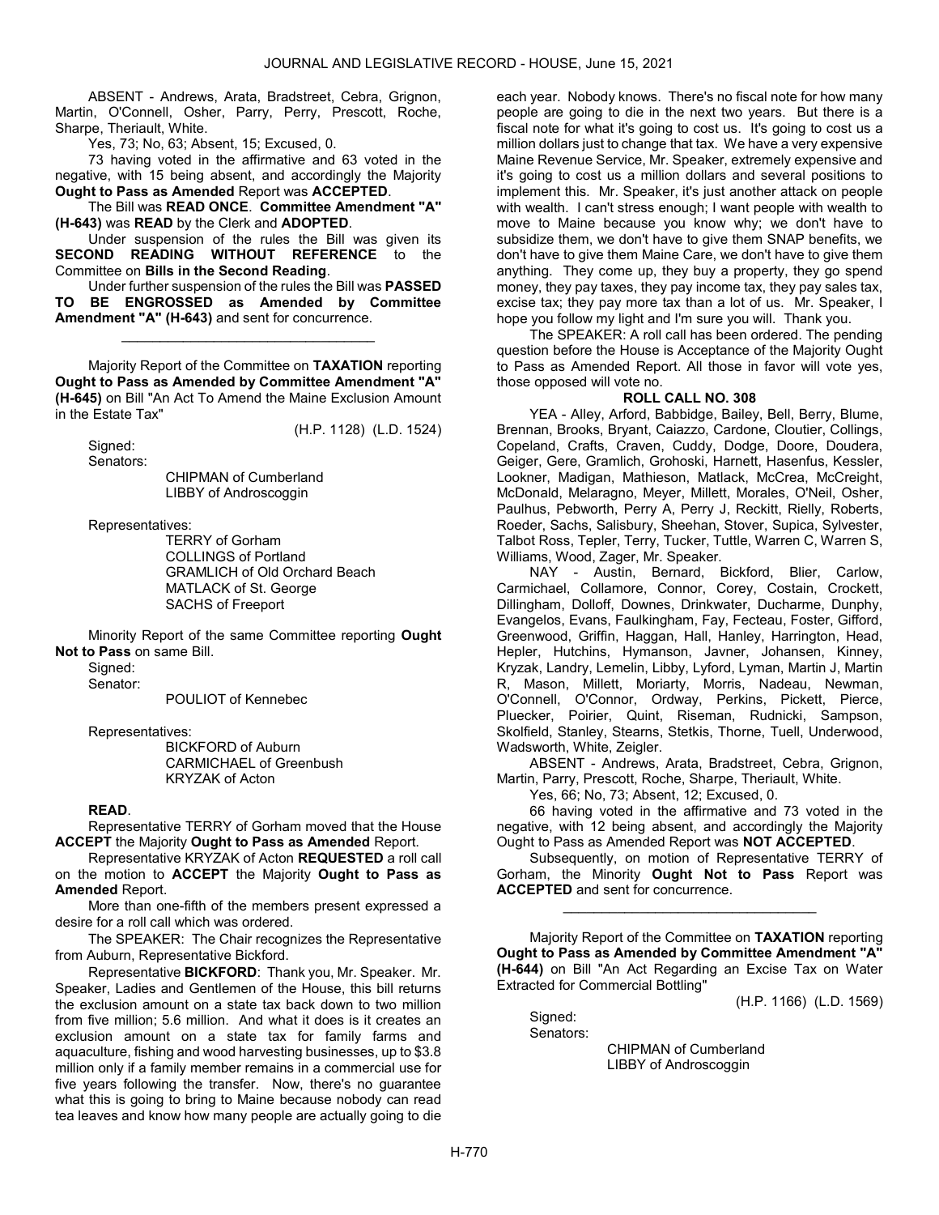ABSENT - Andrews, Arata, Bradstreet, Cebra, Grignon, Martin, O'Connell, Osher, Parry, Perry, Prescott, Roche, Sharpe, Theriault, White.

Yes, 73; No, 63; Absent, 15; Excused, 0.

73 having voted in the affirmative and 63 voted in the negative, with 15 being absent, and accordingly the Majority **Ought to Pass as Amended** Report was **ACCEPTED**.

The Bill was **READ ONCE**. **Committee Amendment "A" (H-643)** was **READ** by the Clerk and **ADOPTED**.

Under suspension of the rules the Bill was given its **SECOND READING WITHOUT REFERENCE** to the Committee on **Bills in the Second Reading**.

Under further suspension of the rules the Bill was **PASSED TO BE ENGROSSED as Amended by Committee Amendment "A" (H-643)** and sent for concurrence.

_________________________________

Majority Report of the Committee on **TAXATION** reporting **Ought to Pass as Amended by Committee Amendment "A" (H-645)** on Bill "An Act To Amend the Maine Exclusion Amount in the Estate Tax"

(H.P. 1128) (L.D. 1524)

Signed:

Senators:

CHIPMAN of Cumberland
LIBBY of Androscoggin

Representatives:

TERRY of Gorham
COLLINGS of Portland
GRAMLICH of Old Orchard Beach
MATLACK of St. George
SACHS of Freeport

Minority Report of the same Committee reporting **Ought Not to Pass** on same Bill.

Signed:

Senator:

POULIOT of Kennebec

Representatives:

BICKFORD of Auburn
CARMICHAEL of Greenbush
KRYZAK of Acton

**READ**.

Representative TERRY of Gorham moved that the House **ACCEPT** the Majority **Ought to Pass as Amended** Report.

Representative KRYZAK of Acton **REQUESTED** a roll call on the motion to **ACCEPT** the Majority **Ought to Pass as Amended** Report.

More than one-fifth of the members present expressed a desire for a roll call which was ordered.

The SPEAKER: The Chair recognizes the Representative from Auburn, Representative Bickford.

Representative **BICKFORD**: Thank you, Mr. Speaker. Mr. Speaker, Ladies and Gentlemen of the House, this bill returns the exclusion amount on a state tax back down to two million from five million; 5.6 million. And what it does is it creates an exclusion amount on a state tax for family farms and aquaculture, fishing and wood harvesting businesses, up to $3.8 million only if a family member remains in a commercial use for five years following the transfer. Now, there's no guarantee what this is going to bring to Maine because nobody can read tea leaves and know how many people are actually going to die each year. Nobody knows. There's no fiscal note for how many people are going to die in the next two years. But there is a fiscal note for what it's going to cost us. It's going to cost us a million dollars just to change that tax. We have a very expensive Maine Revenue Service, Mr. Speaker, extremely expensive and it's going to cost us a million dollars and several positions to implement this. Mr. Speaker, it's just another attack on people with wealth. I can't stress enough; I want people with wealth to move to Maine because you know why; we don't have to subsidize them, we don't have to give them SNAP benefits, we don't have to give them Maine Care, we don't have to give them anything. They come up, they buy a property, they go spend money, they pay taxes, they pay income tax, they pay sales tax, excise tax; they pay more tax than a lot of us. Mr. Speaker, I hope you follow my light and I'm sure you will. Thank you.

The SPEAKER: A roll call has been ordered. The pending question before the House is Acceptance of the Majority Ought to Pass as Amended Report. All those in favor will vote yes, those opposed will vote no.

**ROLL CALL NO. 308**

YEA - Alley, Arford, Babbidge, Bailey, Bell, Berry, Blume, Brennan, Brooks, Bryant, Caiazzo, Cardone, Cloutier, Collings, Copeland, Crafts, Craven, Cuddy, Dodge, Doore, Doudera, Geiger, Gere, Gramlich, Grohoski, Harnett, Hasenfus, Kessler, Lookner, Madigan, Mathieson, Matlack, McCrea, McCreight, McDonald, Melaragno, Meyer, Millett, Morales, O'Neil, Osher, Paulhus, Pebworth, Perry A, Perry J, Reckitt, Rielly, Roberts, Roeder, Sachs, Salisbury, Sheehan, Stover, Supica, Sylvester, Talbot Ross, Tepler, Terry, Tucker, Tuttle, Warren C, Warren S, Williams, Wood, Zager, Mr. Speaker.

NAY - Austin, Bernard, Bickford, Blier, Carlow, Carmichael, Collamore, Connor, Corey, Costain, Crockett, Dillingham, Dolloff, Downes, Drinkwater, Ducharme, Dunphy, Evangelos, Evans, Faulkingham, Fay, Fecteau, Foster, Gifford, Greenwood, Griffin, Haggan, Hall, Hanley, Harrington, Head, Hepler, Hutchins, Hymanson, Javner, Johansen, Kinney, Kryzak, Landry, Lemelin, Libby, Lyford, Lyman, Martin J, Martin R, Mason, Millett, Moriarty, Morris, Nadeau, Newman, O'Connell, O'Connor, Ordway, Perkins, Pickett, Pierce, Pluecker, Poirier, Quint, Riseman, Rudnicki, Sampson, Skolfield, Stanley, Stearns, Stetkis, Thorne, Tuell, Underwood, Wadsworth, White, Zeigler.

ABSENT - Andrews, Arata, Bradstreet, Cebra, Grignon, Martin, Parry, Prescott, Roche, Sharpe, Theriault, White.

Yes, 66; No, 73; Absent, 12; Excused, 0.

66 having voted in the affirmative and 73 voted in the negative, with 12 being absent, and accordingly the Majority Ought to Pass as Amended Report was **NOT ACCEPTED**.

Subsequently, on motion of Representative TERRY of Gorham, the Minority **Ought Not to Pass** Report was **ACCEPTED** and sent for concurrence.

_________________________________

Majority Report of the Committee on **TAXATION** reporting **Ought to Pass as Amended by Committee Amendment "A" (H-644)** on Bill "An Act Regarding an Excise Tax on Water Extracted for Commercial Bottling"

(H.P. 1166) (L.D. 1569)

Signed:

Senators:

CHIPMAN of Cumberland
LIBBY of Androscoggin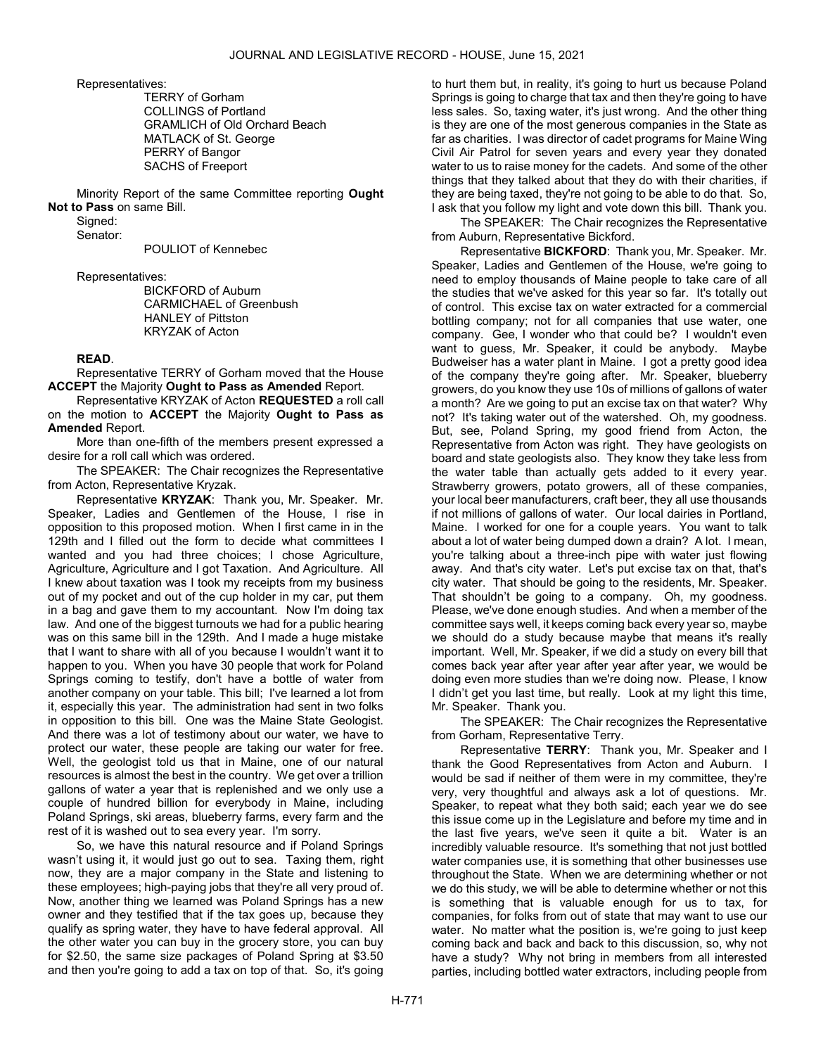Representatives:

TERRY of Gorham
COLLINGS of Portland
GRAMLICH of Old Orchard Beach
MATLACK of St. George
PERRY of Bangor
SACHS of Freeport

Minority Report of the same Committee reporting **Ought Not to Pass** on same Bill.

Signed:
Senator:

POULIOT of Kennebec

Representatives:

BICKFORD of Auburn
CARMICHAEL of Greenbush
HANLEY of Pittston
KRYZAK of Acton

**READ**.

Representative TERRY of Gorham moved that the House **ACCEPT** the Majority **Ought to Pass as Amended** Report.

Representative KRYZAK of Acton **REQUESTED** a roll call on the motion to **ACCEPT** the Majority **Ought to Pass as Amended** Report.

More than one-fifth of the members present expressed a desire for a roll call which was ordered.

The SPEAKER: The Chair recognizes the Representative from Acton, Representative Kryzak.

Representative **KRYZAK**: Thank you, Mr. Speaker. Mr. Speaker, Ladies and Gentlemen of the House, I rise in opposition to this proposed motion. When I first came in in the 129th and I filled out the form to decide what committees I wanted and you had three choices; I chose Agriculture, Agriculture, Agriculture and I got Taxation. And Agriculture. All I knew about taxation was I took my receipts from my business out of my pocket and out of the cup holder in my car, put them in a bag and gave them to my accountant. Now I'm doing tax law. And one of the biggest turnouts we had for a public hearing was on this same bill in the 129th. And I made a huge mistake that I want to share with all of you because I wouldn't want it to happen to you. When you have 30 people that work for Poland Springs coming to testify, don't have a bottle of water from another company on your table. This bill; I've learned a lot from it, especially this year. The administration had sent in two folks in opposition to this bill. One was the Maine State Geologist. And there was a lot of testimony about our water, we have to protect our water, these people are taking our water for free. Well, the geologist told us that in Maine, one of our natural resources is almost the best in the country. We get over a trillion gallons of water a year that is replenished and we only use a couple of hundred billion for everybody in Maine, including Poland Springs, ski areas, blueberry farms, every farm and the rest of it is washed out to sea every year. I'm sorry.

So, we have this natural resource and if Poland Springs wasn't using it, it would just go out to sea. Taxing them, right now, they are a major company in the State and listening to these employees; high-paying jobs that they're all very proud of. Now, another thing we learned was Poland Springs has a new owner and they testified that if the tax goes up, because they qualify as spring water, they have to have federal approval. All the other water you can buy in the grocery store, you can buy for $2.50, the same size packages of Poland Spring at $3.50 and then you're going to add a tax on top of that. So, it's going to hurt them but, in reality, it's going to hurt us because Poland Springs is going to charge that tax and then they're going to have less sales. So, taxing water, it's just wrong. And the other thing is they are one of the most generous companies in the State as far as charities. I was director of cadet programs for Maine Wing Civil Air Patrol for seven years and every year they donated water to us to raise money for the cadets. And some of the other things that they talked about that they do with their charities, if they are being taxed, they're not going to be able to do that. So, I ask that you follow my light and vote down this bill. Thank you.

The SPEAKER: The Chair recognizes the Representative from Auburn, Representative Bickford.

Representative **BICKFORD**: Thank you, Mr. Speaker. Mr. Speaker, Ladies and Gentlemen of the House, we're going to need to employ thousands of Maine people to take care of all the studies that we've asked for this year so far. It's totally out of control. This excise tax on water extracted for a commercial bottling company; not for all companies that use water, one company. Gee, I wonder who that could be? I wouldn't even want to guess, Mr. Speaker, it could be anybody. Maybe Budweiser has a water plant in Maine. I got a pretty good idea of the company they're going after. Mr. Speaker, blueberry growers, do you know they use 10s of millions of gallons of water a month? Are we going to put an excise tax on that water? Why not? It's taking water out of the watershed. Oh, my goodness. But, see, Poland Spring, my good friend from Acton, the Representative from Acton was right. They have geologists on board and state geologists also. They know they take less from the water table than actually gets added to it every year. Strawberry growers, potato growers, all of these companies, your local beer manufacturers, craft beer, they all use thousands if not millions of gallons of water. Our local dairies in Portland, Maine. I worked for one for a couple years. You want to talk about a lot of water being dumped down a drain? A lot. I mean, you're talking about a three-inch pipe with water just flowing away. And that's city water. Let's put excise tax on that, that's city water. That should be going to the residents, Mr. Speaker. That shouldn't be going to a company. Oh, my goodness. Please, we've done enough studies. And when a member of the committee says well, it keeps coming back every year so, maybe we should do a study because maybe that means it's really important. Well, Mr. Speaker, if we did a study on every bill that comes back year after year after year after year, we would be doing even more studies than we're doing now. Please, I know I didn't get you last time, but really. Look at my light this time, Mr. Speaker. Thank you.

The SPEAKER: The Chair recognizes the Representative from Gorham, Representative Terry.

Representative **TERRY**: Thank you, Mr. Speaker and I thank the Good Representatives from Acton and Auburn. I would be sad if neither of them were in my committee, they're very, very thoughtful and always ask a lot of questions. Mr. Speaker, to repeat what they both said; each year we do see this issue come up in the Legislature and before my time and in the last five years, we've seen it quite a bit. Water is an incredibly valuable resource. It's something that not just bottled water companies use, it is something that other businesses use throughout the State. When we are determining whether or not we do this study, we will be able to determine whether or not this is something that is valuable enough for us to tax, for companies, for folks from out of state that may want to use our water. No matter what the position is, we're going to just keep coming back and back and back to this discussion, so, why not have a study? Why not bring in members from all interested parties, including bottled water extractors, including people from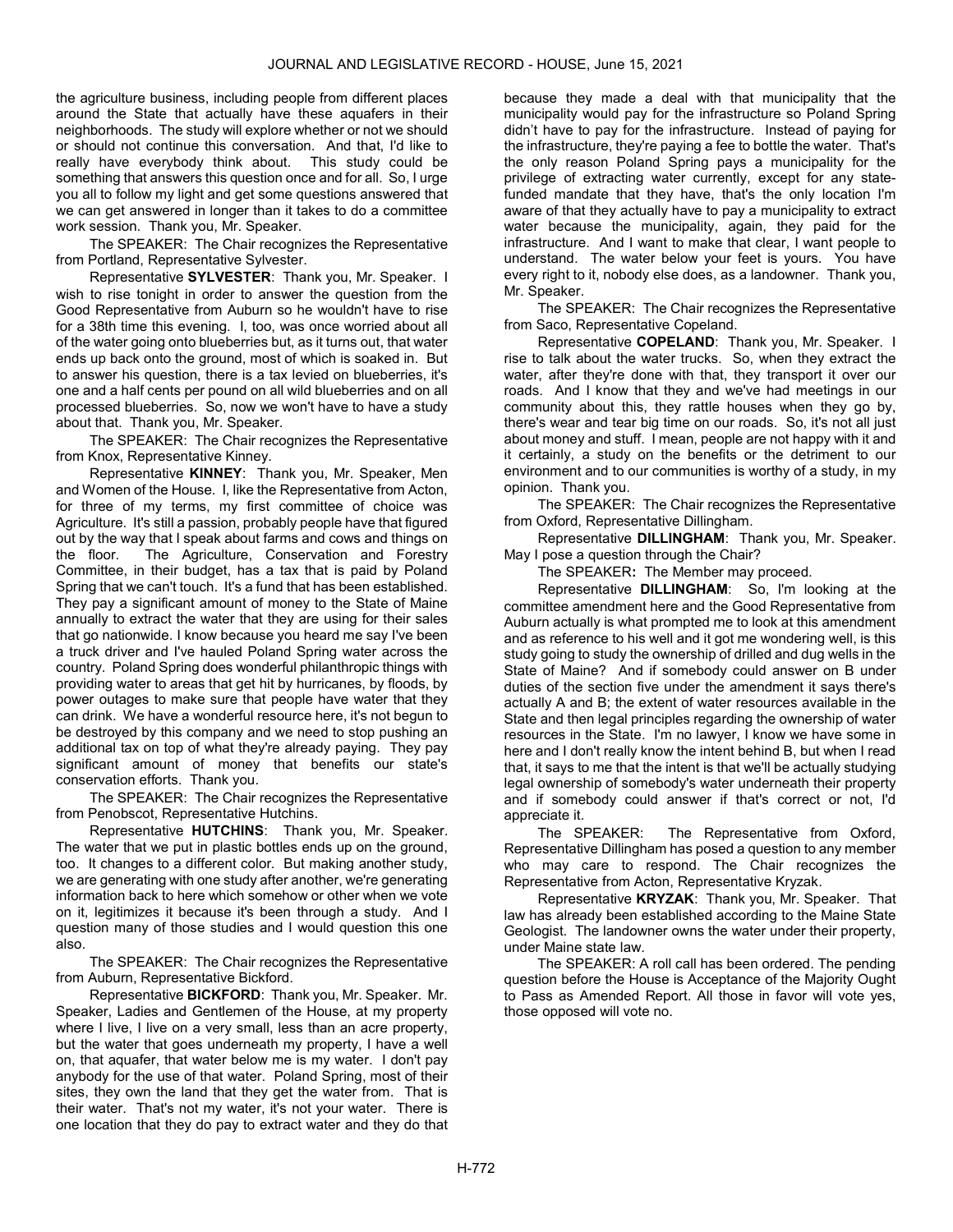the agriculture business, including people from different places around the State that actually have these aquafers in their neighborhoods. The study will explore whether or not we should or should not continue this conversation. And that, I'd like to really have everybody think about. This study could be something that answers this question once and for all. So, I urge you all to follow my light and get some questions answered that we can get answered in longer than it takes to do a committee work session. Thank you, Mr. Speaker.

The SPEAKER: The Chair recognizes the Representative from Portland, Representative Sylvester.

Representative **SYLVESTER**: Thank you, Mr. Speaker. I wish to rise tonight in order to answer the question from the Good Representative from Auburn so he wouldn't have to rise for a 38th time this evening. I, too, was once worried about all of the water going onto blueberries but, as it turns out, that water ends up back onto the ground, most of which is soaked in. But to answer his question, there is a tax levied on blueberries, it's one and a half cents per pound on all wild blueberries and on all processed blueberries. So, now we won't have to have a study about that. Thank you, Mr. Speaker.

The SPEAKER: The Chair recognizes the Representative from Knox, Representative Kinney.

Representative **KINNEY**: Thank you, Mr. Speaker, Men and Women of the House. I, like the Representative from Acton, for three of my terms, my first committee of choice was Agriculture. It's still a passion, probably people have that figured out by the way that I speak about farms and cows and things on the floor. The Agriculture, Conservation and Forestry Committee, in their budget, has a tax that is paid by Poland Spring that we can't touch. It's a fund that has been established. They pay a significant amount of money to the State of Maine annually to extract the water that they are using for their sales that go nationwide. I know because you heard me say I've been a truck driver and I've hauled Poland Spring water across the country. Poland Spring does wonderful philanthropic things with providing water to areas that get hit by hurricanes, by floods, by power outages to make sure that people have water that they can drink. We have a wonderful resource here, it's not begun to be destroyed by this company and we need to stop pushing an additional tax on top of what they're already paying. They pay significant amount of money that benefits our state's conservation efforts. Thank you.

The SPEAKER: The Chair recognizes the Representative from Penobscot, Representative Hutchins.

Representative **HUTCHINS**: Thank you, Mr. Speaker. The water that we put in plastic bottles ends up on the ground, too. It changes to a different color. But making another study, we are generating with one study after another, we're generating information back to here which somehow or other when we vote on it, legitimizes it because it's been through a study. And I question many of those studies and I would question this one also.

The SPEAKER: The Chair recognizes the Representative from Auburn, Representative Bickford.

Representative **BICKFORD**: Thank you, Mr. Speaker. Mr. Speaker, Ladies and Gentlemen of the House, at my property where I live, I live on a very small, less than an acre property, but the water that goes underneath my property, I have a well on, that aquafer, that water below me is my water. I don't pay anybody for the use of that water. Poland Spring, most of their sites, they own the land that they get the water from. That is their water. That's not my water, it's not your water. There is one location that they do pay to extract water and they do that because they made a deal with that municipality that the municipality would pay for the infrastructure so Poland Spring didn't have to pay for the infrastructure. Instead of paying for the infrastructure, they're paying a fee to bottle the water. That's the only reason Poland Spring pays a municipality for the privilege of extracting water currently, except for any state-funded mandate that they have, that's the only location I'm aware of that they actually have to pay a municipality to extract water because the municipality, again, they paid for the infrastructure. And I want to make that clear, I want people to understand. The water below your feet is yours. You have every right to it, nobody else does, as a landowner. Thank you, Mr. Speaker.

The SPEAKER: The Chair recognizes the Representative from Saco, Representative Copeland.

Representative **COPELAND**: Thank you, Mr. Speaker. I rise to talk about the water trucks. So, when they extract the water, after they're done with that, they transport it over our roads. And I know that they and we've had meetings in our community about this, they rattle houses when they go by, there's wear and tear big time on our roads. So, it's not all just about money and stuff. I mean, people are not happy with it and it certainly, a study on the benefits or the detriment to our environment and to our communities is worthy of a study, in my opinion. Thank you.

The SPEAKER: The Chair recognizes the Representative from Oxford, Representative Dillingham.

Representative **DILLINGHAM**: Thank you, Mr. Speaker. May I pose a question through the Chair?

The SPEAKER**:** The Member may proceed.

Representative **DILLINGHAM**: So, I'm looking at the committee amendment here and the Good Representative from Auburn actually is what prompted me to look at this amendment and as reference to his well and it got me wondering well, is this study going to study the ownership of drilled and dug wells in the State of Maine? And if somebody could answer on B under duties of the section five under the amendment it says there's actually A and B; the extent of water resources available in the State and then legal principles regarding the ownership of water resources in the State. I'm no lawyer, I know we have some in here and I don't really know the intent behind B, but when I read that, it says to me that the intent is that we'll be actually studying legal ownership of somebody's water underneath their property and if somebody could answer if that's correct or not, I'd appreciate it.

The SPEAKER: The Representative from Oxford, Representative Dillingham has posed a question to any member who may care to respond. The Chair recognizes the Representative from Acton, Representative Kryzak.

Representative **KRYZAK**: Thank you, Mr. Speaker. That law has already been established according to the Maine State Geologist. The landowner owns the water under their property, under Maine state law.

The SPEAKER: A roll call has been ordered. The pending question before the House is Acceptance of the Majority Ought to Pass as Amended Report. All those in favor will vote yes, those opposed will vote no.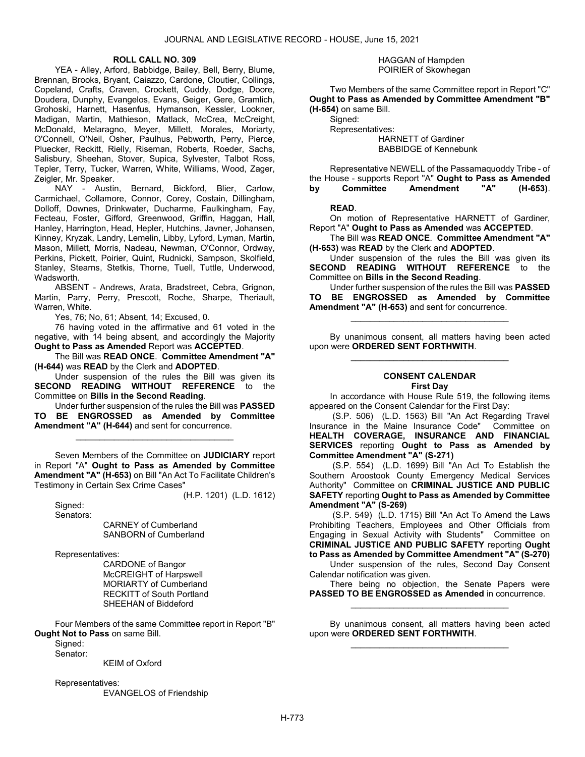**ROLL CALL NO. 309**

YEA - Alley, Arford, Babbidge, Bailey, Bell, Berry, Blume, Brennan, Brooks, Bryant, Caiazzo, Cardone, Cloutier, Collings, Copeland, Crafts, Craven, Crockett, Cuddy, Dodge, Doore, Doudera, Dunphy, Evangelos, Evans, Geiger, Gere, Gramlich, Grohoski, Harnett, Hasenfus, Hymanson, Kessler, Lookner, Madigan, Martin, Mathieson, Matlack, McCrea, McCreight, McDonald, Melaragno, Meyer, Millett, Morales, Moriarty, O'Connell, O'Neil, Osher, Paulhus, Pebworth, Perry, Pierce, Pluecker, Reckitt, Rielly, Riseman, Roberts, Roeder, Sachs, Salisbury, Sheehan, Stover, Supica, Sylvester, Talbot Ross, Tepler, Terry, Tucker, Warren, White, Williams, Wood, Zager, Zeigler, Mr. Speaker.

NAY - Austin, Bernard, Bickford, Blier, Carlow, Carmichael, Collamore, Connor, Corey, Costain, Dillingham, Dolloff, Downes, Drinkwater, Ducharme, Faulkingham, Fay, Fecteau, Foster, Gifford, Greenwood, Griffin, Haggan, Hall, Hanley, Harrington, Head, Hepler, Hutchins, Javner, Johansen, Kinney, Kryzak, Landry, Lemelin, Libby, Lyford, Lyman, Martin, Mason, Millett, Morris, Nadeau, Newman, O'Connor, Ordway, Perkins, Pickett, Poirier, Quint, Rudnicki, Sampson, Skolfield, Stanley, Stearns, Stetkis, Thorne, Tuell, Tuttle, Underwood, Wadsworth.

ABSENT - Andrews, Arata, Bradstreet, Cebra, Grignon, Martin, Parry, Perry, Prescott, Roche, Sharpe, Theriault, Warren, White.

Yes, 76; No, 61; Absent, 14; Excused, 0.

76 having voted in the affirmative and 61 voted in the negative, with 14 being absent, and accordingly the Majority **Ought to Pass as Amended** Report was **ACCEPTED**.

The Bill was **READ ONCE**. **Committee Amendment "A" (H-644)** was **READ** by the Clerk and **ADOPTED**.

Under suspension of the rules the Bill was given its **SECOND READING WITHOUT REFERENCE** to the Committee on **Bills in the Second Reading**.

Under further suspension of the rules the Bill was **PASSED TO BE ENGROSSED as Amended by Committee Amendment "A" (H-644)** and sent for concurrence.

_________________________________

Seven Members of the Committee on **JUDICIARY** report in Report "A" **Ought to Pass as Amended by Committee Amendment "A" (H-653)** on Bill "An Act To Facilitate Children's Testimony in Certain Sex Crime Cases"

(H.P. 1201) (L.D. 1612)

Signed:

Senators:

CARNEY of Cumberland
SANBORN of Cumberland

Representatives:

CARDONE of Bangor
McCREIGHT of Harpswell
MORIARTY of Cumberland
RECKITT of South Portland
SHEEHAN of Biddeford

Four Members of the same Committee report in Report "B" **Ought Not to Pass** on same Bill.

Signed:

Senator:

KEIM of Oxford

Representatives:

EVANGELOS of Friendship
HAGGAN of Hampden
POIRIER of Skowhegan

Two Members of the same Committee report in Report "C" **Ought to Pass as Amended by Committee Amendment "B" (H-654)** on same Bill.

Signed:

Representatives:

HARNETT of Gardiner
BABBIDGE of Kennebunk

Representative NEWELL of the Passamaquoddy Tribe - of the House - supports Report "A" **Ought to Pass as Amended by Committee Amendment "A" (H-653)**.

**READ**.

On motion of Representative HARNETT of Gardiner, Report "A" **Ought to Pass as Amended** was **ACCEPTED**.

The Bill was **READ ONCE**. **Committee Amendment "A" (H-653)** was **READ** by the Clerk and **ADOPTED**.

Under suspension of the rules the Bill was given its **SECOND READING WITHOUT REFERENCE** to the Committee on **Bills in the Second Reading**.

Under further suspension of the rules the Bill was **PASSED TO BE ENGROSSED as Amended by Committee Amendment "A" (H-653)** and sent for concurrence.

_________________________________

By unanimous consent, all matters having been acted upon were **ORDERED SENT FORTHWITH**.

_________________________________

### CONSENT CALENDAR
#### First Day

In accordance with House Rule 519, the following items appeared on the Consent Calendar for the First Day:

(S.P. 506) (L.D. 1563) Bill "An Act Regarding Travel Insurance in the Maine Insurance Code" Committee on **HEALTH COVERAGE, INSURANCE AND FINANCIAL SERVICES** reporting **Ought to Pass as Amended by Committee Amendment "A" (S-271)**

(S.P. 554) (L.D. 1699) Bill "An Act To Establish the Southern Aroostook County Emergency Medical Services Authority" Committee on **CRIMINAL JUSTICE AND PUBLIC SAFETY** reporting **Ought to Pass as Amended by Committee Amendment "A" (S-269)**

(S.P. 549) (L.D. 1715) Bill "An Act To Amend the Laws Prohibiting Teachers, Employees and Other Officials from Engaging in Sexual Activity with Students" Committee on **CRIMINAL JUSTICE AND PUBLIC SAFETY** reporting **Ought to Pass as Amended by Committee Amendment "A" (S-270)**

Under suspension of the rules, Second Day Consent Calendar notification was given.

There being no objection, the Senate Papers were **PASSED TO BE ENGROSSED as Amended** in concurrence.

_________________________________

By unanimous consent, all matters having been acted upon were **ORDERED SENT FORTHWITH**.

_________________________________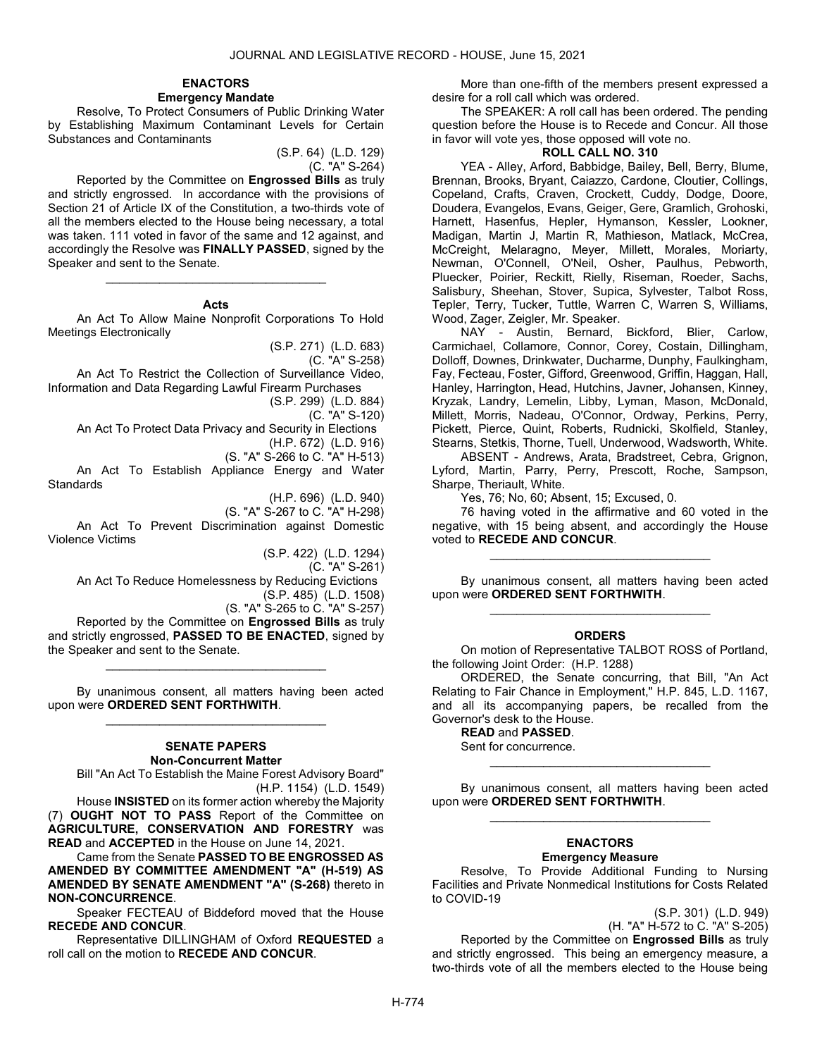## ENACTORS

### Emergency Mandate

Resolve, To Protect Consumers of Public Drinking Water by Establishing Maximum Contaminant Levels for Certain Substances and Contaminants

(S.P. 64) (L.D. 129)
(C. "A" S-264)

Reported by the Committee on **Engrossed Bills** as truly and strictly engrossed. In accordance with the provisions of Section 21 of Article IX of the Constitution, a two-thirds vote of all the members elected to the House being necessary, a total was taken. 111 voted in favor of the same and 12 against, and accordingly the Resolve was **FINALLY PASSED**, signed by the Speaker and sent to the Senate.

_________________________________

### Acts

An Act To Allow Maine Nonprofit Corporations To Hold Meetings Electronically

(S.P. 271) (L.D. 683)
(C. "A" S-258)

An Act To Restrict the Collection of Surveillance Video, Information and Data Regarding Lawful Firearm Purchases

(S.P. 299) (L.D. 884)
(C. "A" S-120)

An Act To Protect Data Privacy and Security in Elections

(H.P. 672) (L.D. 916)
(S. "A" S-266 to C. "A" H-513)

An Act To Establish Appliance Energy and Water Standards

(H.P. 696) (L.D. 940)
(S. "A" S-267 to C. "A" H-298)

An Act To Prevent Discrimination against Domestic Violence Victims

(S.P. 422) (L.D. 1294)
(C. "A" S-261)

An Act To Reduce Homelessness by Reducing Evictions

(S.P. 485) (L.D. 1508)
(S. "A" S-265 to C. "A" S-257)

Reported by the Committee on **Engrossed Bills** as truly and strictly engrossed, **PASSED TO BE ENACTED**, signed by the Speaker and sent to the Senate.

_________________________________

By unanimous consent, all matters having been acted upon were **ORDERED SENT FORTHWITH**.

_________________________________

## SENATE PAPERS

### Non-Concurrent Matter

Bill "An Act To Establish the Maine Forest Advisory Board"

(H.P. 1154) (L.D. 1549)

House **INSISTED** on its former action whereby the Majority (7) **OUGHT NOT TO PASS** Report of the Committee on **AGRICULTURE, CONSERVATION AND FORESTRY** was **READ** and **ACCEPTED** in the House on June 14, 2021.

Came from the Senate **PASSED TO BE ENGROSSED AS AMENDED BY COMMITTEE AMENDMENT "A" (H-519) AS AMENDED BY SENATE AMENDMENT "A" (S-268)** thereto in **NON-CONCURRENCE**.

Speaker FECTEAU of Biddeford moved that the House **RECEDE AND CONCUR**.

Representative DILLINGHAM of Oxford **REQUESTED** a roll call on the motion to **RECEDE AND CONCUR**.

More than one-fifth of the members present expressed a desire for a roll call which was ordered.

The SPEAKER: A roll call has been ordered. The pending question before the House is to Recede and Concur. All those in favor will vote yes, those opposed will vote no.

**ROLL CALL NO. 310**

YEA - Alley, Arford, Babbidge, Bailey, Bell, Berry, Blume, Brennan, Brooks, Bryant, Caiazzo, Cardone, Cloutier, Collings, Copeland, Crafts, Craven, Crockett, Cuddy, Dodge, Doore, Doudera, Evangelos, Evans, Geiger, Gere, Gramlich, Grohoski, Harnett, Hasenfus, Hepler, Hymanson, Kessler, Lookner, Madigan, Martin J, Martin R, Mathieson, Matlack, McCrea, McCreight, Melaragno, Meyer, Millett, Morales, Moriarty, Newman, O'Connell, O'Neil, Osher, Paulhus, Pebworth, Pluecker, Poirier, Reckitt, Rielly, Riseman, Roeder, Sachs, Salisbury, Sheehan, Stover, Supica, Sylvester, Talbot Ross, Tepler, Terry, Tucker, Tuttle, Warren C, Warren S, Williams, Wood, Zager, Zeigler, Mr. Speaker.

NAY - Austin, Bernard, Bickford, Blier, Carlow, Carmichael, Collamore, Connor, Corey, Costain, Dillingham, Dolloff, Downes, Drinkwater, Ducharme, Dunphy, Faulkingham, Fay, Fecteau, Foster, Gifford, Greenwood, Griffin, Haggan, Hall, Hanley, Harrington, Head, Hutchins, Javner, Johansen, Kinney, Kryzak, Landry, Lemelin, Libby, Lyman, Mason, McDonald, Millett, Morris, Nadeau, O'Connor, Ordway, Perkins, Perry, Pickett, Pierce, Quint, Roberts, Rudnicki, Skolfield, Stanley, Stearns, Stetkis, Thorne, Tuell, Underwood, Wadsworth, White.

ABSENT - Andrews, Arata, Bradstreet, Cebra, Grignon, Lyford, Martin, Parry, Perry, Prescott, Roche, Sampson, Sharpe, Theriault, White.

Yes, 76; No, 60; Absent, 15; Excused, 0.

76 having voted in the affirmative and 60 voted in the negative, with 15 being absent, and accordingly the House voted to **RECEDE AND CONCUR**.

_________________________________

By unanimous consent, all matters having been acted upon were **ORDERED SENT FORTHWITH**.

_________________________________

## ORDERS

On motion of Representative TALBOT ROSS of Portland, the following Joint Order: (H.P. 1288)

ORDERED, the Senate concurring, that Bill, "An Act Relating to Fair Chance in Employment," H.P. 845, L.D. 1167, and all its accompanying papers, be recalled from the Governor's desk to the House.

**READ** and **PASSED**.

Sent for concurrence.

_________________________________

By unanimous consent, all matters having been acted upon were **ORDERED SENT FORTHWITH**.

_________________________________

## ENACTORS

### Emergency Measure

Resolve, To Provide Additional Funding to Nursing Facilities and Private Nonmedical Institutions for Costs Related to COVID-19

(S.P. 301) (L.D. 949)
(H. "A" H-572 to C. "A" S-205)

Reported by the Committee on **Engrossed Bills** as truly and strictly engrossed. This being an emergency measure, a two-thirds vote of all the members elected to the House being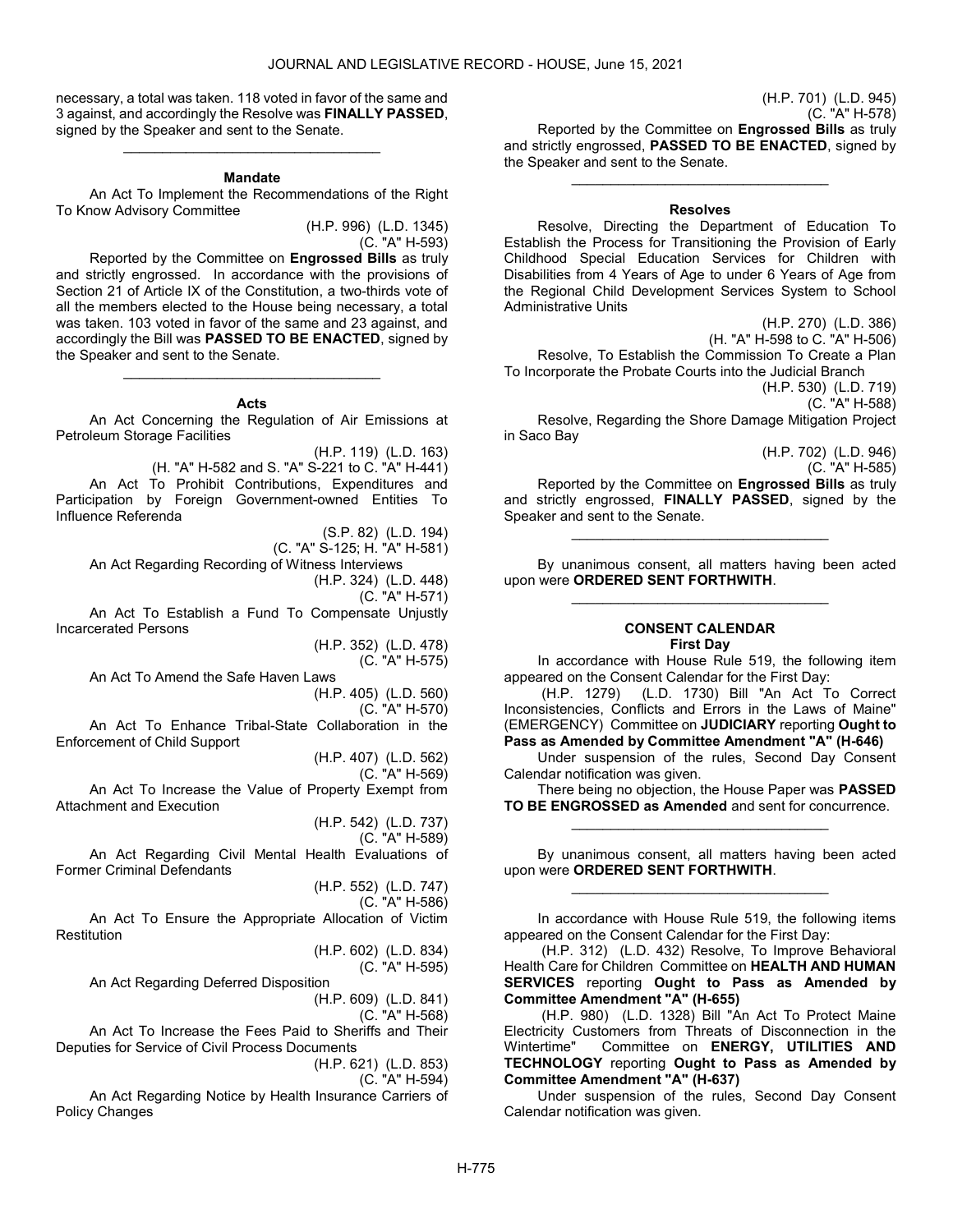necessary, a total was taken. 118 voted in favor of the same and 3 against, and accordingly the Resolve was **FINALLY PASSED**, signed by the Speaker and sent to the Senate.

_________________________________

**Mandate**

An Act To Implement the Recommendations of the Right To Know Advisory Committee

(H.P. 996) (L.D. 1345)
(C. "A" H-593)

Reported by the Committee on **Engrossed Bills** as truly and strictly engrossed. In accordance with the provisions of Section 21 of Article IX of the Constitution, a two-thirds vote of all the members elected to the House being necessary, a total was taken. 103 voted in favor of the same and 23 against, and accordingly the Bill was **PASSED TO BE ENACTED**, signed by the Speaker and sent to the Senate.

_________________________________

**Acts**

An Act Concerning the Regulation of Air Emissions at Petroleum Storage Facilities

(H.P. 119) (L.D. 163)
(H. "A" H-582 and S. "A" S-221 to C. "A" H-441)

An Act To Prohibit Contributions, Expenditures and Participation by Foreign Government-owned Entities To Influence Referenda

(S.P. 82) (L.D. 194)
(C. "A" S-125; H. "A" H-581)

An Act Regarding Recording of Witness Interviews

(H.P. 324) (L.D. 448)
(C. "A" H-571)

An Act To Establish a Fund To Compensate Unjustly Incarcerated Persons

(H.P. 352) (L.D. 478)
(C. "A" H-575)

An Act To Amend the Safe Haven Laws

(H.P. 405) (L.D. 560)
(C. "A" H-570)

An Act To Enhance Tribal-State Collaboration in the Enforcement of Child Support

(H.P. 407) (L.D. 562)
(C. "A" H-569)

An Act To Increase the Value of Property Exempt from Attachment and Execution

(H.P. 542) (L.D. 737)
(C. "A" H-589)

An Act Regarding Civil Mental Health Evaluations of Former Criminal Defendants

(H.P. 552) (L.D. 747)
(C. "A" H-586)

An Act To Ensure the Appropriate Allocation of Victim Restitution

(H.P. 602) (L.D. 834)
(C. "A" H-595)

An Act Regarding Deferred Disposition

(H.P. 609) (L.D. 841)
(C. "A" H-568)

An Act To Increase the Fees Paid to Sheriffs and Their Deputies for Service of Civil Process Documents

(H.P. 621) (L.D. 853)
(C. "A" H-594)

An Act Regarding Notice by Health Insurance Carriers of Policy Changes

(H.P. 701) (L.D. 945)
(C. "A" H-578)

Reported by the Committee on **Engrossed Bills** as truly and strictly engrossed, **PASSED TO BE ENACTED**, signed by the Speaker and sent to the Senate.

_________________________________

**Resolves**

Resolve, Directing the Department of Education To Establish the Process for Transitioning the Provision of Early Childhood Special Education Services for Children with Disabilities from 4 Years of Age to under 6 Years of Age from the Regional Child Development Services System to School Administrative Units

(H.P. 270) (L.D. 386)
(H. "A" H-598 to C. "A" H-506)

Resolve, To Establish the Commission To Create a Plan To Incorporate the Probate Courts into the Judicial Branch

(H.P. 530) (L.D. 719)
(C. "A" H-588)

Resolve, Regarding the Shore Damage Mitigation Project in Saco Bay

(H.P. 702) (L.D. 946)
(C. "A" H-585)

Reported by the Committee on **Engrossed Bills** as truly and strictly engrossed, **FINALLY PASSED**, signed by the Speaker and sent to the Senate.

_________________________________

By unanimous consent, all matters having been acted upon were **ORDERED SENT FORTHWITH**.

_________________________________

**CONSENT CALENDAR**
**First Day**

In accordance with House Rule 519, the following item appeared on the Consent Calendar for the First Day:

(H.P. 1279) (L.D. 1730) Bill "An Act To Correct Inconsistencies, Conflicts and Errors in the Laws of Maine" (EMERGENCY) Committee on **JUDICIARY** reporting **Ought to Pass as Amended by Committee Amendment "A" (H-646)**

Under suspension of the rules, Second Day Consent Calendar notification was given.

There being no objection, the House Paper was **PASSED TO BE ENGROSSED as Amended** and sent for concurrence.

_________________________________

By unanimous consent, all matters having been acted upon were **ORDERED SENT FORTHWITH**.

_________________________________

In accordance with House Rule 519, the following items appeared on the Consent Calendar for the First Day:

(H.P. 312) (L.D. 432) Resolve, To Improve Behavioral Health Care for Children Committee on **HEALTH AND HUMAN SERVICES** reporting **Ought to Pass as Amended by Committee Amendment "A" (H-655)**

(H.P. 980) (L.D. 1328) Bill "An Act To Protect Maine Electricity Customers from Threats of Disconnection in the Wintertime" Committee on **ENERGY, UTILITIES AND TECHNOLOGY** reporting **Ought to Pass as Amended by Committee Amendment "A" (H-637)**

Under suspension of the rules, Second Day Consent Calendar notification was given.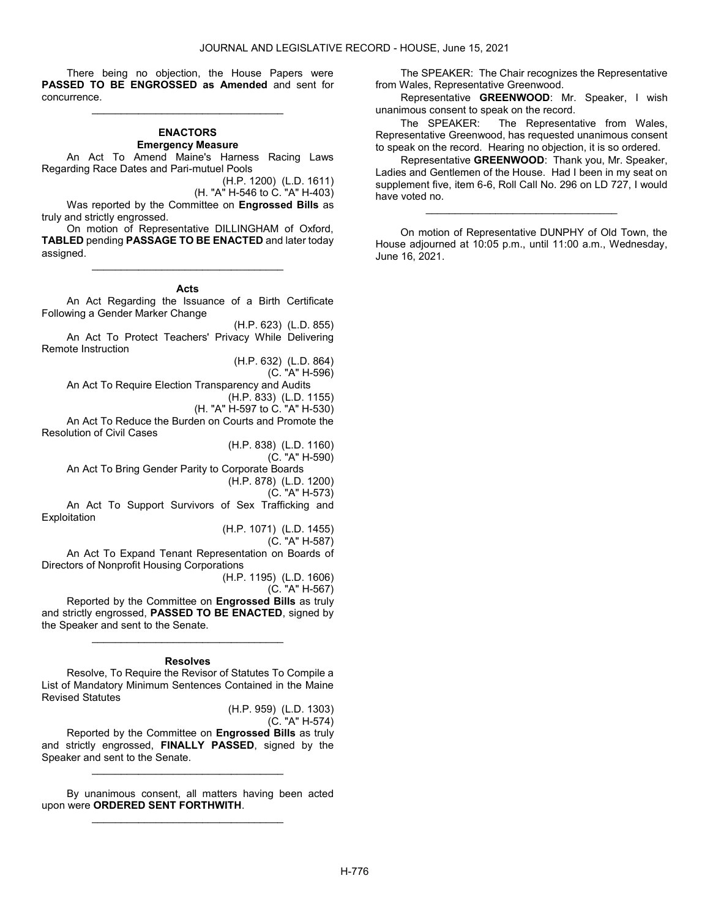There being no objection, the House Papers were **PASSED TO BE ENGROSSED as Amended** and sent for concurrence.

_________________________________

### ENACTORS

#### Emergency Measure

An Act To Amend Maine's Harness Racing Laws Regarding Race Dates and Pari-mutuel Pools

(H.P. 1200) (L.D. 1611)
(H. "A" H-546 to C. "A" H-403)

Was reported by the Committee on **Engrossed Bills** as truly and strictly engrossed.

On motion of Representative DILLINGHAM of Oxford, **TABLED** pending **PASSAGE TO BE ENACTED** and later today assigned.

_________________________________

#### Acts

An Act Regarding the Issuance of a Birth Certificate Following a Gender Marker Change

(H.P. 623) (L.D. 855)

An Act To Protect Teachers' Privacy While Delivering Remote Instruction

(H.P. 632) (L.D. 864)
(C. "A" H-596)

An Act To Require Election Transparency and Audits

(H.P. 833) (L.D. 1155)
(H. "A" H-597 to C. "A" H-530)

An Act To Reduce the Burden on Courts and Promote the Resolution of Civil Cases

(H.P. 838) (L.D. 1160)
(C. "A" H-590)

An Act To Bring Gender Parity to Corporate Boards

(H.P. 878) (L.D. 1200)
(C. "A" H-573)

An Act To Support Survivors of Sex Trafficking and Exploitation

(H.P. 1071) (L.D. 1455)
(C. "A" H-587)

An Act To Expand Tenant Representation on Boards of Directors of Nonprofit Housing Corporations

(H.P. 1195) (L.D. 1606)
(C. "A" H-567)

Reported by the Committee on **Engrossed Bills** as truly and strictly engrossed, **PASSED TO BE ENACTED**, signed by the Speaker and sent to the Senate.

_________________________________

#### Resolves

Resolve, To Require the Revisor of Statutes To Compile a List of Mandatory Minimum Sentences Contained in the Maine Revised Statutes

(H.P. 959) (L.D. 1303)
(C. "A" H-574)

Reported by the Committee on **Engrossed Bills** as truly and strictly engrossed, **FINALLY PASSED**, signed by the Speaker and sent to the Senate.

_________________________________

By unanimous consent, all matters having been acted upon were **ORDERED SENT FORTHWITH**.

_________________________________

The SPEAKER: The Chair recognizes the Representative from Wales, Representative Greenwood.

Representative **GREENWOOD**: Mr. Speaker, I wish unanimous consent to speak on the record.

The SPEAKER: The Representative from Wales, Representative Greenwood, has requested unanimous consent to speak on the record. Hearing no objection, it is so ordered.

Representative **GREENWOOD**: Thank you, Mr. Speaker, Ladies and Gentlemen of the House. Had I been in my seat on supplement five, item 6-6, Roll Call No. 296 on LD 727, I would have voted no.

_________________________________

On motion of Representative DUNPHY of Old Town, the House adjourned at 10:05 p.m., until 11:00 a.m., Wednesday, June 16, 2021.